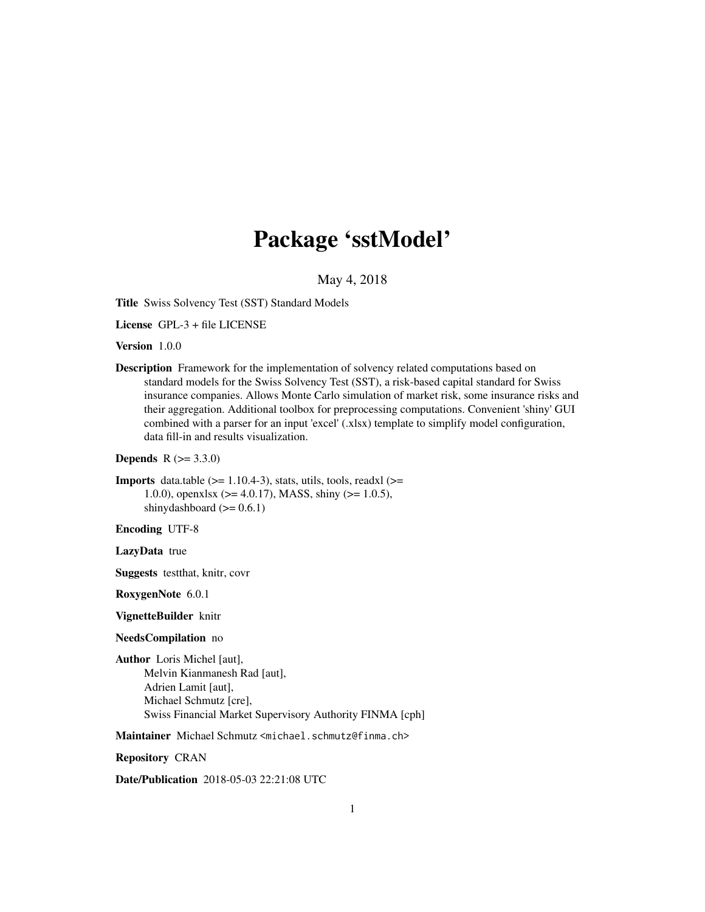# Package 'sstModel'

May 4, 2018

**Title** Swiss Solvency Test (SST) Standard Models

**License** GPL-3 + file LICENSE

**Version** 1.0.0

**Description** Framework for the implementation of solvency related computations based on standard models for the Swiss Solvency Test (SST), a risk-based capital standard for Swiss insurance companies. Allows Monte Carlo simulation of market risk, some insurance risks and their aggregation. Additional toolbox for preprocessing computations. Convenient 'shiny' GUI combined with a parser for an input 'excel' (.xlsx) template to simplify model configuration, data fill-in and results visualization.

**Depends** R (>= 3.3.0)

**Imports** data.table (>= 1.10.4-3), stats, utils, tools, readxl (>= 1.0.0), openxlsx (>= 4.0.17), MASS, shiny (>= 1.0.5), shinydashboard (>= 0.6.1)

**Encoding** UTF-8

**LazyData** true

**Suggests** testthat, knitr, covr

**RoxygenNote** 6.0.1

**VignetteBuilder** knitr

**NeedsCompilation** no

**Author** Loris Michel [aut],
Melvin Kianmanesh Rad [aut],
Adrien Lamit [aut],
Michael Schmutz [cre],
Swiss Financial Market Supervisory Authority FINMA [cph]

**Maintainer** Michael Schmutz <michael.schmutz@finma.ch>

**Repository** CRAN

**Date/Publication** 2018-05-03 22:21:08 UTC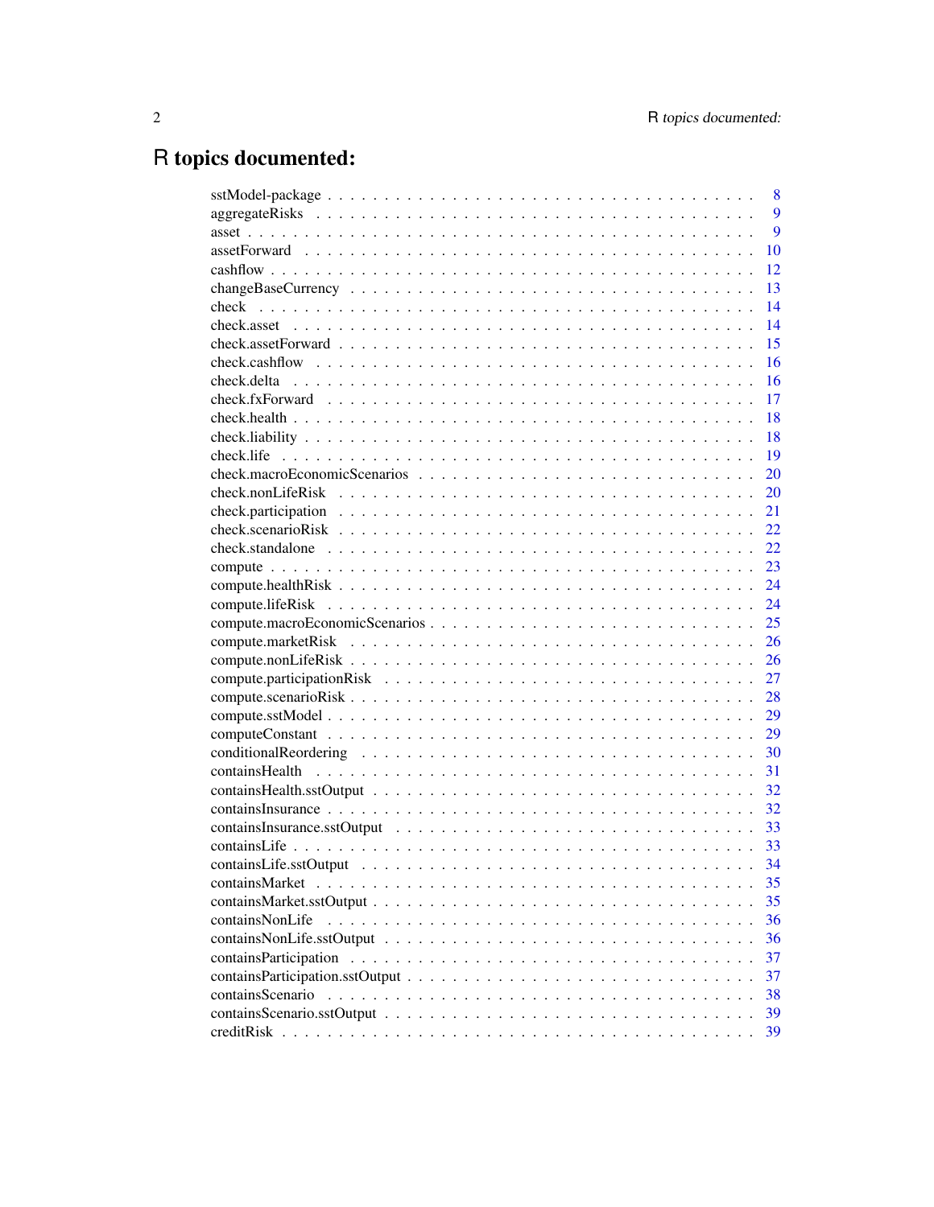# R topics documented:

| | |
|---|---|
| sstModel-package | 8 |
| aggregateRisks | 9 |
| asset | 9 |
| assetForward | 10 |
| cashflow | 12 |
| changeBaseCurrency | 13 |
| check | 14 |
| check.asset | 14 |
| check.assetForward | 15 |
| check.cashflow | 16 |
| check.delta | 16 |
| check.fxForward | 17 |
| check.health | 18 |
| check.liability | 18 |
| check.life | 19 |
| check.macroEconomicScenarios | 20 |
| check.nonLifeRisk | 20 |
| check.participation | 21 |
| check.scenarioRisk | 22 |
| check.standalone | 22 |
| compute | 23 |
| compute.healthRisk | 24 |
| compute.lifeRisk | 24 |
| compute.macroEconomicScenarios | 25 |
| compute.marketRisk | 26 |
| compute.nonLifeRisk | 26 |
| compute.participationRisk | 27 |
| compute.scenarioRisk | 28 |
| compute.sstModel | 29 |
| computeConstant | 29 |
| conditionalReordering | 30 |
| containsHealth | 31 |
| containsHealth.sstOutput | 32 |
| containsInsurance | 32 |
| containsInsurance.sstOutput | 33 |
| containsLife | 33 |
| containsLife.sstOutput | 34 |
| containsMarket | 35 |
| containsMarket.sstOutput | 35 |
| containsNonLife | 36 |
| containsNonLife.sstOutput | 36 |
| containsParticipation | 37 |
| containsParticipation.sstOutput | 37 |
| containsScenario | 38 |
| containsScenario.sstOutput | 39 |
| creditRisk | 39 |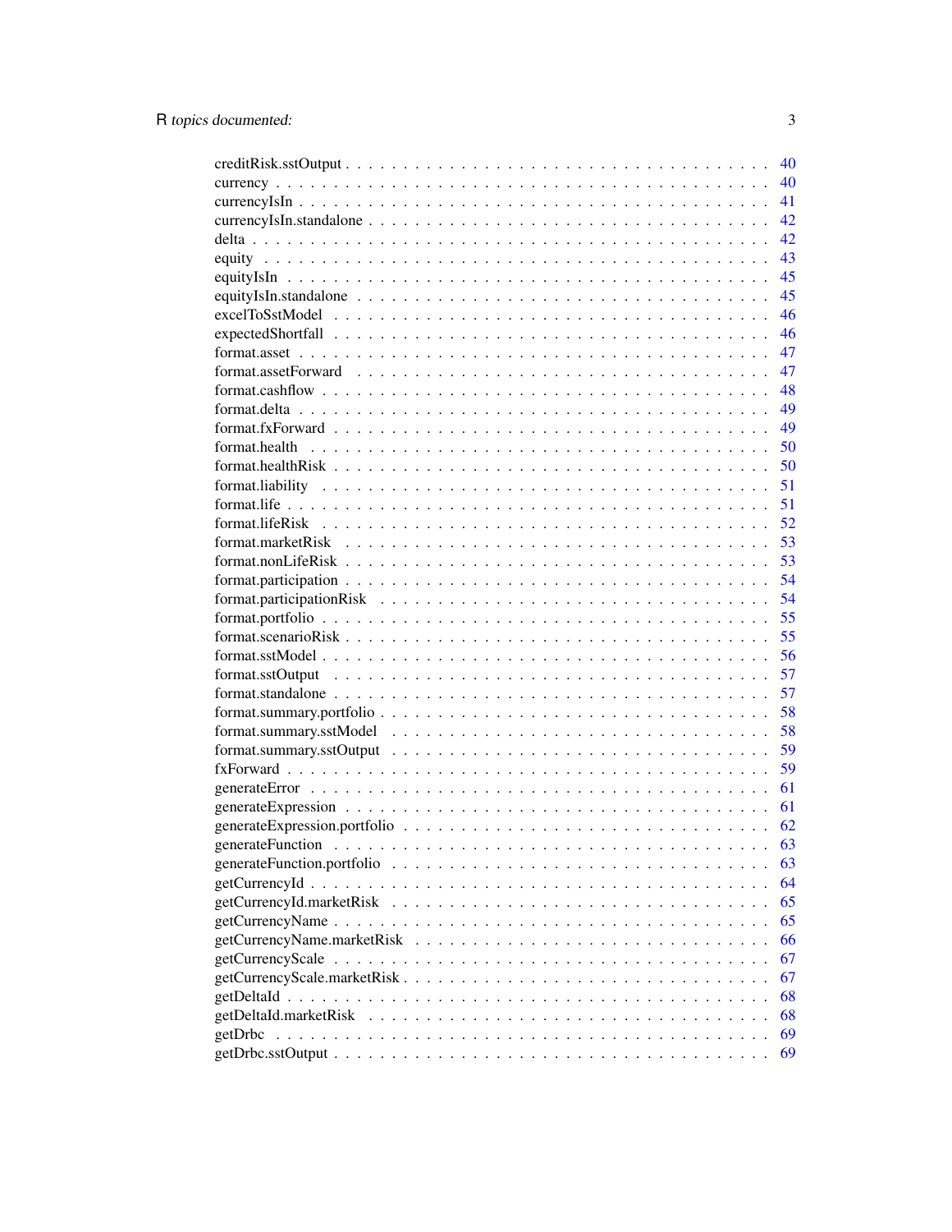| | |
|---|---|
| creditRisk.sstOutput | 40 |
| currency | 40 |
| currencyIsIn | 41 |
| currencyIsIn.standalone | 42 |
| delta | 42 |
| equity | 43 |
| equityIsIn | 45 |
| equityIsIn.standalone | 45 |
| excelToSstModel | 46 |
| expectedShortfall | 46 |
| format.asset | 47 |
| format.assetForward | 47 |
| format.cashflow | 48 |
| format.delta | 49 |
| format.fxForward | 49 |
| format.health | 50 |
| format.healthRisk | 50 |
| format.liability | 51 |
| format.life | 51 |
| format.lifeRisk | 52 |
| format.marketRisk | 53 |
| format.nonLifeRisk | 53 |
| format.participation | 54 |
| format.participationRisk | 54 |
| format.portfolio | 55 |
| format.scenarioRisk | 55 |
| format.sstModel | 56 |
| format.sstOutput | 57 |
| format.standalone | 57 |
| format.summary.portfolio | 58 |
| format.summary.sstModel | 58 |
| format.summary.sstOutput | 59 |
| fxForward | 59 |
| generateError | 61 |
| generateExpression | 61 |
| generateExpression.portfolio | 62 |
| generateFunction | 63 |
| generateFunction.portfolio | 63 |
| getCurrencyId | 64 |
| getCurrencyId.marketRisk | 65 |
| getCurrencyName | 65 |
| getCurrencyName.marketRisk | 66 |
| getCurrencyScale | 67 |
| getCurrencyScale.marketRisk | 67 |
| getDeltaId | 68 |
| getDeltaId.marketRisk | 68 |
| getDrbc | 69 |
| getDrbc.sstOutput | 69 |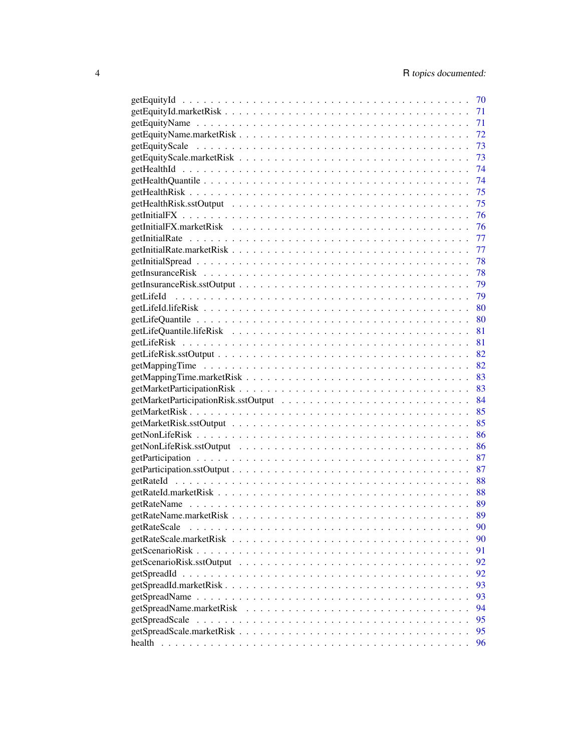getEquityId . . . . . . . . . . . . . . . . . . . . . . . . . . . . . . . . . . . . . . . . 70
getEquityId.marketRisk . . . . . . . . . . . . . . . . . . . . . . . . . . . . . . . . . . 71
getEquityName . . . . . . . . . . . . . . . . . . . . . . . . . . . . . . . . . . . . . . 71
getEquityName.marketRisk . . . . . . . . . . . . . . . . . . . . . . . . . . . . . . . . 72
getEquityScale . . . . . . . . . . . . . . . . . . . . . . . . . . . . . . . . . . . . . . 73
getEquityScale.marketRisk . . . . . . . . . . . . . . . . . . . . . . . . . . . . . . . . 73
getHealthId . . . . . . . . . . . . . . . . . . . . . . . . . . . . . . . . . . . . . . . . 74
getHealthQuantile . . . . . . . . . . . . . . . . . . . . . . . . . . . . . . . . . . . . 74
getHealthRisk . . . . . . . . . . . . . . . . . . . . . . . . . . . . . . . . . . . . . . 75
getHealthRisk.sstOutput . . . . . . . . . . . . . . . . . . . . . . . . . . . . . . . . . 75
getInitialFX . . . . . . . . . . . . . . . . . . . . . . . . . . . . . . . . . . . . . . . 76
getInitialFX.marketRisk . . . . . . . . . . . . . . . . . . . . . . . . . . . . . . . . . 76
getInitialRate . . . . . . . . . . . . . . . . . . . . . . . . . . . . . . . . . . . . . . 77
getInitialRate.marketRisk . . . . . . . . . . . . . . . . . . . . . . . . . . . . . . . . 77
getInitialSpread . . . . . . . . . . . . . . . . . . . . . . . . . . . . . . . . . . . . . 78
getInsuranceRisk . . . . . . . . . . . . . . . . . . . . . . . . . . . . . . . . . . . . 78
getInsuranceRisk.sstOutput . . . . . . . . . . . . . . . . . . . . . . . . . . . . . . . 79
getLifeId . . . . . . . . . . . . . . . . . . . . . . . . . . . . . . . . . . . . . . . . . 79
getLifeId.lifeRisk . . . . . . . . . . . . . . . . . . . . . . . . . . . . . . . . . . . . 80
getLifeQuantile . . . . . . . . . . . . . . . . . . . . . . . . . . . . . . . . . . . . . 80
getLifeQuantile.lifeRisk . . . . . . . . . . . . . . . . . . . . . . . . . . . . . . . . . 81
getLifeRisk . . . . . . . . . . . . . . . . . . . . . . . . . . . . . . . . . . . . . . . 81
getLifeRisk.sstOutput . . . . . . . . . . . . . . . . . . . . . . . . . . . . . . . . . . 82
getMappingTime . . . . . . . . . . . . . . . . . . . . . . . . . . . . . . . . . . . . . 82
getMappingTime.marketRisk . . . . . . . . . . . . . . . . . . . . . . . . . . . . . . . 83
getMarketParticipationRisk . . . . . . . . . . . . . . . . . . . . . . . . . . . . . . . 83
getMarketParticipationRisk.sstOutput . . . . . . . . . . . . . . . . . . . . . . . . . . 84
getMarketRisk . . . . . . . . . . . . . . . . . . . . . . . . . . . . . . . . . . . . . . 85
getMarketRisk.sstOutput . . . . . . . . . . . . . . . . . . . . . . . . . . . . . . . . . 85
getNonLifeRisk . . . . . . . . . . . . . . . . . . . . . . . . . . . . . . . . . . . . . 86
getNonLifeRisk.sstOutput . . . . . . . . . . . . . . . . . . . . . . . . . . . . . . . . 86
getParticipation . . . . . . . . . . . . . . . . . . . . . . . . . . . . . . . . . . . . . 87
getParticipation.sstOutput . . . . . . . . . . . . . . . . . . . . . . . . . . . . . . . . 87
getRateId . . . . . . . . . . . . . . . . . . . . . . . . . . . . . . . . . . . . . . . . . 88
getRateId.marketRisk . . . . . . . . . . . . . . . . . . . . . . . . . . . . . . . . . . 88
getRateName . . . . . . . . . . . . . . . . . . . . . . . . . . . . . . . . . . . . . . . 89
getRateName.marketRisk . . . . . . . . . . . . . . . . . . . . . . . . . . . . . . . . . 89
getRateScale . . . . . . . . . . . . . . . . . . . . . . . . . . . . . . . . . . . . . . . 90
getRateScale.marketRisk . . . . . . . . . . . . . . . . . . . . . . . . . . . . . . . . . 90
getScenarioRisk . . . . . . . . . . . . . . . . . . . . . . . . . . . . . . . . . . . . . 91
getScenarioRisk.sstOutput . . . . . . . . . . . . . . . . . . . . . . . . . . . . . . . . 92
getSpreadId . . . . . . . . . . . . . . . . . . . . . . . . . . . . . . . . . . . . . . . 92
getSpreadId.marketRisk . . . . . . . . . . . . . . . . . . . . . . . . . . . . . . . . . 93
getSpreadName . . . . . . . . . . . . . . . . . . . . . . . . . . . . . . . . . . . . . . 93
getSpreadName.marketRisk . . . . . . . . . . . . . . . . . . . . . . . . . . . . . . . . 94
getSpreadScale . . . . . . . . . . . . . . . . . . . . . . . . . . . . . . . . . . . . . . 95
getSpreadScale.marketRisk . . . . . . . . . . . . . . . . . . . . . . . . . . . . . . . . 95
health . . . . . . . . . . . . . . . . . . . . . . . . . . . . . . . . . . . . . . . . . . 96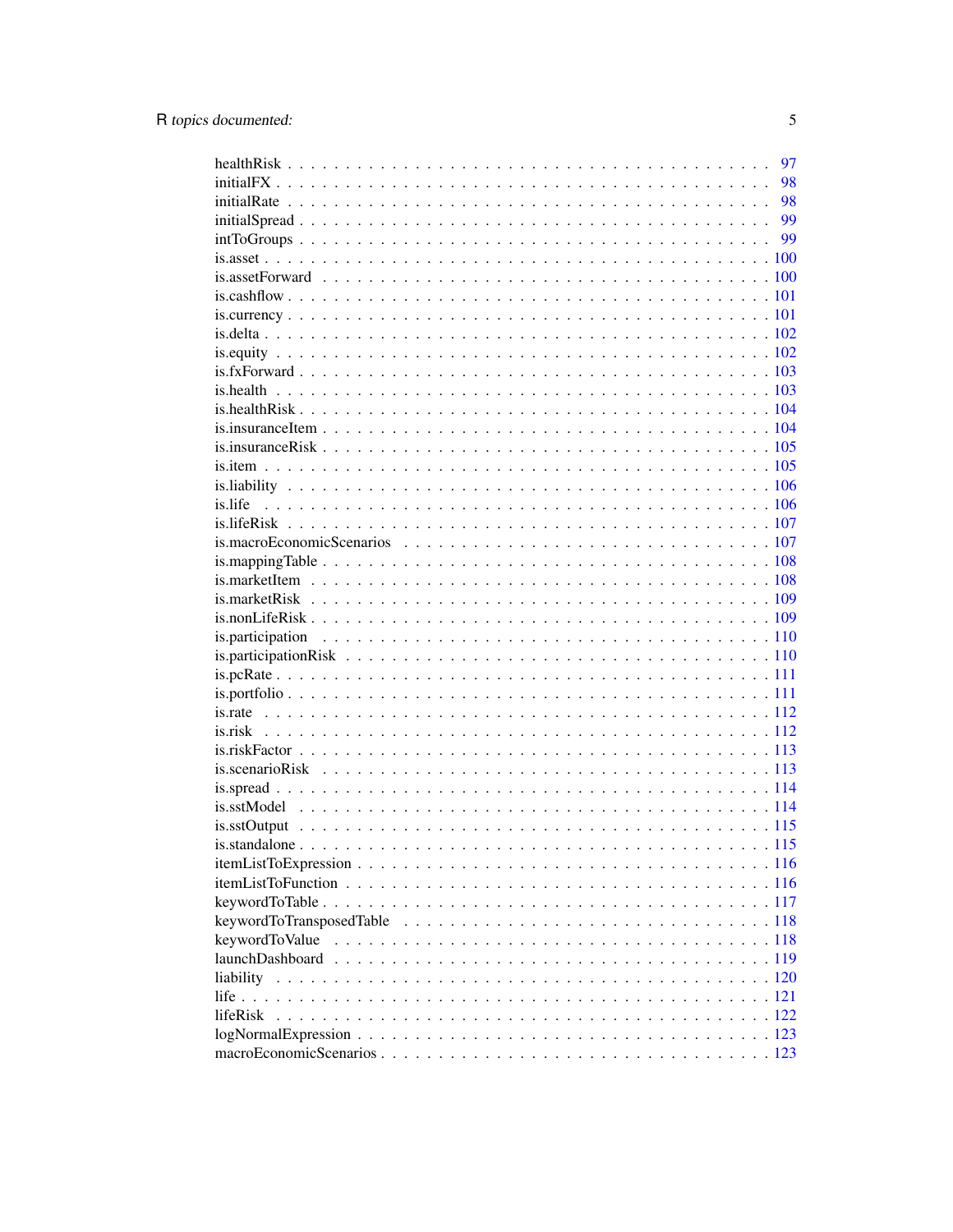| | |
|---|---|
| healthRisk | 97 |
| initialFX | 98 |
| initialRate | 98 |
| initialSpread | 99 |
| intToGroups | 99 |
| is.asset | 100 |
| is.assetForward | 100 |
| is.cashflow | 101 |
| is.currency | 101 |
| is.delta | 102 |
| is.equity | 102 |
| is.fxForward | 103 |
| is.health | 103 |
| is.healthRisk | 104 |
| is.insuranceItem | 104 |
| is.insuranceRisk | 105 |
| is.item | 105 |
| is.liability | 106 |
| is.life | 106 |
| is.lifeRisk | 107 |
| is.macroEconomicScenarios | 107 |
| is.mappingTable | 108 |
| is.marketItem | 108 |
| is.marketRisk | 109 |
| is.nonLifeRisk | 109 |
| is.participation | 110 |
| is.participationRisk | 110 |
| is.pcRate | 111 |
| is.portfolio | 111 |
| is.rate | 112 |
| is.risk | 112 |
| is.riskFactor | 113 |
| is.scenarioRisk | 113 |
| is.spread | 114 |
| is.sstModel | 114 |
| is.sstOutput | 115 |
| is.standalone | 115 |
| itemListToExpression | 116 |
| itemListToFunction | 116 |
| keywordToTable | 117 |
| keywordToTransposedTable | 118 |
| keywordToValue | 118 |
| launchDashboard | 119 |
| liability | 120 |
| life | 121 |
| lifeRisk | 122 |
| logNormalExpression | 123 |
| macroEconomicScenarios | 123 |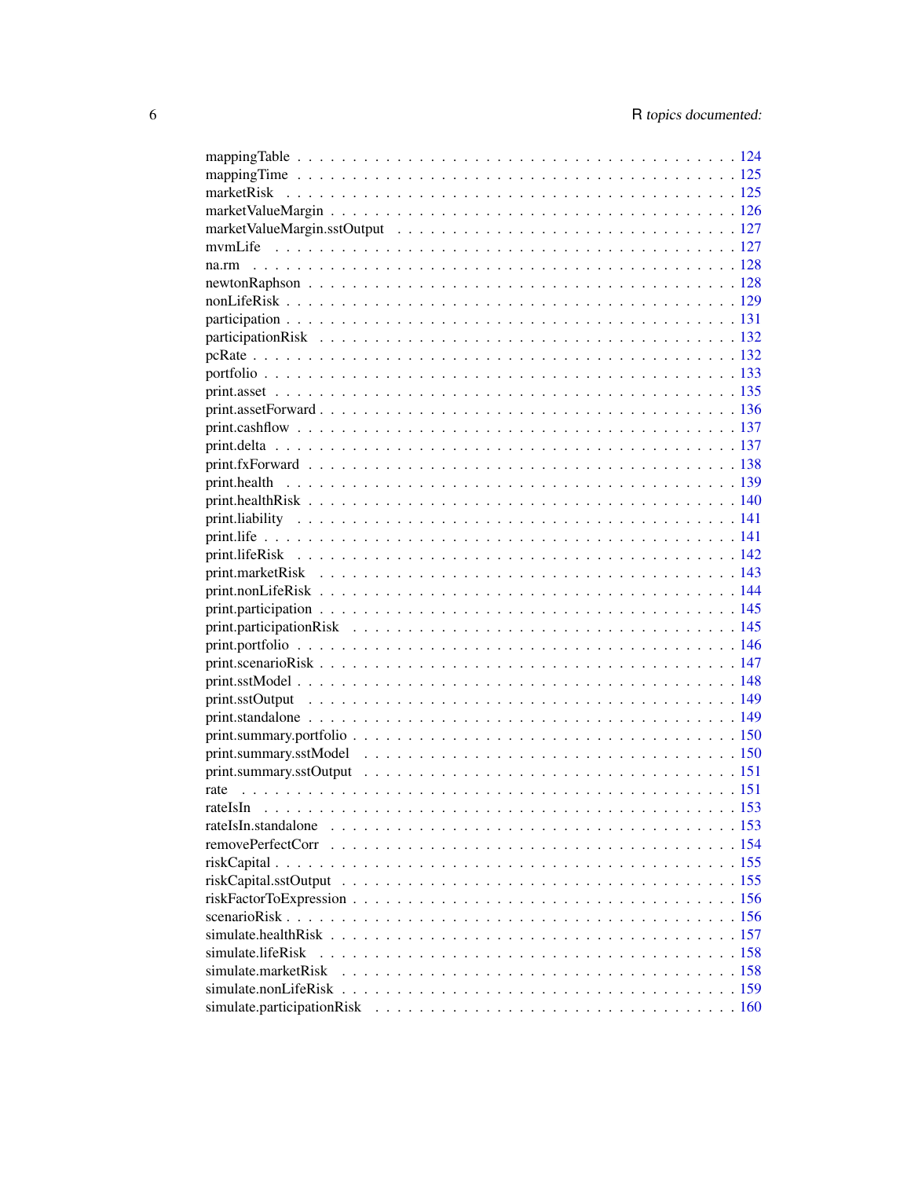mappingTable . . . . . . . . . . . . . . . . . . . . . . . . . . . . . . . . . . . . . . . . 124
mappingTime . . . . . . . . . . . . . . . . . . . . . . . . . . . . . . . . . . . . . . . . 125
marketRisk . . . . . . . . . . . . . . . . . . . . . . . . . . . . . . . . . . . . . . . . 125
marketValueMargin . . . . . . . . . . . . . . . . . . . . . . . . . . . . . . . . . . . . 126
marketValueMargin.sstOutput . . . . . . . . . . . . . . . . . . . . . . . . . . . . . . 127
mvmLife . . . . . . . . . . . . . . . . . . . . . . . . . . . . . . . . . . . . . . . . 127
na.rm . . . . . . . . . . . . . . . . . . . . . . . . . . . . . . . . . . . . . . . . 128
newtonRaphson . . . . . . . . . . . . . . . . . . . . . . . . . . . . . . . . . . . . . . . . 128
nonLifeRisk . . . . . . . . . . . . . . . . . . . . . . . . . . . . . . . . . . . . . . . . 129
participation . . . . . . . . . . . . . . . . . . . . . . . . . . . . . . . . . . . . . . . . 131
participationRisk . . . . . . . . . . . . . . . . . . . . . . . . . . . . . . . . . . . . . . . . 132
pcRate . . . . . . . . . . . . . . . . . . . . . . . . . . . . . . . . . . . . . . . . 132
portfolio . . . . . . . . . . . . . . . . . . . . . . . . . . . . . . . . . . . . . . . . 133
print.asset . . . . . . . . . . . . . . . . . . . . . . . . . . . . . . . . . . . . . . . . 135
print.assetForward . . . . . . . . . . . . . . . . . . . . . . . . . . . . . . . . . . . . . . . . 136
print.cashflow . . . . . . . . . . . . . . . . . . . . . . . . . . . . . . . . . . . . . . . . 137
print.delta . . . . . . . . . . . . . . . . . . . . . . . . . . . . . . . . . . . . . . . . 137
print.fxForward . . . . . . . . . . . . . . . . . . . . . . . . . . . . . . . . . . . . . . . . 138
print.health . . . . . . . . . . . . . . . . . . . . . . . . . . . . . . . . . . . . . . . . 139
print.healthRisk . . . . . . . . . . . . . . . . . . . . . . . . . . . . . . . . . . . . . . . . 140
print.liability . . . . . . . . . . . . . . . . . . . . . . . . . . . . . . . . . . . . . . . . 141
print.life . . . . . . . . . . . . . . . . . . . . . . . . . . . . . . . . . . . . . . . . 141
print.lifeRisk . . . . . . . . . . . . . . . . . . . . . . . . . . . . . . . . . . . . . . . . 142
print.marketRisk . . . . . . . . . . . . . . . . . . . . . . . . . . . . . . . . . . . . . . . . 143
print.nonLifeRisk . . . . . . . . . . . . . . . . . . . . . . . . . . . . . . . . . . . . . . . . 144
print.participation . . . . . . . . . . . . . . . . . . . . . . . . . . . . . . . . . . . . . . . . 145
print.participationRisk . . . . . . . . . . . . . . . . . . . . . . . . . . . . . . . . . . . . . . . . 145
print.portfolio . . . . . . . . . . . . . . . . . . . . . . . . . . . . . . . . . . . . . . . . 146
print.scenarioRisk . . . . . . . . . . . . . . . . . . . . . . . . . . . . . . . . . . . . . . . . 147
print.sstModel . . . . . . . . . . . . . . . . . . . . . . . . . . . . . . . . . . . . . . . . 148
print.sstOutput . . . . . . . . . . . . . . . . . . . . . . . . . . . . . . . . . . . . . . . . 149
print.standalone . . . . . . . . . . . . . . . . . . . . . . . . . . . . . . . . . . . . . . . . 149
print.summary.portfolio . . . . . . . . . . . . . . . . . . . . . . . . . . . . . . . . . . . . . . . . 150
print.summary.sstModel . . . . . . . . . . . . . . . . . . . . . . . . . . . . . . . . . . . . . . . . 150
print.summary.sstOutput . . . . . . . . . . . . . . . . . . . . . . . . . . . . . . . . . . . . . . . . 151
rate . . . . . . . . . . . . . . . . . . . . . . . . . . . . . . . . . . . . . . . . 151
rateIsIn . . . . . . . . . . . . . . . . . . . . . . . . . . . . . . . . . . . . . . . . 153
rateIsIn.standalone . . . . . . . . . . . . . . . . . . . . . . . . . . . . . . . . . . . . . . . . 153
removePerfectCorr . . . . . . . . . . . . . . . . . . . . . . . . . . . . . . . . . . . . . . . . 154
riskCapital . . . . . . . . . . . . . . . . . . . . . . . . . . . . . . . . . . . . . . . . 155
riskCapital.sstOutput . . . . . . . . . . . . . . . . . . . . . . . . . . . . . . . . . . . . . . . . 155
riskFactorToExpression . . . . . . . . . . . . . . . . . . . . . . . . . . . . . . . . . . . . . . . . 156
scenarioRisk . . . . . . . . . . . . . . . . . . . . . . . . . . . . . . . . . . . . . . . . 156
simulate.healthRisk . . . . . . . . . . . . . . . . . . . . . . . . . . . . . . . . . . . . . . . . 157
simulate.lifeRisk . . . . . . . . . . . . . . . . . . . . . . . . . . . . . . . . . . . . . . . . 158
simulate.marketRisk . . . . . . . . . . . . . . . . . . . . . . . . . . . . . . . . . . . . . . . . 158
simulate.nonLifeRisk . . . . . . . . . . . . . . . . . . . . . . . . . . . . . . . . . . . . . . . . 159
simulate.participationRisk . . . . . . . . . . . . . . . . . . . . . . . . . . . . . . . . . . . . . . . . 160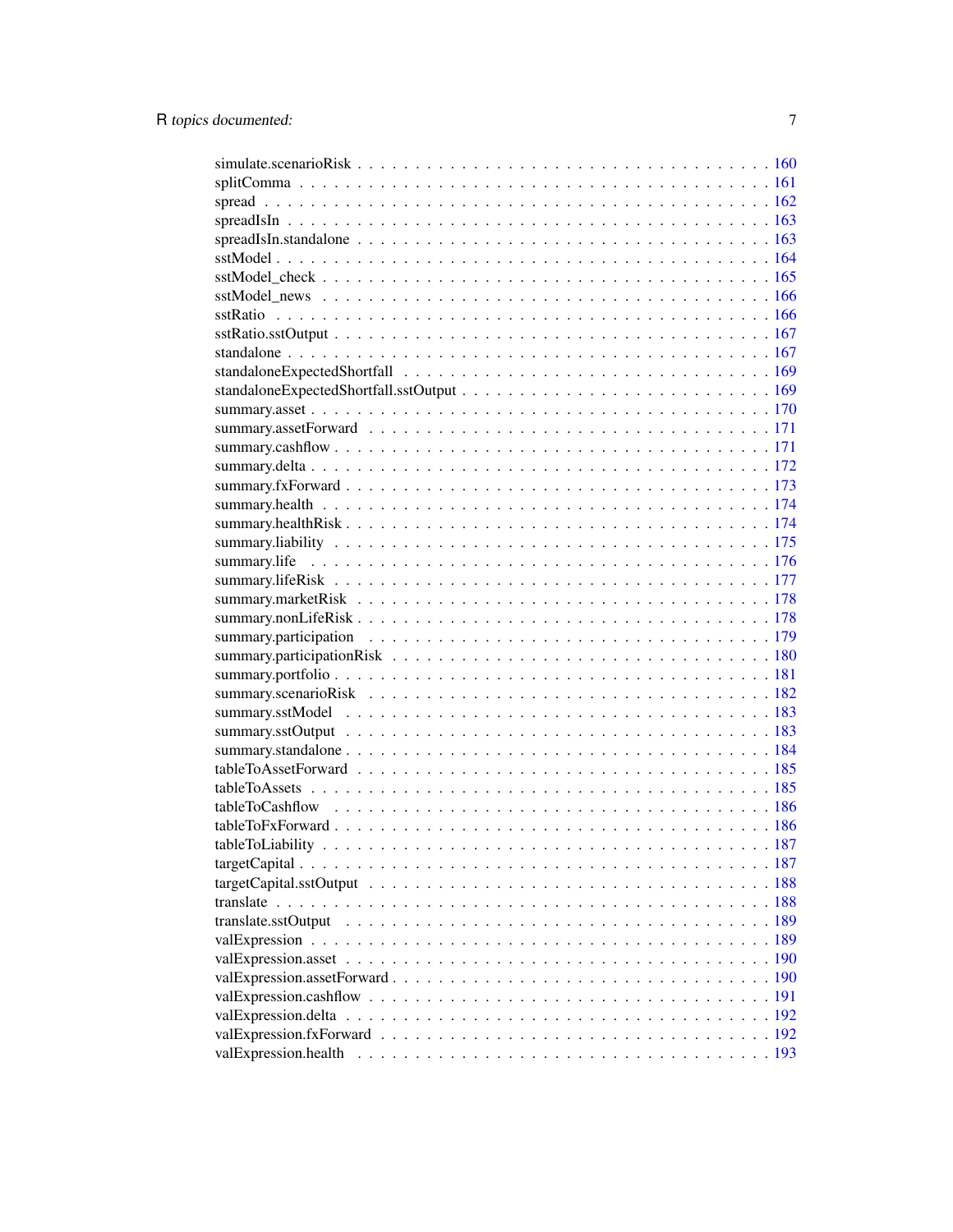simulate.scenarioRisk . . . . . . . . . . . . . . . . . . . . . . . . . . . . . . . . . . . . 160
splitComma . . . . . . . . . . . . . . . . . . . . . . . . . . . . . . . . . . . . . . . . . 161
spread . . . . . . . . . . . . . . . . . . . . . . . . . . . . . . . . . . . . . . . . . . . 162
spreadIsIn . . . . . . . . . . . . . . . . . . . . . . . . . . . . . . . . . . . . . . . . . 163
spreadIsIn.standalone . . . . . . . . . . . . . . . . . . . . . . . . . . . . . . . . . . . 163
sstModel . . . . . . . . . . . . . . . . . . . . . . . . . . . . . . . . . . . . . . . . . . 164
sstModel_check . . . . . . . . . . . . . . . . . . . . . . . . . . . . . . . . . . . . . . 165
sstModel_news . . . . . . . . . . . . . . . . . . . . . . . . . . . . . . . . . . . . . . 166
sstRatio . . . . . . . . . . . . . . . . . . . . . . . . . . . . . . . . . . . . . . . . . . 166
sstRatio.sstOutput . . . . . . . . . . . . . . . . . . . . . . . . . . . . . . . . . . . . . 167
standalone . . . . . . . . . . . . . . . . . . . . . . . . . . . . . . . . . . . . . . . . . 167
standaloneExpectedShortfall . . . . . . . . . . . . . . . . . . . . . . . . . . . . . . . . 169
standaloneExpectedShortfall.sstOutput . . . . . . . . . . . . . . . . . . . . . . . . . . . 169
summary.asset . . . . . . . . . . . . . . . . . . . . . . . . . . . . . . . . . . . . . . . 170
summary.assetForward . . . . . . . . . . . . . . . . . . . . . . . . . . . . . . . . . . . 171
summary.cashflow . . . . . . . . . . . . . . . . . . . . . . . . . . . . . . . . . . . . . 171
summary.delta . . . . . . . . . . . . . . . . . . . . . . . . . . . . . . . . . . . . . . . 172
summary.fxForward . . . . . . . . . . . . . . . . . . . . . . . . . . . . . . . . . . . . . 173
summary.health . . . . . . . . . . . . . . . . . . . . . . . . . . . . . . . . . . . . . . 174
summary.healthRisk . . . . . . . . . . . . . . . . . . . . . . . . . . . . . . . . . . . . 174
summary.liability . . . . . . . . . . . . . . . . . . . . . . . . . . . . . . . . . . . . . 175
summary.life . . . . . . . . . . . . . . . . . . . . . . . . . . . . . . . . . . . . . . . . 176
summary.lifeRisk . . . . . . . . . . . . . . . . . . . . . . . . . . . . . . . . . . . . . 177
summary.marketRisk . . . . . . . . . . . . . . . . . . . . . . . . . . . . . . . . . . . . 178
summary.nonLifeRisk . . . . . . . . . . . . . . . . . . . . . . . . . . . . . . . . . . . . 178
summary.participation . . . . . . . . . . . . . . . . . . . . . . . . . . . . . . . . . . . 179
summary.participationRisk . . . . . . . . . . . . . . . . . . . . . . . . . . . . . . . . . 180
summary.portfolio . . . . . . . . . . . . . . . . . . . . . . . . . . . . . . . . . . . . . 181
summary.scenarioRisk . . . . . . . . . . . . . . . . . . . . . . . . . . . . . . . . . . . 182
summary.sstModel . . . . . . . . . . . . . . . . . . . . . . . . . . . . . . . . . . . . . 183
summary.sstOutput . . . . . . . . . . . . . . . . . . . . . . . . . . . . . . . . . . . . . 183
summary.standalone . . . . . . . . . . . . . . . . . . . . . . . . . . . . . . . . . . . . 184
tableToAssetForward . . . . . . . . . . . . . . . . . . . . . . . . . . . . . . . . . . . . 185
tableToAssets . . . . . . . . . . . . . . . . . . . . . . . . . . . . . . . . . . . . . . . 185
tableToCashflow . . . . . . . . . . . . . . . . . . . . . . . . . . . . . . . . . . . . . . 186
tableToFxForward . . . . . . . . . . . . . . . . . . . . . . . . . . . . . . . . . . . . . . 186
tableToLiability . . . . . . . . . . . . . . . . . . . . . . . . . . . . . . . . . . . . . . 187
targetCapital . . . . . . . . . . . . . . . . . . . . . . . . . . . . . . . . . . . . . . . . 187
targetCapital.sstOutput . . . . . . . . . . . . . . . . . . . . . . . . . . . . . . . . . . . 188
translate . . . . . . . . . . . . . . . . . . . . . . . . . . . . . . . . . . . . . . . . . . 188
translate.sstOutput . . . . . . . . . . . . . . . . . . . . . . . . . . . . . . . . . . . . . 189
valExpression . . . . . . . . . . . . . . . . . . . . . . . . . . . . . . . . . . . . . . . 189
valExpression.asset . . . . . . . . . . . . . . . . . . . . . . . . . . . . . . . . . . . . . 190
valExpression.assetForward . . . . . . . . . . . . . . . . . . . . . . . . . . . . . . . . . 190
valExpression.cashflow . . . . . . . . . . . . . . . . . . . . . . . . . . . . . . . . . . . 191
valExpression.delta . . . . . . . . . . . . . . . . . . . . . . . . . . . . . . . . . . . . . 192
valExpression.fxForward . . . . . . . . . . . . . . . . . . . . . . . . . . . . . . . . . . . 192
valExpression.health . . . . . . . . . . . . . . . . . . . . . . . . . . . . . . . . . . . . 193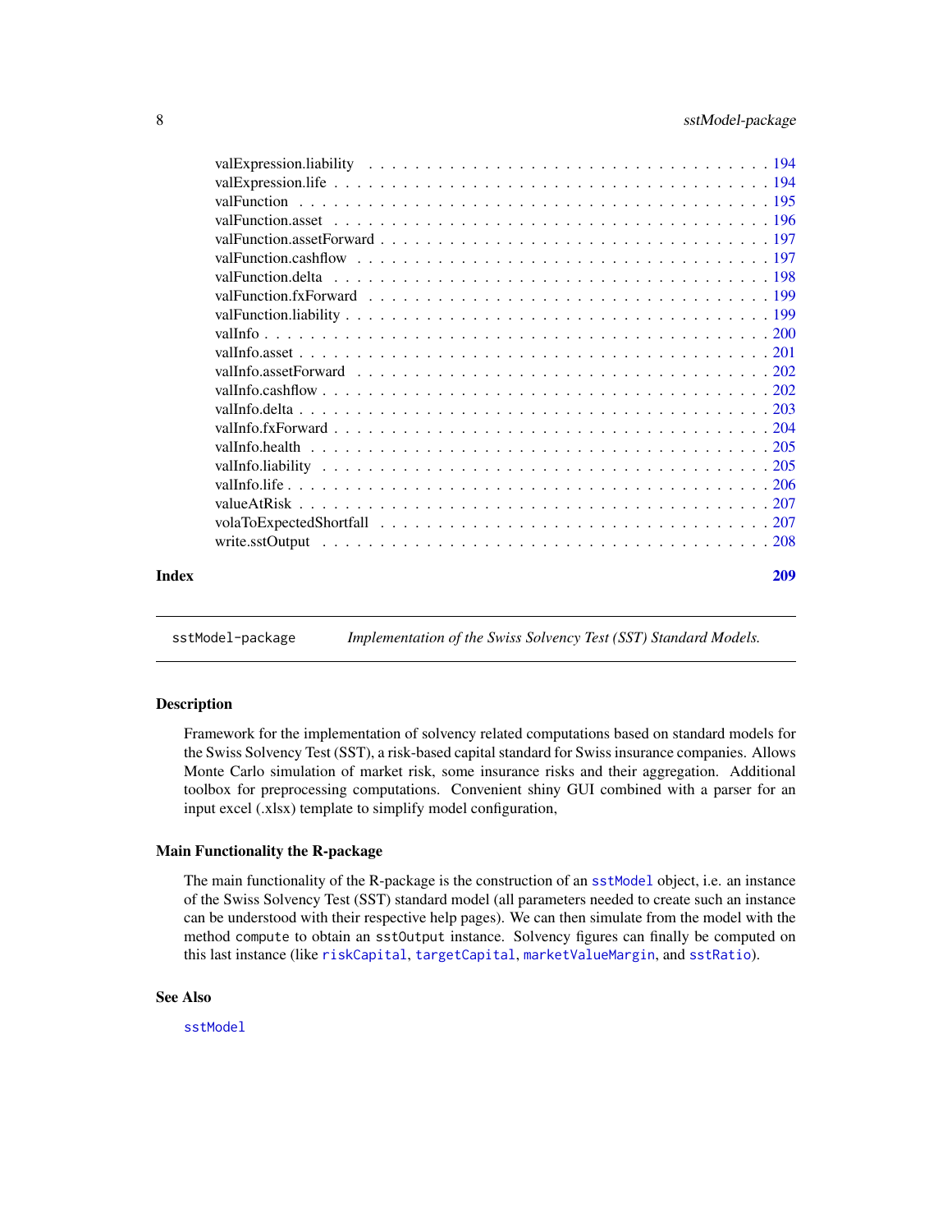valExpression.liability . . . . . . . . . . . . . . . . . . . . . . . . . . . . . . . . . . . . 194
valExpression.life . . . . . . . . . . . . . . . . . . . . . . . . . . . . . . . . . . . . . . . 194
valFunction . . . . . . . . . . . . . . . . . . . . . . . . . . . . . . . . . . . . . . . . . . 195
valFunction.asset . . . . . . . . . . . . . . . . . . . . . . . . . . . . . . . . . . . . . . . 196
valFunction.assetForward . . . . . . . . . . . . . . . . . . . . . . . . . . . . . . . . . . . 197
valFunction.cashflow . . . . . . . . . . . . . . . . . . . . . . . . . . . . . . . . . . . . . 197
valFunction.delta . . . . . . . . . . . . . . . . . . . . . . . . . . . . . . . . . . . . . . . 198
valFunction.fxForward . . . . . . . . . . . . . . . . . . . . . . . . . . . . . . . . . . . . . 199
valFunction.liability . . . . . . . . . . . . . . . . . . . . . . . . . . . . . . . . . . . . . 199
valInfo . . . . . . . . . . . . . . . . . . . . . . . . . . . . . . . . . . . . . . . . . . . . 200
valInfo.asset . . . . . . . . . . . . . . . . . . . . . . . . . . . . . . . . . . . . . . . . . 201
valInfo.assetForward . . . . . . . . . . . . . . . . . . . . . . . . . . . . . . . . . . . . . 202
valInfo.cashflow . . . . . . . . . . . . . . . . . . . . . . . . . . . . . . . . . . . . . . . 202
valInfo.delta . . . . . . . . . . . . . . . . . . . . . . . . . . . . . . . . . . . . . . . . . 203
valInfo.fxForward . . . . . . . . . . . . . . . . . . . . . . . . . . . . . . . . . . . . . . . 204
valInfo.health . . . . . . . . . . . . . . . . . . . . . . . . . . . . . . . . . . . . . . . . . 205
valInfo.liability . . . . . . . . . . . . . . . . . . . . . . . . . . . . . . . . . . . . . . . 205
valInfo.life . . . . . . . . . . . . . . . . . . . . . . . . . . . . . . . . . . . . . . . . . . 206
valueAtRisk . . . . . . . . . . . . . . . . . . . . . . . . . . . . . . . . . . . . . . . . . . 207
volaToExpectedShortfall . . . . . . . . . . . . . . . . . . . . . . . . . . . . . . . . . . . . 207
write.sstOutput . . . . . . . . . . . . . . . . . . . . . . . . . . . . . . . . . . . . . . . . 208

**Index** **209**

---

`sstModel-package` *Implementation of the Swiss Solvency Test (SST) Standard Models.*

---

### Description

Framework for the implementation of solvency related computations based on standard models for the Swiss Solvency Test (SST), a risk-based capital standard for Swiss insurance companies. Allows Monte Carlo simulation of market risk, some insurance risks and their aggregation. Additional toolbox for preprocessing computations. Convenient shiny GUI combined with a parser for an input excel (.xlsx) template to simplify model configuration,

### Main Functionality the R-package

The main functionality of the R-package is the construction of an `sstModel` object, i.e. an instance of the Swiss Solvency Test (SST) standard model (all parameters needed to create such an instance can be understood with their respective help pages). We can then simulate from the model with the method `compute` to obtain an `sstOutput` instance. Solvency figures can finally be computed on this last instance (like `riskCapital`, `targetCapital`, `marketValueMargin`, and `sstRatio`).

### See Also

`sstModel`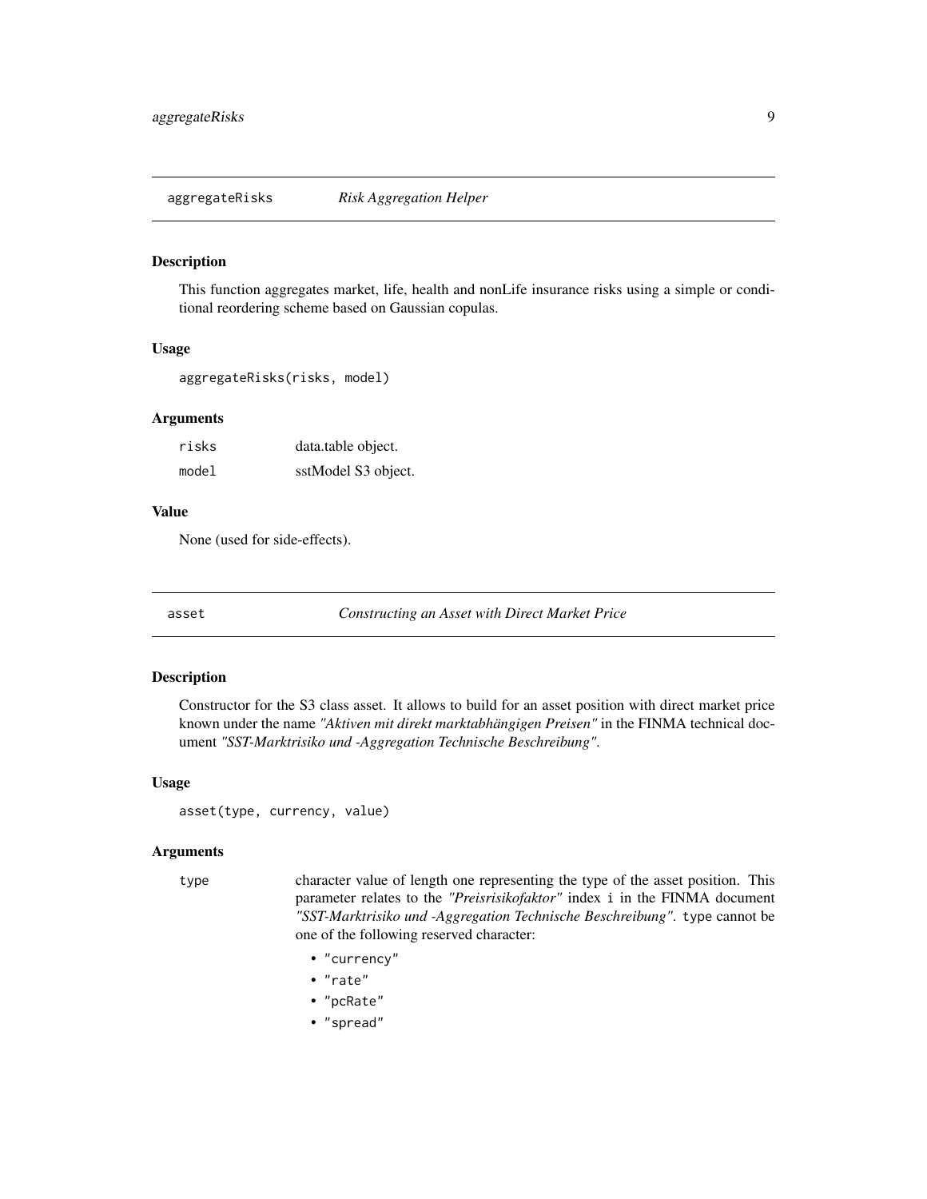## aggregateRisks — *Risk Aggregation Helper*

### Description

This function aggregates market, life, health and nonLife insurance risks using a simple or conditional reordering scheme based on Gaussian copulas.

### Usage

```
aggregateRisks(risks, model)
```

### Arguments

| | |
|---|---|
| `risks` | data.table object. |
| `model` | sstModel S3 object. |

### Value

None (used for side-effects).

## asset — *Constructing an Asset with Direct Market Price*

### Description

Constructor for the S3 class asset. It allows to build for an asset position with direct market price known under the name *"Aktiven mit direkt marktabhängigen Preisen"* in the FINMA technical document *"SST-Marktrisiko und -Aggregation Technische Beschreibung"*.

### Usage

```
asset(type, currency, value)
```

### Arguments

`type` character value of length one representing the type of the asset position. This parameter relates to the *"Preisrisikofaktor"* index `i` in the FINMA document *"SST-Marktrisiko und -Aggregation Technische Beschreibung"*. `type` cannot be one of the following reserved character:

- `"currency"`
- `"rate"`
- `"pcRate"`
- `"spread"`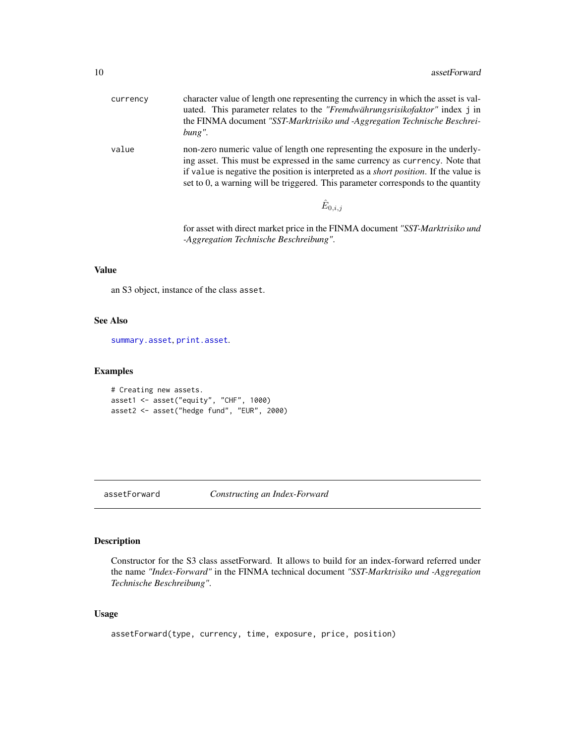| | |
|---|---|
| `currency` | character value of length one representing the currency in which the asset is valuated. This parameter relates to the *"Fremdwährungsrisikofaktor"* index `j` in the FINMA document *"SST-Marktrisiko und -Aggregation Technische Beschreibung"*. |
| `value` | non-zero numeric value of length one representing the exposure in the underlying asset. This must be expressed in the same currency as `currency`. Note that if `value` is negative the position is interpreted as a *short position*. If the value is set to 0, a warning will be triggered. This parameter corresponds to the quantity $$\hat{E}_{0,i,j}$$ for asset with direct market price in the FINMA document *"SST-Marktrisiko und -Aggregation Technische Beschreibung"*. |

### Value

an S3 object, instance of the class `asset`.

### See Also

`summary.asset`, `print.asset`.

### Examples

```
# Creating new assets.
asset1 <- asset("equity", "CHF", 1000)
asset2 <- asset("hedge fund", "EUR", 2000)
```

---

## assetForward — *Constructing an Index-Forward*

### Description

Constructor for the S3 class assetForward. It allows to build for an index-forward referred under the name *"Index-Forward"* in the FINMA technical document *"SST-Marktrisiko und -Aggregation Technische Beschreibung"*.

### Usage

```
assetForward(type, currency, time, exposure, price, position)
```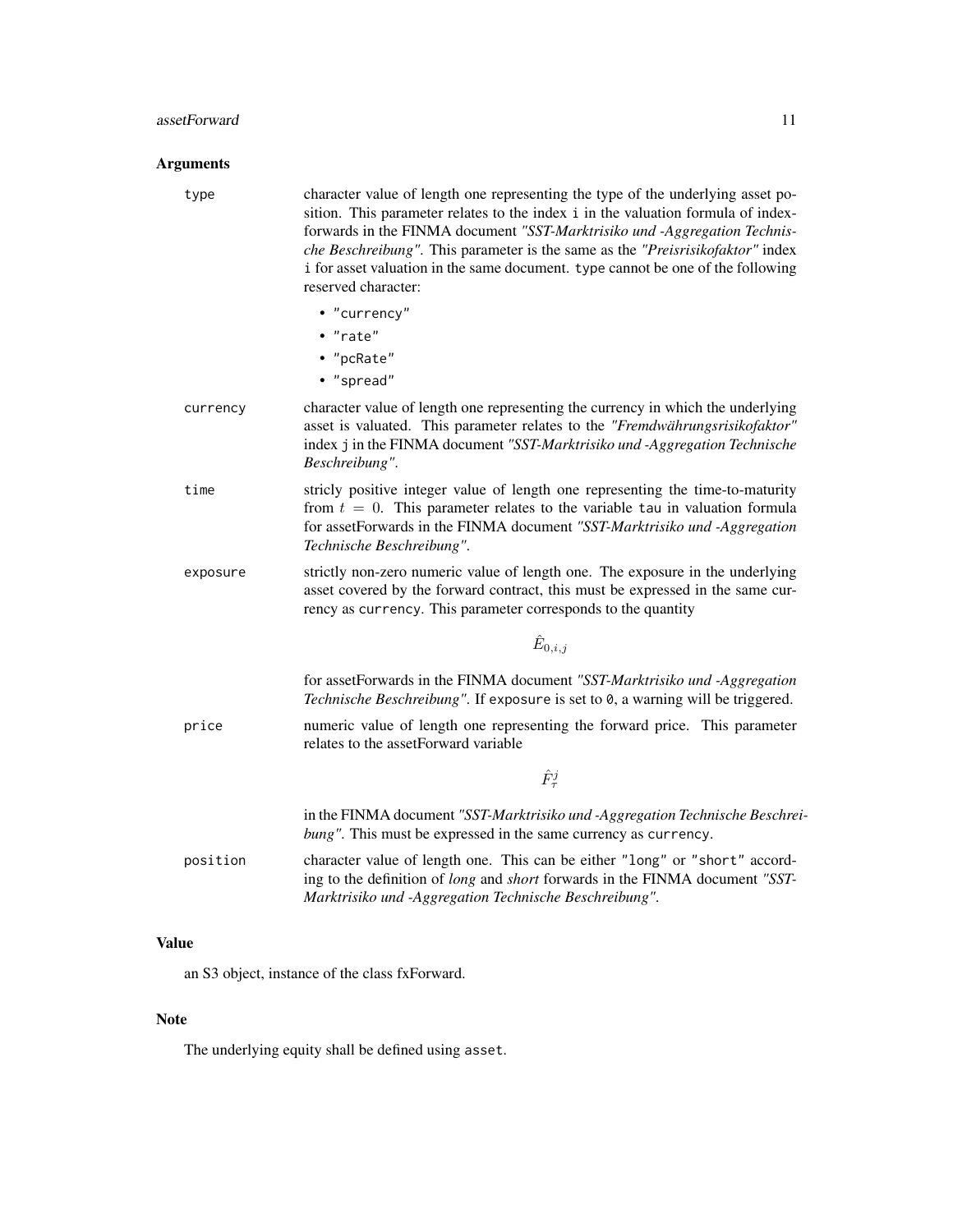## Arguments

**type** character value of length one representing the type of the underlying asset position. This parameter relates to the index `i` in the valuation formula of index-forwards in the FINMA document *"SST-Marktrisiko und -Aggregation Technische Beschreibung"*. This parameter is the same as the *"Preisrisikofaktor"* index `i` for asset valuation in the same document. `type` cannot be one of the following reserved character:

- `"currency"`
- `"rate"`
- `"pcRate"`
- `"spread"`

**currency** character value of length one representing the currency in which the underlying asset is valuated. This parameter relates to the *"Fremdwährungsrisikofaktor"* index `j` in the FINMA document *"SST-Marktrisiko und -Aggregation Technische Beschreibung"*.

**time** stricly positive integer value of length one representing the time-to-maturity from $t = 0$. This parameter relates to the variable `tau` in valuation formula for assetForwards in the FINMA document *"SST-Marktrisiko und -Aggregation Technische Beschreibung"*.

**exposure** strictly non-zero numeric value of length one. The exposure in the underlying asset covered by the forward contract, this must be expressed in the same currency as `currency`. This parameter corresponds to the quantity

$$\hat{E}_{0,i,j}$$

for assetForwards in the FINMA document *"SST-Marktrisiko und -Aggregation Technische Beschreibung"*. If `exposure` is set to `0`, a warning will be triggered.

**price** numeric value of length one representing the forward price. This parameter relates to the assetForward variable

$$\hat{F}_{\tau}^{j}$$

in the FINMA document *"SST-Marktrisiko und -Aggregation Technische Beschreibung"*. This must be expressed in the same currency as `currency`.

**position** character value of length one. This can be either `"long"` or `"short"` according to the definition of *long* and *short* forwards in the FINMA document *"SST-Marktrisiko und -Aggregation Technische Beschreibung"*.

## Value

an S3 object, instance of the class fxForward.

## Note

The underlying equity shall be defined using `asset`.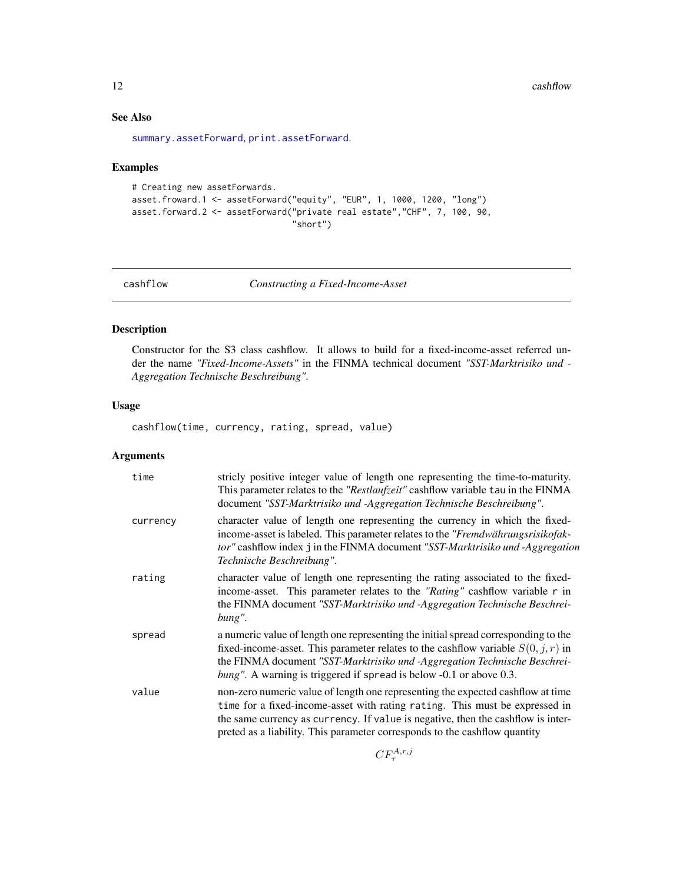### See Also

summary.assetForward, print.assetForward.

### Examples

```
# Creating new assetForwards.
asset.froward.1 <- assetForward("equity", "EUR", 1, 1000, 1200, "long")
asset.forward.2 <- assetForward("private real estate","CHF", 7, 100, 90,
                                "short")
```

---

## cashflow — *Constructing a Fixed-Income-Asset*

### Description

Constructor for the S3 class cashflow. It allows to build for a fixed-income-asset referred under the name *"Fixed-Income-Assets"* in the FINMA technical document *"SST-Marktrisiko und -Aggregation Technische Beschreibung"*.

### Usage

```
cashflow(time, currency, rating, spread, value)
```

### Arguments

| | |
|---|---|
| time | stricly positive integer value of length one representing the time-to-maturity. This parameter relates to the *"Restlaufzeit"* cashflow variable `tau` in the FINMA document *"SST-Marktrisiko und -Aggregation Technische Beschreibung"*. |
| currency | character value of length one representing the currency in which the fixed-income-asset is labeled. This parameter relates to the *"Fremdwährungsrisikofaktor"* cashflow index `j` in the FINMA document *"SST-Marktrisiko und -Aggregation Technische Beschreibung"*. |
| rating | character value of length one representing the rating associated to the fixed-income-asset. This parameter relates to the *"Rating"* cashflow variable `r` in the FINMA document *"SST-Marktrisiko und -Aggregation Technische Beschreibung"*. |
| spread | a numeric value of length one representing the initial spread corresponding to the fixed-income-asset. This parameter relates to the cashflow variable $S(0, j, r)$ in the FINMA document *"SST-Marktrisiko und -Aggregation Technische Beschreibung"*. A warning is triggered if `spread` is below -0.1 or above 0.3. |
| value | non-zero numeric value of length one representing the expected cashflow at time `time` for a fixed-income-asset with rating `rating`. This must be expressed in the same currency as `currency`. If `value` is negative, then the cashflow is interpreted as a liability. This parameter corresponds to the cashflow quantity $$CF_{\tau}^{A,r,j}$$ |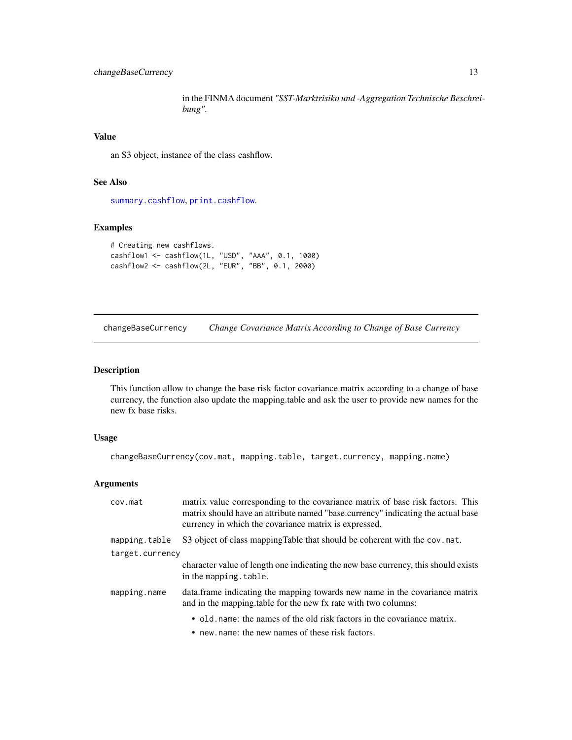in the FINMA document *"SST-Marktrisiko und -Aggregation Technische Beschreibung"*.

### Value

an S3 object, instance of the class cashflow.

### See Also

summary.cashflow, print.cashflow.

### Examples

```
# Creating new cashflows.
cashflow1 <- cashflow(1L, "USD", "AAA", 0.1, 1000)
cashflow2 <- cashflow(2L, "EUR", "BB", 0.1, 2000)
```

---

## changeBaseCurrency — *Change Covariance Matrix According to Change of Base Currency*

### Description

This function allow to change the base risk factor covariance matrix according to a change of base currency, the function also update the mapping.table and ask the user to provide new names for the new fx base risks.

### Usage

```
changeBaseCurrency(cov.mat, mapping.table, target.currency, mapping.name)
```

### Arguments

- `cov.mat` — matrix value corresponding to the covariance matrix of base risk factors. This matrix should have an attribute named "base.currency" indicating the actual base currency in which the covariance matrix is expressed.
- `mapping.table` — S3 object of class mappingTable that should be coherent with the `cov.mat`.
- `target.currency` — character value of length one indicating the new base currency, this should exists in the `mapping.table`.
- `mapping.name` — data.frame indicating the mapping towards new name in the covariance matrix and in the mapping.table for the new fx rate with two columns:
  - `old.name`: the names of the old risk factors in the covariance matrix.
  - `new.name`: the new names of these risk factors.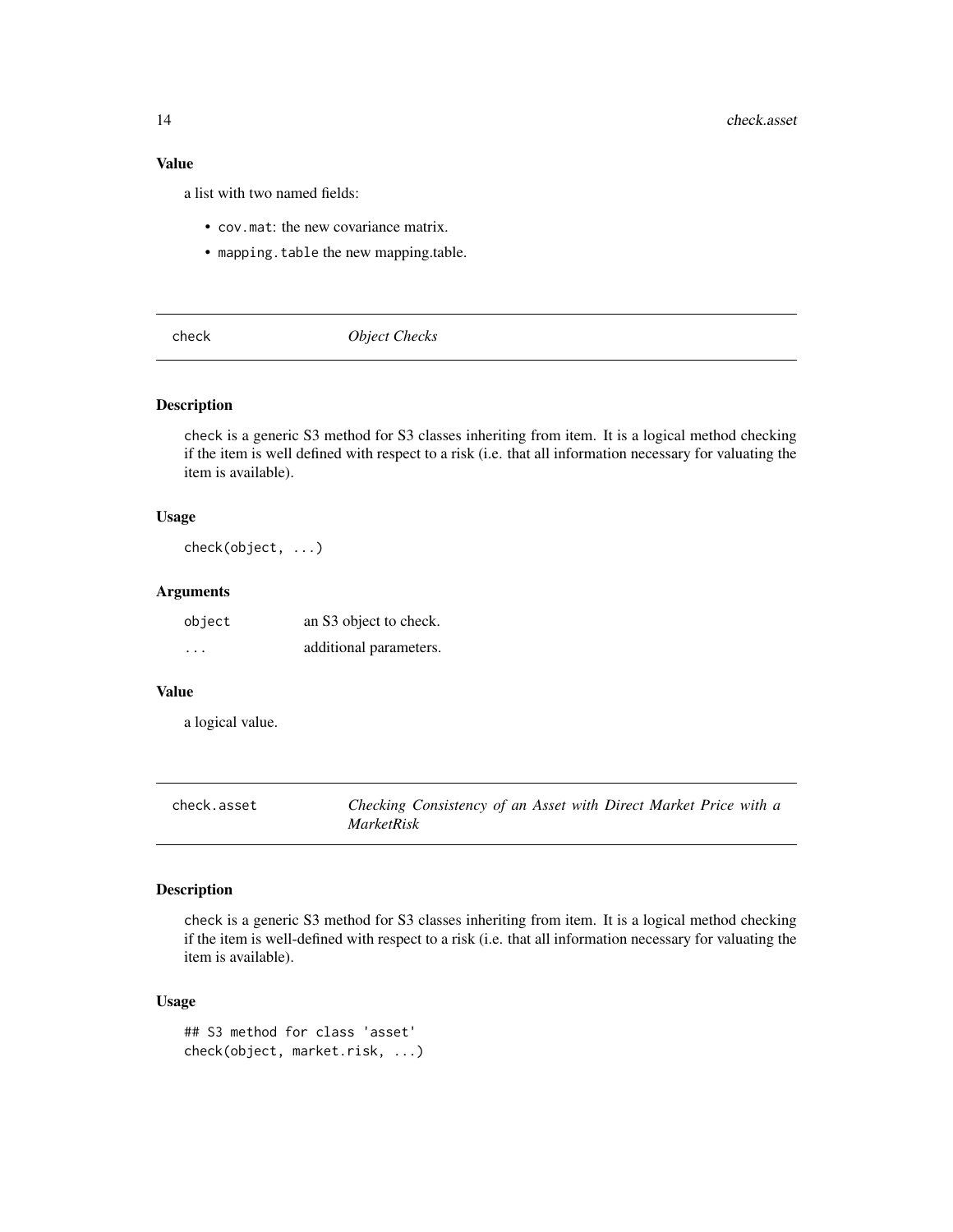### Value

a list with two named fields:

- `cov.mat`: the new covariance matrix.
- `mapping.table` the new mapping.table.

---

## check — *Object Checks*

### Description

check is a generic S3 method for S3 classes inheriting from item. It is a logical method checking if the item is well defined with respect to a risk (i.e. that all information necessary for valuating the item is available).

### Usage

```
check(object, ...)
```

### Arguments

| | |
|---|---|
| `object` | an S3 object to check. |
| `...` | additional parameters. |

### Value

a logical value.

---

## check.asset — *Checking Consistency of an Asset with Direct Market Price with a MarketRisk*

### Description

check is a generic S3 method for S3 classes inheriting from item. It is a logical method checking if the item is well-defined with respect to a risk (i.e. that all information necessary for valuating the item is available).

### Usage

```
## S3 method for class 'asset'
check(object, market.risk, ...)
```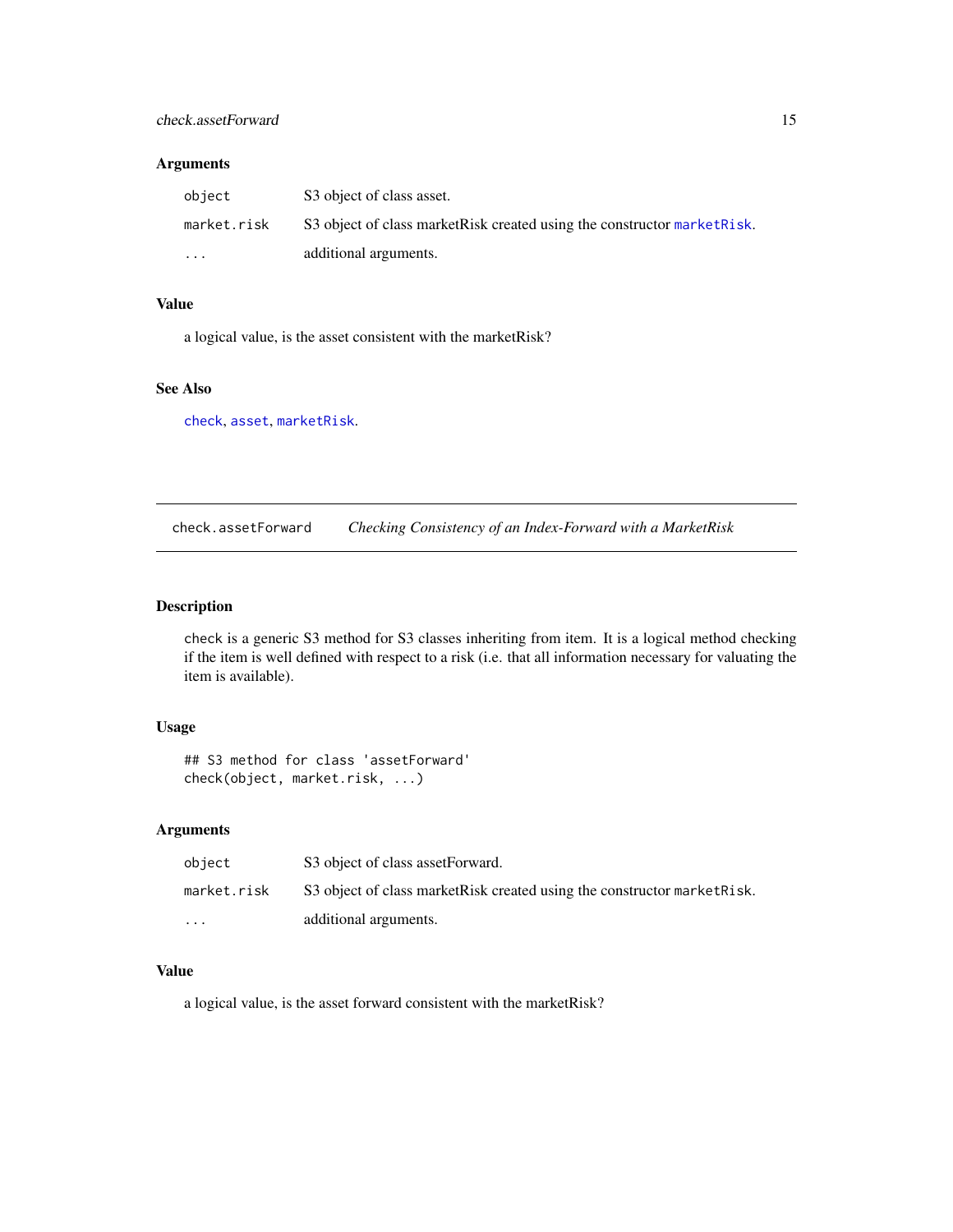### Arguments

| | |
|---|---|
| `object` | S3 object of class asset. |
| `market.risk` | S3 object of class marketRisk created using the constructor `marketRisk`. |
| `...` | additional arguments. |

### Value

a logical value, is the asset consistent with the marketRisk?

### See Also

`check`, `asset`, `marketRisk`.

---

## check.assetForward — *Checking Consistency of an Index-Forward with a MarketRisk*

### Description

check is a generic S3 method for S3 classes inheriting from item. It is a logical method checking if the item is well defined with respect to a risk (i.e. that all information necessary for valuating the item is available).

### Usage

```
## S3 method for class 'assetForward'
check(object, market.risk, ...)
```

### Arguments

| | |
|---|---|
| `object` | S3 object of class assetForward. |
| `market.risk` | S3 object of class marketRisk created using the constructor `marketRisk`. |
| `...` | additional arguments. |

### Value

a logical value, is the asset forward consistent with the marketRisk?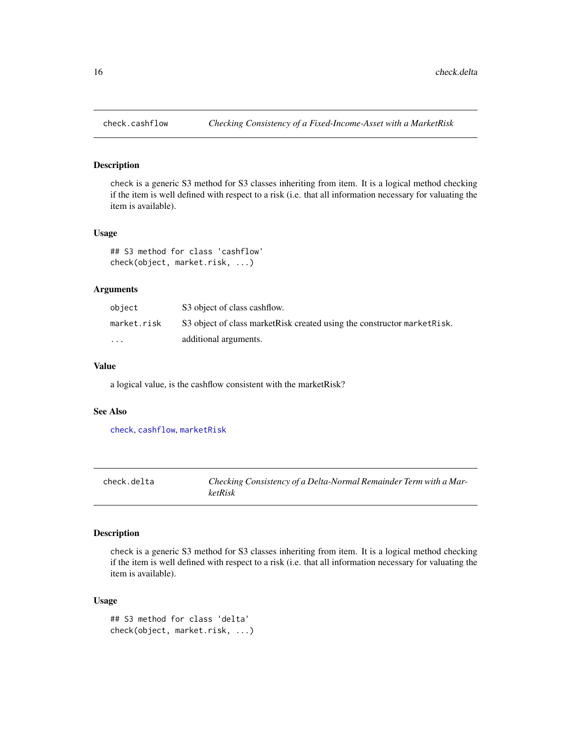## check.cashflow — *Checking Consistency of a Fixed-Income-Asset with a MarketRisk*

### Description

check is a generic S3 method for S3 classes inheriting from item. It is a logical method checking if the item is well defined with respect to a risk (i.e. that all information necessary for valuating the item is available).

### Usage

```
## S3 method for class 'cashflow'
check(object, market.risk, ...)
```

### Arguments

| | |
|---|---|
| `object` | S3 object of class cashflow. |
| `market.risk` | S3 object of class marketRisk created using the constructor `marketRisk`. |
| `...` | additional arguments. |

### Value

a logical value, is the cashflow consistent with the marketRisk?

### See Also

`check`, `cashflow`, `marketRisk`

## check.delta — *Checking Consistency of a Delta-Normal Remainder Term with a MarketRisk*

### Description

check is a generic S3 method for S3 classes inheriting from item. It is a logical method checking if the item is well defined with respect to a risk (i.e. that all information necessary for valuating the item is available).

### Usage

```
## S3 method for class 'delta'
check(object, market.risk, ...)
```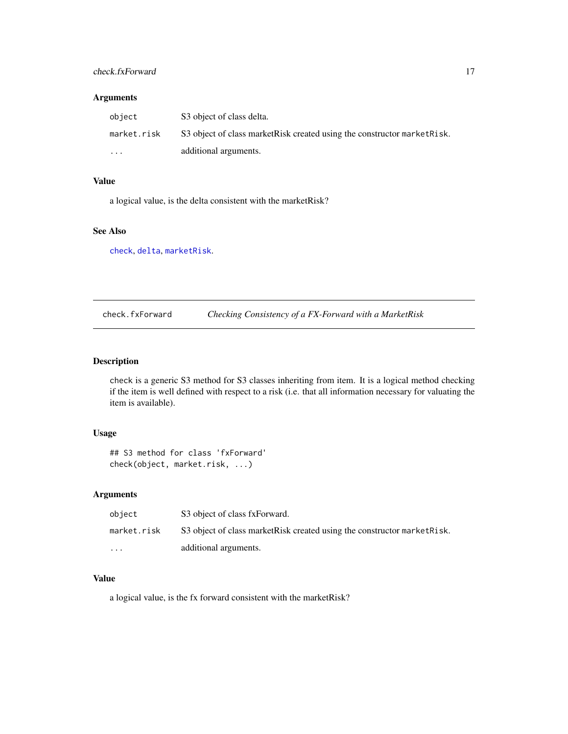### Arguments

| | |
|---|---|
| `object` | S3 object of class delta. |
| `market.risk` | S3 object of class marketRisk created using the constructor `marketRisk`. |
| `...` | additional arguments. |

### Value

a logical value, is the delta consistent with the marketRisk?

### See Also

`check`, `delta`, `marketRisk`.

---

## check.fxForward — *Checking Consistency of a FX-Forward with a MarketRisk*

### Description

check is a generic S3 method for S3 classes inheriting from item. It is a logical method checking if the item is well defined with respect to a risk (i.e. that all information necessary for valuating the item is available).

### Usage

```
## S3 method for class 'fxForward'
check(object, market.risk, ...)
```

### Arguments

| | |
|---|---|
| `object` | S3 object of class fxForward. |
| `market.risk` | S3 object of class marketRisk created using the constructor `marketRisk`. |
| `...` | additional arguments. |

### Value

a logical value, is the fx forward consistent with the marketRisk?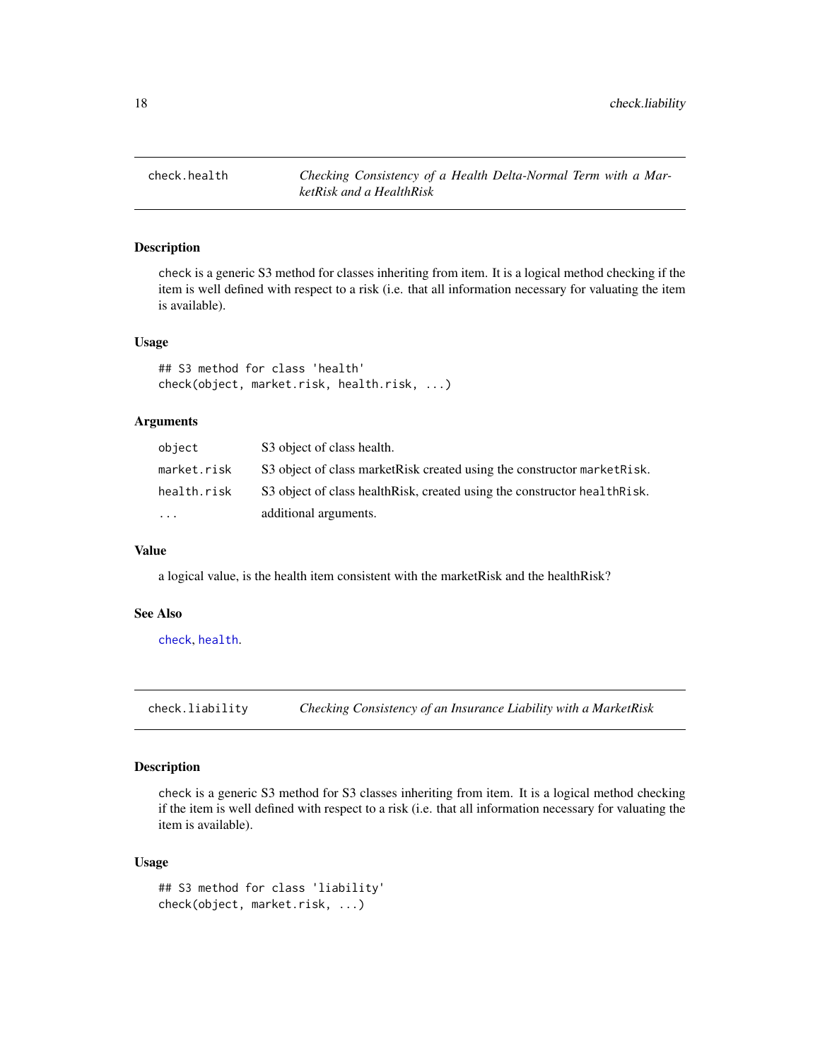## check.health — *Checking Consistency of a Health Delta-Normal Term with a MarketRisk and a HealthRisk*

### Description

check is a generic S3 method for classes inheriting from item. It is a logical method checking if the item is well defined with respect to a risk (i.e. that all information necessary for valuating the item is available).

### Usage

```
## S3 method for class 'health'
check(object, market.risk, health.risk, ...)
```

### Arguments

| | |
|---|---|
| object | S3 object of class health. |
| market.risk | S3 object of class marketRisk created using the constructor `marketRisk`. |
| health.risk | S3 object of class healthRisk, created using the constructor `healthRisk`. |
| ... | additional arguments. |

### Value

a logical value, is the health item consistent with the marketRisk and the healthRisk?

### See Also

`check`, `health`.

## check.liability — *Checking Consistency of an Insurance Liability with a MarketRisk*

### Description

check is a generic S3 method for S3 classes inheriting from item. It is a logical method checking if the item is well defined with respect to a risk (i.e. that all information necessary for valuating the item is available).

### Usage

```
## S3 method for class 'liability'
check(object, market.risk, ...)
```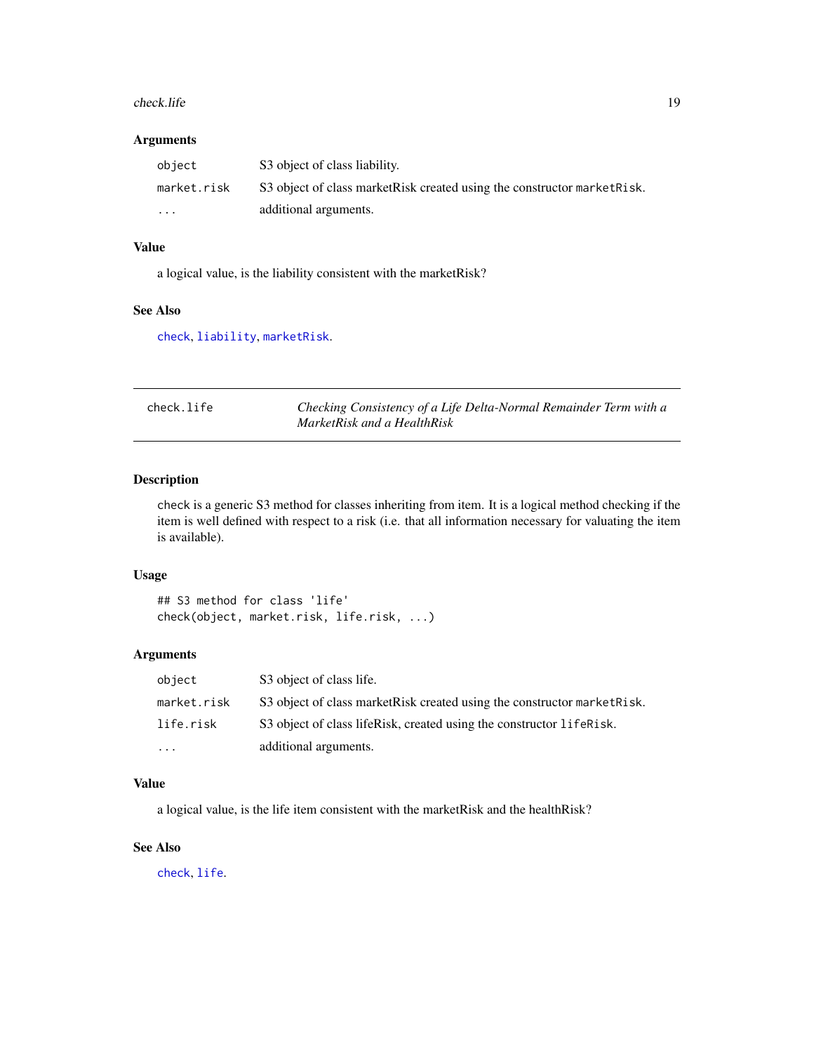### Arguments

| | |
|---|---|
| `object` | S3 object of class liability. |
| `market.risk` | S3 object of class marketRisk created using the constructor `marketRisk`. |
| `...` | additional arguments. |

### Value

a logical value, is the liability consistent with the marketRisk?

### See Also

`check`, `liability`, `marketRisk`.

---

## check.life — *Checking Consistency of a Life Delta-Normal Remainder Term with a MarketRisk and a HealthRisk*

### Description

check is a generic S3 method for classes inheriting from item. It is a logical method checking if the item is well defined with respect to a risk (i.e. that all information necessary for valuating the item is available).

### Usage

```
## S3 method for class 'life'
check(object, market.risk, life.risk, ...)
```

### Arguments

| | |
|---|---|
| `object` | S3 object of class life. |
| `market.risk` | S3 object of class marketRisk created using the constructor `marketRisk`. |
| `life.risk` | S3 object of class lifeRisk, created using the constructor `lifeRisk`. |
| `...` | additional arguments. |

### Value

a logical value, is the life item consistent with the marketRisk and the healthRisk?

### See Also

`check`, `life`.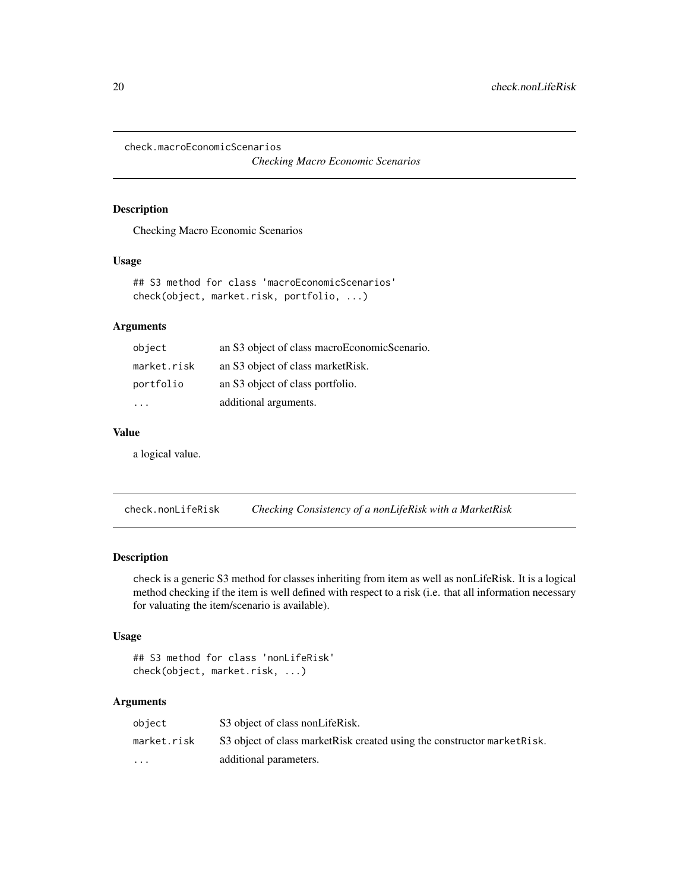## check.macroEconomicScenarios

*Checking Macro Economic Scenarios*

### Description

Checking Macro Economic Scenarios

### Usage

```
## S3 method for class 'macroEconomicScenarios'
check(object, market.risk, portfolio, ...)
```

### Arguments

| | |
|---|---|
| `object` | an S3 object of class macroEconomicScenario. |
| `market.risk` | an S3 object of class marketRisk. |
| `portfolio` | an S3 object of class portfolio. |
| `...` | additional arguments. |

### Value

a logical value.

## check.nonLifeRisk

*Checking Consistency of a nonLifeRisk with a MarketRisk*

### Description

`check` is a generic S3 method for classes inheriting from item as well as nonLifeRisk. It is a logical method checking if the item is well defined with respect to a risk (i.e. that all information necessary for valuating the item/scenario is available).

### Usage

```
## S3 method for class 'nonLifeRisk'
check(object, market.risk, ...)
```

### Arguments

| | |
|---|---|
| `object` | S3 object of class nonLifeRisk. |
| `market.risk` | S3 object of class marketRisk created using the constructor `marketRisk`. |
| `...` | additional parameters. |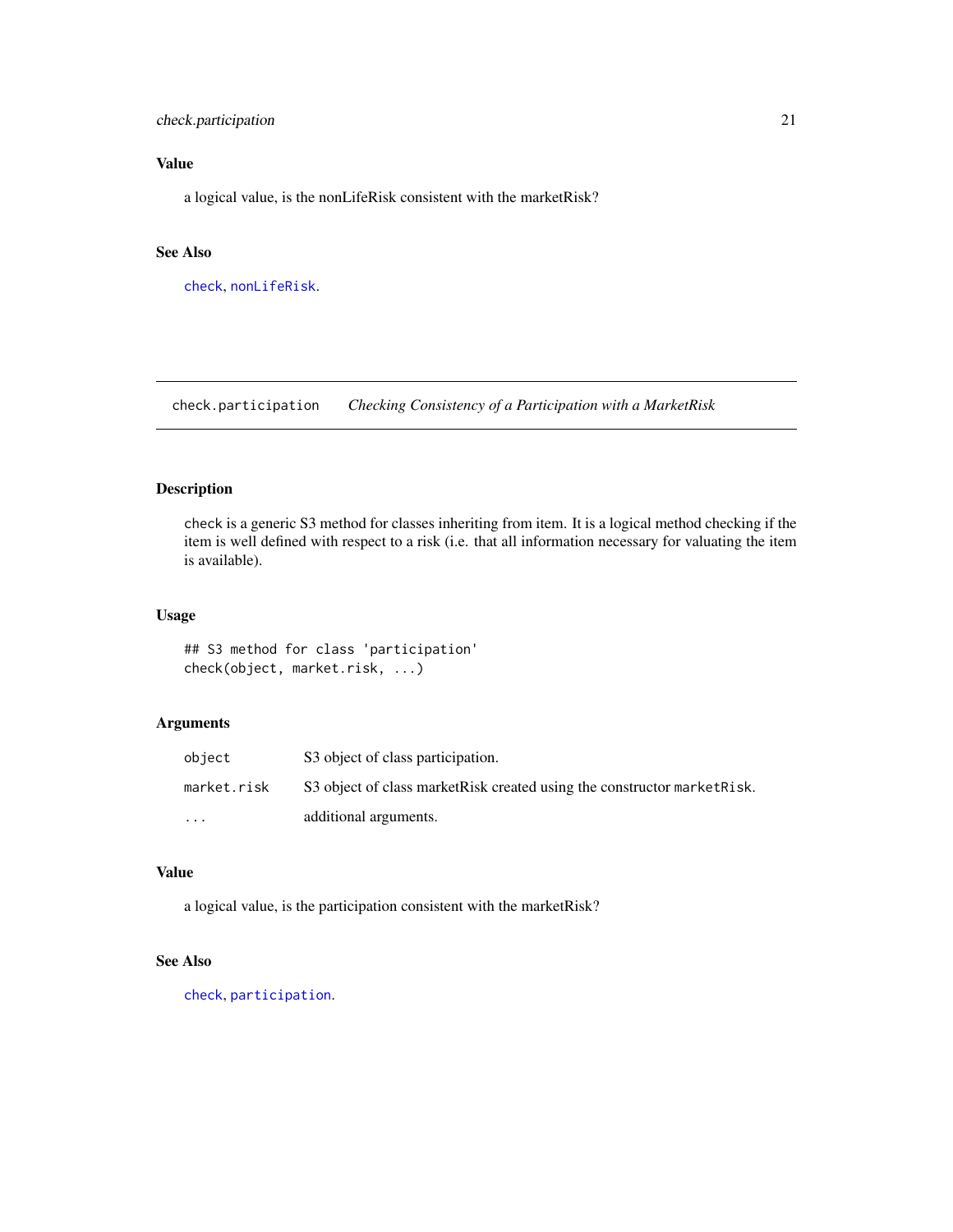## Value

a logical value, is the nonLifeRisk consistent with the marketRisk?

## See Also

`check`, `nonLifeRisk`.

---

# check.participation *Checking Consistency of a Participation with a MarketRisk*

## Description

check is a generic S3 method for classes inheriting from item. It is a logical method checking if the item is well defined with respect to a risk (i.e. that all information necessary for valuating the item is available).

## Usage

```
## S3 method for class 'participation'
check(object, market.risk, ...)
```

## Arguments

| | |
|---|---|
| `object` | S3 object of class participation. |
| `market.risk` | S3 object of class marketRisk created using the constructor `marketRisk`. |
| `...` | additional arguments. |

## Value

a logical value, is the participation consistent with the marketRisk?

## See Also

`check`, `participation`.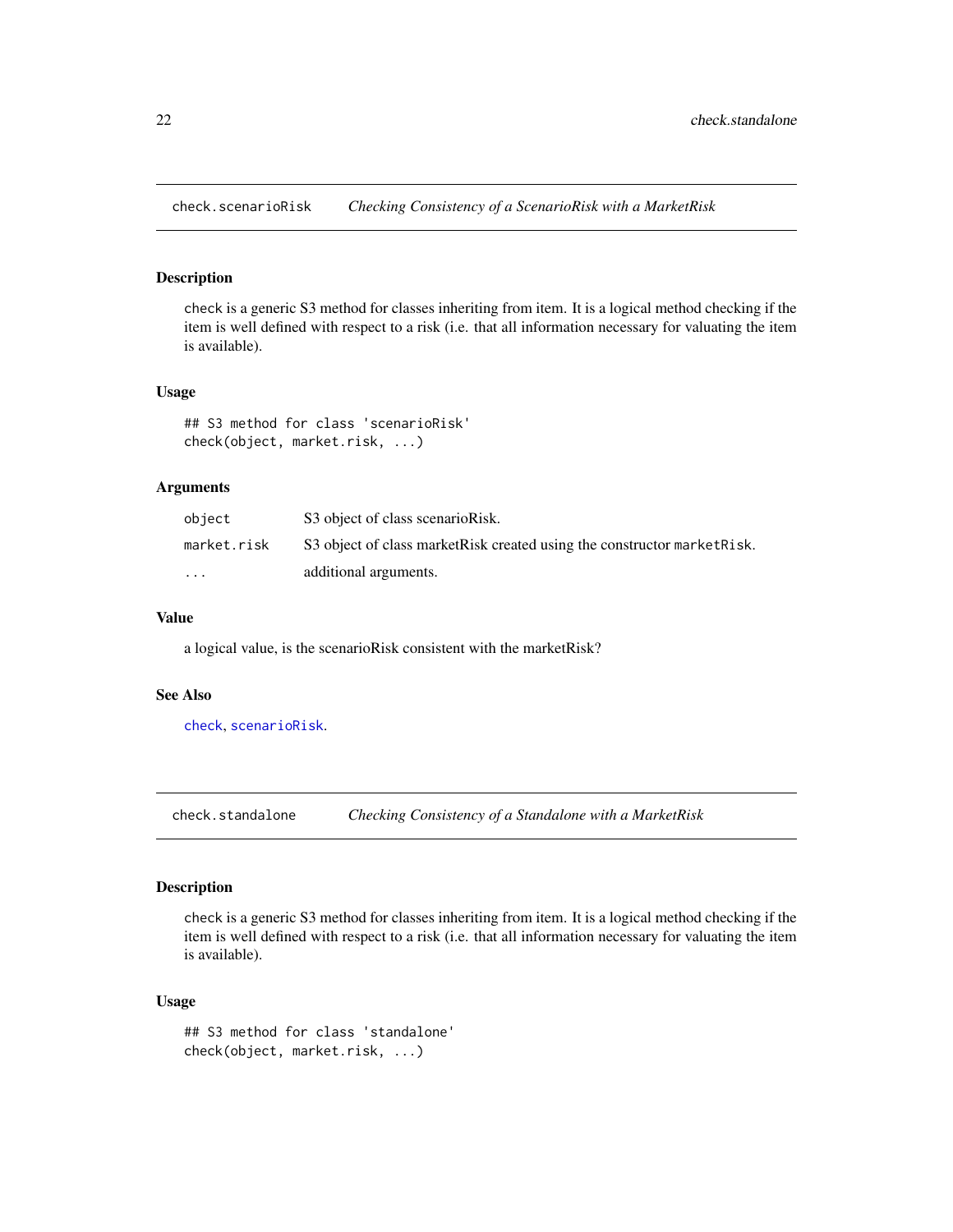## check.scenarioRisk — *Checking Consistency of a ScenarioRisk with a MarketRisk*

### Description

check is a generic S3 method for classes inheriting from item. It is a logical method checking if the item is well defined with respect to a risk (i.e. that all information necessary for valuating the item is available).

### Usage

```
## S3 method for class 'scenarioRisk'
check(object, market.risk, ...)
```

### Arguments

| | |
|---|---|
| `object` | S3 object of class scenarioRisk. |
| `market.risk` | S3 object of class marketRisk created using the constructor `marketRisk`. |
| `...` | additional arguments. |

### Value

a logical value, is the scenarioRisk consistent with the marketRisk?

### See Also

`check`, `scenarioRisk`.

## check.standalone — *Checking Consistency of a Standalone with a MarketRisk*

### Description

check is a generic S3 method for classes inheriting from item. It is a logical method checking if the item is well defined with respect to a risk (i.e. that all information necessary for valuating the item is available).

### Usage

```
## S3 method for class 'standalone'
check(object, market.risk, ...)
```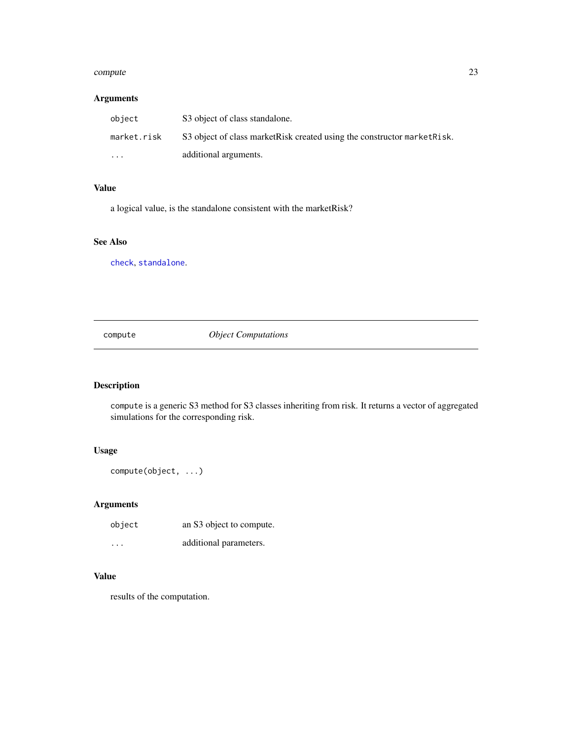### Arguments

| | |
|---|---|
| `object` | S3 object of class standalone. |
| `market.risk` | S3 object of class marketRisk created using the constructor `marketRisk`. |
| `...` | additional arguments. |

### Value

a logical value, is the standalone consistent with the marketRisk?

### See Also

`check`, `standalone`.

---

## compute — *Object Computations*

---

### Description

`compute` is a generic S3 method for S3 classes inheriting from risk. It returns a vector of aggregated simulations for the corresponding risk.

### Usage

```
compute(object, ...)
```

### Arguments

| | |
|---|---|
| `object` | an S3 object to compute. |
| `...` | additional parameters. |

### Value

results of the computation.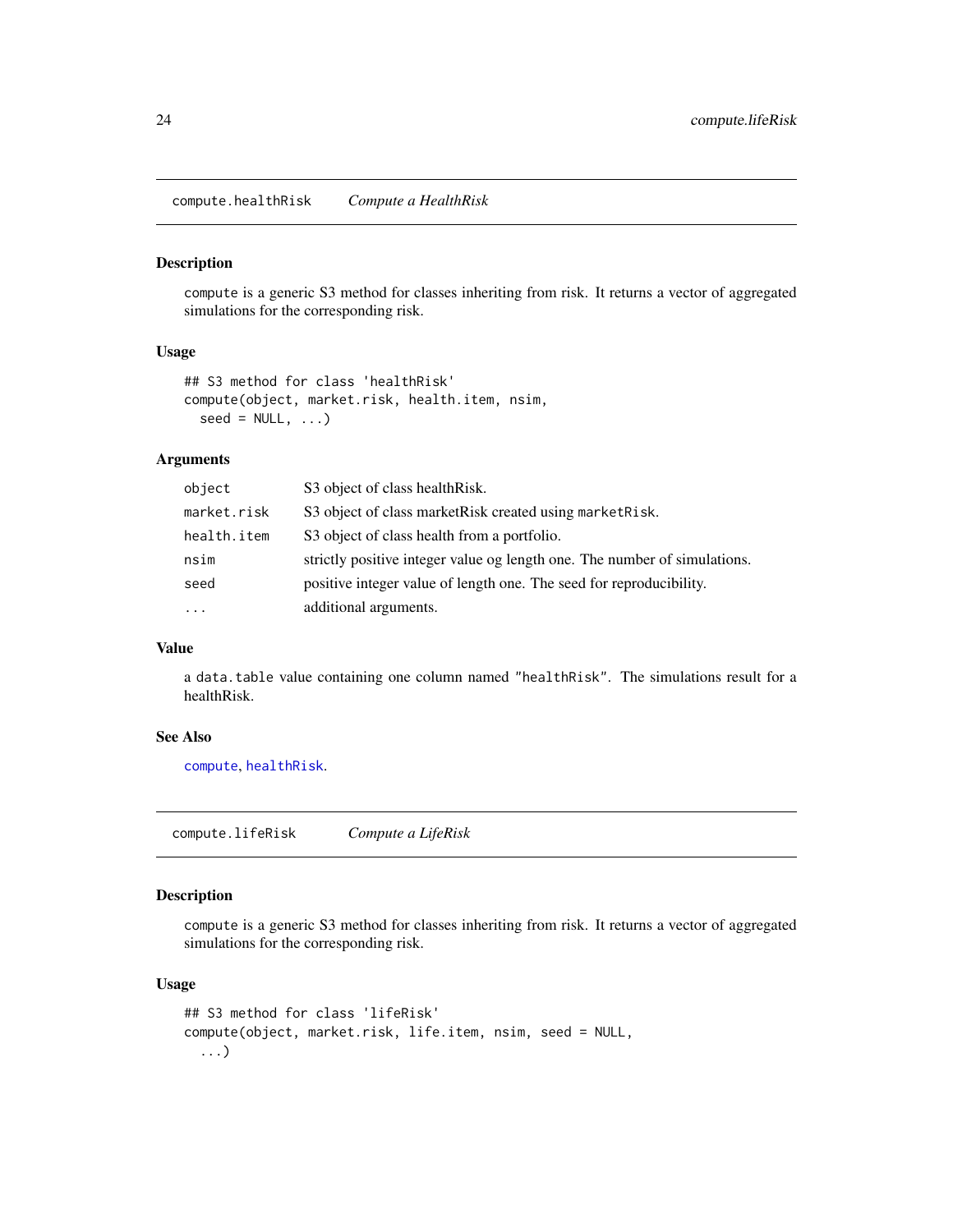## compute.healthRisk *Compute a HealthRisk*

### Description

compute is a generic S3 method for classes inheriting from risk. It returns a vector of aggregated simulations for the corresponding risk.

### Usage

```
## S3 method for class 'healthRisk'
compute(object, market.risk, health.item, nsim,
  seed = NULL, ...)
```

### Arguments

| | |
|---|---|
| object | S3 object of class healthRisk. |
| market.risk | S3 object of class marketRisk created using marketRisk. |
| health.item | S3 object of class health from a portfolio. |
| nsim | strictly positive integer value og length one. The number of simulations. |
| seed | positive integer value of length one. The seed for reproducibility. |
| ... | additional arguments. |

### Value

a data.table value containing one column named "healthRisk". The simulations result for a healthRisk.

### See Also

compute, healthRisk.

## compute.lifeRisk *Compute a LifeRisk*

### Description

compute is a generic S3 method for classes inheriting from risk. It returns a vector of aggregated simulations for the corresponding risk.

### Usage

```
## S3 method for class 'lifeRisk'
compute(object, market.risk, life.item, nsim, seed = NULL,
  ...)
```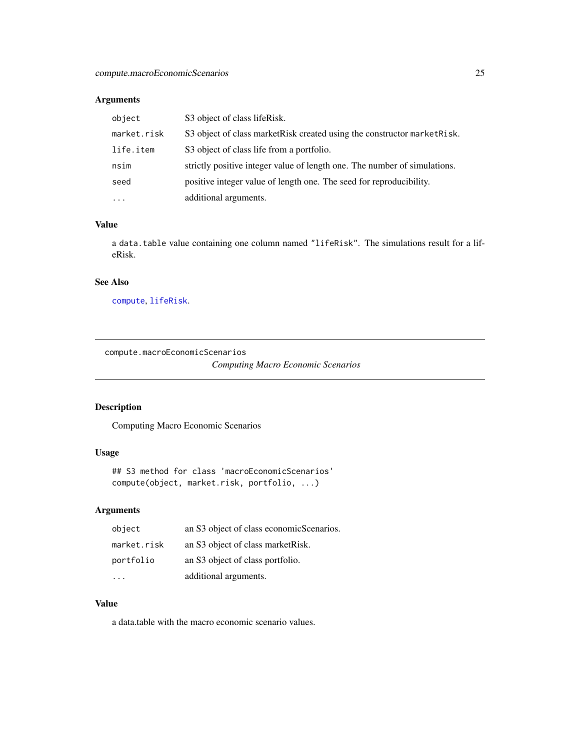### Arguments

| | |
|---|---|
| `object` | S3 object of class lifeRisk. |
| `market.risk` | S3 object of class marketRisk created using the constructor `marketRisk`. |
| `life.item` | S3 object of class life from a portfolio. |
| `nsim` | strictly positive integer value of length one. The number of simulations. |
| `seed` | positive integer value of length one. The seed for reproducibility. |
| `...` | additional arguments. |

### Value

a `data.table` value containing one column named `"lifeRisk"`. The simulations result for a lifeRisk.

### See Also

`compute`, `lifeRisk`.

---

## compute.macroEconomicScenarios

*Computing Macro Economic Scenarios*

### Description

Computing Macro Economic Scenarios

### Usage

```
## S3 method for class 'macroEconomicScenarios'
compute(object, market.risk, portfolio, ...)
```

### Arguments

| | |
|---|---|
| `object` | an S3 object of class economicScenarios. |
| `market.risk` | an S3 object of class marketRisk. |
| `portfolio` | an S3 object of class portfolio. |
| `...` | additional arguments. |

### Value

a data.table with the macro economic scenario values.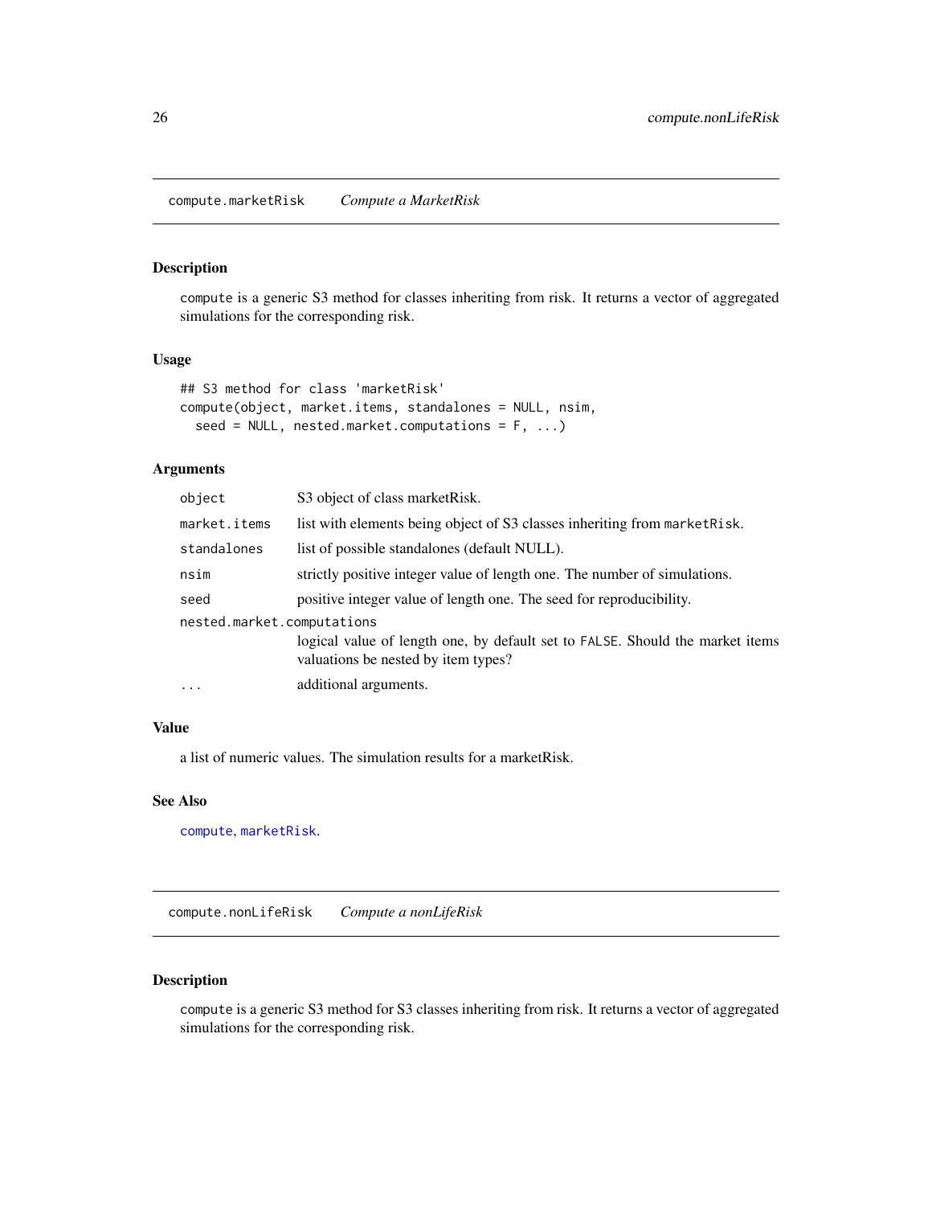## compute.marketRisk *Compute a MarketRisk*

### Description

`compute` is a generic S3 method for classes inheriting from risk. It returns a vector of aggregated simulations for the corresponding risk.

### Usage

```
## S3 method for class 'marketRisk'
compute(object, market.items, standalones = NULL, nsim,
  seed = NULL, nested.market.computations = F, ...)
```

### Arguments

| | |
|---|---|
| `object` | S3 object of class marketRisk. |
| `market.items` | list with elements being object of S3 classes inheriting from `marketRisk`. |
| `standalones` | list of possible standalones (default NULL). |
| `nsim` | strictly positive integer value of length one. The number of simulations. |
| `seed` | positive integer value of length one. The seed for reproducibility. |
| `nested.market.computations` | logical value of length one, by default set to `FALSE`. Should the market items valuations be nested by item types? |
| `...` | additional arguments. |

### Value

a list of numeric values. The simulation results for a marketRisk.

### See Also

`compute`, `marketRisk`.

## compute.nonLifeRisk *Compute a nonLifeRisk*

### Description

`compute` is a generic S3 method for S3 classes inheriting from risk. It returns a vector of aggregated simulations for the corresponding risk.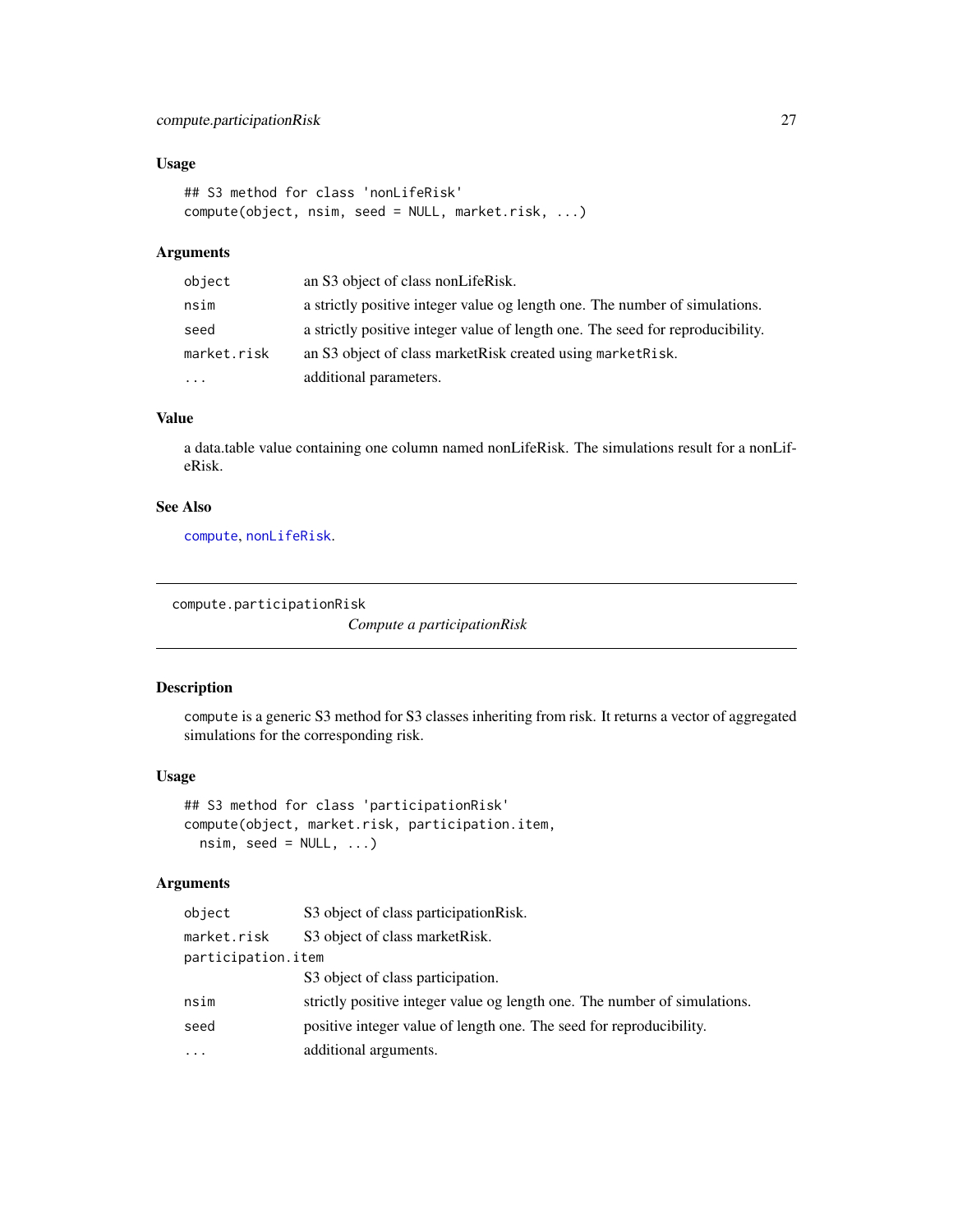### Usage

```
## S3 method for class 'nonLifeRisk'
compute(object, nsim, seed = NULL, market.risk, ...)
```

### Arguments

| | |
|---|---|
| object | an S3 object of class nonLifeRisk. |
| nsim | a strictly positive integer value og length one. The number of simulations. |
| seed | a strictly positive integer value of length one. The seed for reproducibility. |
| market.risk | an S3 object of class marketRisk created using marketRisk. |
| ... | additional parameters. |

### Value

a data.table value containing one column named nonLifeRisk. The simulations result for a nonLifeRisk.

### See Also

compute, nonLifeRisk.

---

## compute.participationRisk

*Compute a participationRisk*

---

### Description

compute is a generic S3 method for S3 classes inheriting from risk. It returns a vector of aggregated simulations for the corresponding risk.

### Usage

```
## S3 method for class 'participationRisk'
compute(object, market.risk, participation.item,
  nsim, seed = NULL, ...)
```

### Arguments

| | |
|---|---|
| object | S3 object of class participationRisk. |
| market.risk | S3 object of class marketRisk. |
| participation.item | S3 object of class participation. |
| nsim | strictly positive integer value og length one. The number of simulations. |
| seed | positive integer value of length one. The seed for reproducibility. |
| ... | additional arguments. |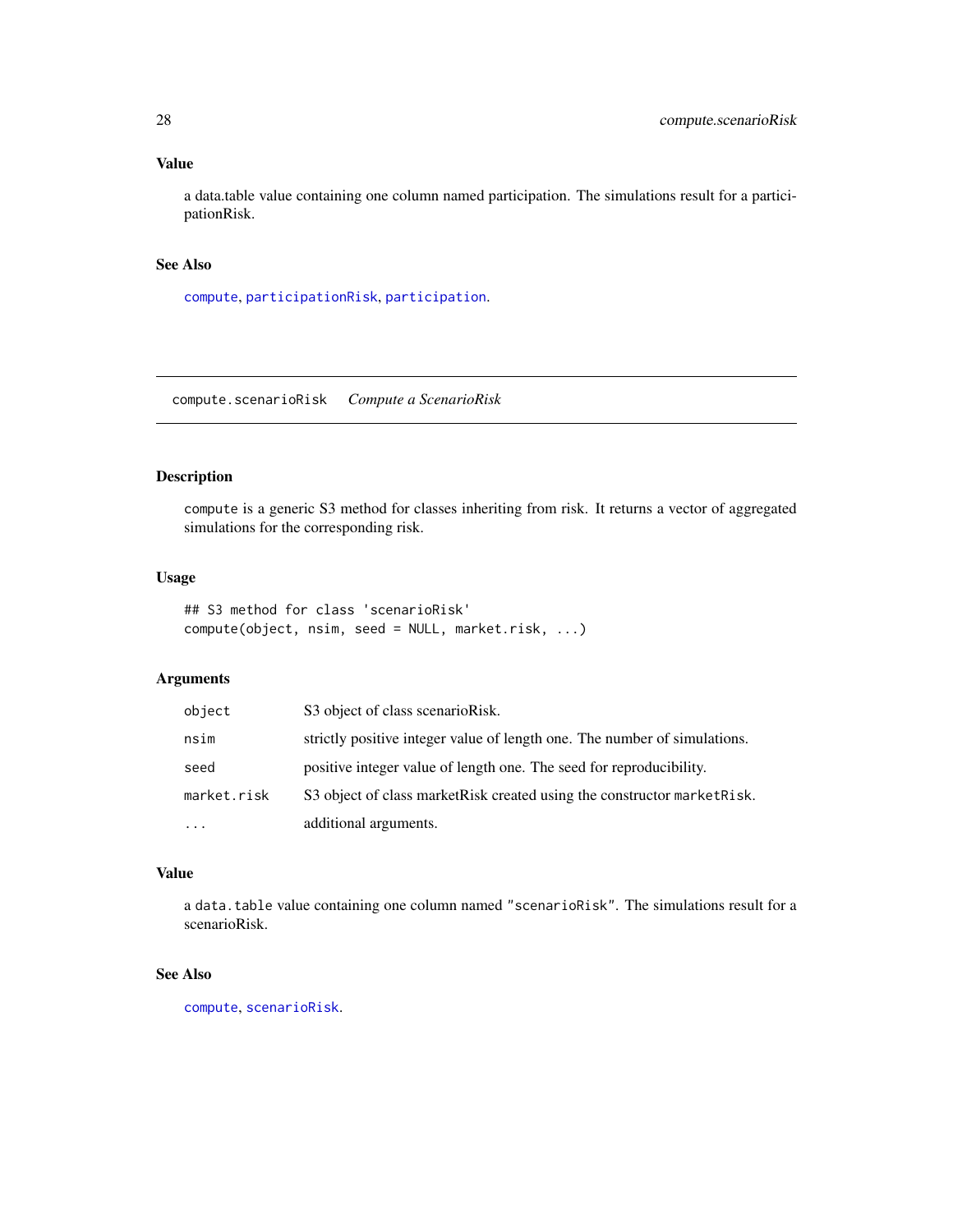### Value

a data.table value containing one column named participation. The simulations result for a participationRisk.

### See Also

compute, participationRisk, participation.

---

## compute.scenarioRisk *Compute a ScenarioRisk*

---

### Description

compute is a generic S3 method for classes inheriting from risk. It returns a vector of aggregated simulations for the corresponding risk.

### Usage

```
## S3 method for class 'scenarioRisk'
compute(object, nsim, seed = NULL, market.risk, ...)
```

### Arguments

| | |
|---|---|
| object | S3 object of class scenarioRisk. |
| nsim | strictly positive integer value of length one. The number of simulations. |
| seed | positive integer value of length one. The seed for reproducibility. |
| market.risk | S3 object of class marketRisk created using the constructor marketRisk. |
| ... | additional arguments. |

### Value

a data.table value containing one column named "scenarioRisk". The simulations result for a scenarioRisk.

### See Also

compute, scenarioRisk.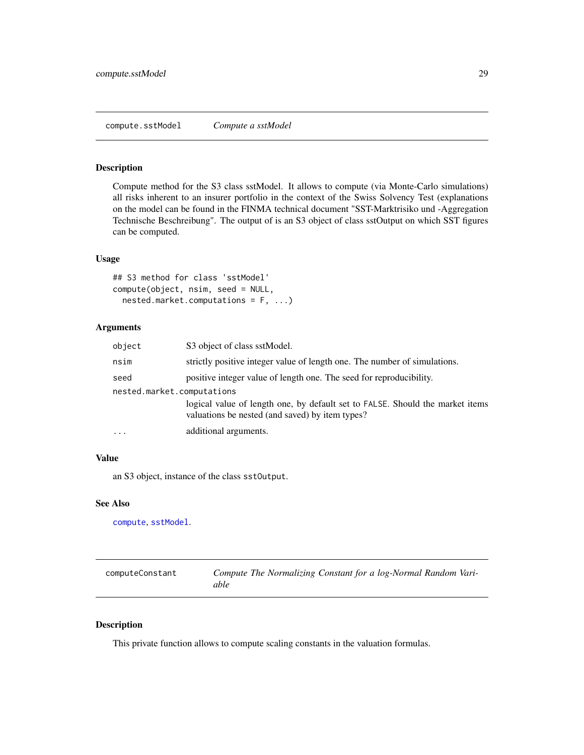## compute.sstModel *Compute a sstModel*

### Description

Compute method for the S3 class sstModel. It allows to compute (via Monte-Carlo simulations) all risks inherent to an insurer portfolio in the context of the Swiss Solvency Test (explanations on the model can be found in the FINMA technical document "SST-Marktrisiko und -Aggregation Technische Beschreibung". The output of is an S3 object of class sstOutput on which SST figures can be computed.

### Usage

```
## S3 method for class 'sstModel'
compute(object, nsim, seed = NULL,
  nested.market.computations = F, ...)
```

### Arguments

| | |
|---|---|
| `object` | S3 object of class sstModel. |
| `nsim` | strictly positive integer value of length one. The number of simulations. |
| `seed` | positive integer value of length one. The seed for reproducibility. |
| `nested.market.computations` | logical value of length one, by default set to `FALSE`. Should the market items valuations be nested (and saved) by item types? |
| `...` | additional arguments. |

### Value

an S3 object, instance of the class `sstOutput`.

### See Also

`compute`, `sstModel`.

## computeConstant *Compute The Normalizing Constant for a log-Normal Random Variable*

### Description

This private function allows to compute scaling constants in the valuation formulas.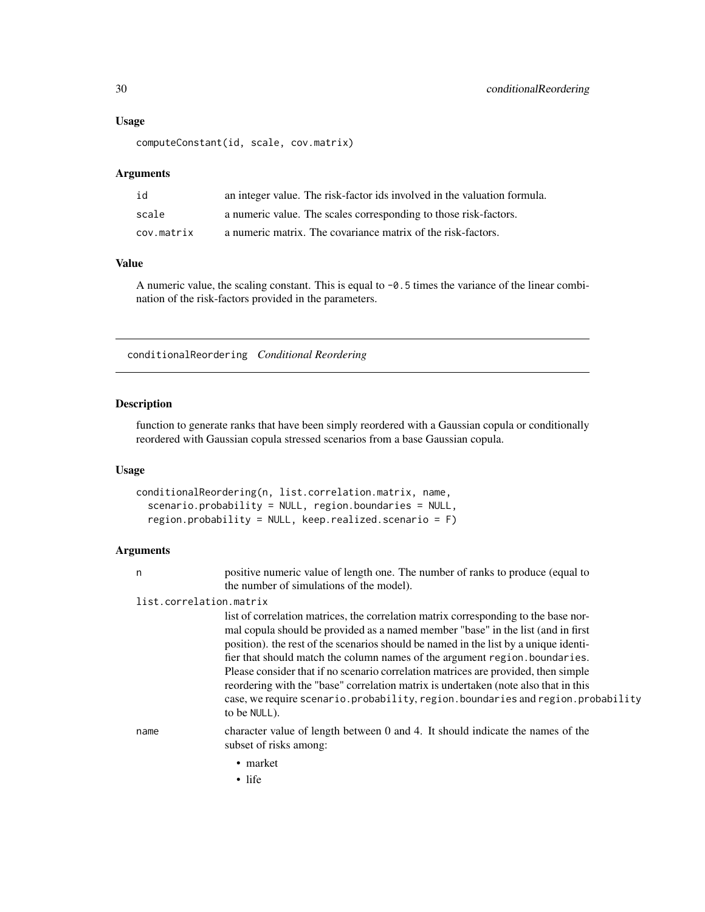### Usage

```
computeConstant(id, scale, cov.matrix)
```

### Arguments

| | |
|---|---|
| id | an integer value. The risk-factor ids involved in the valuation formula. |
| scale | a numeric value. The scales corresponding to those risk-factors. |
| cov.matrix | a numeric matrix. The covariance matrix of the risk-factors. |

### Value

A numeric value, the scaling constant. This is equal to `-0.5` times the variance of the linear combination of the risk-factors provided in the parameters.

---

## conditionalReordering *Conditional Reordering*

### Description

function to generate ranks that have been simply reordered with a Gaussian copula or conditionally reordered with Gaussian copula stressed scenarios from a base Gaussian copula.

### Usage

```
conditionalReordering(n, list.correlation.matrix, name,
  scenario.probability = NULL, region.boundaries = NULL,
  region.probability = NULL, keep.realized.scenario = F)
```

### Arguments

n
: positive numeric value of length one. The number of ranks to produce (equal to the number of simulations of the model).

list.correlation.matrix
: list of correlation matrices, the correlation matrix corresponding to the base normal copula should be provided as a named member "base" in the list (and in first position). the rest of the scenarios should be named in the list by a unique identifier that should match the column names of the argument `region.boundaries`. Please consider that if no scenario correlation matrices are provided, then simple reordering with the "base" correlation matrix is undertaken (note also that in this case, we require `scenario.probability`, `region.boundaries` and `region.probability` to be `NULL`).

name
: character value of length between 0 and 4. It should indicate the names of the subset of risks among:

  - market
  - life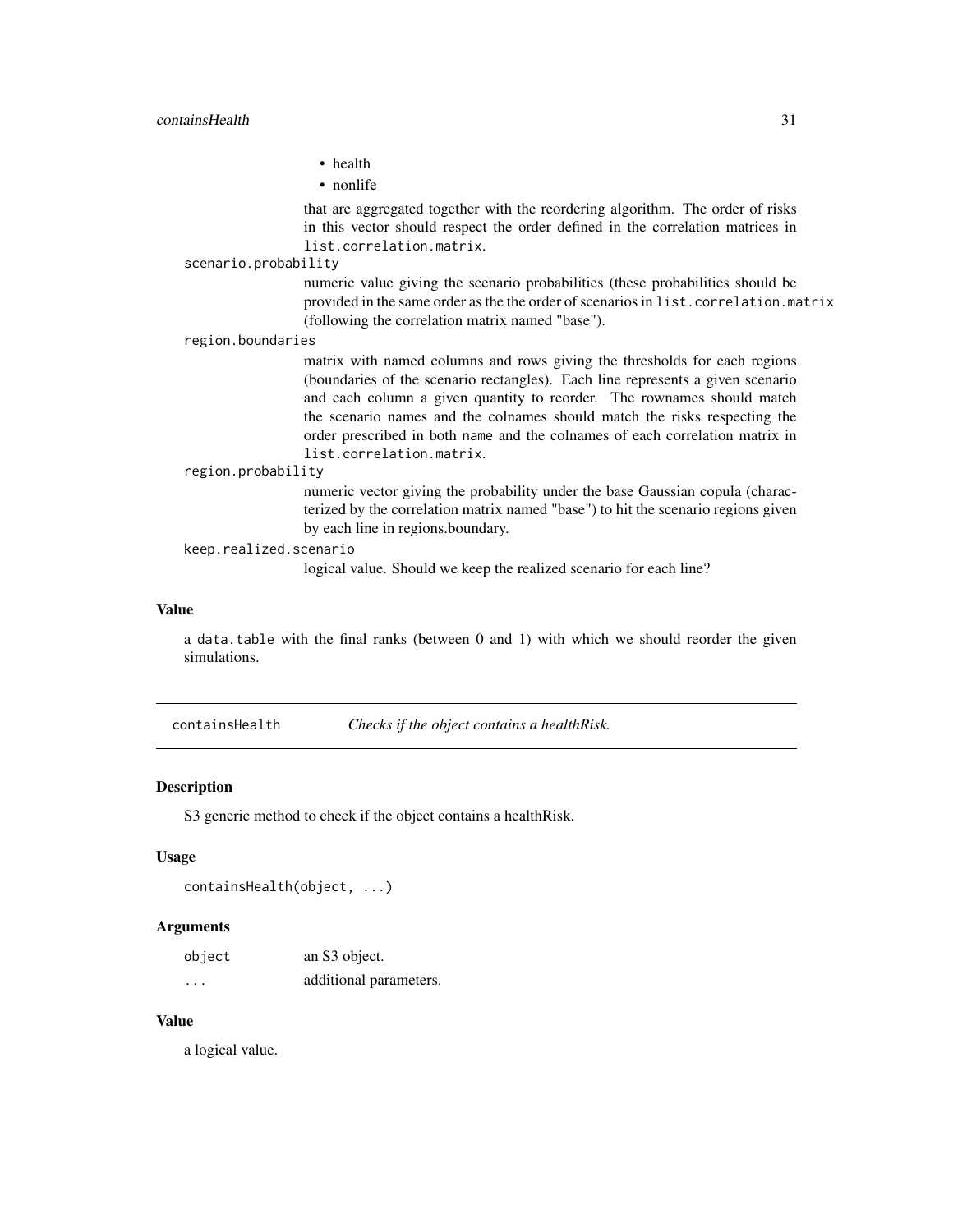- health
- nonlife

that are aggregated together with the reordering algorithm. The order of risks in this vector should respect the order defined in the correlation matrices in `list.correlation.matrix`.

`scenario.probability`
: numeric value giving the scenario probabilities (these probabilities should be provided in the same order as the the order of scenarios in `list.correlation.matrix` (following the correlation matrix named "base").

`region.boundaries`
: matrix with named columns and rows giving the thresholds for each regions (boundaries of the scenario rectangles). Each line represents a given scenario and each column a given quantity to reorder. The rownames should match the scenario names and the colnames should match the risks respecting the order prescribed in both `name` and the colnames of each correlation matrix in `list.correlation.matrix`.

`region.probability`
: numeric vector giving the probability under the base Gaussian copula (characterized by the correlation matrix named "base") to hit the scenario regions given by each line in regions.boundary.

`keep.realized.scenario`
: logical value. Should we keep the realized scenario for each line?

### Value

a `data.table` with the final ranks (between 0 and 1) with which we should reorder the given simulations.

---

## containsHealth — *Checks if the object contains a healthRisk.*

### Description

S3 generic method to check if the object contains a healthRisk.

### Usage

```
containsHealth(object, ...)
```

### Arguments

| | |
|---|---|
| `object` | an S3 object. |
| `...` | additional parameters. |

### Value

a logical value.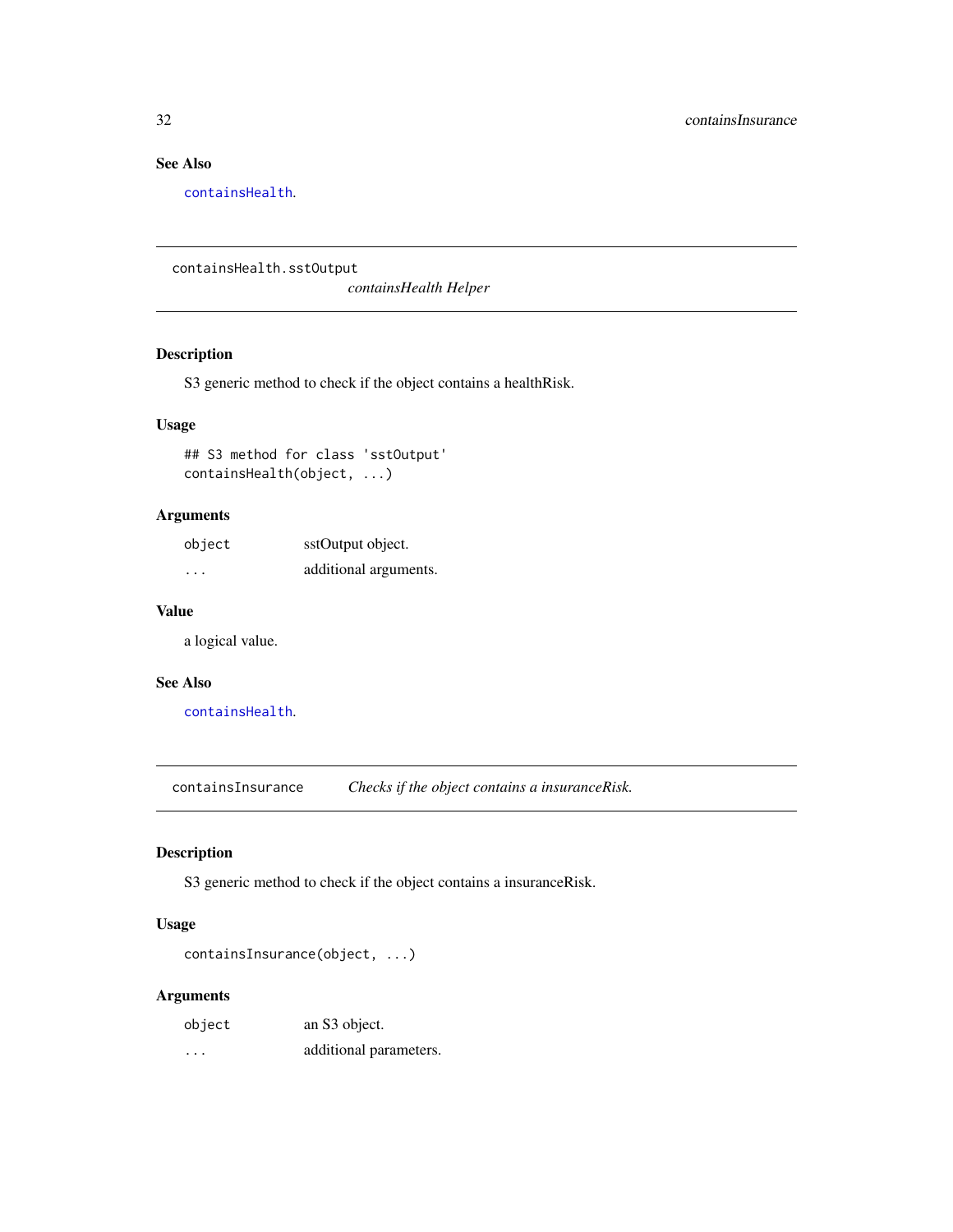### See Also

`containsHealth`.

---

## containsHealth.sstOutput

*containsHealth Helper*

### Description

S3 generic method to check if the object contains a healthRisk.

### Usage

```
## S3 method for class 'sstOutput'
containsHealth(object, ...)
```

### Arguments

| | |
|---|---|
| `object` | sstOutput object. |
| `...` | additional arguments. |

### Value

a logical value.

### See Also

`containsHealth`.

---

## containsInsurance

*Checks if the object contains a insuranceRisk.*

### Description

S3 generic method to check if the object contains a insuranceRisk.

### Usage

```
containsInsurance(object, ...)
```

### Arguments

| | |
|---|---|
| `object` | an S3 object. |
| `...` | additional parameters. |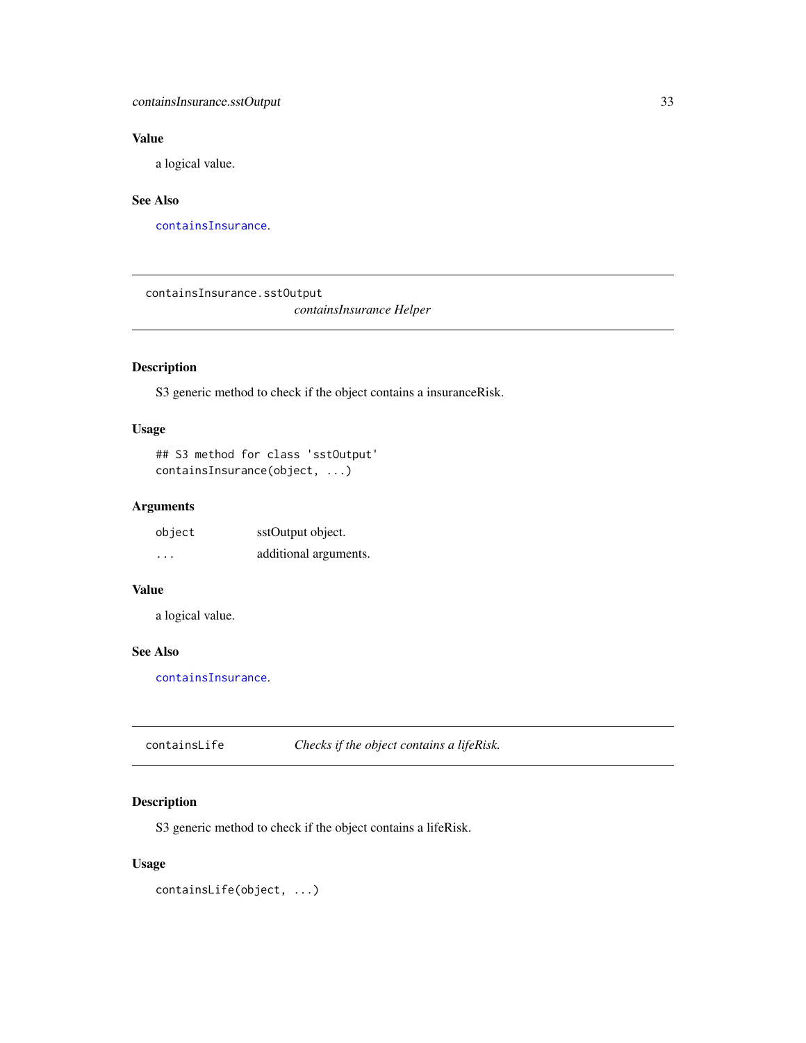### Value

a logical value.

### See Also

`containsInsurance`.

---

## containsInsurance.sstOutput

*containsInsurance Helper*

### Description

S3 generic method to check if the object contains a insuranceRisk.

### Usage

```
## S3 method for class 'sstOutput'
containsInsurance(object, ...)
```

### Arguments

| | |
|---|---|
| `object` | sstOutput object. |
| `...` | additional arguments. |

### Value

a logical value.

### See Also

`containsInsurance`.

---

## containsLife

*Checks if the object contains a lifeRisk.*

### Description

S3 generic method to check if the object contains a lifeRisk.

### Usage

```
containsLife(object, ...)
```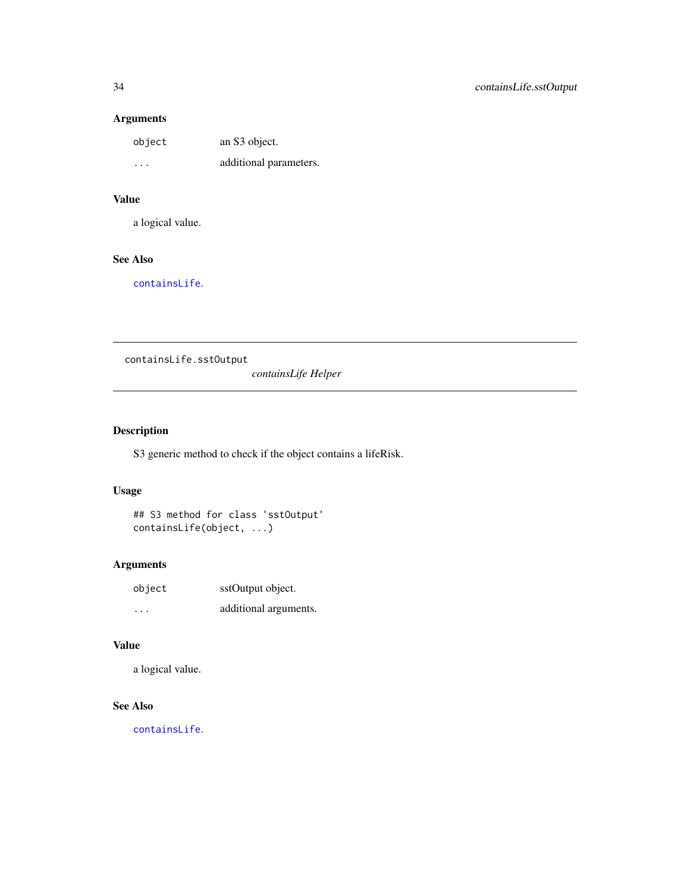### Arguments

| | |
|---|---|
| `object` | an S3 object. |
| `...` | additional parameters. |

### Value

a logical value.

### See Also

`containsLife`.

---

## containsLife.sstOutput

*containsLife Helper*

---

### Description

S3 generic method to check if the object contains a lifeRisk.

### Usage

```
## S3 method for class 'sstOutput'
containsLife(object, ...)
```

### Arguments

| | |
|---|---|
| `object` | sstOutput object. |
| `...` | additional arguments. |

### Value

a logical value.

### See Also

`containsLife`.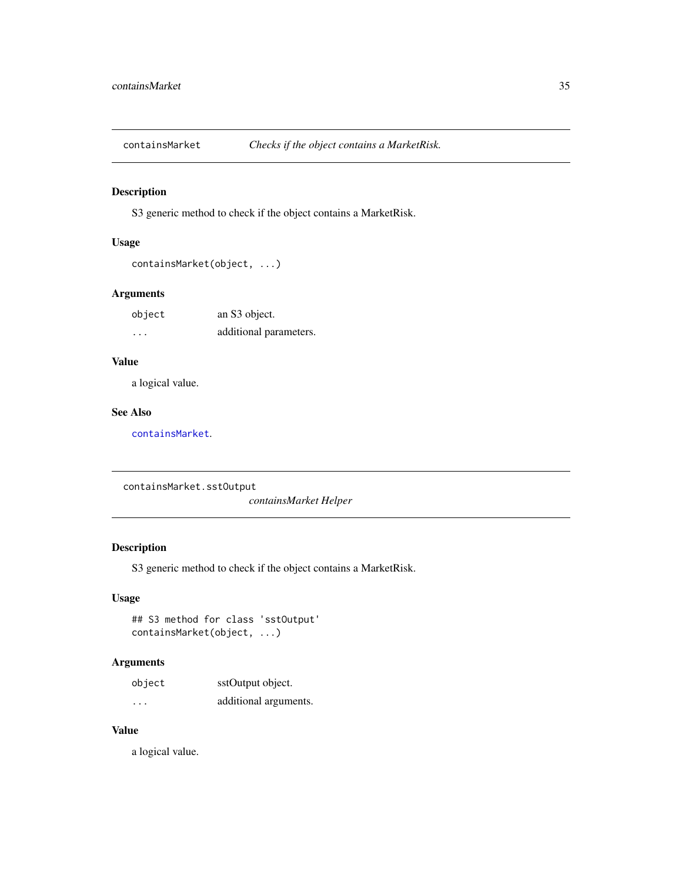## containsMarket — *Checks if the object contains a MarketRisk.*

### Description

S3 generic method to check if the object contains a MarketRisk.

### Usage

```
containsMarket(object, ...)
```

### Arguments

| | |
|---|---|
| object | an S3 object. |
| ... | additional parameters. |

### Value

a logical value.

### See Also

containsMarket.

## containsMarket.sstOutput — *containsMarket Helper*

### Description

S3 generic method to check if the object contains a MarketRisk.

### Usage

```
## S3 method for class 'sstOutput'
containsMarket(object, ...)
```

### Arguments

| | |
|---|---|
| object | sstOutput object. |
| ... | additional arguments. |

### Value

a logical value.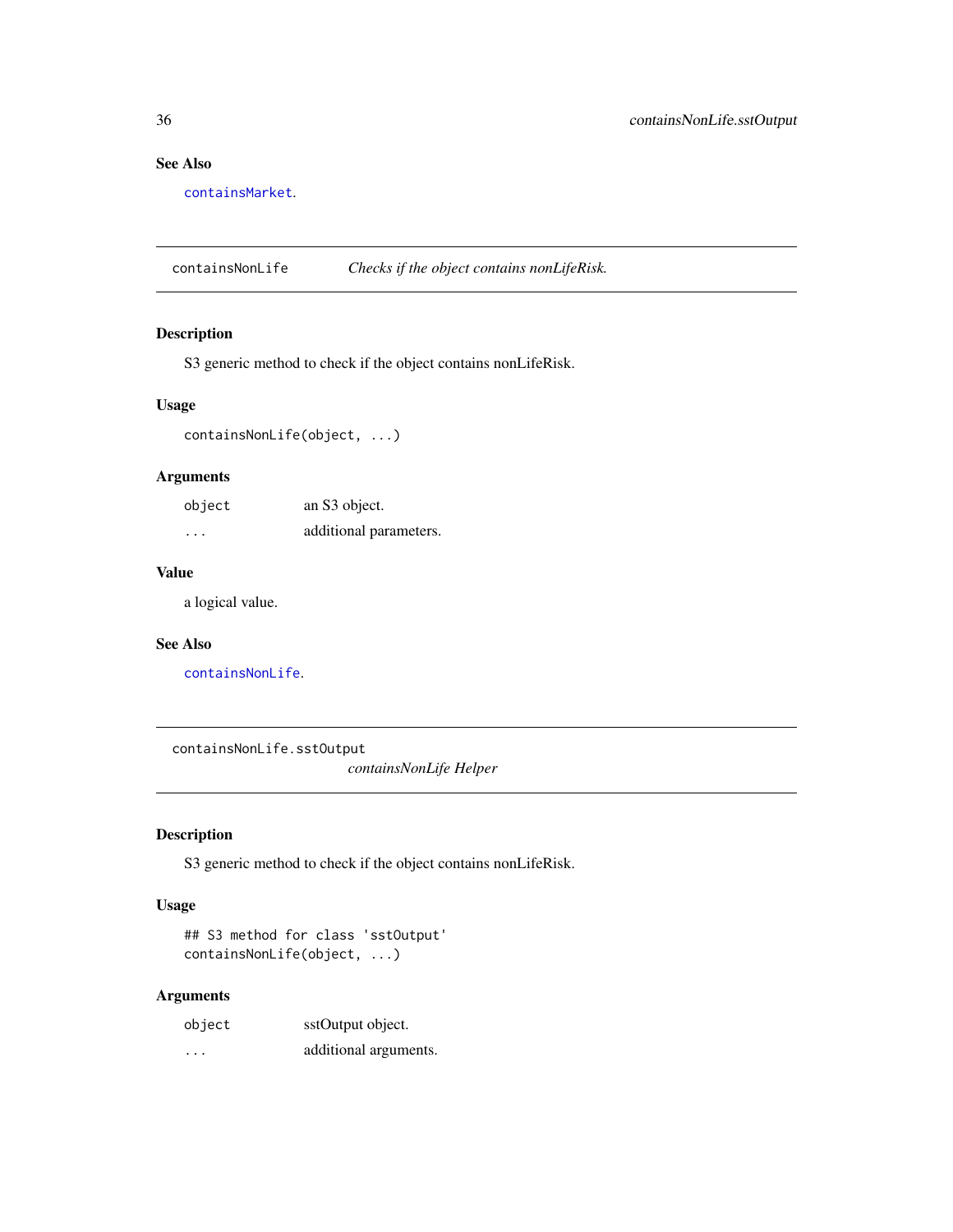### See Also

`containsMarket`.

---

## containsNonLife — *Checks if the object contains nonLifeRisk.*

### Description

S3 generic method to check if the object contains nonLifeRisk.

### Usage

```
containsNonLife(object, ...)
```

### Arguments

| | |
|---|---|
| `object` | an S3 object. |
| `...` | additional parameters. |

### Value

a logical value.

### See Also

`containsNonLife`.

---

## containsNonLife.sstOutput — *containsNonLife Helper*

### Description

S3 generic method to check if the object contains nonLifeRisk.

### Usage

```
## S3 method for class 'sstOutput'
containsNonLife(object, ...)
```

### Arguments

| | |
|---|---|
| `object` | sstOutput object. |
| `...` | additional arguments. |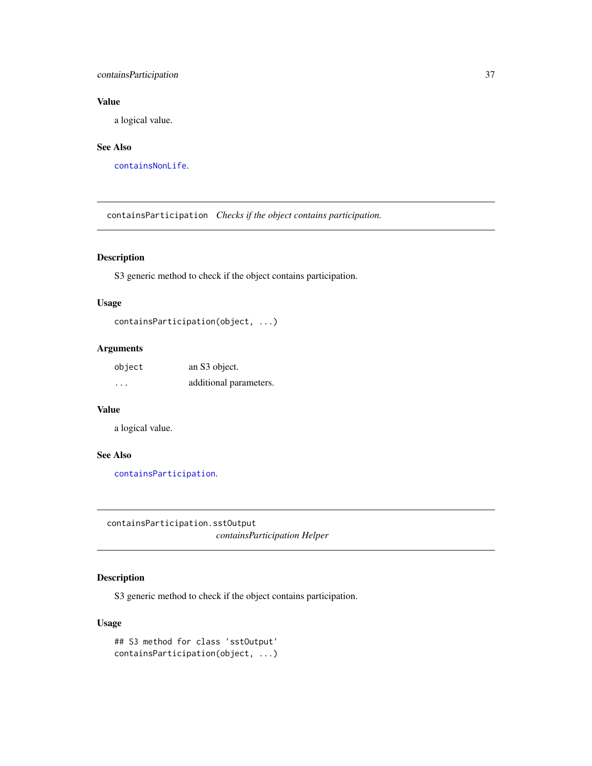### Value

a logical value.

### See Also

`containsNonLife`.

---

## `containsParticipation` *Checks if the object contains participation.*

### Description

S3 generic method to check if the object contains participation.

### Usage

```
containsParticipation(object, ...)
```

### Arguments

| | |
|---|---|
| `object` | an S3 object. |
| `...` | additional parameters. |

### Value

a logical value.

### See Also

`containsParticipation`.

---

## `containsParticipation.sstOutput` *containsParticipation Helper*

### Description

S3 generic method to check if the object contains participation.

### Usage

```
## S3 method for class 'sstOutput'
containsParticipation(object, ...)
```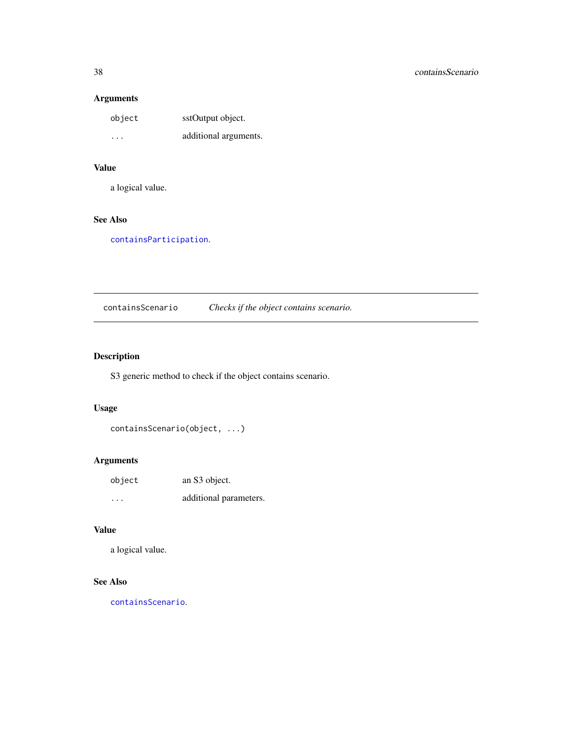### Arguments

| | |
|---|---|
| `object` | sstOutput object. |
| `...` | additional arguments. |

### Value

a logical value.

### See Also

`containsParticipation`.

---

## `containsScenario` *Checks if the object contains scenario.*

---

### Description

S3 generic method to check if the object contains scenario.

### Usage

```
containsScenario(object, ...)
```

### Arguments

| | |
|---|---|
| `object` | an S3 object. |
| `...` | additional parameters. |

### Value

a logical value.

### See Also

`containsScenario`.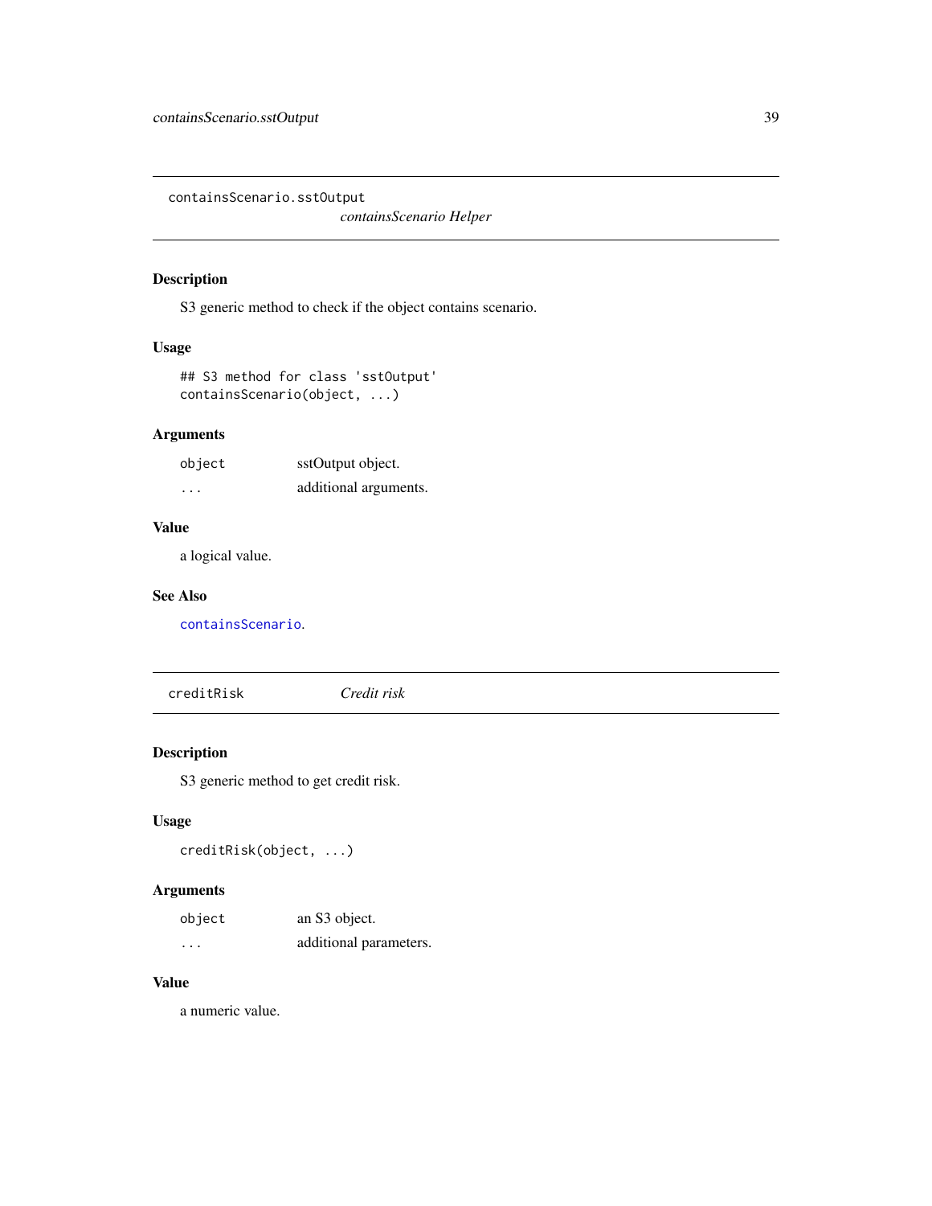## containsScenario.sstOutput

*containsScenario Helper*

### Description

S3 generic method to check if the object contains scenario.

### Usage

```
## S3 method for class 'sstOutput'
containsScenario(object, ...)
```

### Arguments

| | |
|---|---|
| `object` | sstOutput object. |
| `...` | additional arguments. |

### Value

a logical value.

### See Also

`containsScenario`.

## creditRisk

*Credit risk*

### Description

S3 generic method to get credit risk.

### Usage

```
creditRisk(object, ...)
```

### Arguments

| | |
|---|---|
| `object` | an S3 object. |
| `...` | additional parameters. |

### Value

a numeric value.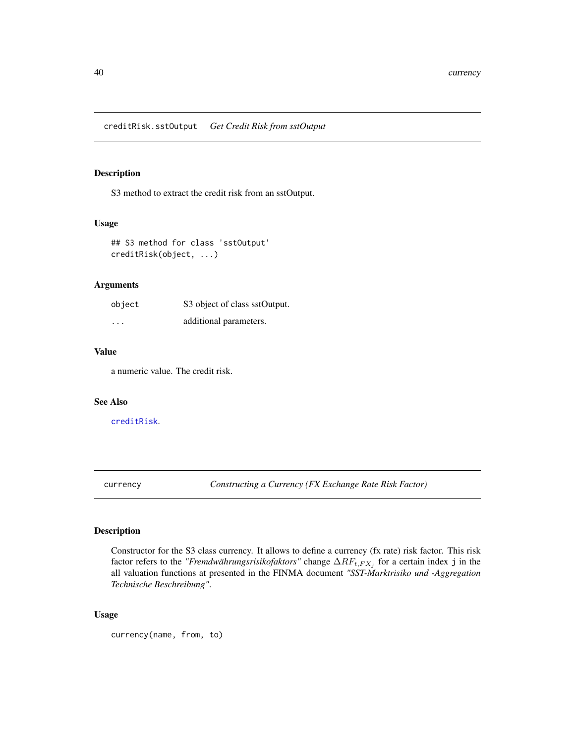## creditRisk.sstOutput    *Get Credit Risk from sstOutput*

### Description

S3 method to extract the credit risk from an sstOutput.

### Usage

```
## S3 method for class 'sstOutput'
creditRisk(object, ...)
```

### Arguments

| | |
|---|---|
| object | S3 object of class sstOutput. |
| ... | additional parameters. |

### Value

a numeric value. The credit risk.

### See Also

creditRisk.

## currency    *Constructing a Currency (FX Exchange Rate Risk Factor)*

### Description

Constructor for the S3 class currency. It allows to define a currency (fx rate) risk factor. This risk factor refers to the *"Fremdwährungsrisikofaktors"* change $\Delta RF_{t,FX_j}$ for a certain index j in the all valuation functions at presented in the FINMA document *"SST-Marktrisiko und -Aggregation Technische Beschreibung"*.

### Usage

```
currency(name, from, to)
```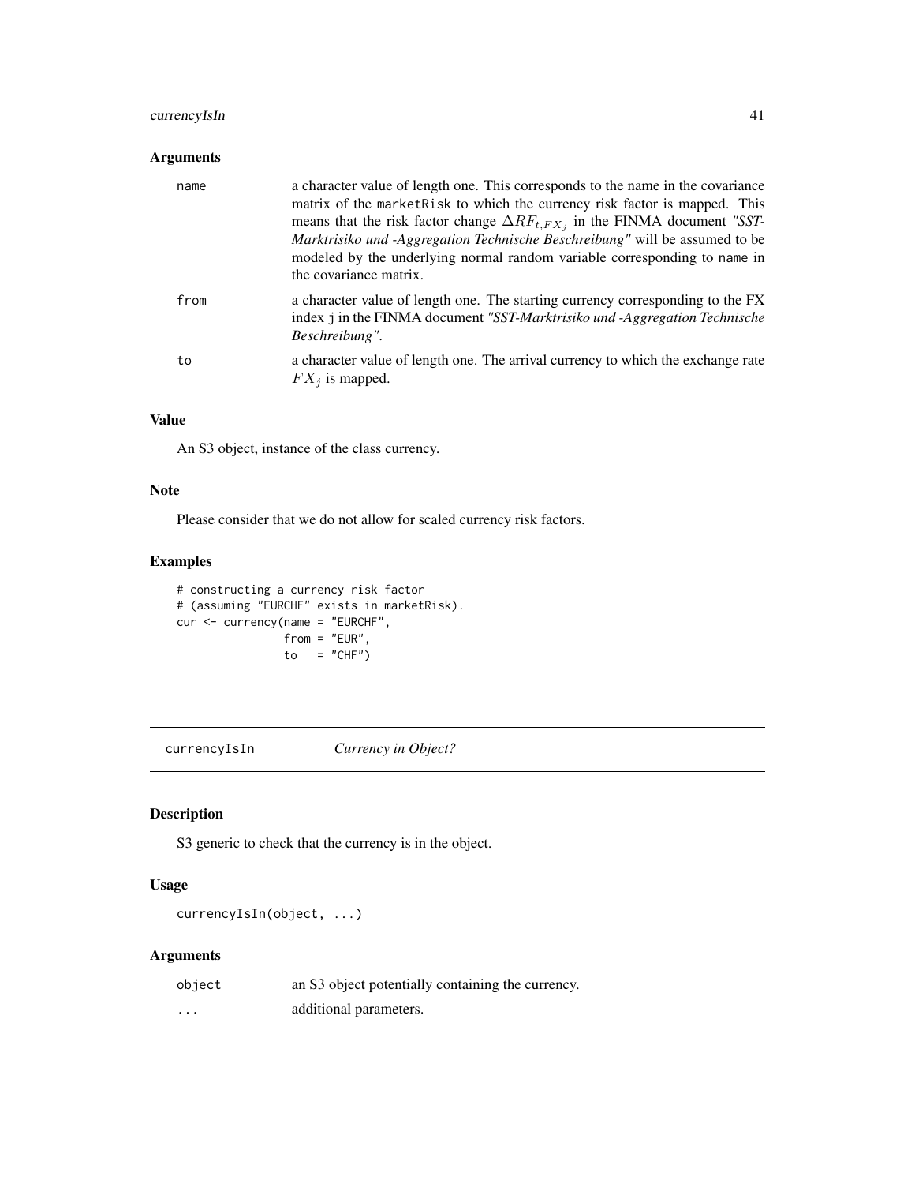### Arguments

| | |
|---|---|
| `name` | a character value of length one. This corresponds to the name in the covariance matrix of the `marketRisk` to which the currency risk factor is mapped. This means that the risk factor change $\Delta RF_{t,FX_j}$ in the FINMA document *"SST-Marktrisiko und -Aggregation Technische Beschreibung"* will be assumed to be modeled by the underlying normal random variable corresponding to `name` in the covariance matrix. |
| `from` | a character value of length one. The starting currency corresponding to the FX index `j` in the FINMA document *"SST-Marktrisiko und -Aggregation Technische Beschreibung"*. |
| `to` | a character value of length one. The arrival currency to which the exchange rate $FX_j$ is mapped. |

### Value

An S3 object, instance of the class currency.

### Note

Please consider that we do not allow for scaled currency risk factors.

### Examples

```
# constructing a currency risk factor
# (assuming "EURCHF" exists in marketRisk).
cur <- currency(name = "EURCHF",
                from = "EUR",
                to   = "CHF")
```

---

## currencyIsIn *Currency in Object?*

---

### Description

S3 generic to check that the currency is in the object.

### Usage

```
currencyIsIn(object, ...)
```

### Arguments

| | |
|---|---|
| `object` | an S3 object potentially containing the currency. |
| `...` | additional parameters. |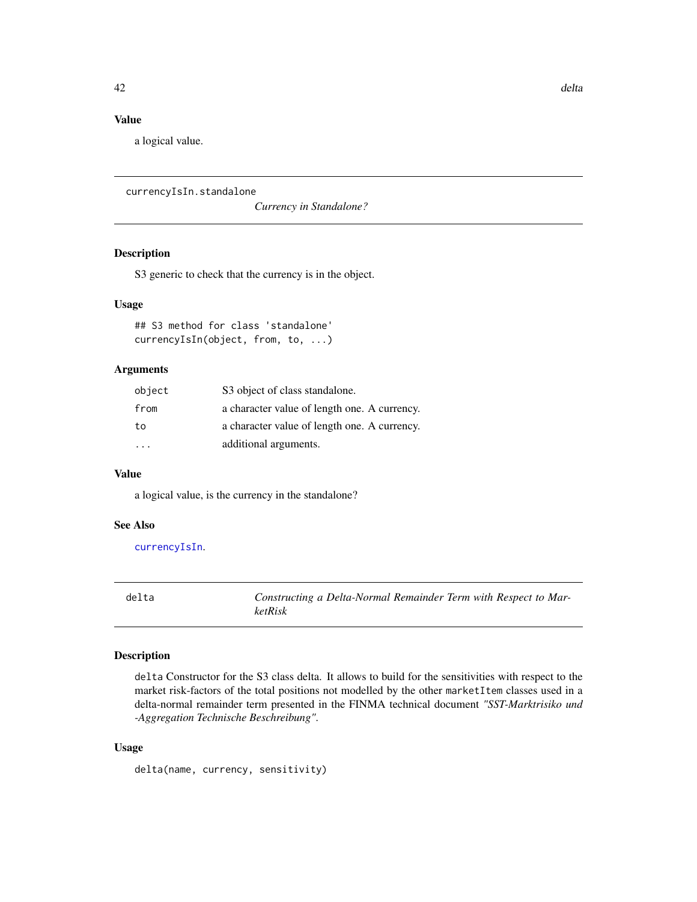### Value

a logical value.

---

## currencyIsIn.standalone

*Currency in Standalone?*

### Description

S3 generic to check that the currency is in the object.

### Usage

```
## S3 method for class 'standalone'
currencyIsIn(object, from, to, ...)
```

### Arguments

| | |
|---|---|
| object | S3 object of class standalone. |
| from | a character value of length one. A currency. |
| to | a character value of length one. A currency. |
| ... | additional arguments. |

### Value

a logical value, is the currency in the standalone?

### See Also

currencyIsIn.

---

## delta

*Constructing a Delta-Normal Remainder Term with Respect to MarketRisk*

### Description

`delta` Constructor for the S3 class delta. It allows to build for the sensitivities with respect to the market risk-factors of the total positions not modelled by the other `marketItem` classes used in a delta-normal remainder term presented in the FINMA technical document *"SST-Marktrisiko und -Aggregation Technische Beschreibung"*.

### Usage

```
delta(name, currency, sensitivity)
```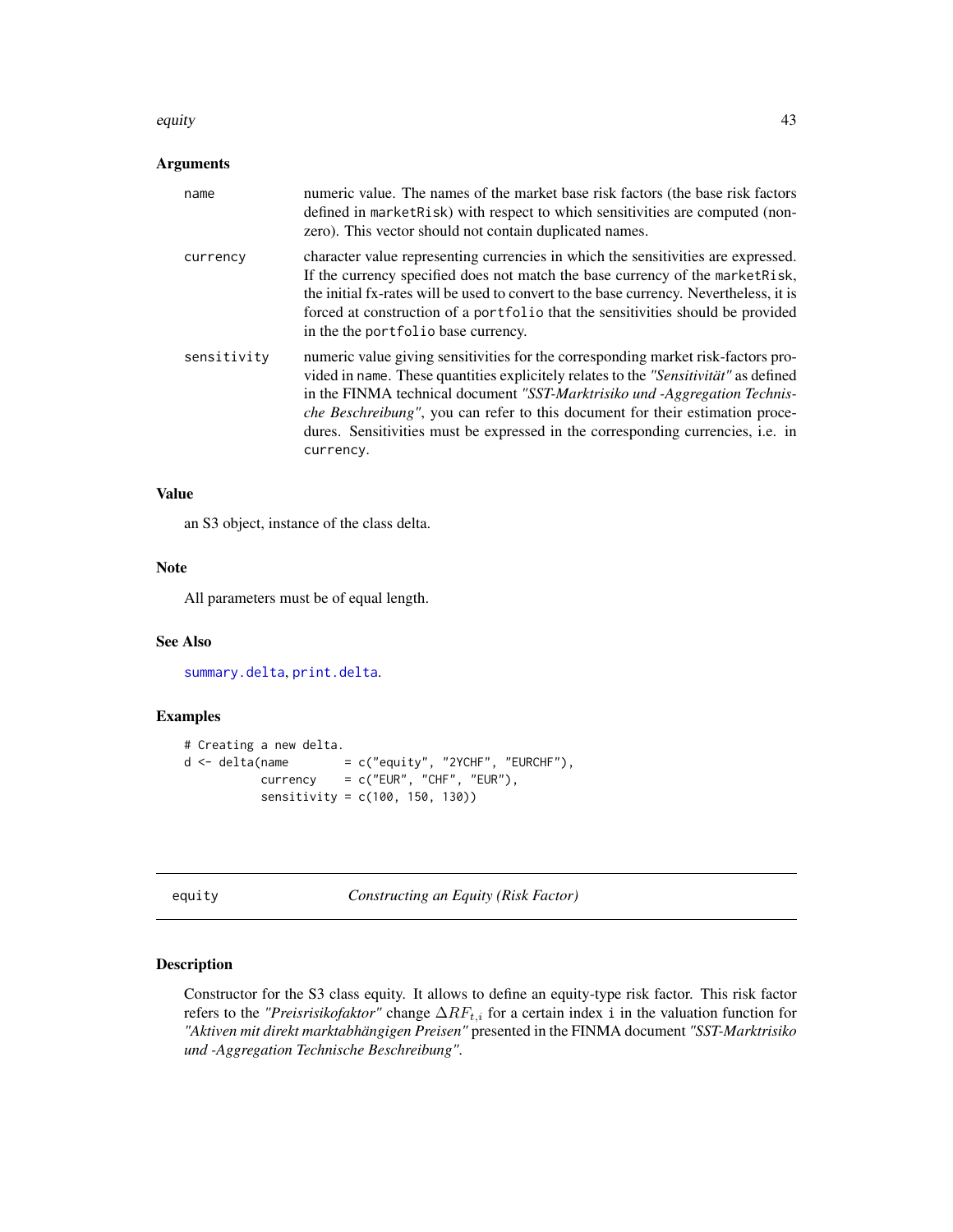### Arguments

| | |
|---|---|
| name | numeric value. The names of the market base risk factors (the base risk factors defined in `marketRisk`) with respect to which sensitivities are computed (non-zero). This vector should not contain duplicated names. |
| currency | character value representing currencies in which the sensitivities are expressed. If the currency specified does not match the base currency of the `marketRisk`, the initial fx-rates will be used to convert to the base currency. Nevertheless, it is forced at construction of a `portfolio` that the sensitivities should be provided in the the `portfolio` base currency. |
| sensitivity | numeric value giving sensitivities for the corresponding market risk-factors provided in `name`. These quantities explicitely relates to the *"Sensitivität"* as defined in the FINMA technical document *"SST-Marktrisiko und -Aggregation Technische Beschreibung"*, you can refer to this document for their estimation procedures. Sensitivities must be expressed in the corresponding currencies, i.e. in `currency`. |

### Value

an S3 object, instance of the class delta.

### Note

All parameters must be of equal length.

### See Also

`summary.delta`, `print.delta`.

### Examples

```
# Creating a new delta.
d <- delta(name        = c("equity", "2YCHF", "EURCHF"),
           currency    = c("EUR", "CHF", "EUR"),
           sensitivity = c(100, 150, 130))
```

---

## equity — *Constructing an Equity (Risk Factor)*

### Description

Constructor for the S3 class equity. It allows to define an equity-type risk factor. This risk factor refers to the *"Preisrisikofaktor"* change $\Delta RF_{t,i}$ for a certain index `i` in the valuation function for *"Aktiven mit direkt marktabhängigen Preisen"* presented in the FINMA document *"SST-Marktrisiko und -Aggregation Technische Beschreibung"*.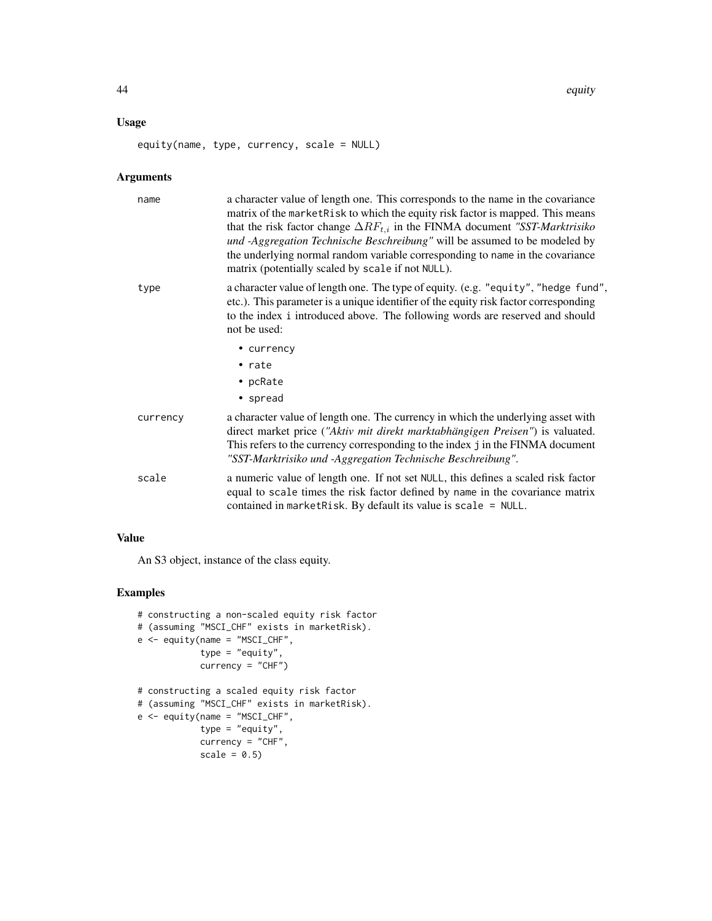### Usage

```
equity(name, type, currency, scale = NULL)
```

### Arguments

| | |
|---|---|
| name | a character value of length one. This corresponds to the name in the covariance matrix of the `marketRisk` to which the equity risk factor is mapped. This means that the risk factor change $\Delta RF_{t,i}$ in the FINMA document *"SST-Marktrisiko und -Aggregation Technische Beschreibung"* will be assumed to be modeled by the underlying normal random variable corresponding to `name` in the covariance matrix (potentially scaled by `scale` if not `NULL`). |
| type | a character value of length one. The type of equity. (e.g. `"equity"`, `"hedge fund"`, etc.). This parameter is a unique identifier of the equity risk factor corresponding to the index i introduced above. The following words are reserved and should not be used: <br>• `currency` <br>• `rate` <br>• `pcRate` <br>• `spread` |
| currency | a character value of length one. The currency in which the underlying asset with direct market price (*"Aktiv mit direkt marktabhängigen Preisen"*) is valuated. This refers to the currency corresponding to the index `j` in the FINMA document *"SST-Marktrisiko und -Aggregation Technische Beschreibung"*. |
| scale | a numeric value of length one. If not set `NULL`, this defines a scaled risk factor equal to `scale` times the risk factor defined by `name` in the covariance matrix contained in `marketRisk`. By default its value is `scale = NULL`. |

### Value

An S3 object, instance of the class equity.

### Examples

```
# constructing a non-scaled equity risk factor
# (assuming "MSCI_CHF" exists in marketRisk).
e <- equity(name = "MSCI_CHF",
            type = "equity",
            currency = "CHF")

# constructing a scaled equity risk factor
# (assuming "MSCI_CHF" exists in marketRisk).
e <- equity(name = "MSCI_CHF",
            type = "equity",
            currency = "CHF",
            scale = 0.5)
```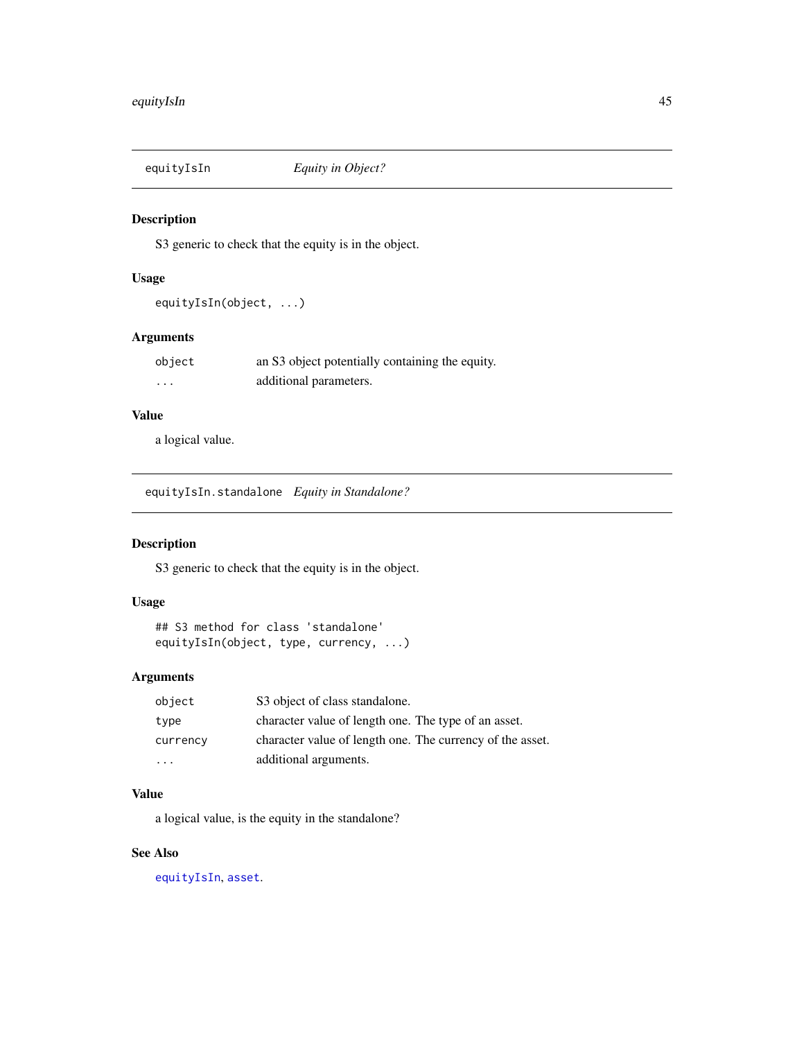## equityIsIn — *Equity in Object?*

### Description

S3 generic to check that the equity is in the object.

### Usage

```
equityIsIn(object, ...)
```

### Arguments

| | |
|---|---|
| `object` | an S3 object potentially containing the equity. |
| `...` | additional parameters. |

### Value

a logical value.

## equityIsIn.standalone — *Equity in Standalone?*

### Description

S3 generic to check that the equity is in the object.

### Usage

```
## S3 method for class 'standalone'
equityIsIn(object, type, currency, ...)
```

### Arguments

| | |
|---|---|
| `object` | S3 object of class standalone. |
| `type` | character value of length one. The type of an asset. |
| `currency` | character value of length one. The currency of the asset. |
| `...` | additional arguments. |

### Value

a logical value, is the equity in the standalone?

### See Also

`equityIsIn`, `asset`.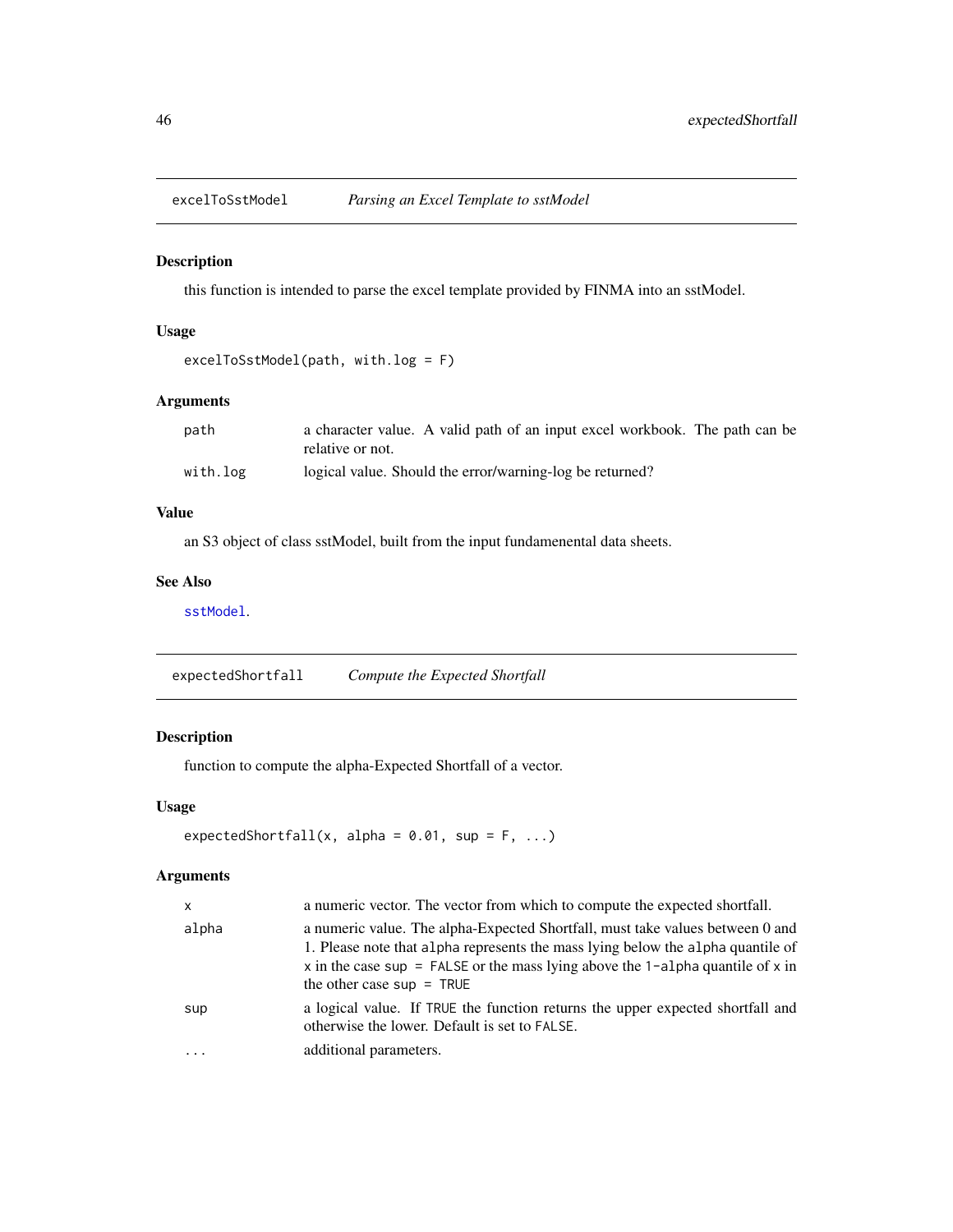## excelToSstModel *Parsing an Excel Template to sstModel*

### Description

this function is intended to parse the excel template provided by FINMA into an sstModel.

### Usage

```
excelToSstModel(path, with.log = F)
```

### Arguments

| | |
|---|---|
| `path` | a character value. A valid path of an input excel workbook. The path can be relative or not. |
| `with.log` | logical value. Should the error/warning-log be returned? |

### Value

an S3 object of class sstModel, built from the input fundamenental data sheets.

### See Also

`sstModel`.

## expectedShortfall *Compute the Expected Shortfall*

### Description

function to compute the alpha-Expected Shortfall of a vector.

### Usage

```
expectedShortfall(x, alpha = 0.01, sup = F, ...)
```

### Arguments

| | |
|---|---|
| `x` | a numeric vector. The vector from which to compute the expected shortfall. |
| `alpha` | a numeric value. The alpha-Expected Shortfall, must take values between 0 and 1. Please note that `alpha` represents the mass lying below the `alpha` quantile of `x` in the case `sup = FALSE` or the mass lying above the `1-alpha` quantile of `x` in the other case `sup = TRUE` |
| `sup` | a logical value. If `TRUE` the function returns the upper expected shortfall and otherwise the lower. Default is set to `FALSE`. |
| `...` | additional parameters. |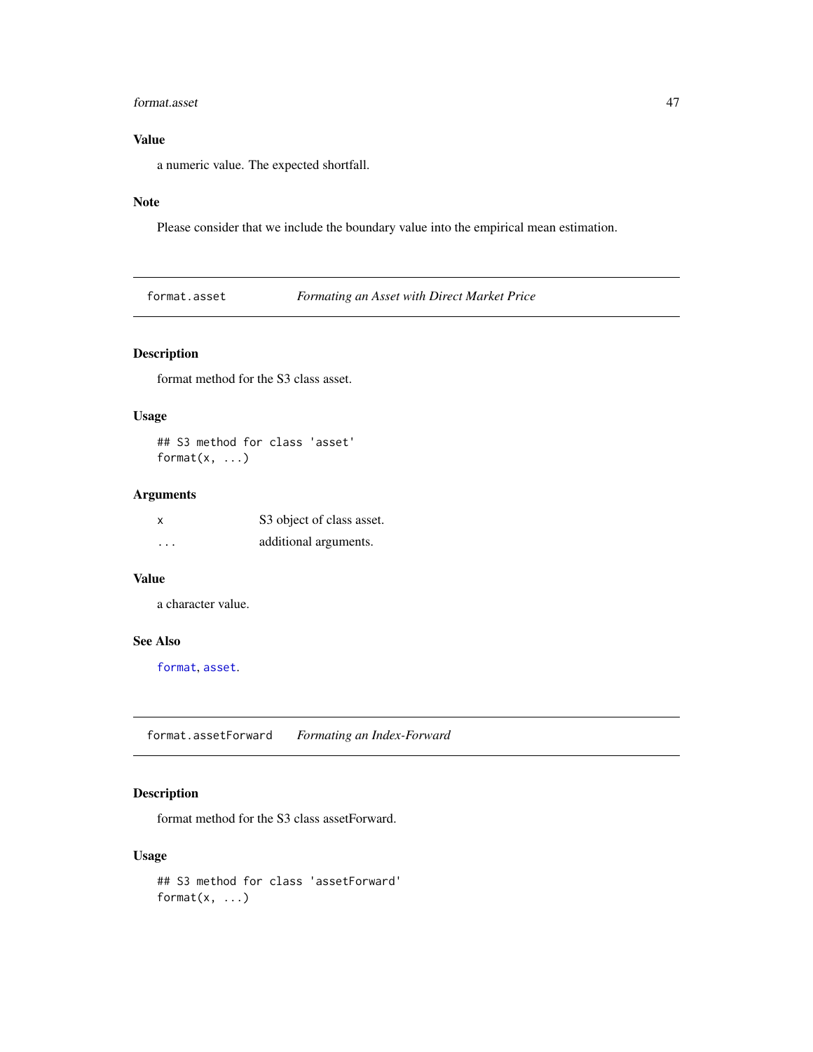### Value

a numeric value. The expected shortfall.

### Note

Please consider that we include the boundary value into the empirical mean estimation.

---

## `format.asset` *Formating an Asset with Direct Market Price*

### Description

format method for the S3 class asset.

### Usage

```
## S3 method for class 'asset'
format(x, ...)
```

### Arguments

| | |
|---|---|
| `x` | S3 object of class asset. |
| `...` | additional arguments. |

### Value

a character value.

### See Also

`format`, `asset`.

---

## `format.assetForward` *Formating an Index-Forward*

### Description

format method for the S3 class assetForward.

### Usage

```
## S3 method for class 'assetForward'
format(x, ...)
```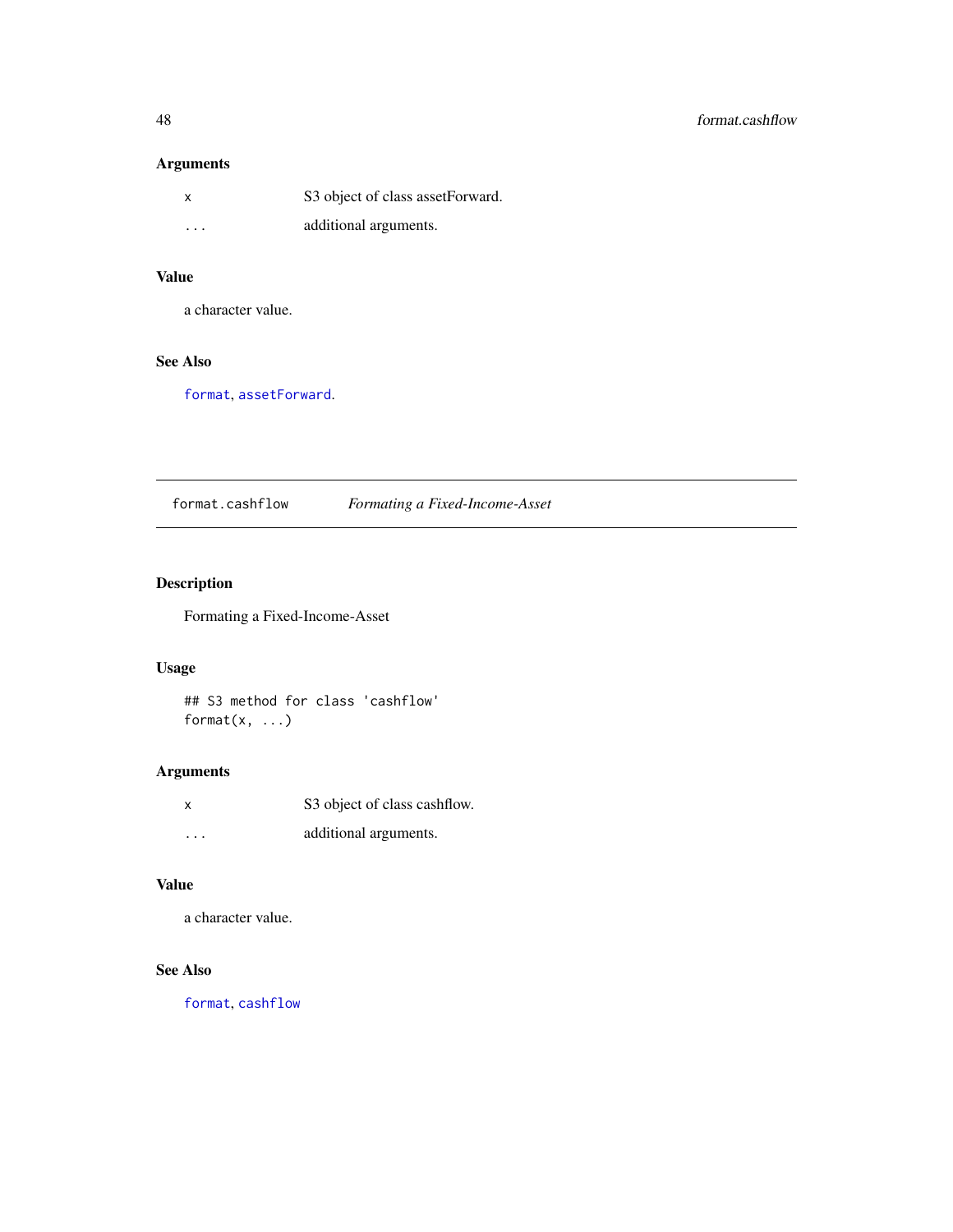### Arguments

| | |
|---|---|
| `x` | S3 object of class assetForward. |
| `...` | additional arguments. |

### Value

a character value.

### See Also

`format`, `assetForward`.

---

## format.cashflow — *Formating a Fixed-Income-Asset*

### Description

Formating a Fixed-Income-Asset

### Usage

```
## S3 method for class 'cashflow'
format(x, ...)
```

### Arguments

| | |
|---|---|
| `x` | S3 object of class cashflow. |
| `...` | additional arguments. |

### Value

a character value.

### See Also

`format`, `cashflow`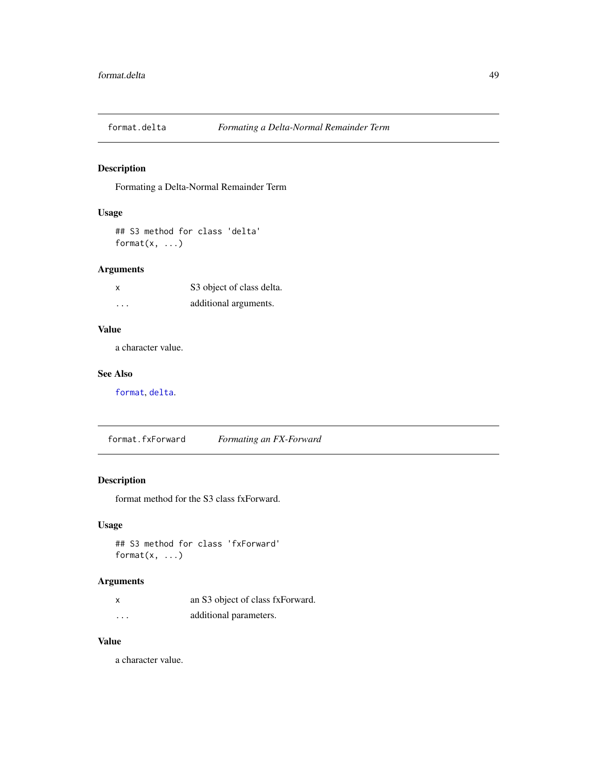## format.delta — *Formating a Delta-Normal Remainder Term*

### Description

Formating a Delta-Normal Remainder Term

### Usage

```
## S3 method for class 'delta'
format(x, ...)
```

### Arguments

| | |
|---|---|
| `x` | S3 object of class delta. |
| `...` | additional arguments. |

### Value

a character value.

### See Also

`format`, `delta`.

## format.fxForward — *Formating an FX-Forward*

### Description

format method for the S3 class fxForward.

### Usage

```
## S3 method for class 'fxForward'
format(x, ...)
```

### Arguments

| | |
|---|---|
| `x` | an S3 object of class fxForward. |
| `...` | additional parameters. |

### Value

a character value.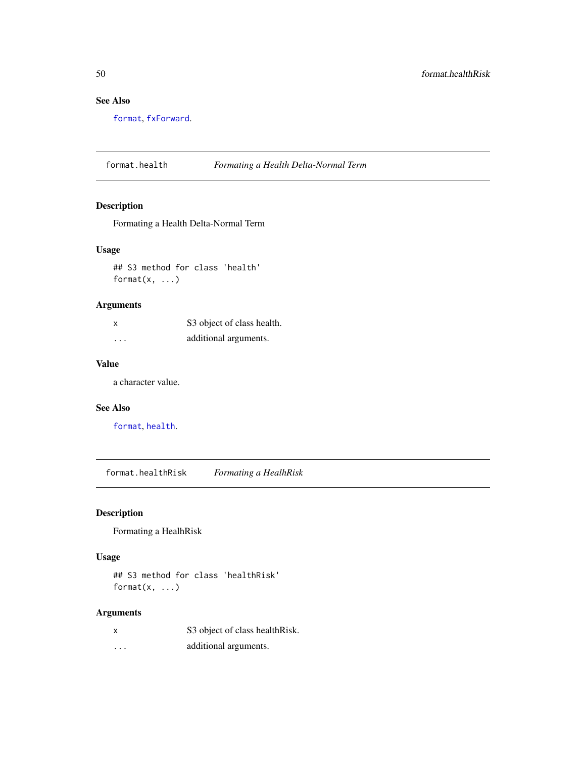### See Also

`format`, `fxForward`.

---

## format.health — *Formating a Health Delta-Normal Term*

### Description

Formating a Health Delta-Normal Term

### Usage

```
## S3 method for class 'health'
format(x, ...)
```

### Arguments

| | |
|---|---|
| x | S3 object of class health. |
| ... | additional arguments. |

### Value

a character value.

### See Also

`format`, `health`.

---

## format.healthRisk — *Formating a HealhRisk*

### Description

Formating a HealhRisk

### Usage

```
## S3 method for class 'healthRisk'
format(x, ...)
```

### Arguments

| | |
|---|---|
| x | S3 object of class healthRisk. |
| ... | additional arguments. |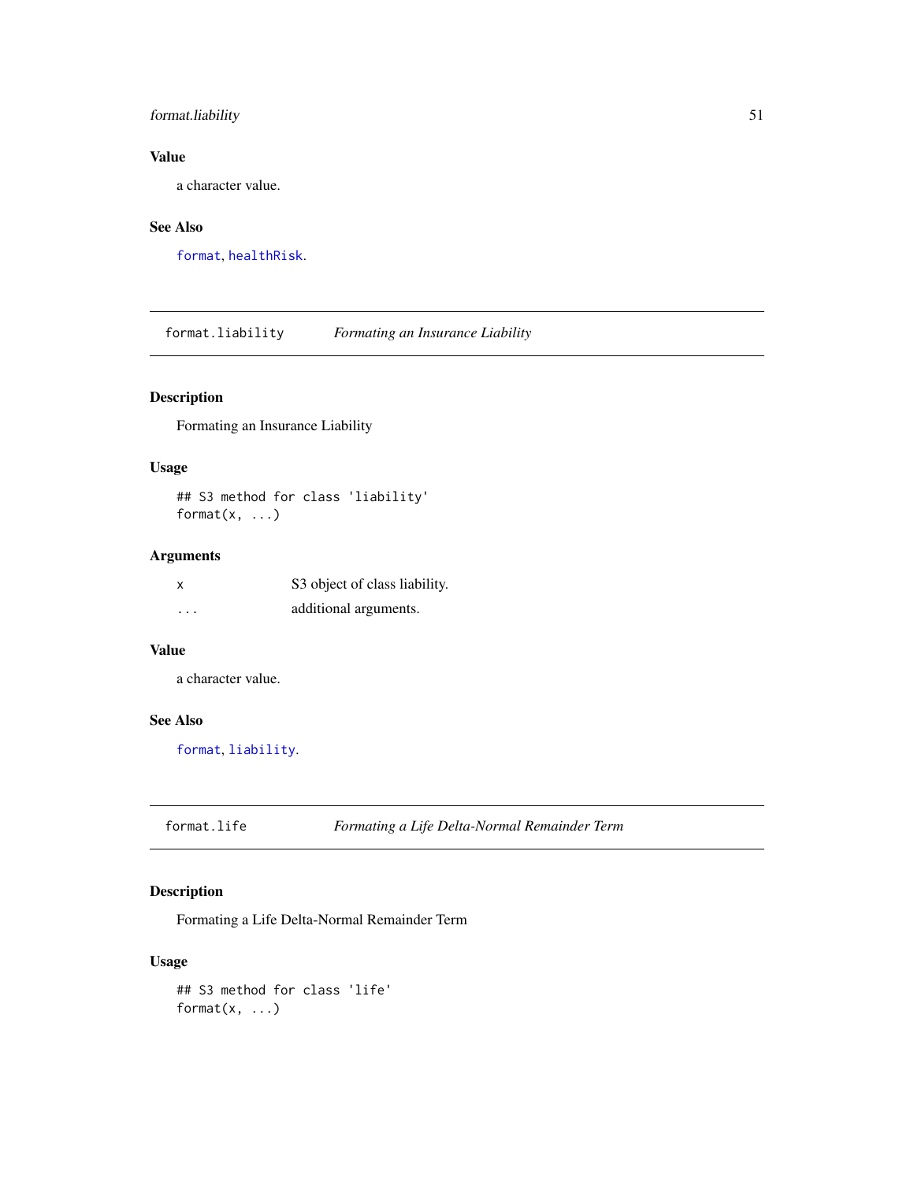### Value

a character value.

### See Also

`format`, `healthRisk`.

---

## format.liability — *Formating an Insurance Liability*

### Description

Formating an Insurance Liability

### Usage

```
## S3 method for class 'liability'
format(x, ...)
```

### Arguments

| | |
|---|---|
| x | S3 object of class liability. |
| ... | additional arguments. |

### Value

a character value.

### See Also

`format`, `liability`.

---

## format.life — *Formating a Life Delta-Normal Remainder Term*

### Description

Formating a Life Delta-Normal Remainder Term

### Usage

```
## S3 method for class 'life'
format(x, ...)
```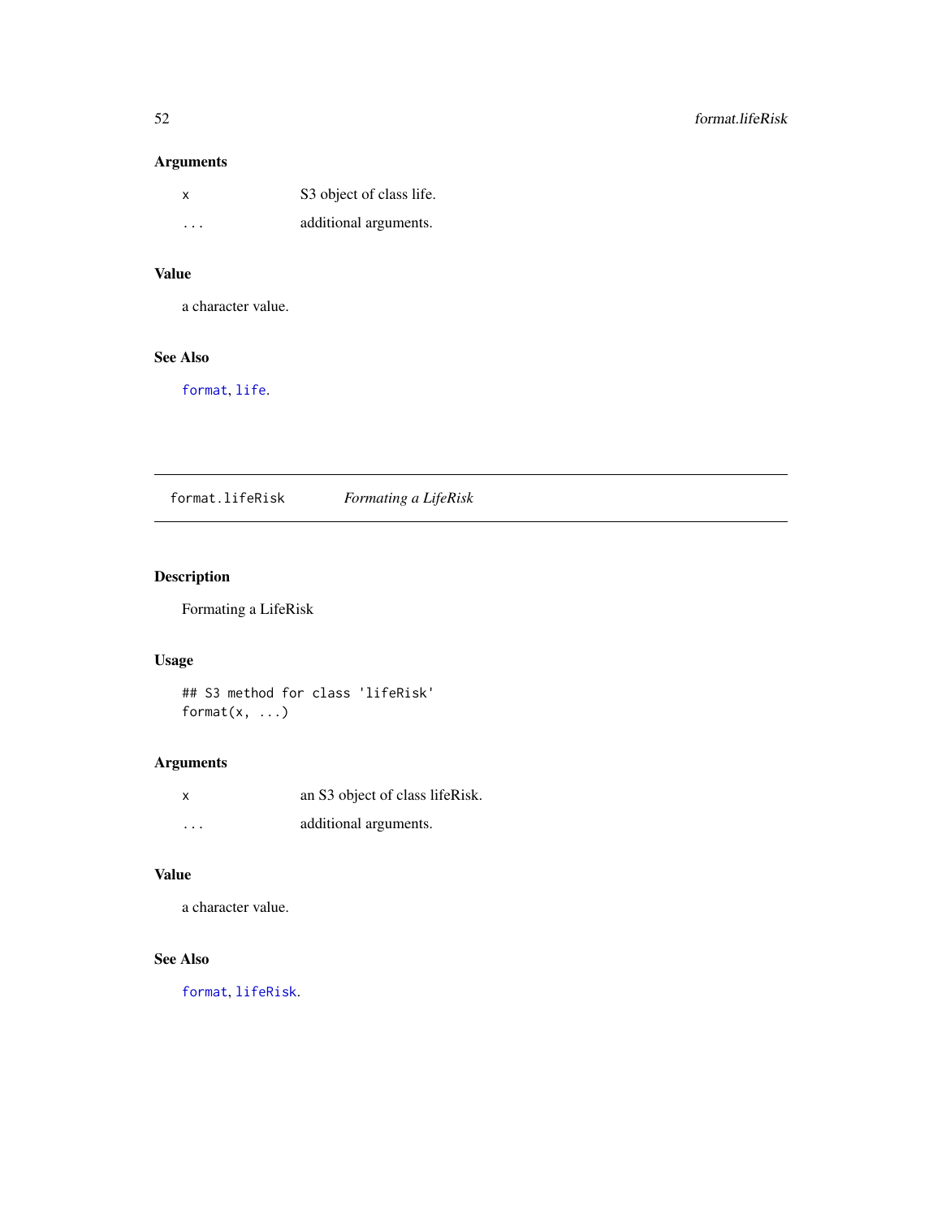### Arguments

| | |
|---|---|
| `x` | S3 object of class life. |
| `...` | additional arguments. |

### Value

a character value.

### See Also

`format`, `life`.

---

## format.lifeRisk — *Formating a LifeRisk*

### Description

Formating a LifeRisk

### Usage

```
## S3 method for class 'lifeRisk'
format(x, ...)
```

### Arguments

| | |
|---|---|
| `x` | an S3 object of class lifeRisk. |
| `...` | additional arguments. |

### Value

a character value.

### See Also

`format`, `lifeRisk`.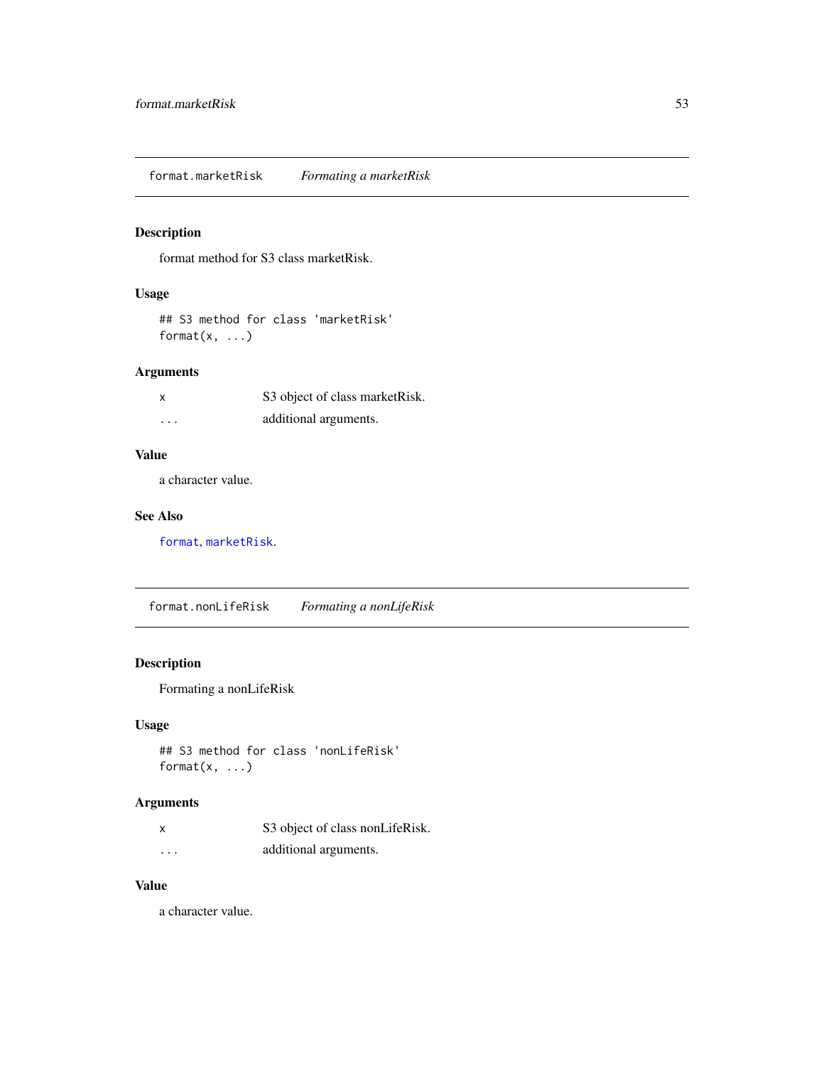## format.marketRisk — *Formating a marketRisk*

### Description

format method for S3 class marketRisk.

### Usage

```
## S3 method for class 'marketRisk'
format(x, ...)
```

### Arguments

| | |
|---|---|
| `x` | S3 object of class marketRisk. |
| `...` | additional arguments. |

### Value

a character value.

### See Also

`format`, `marketRisk`.

## format.nonLifeRisk — *Formating a nonLifeRisk*

### Description

Formating a nonLifeRisk

### Usage

```
## S3 method for class 'nonLifeRisk'
format(x, ...)
```

### Arguments

| | |
|---|---|
| `x` | S3 object of class nonLifeRisk. |
| `...` | additional arguments. |

### Value

a character value.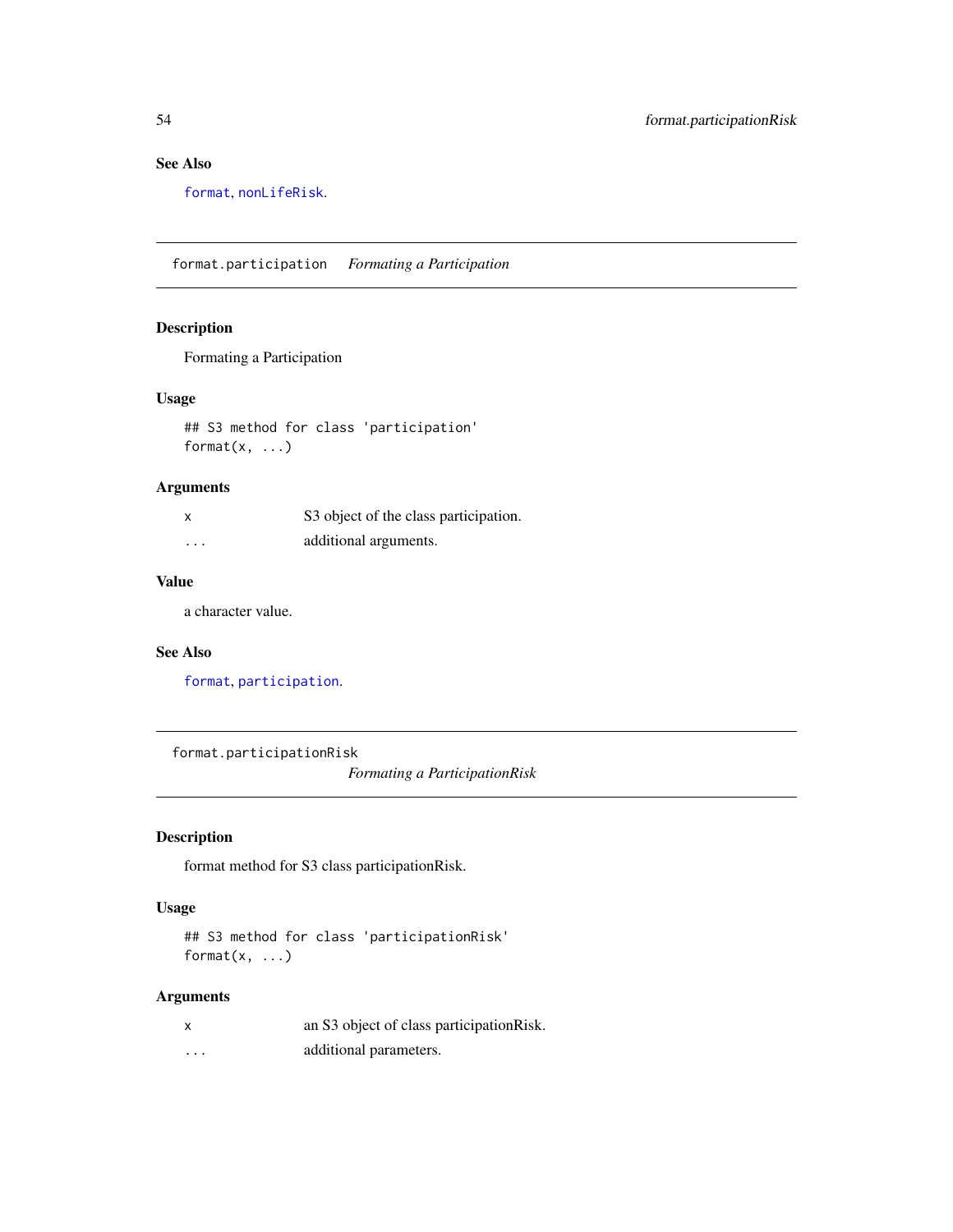### See Also

`format`, `nonLifeRisk`.

---

## format.participation    *Formating a Participation*

### Description

Formating a Participation

### Usage

```
## S3 method for class 'participation'
format(x, ...)
```

### Arguments

| | |
|---|---|
| x | S3 object of the class participation. |
| ... | additional arguments. |

### Value

a character value.

### See Also

`format`, `participation`.

---

## format.participationRisk    *Formating a ParticipationRisk*

### Description

format method for S3 class participationRisk.

### Usage

```
## S3 method for class 'participationRisk'
format(x, ...)
```

### Arguments

| | |
|---|---|
| x | an S3 object of class participationRisk. |
| ... | additional parameters. |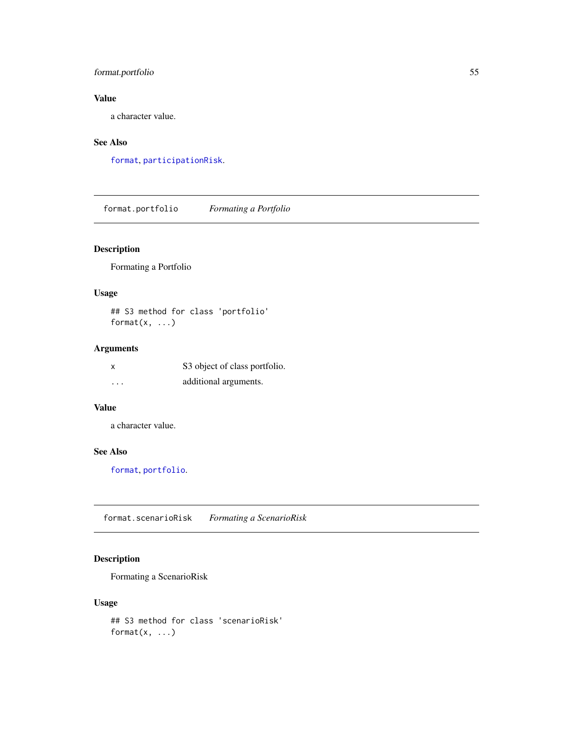## Value

a character value.

## See Also

`format`, `participationRisk`.

---

# format.portfolio *Formating a Portfolio*

## Description

Formating a Portfolio

## Usage

```
## S3 method for class 'portfolio'
format(x, ...)
```

## Arguments

| | |
|---|---|
| x | S3 object of class portfolio. |
| ... | additional arguments. |

## Value

a character value.

## See Also

`format`, `portfolio`.

---

# format.scenarioRisk *Formating a ScenarioRisk*

## Description

Formating a ScenarioRisk

## Usage

```
## S3 method for class 'scenarioRisk'
format(x, ...)
```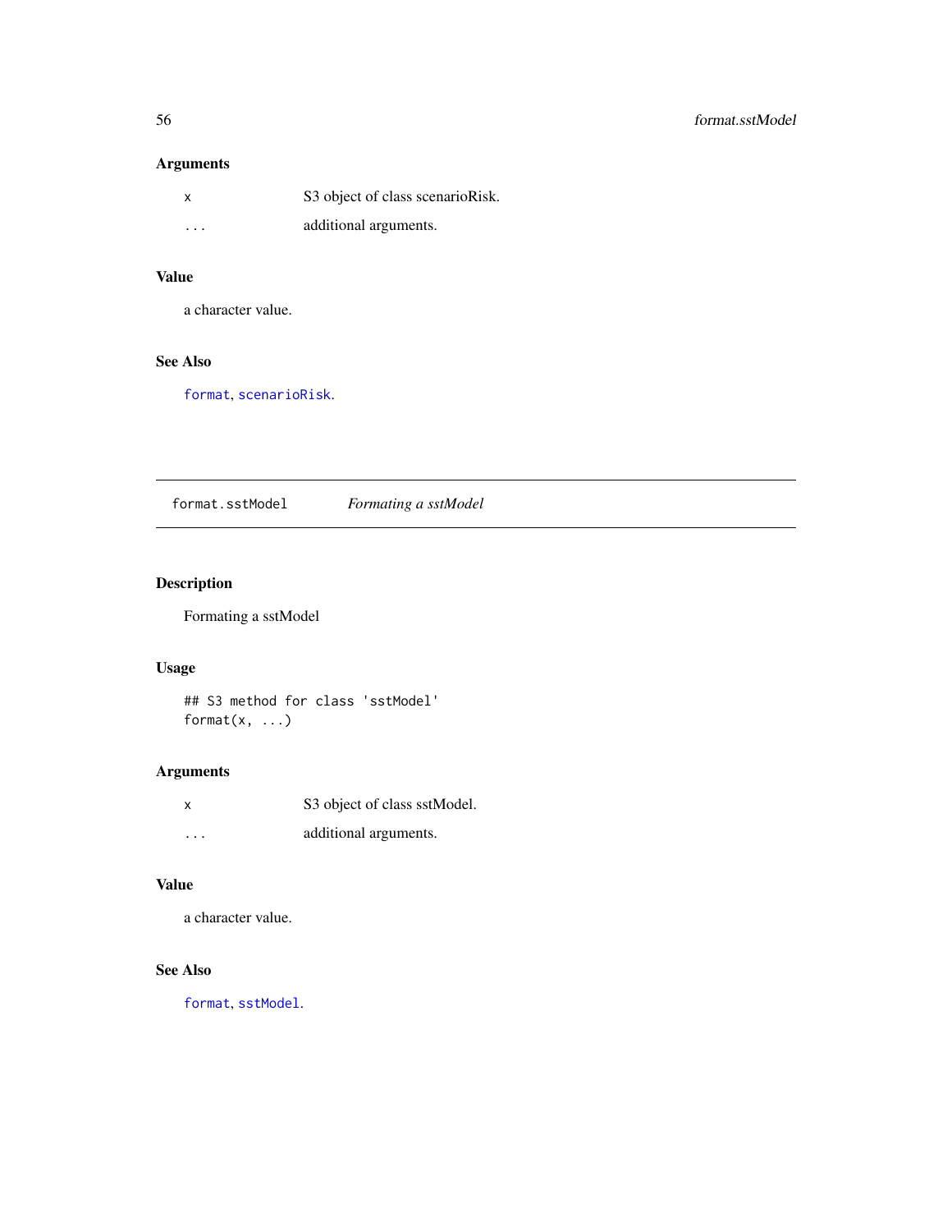### Arguments

| | |
|---|---|
| `x` | S3 object of class scenarioRisk. |
| `...` | additional arguments. |

### Value

a character value.

### See Also

`format`, `scenarioRisk`.

---

## format.sstModel *Formating a sstModel*

### Description

Formating a sstModel

### Usage

```
## S3 method for class 'sstModel'
format(x, ...)
```

### Arguments

| | |
|---|---|
| `x` | S3 object of class sstModel. |
| `...` | additional arguments. |

### Value

a character value.

### See Also

`format`, `sstModel`.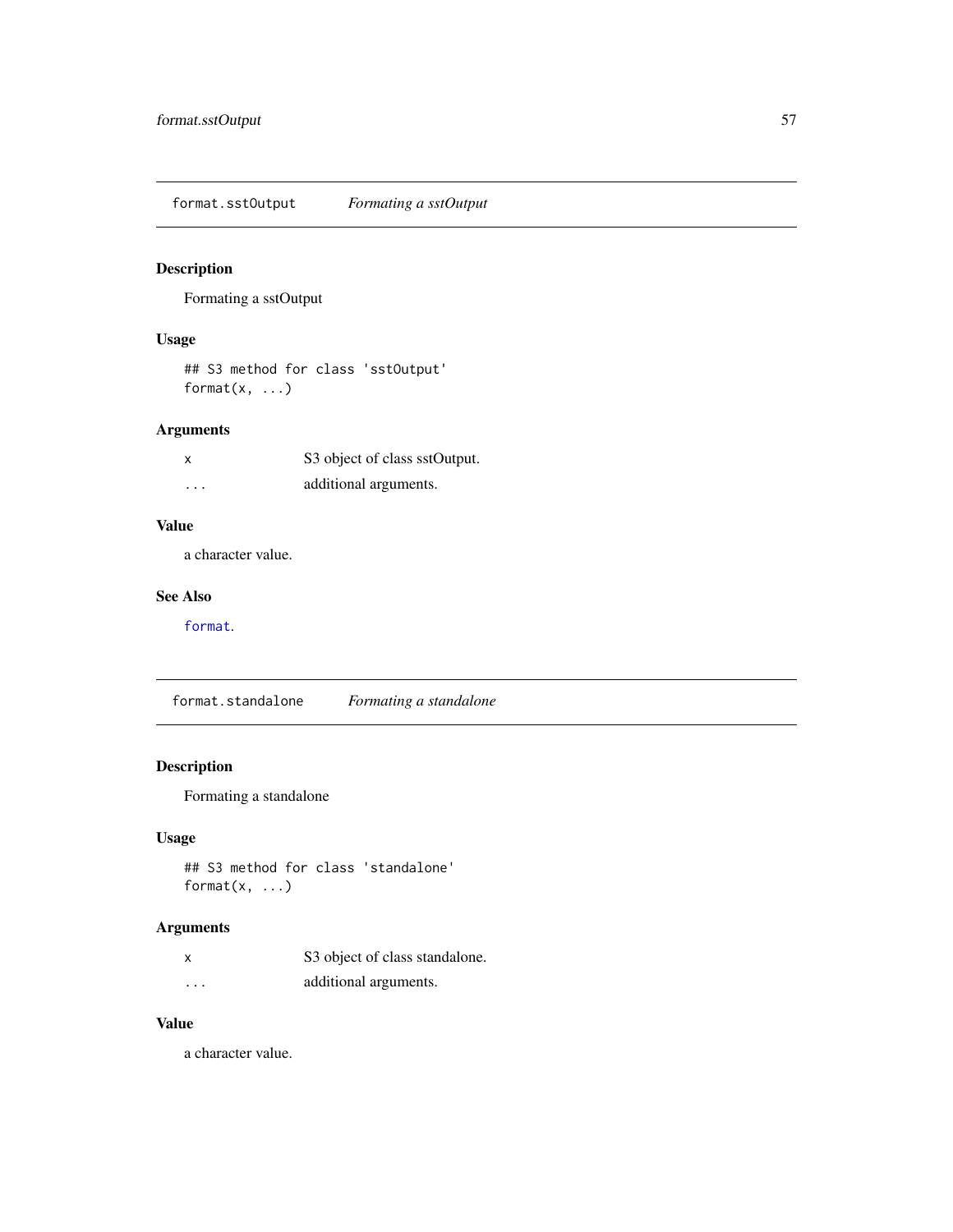## format.sstOutput *Formating a sstOutput*

### Description

Formating a sstOutput

### Usage

```
## S3 method for class 'sstOutput'
format(x, ...)
```

### Arguments

| | |
|---|---|
| `x` | S3 object of class sstOutput. |
| `...` | additional arguments. |

### Value

a character value.

### See Also

`format`.

## format.standalone *Formating a standalone*

### Description

Formating a standalone

### Usage

```
## S3 method for class 'standalone'
format(x, ...)
```

### Arguments

| | |
|---|---|
| `x` | S3 object of class standalone. |
| `...` | additional arguments. |

### Value

a character value.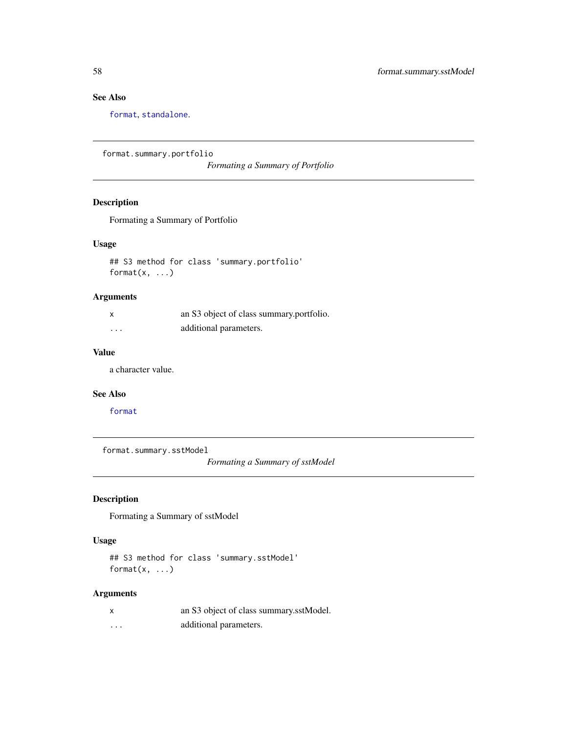## See Also

format, standalone.

---

## format.summary.portfolio

*Formating a Summary of Portfolio*

### Description

Formating a Summary of Portfolio

### Usage

```
## S3 method for class 'summary.portfolio'
format(x, ...)
```

### Arguments

| | |
|---|---|
| x | an S3 object of class summary.portfolio. |
| ... | additional parameters. |

### Value

a character value.

### See Also

format

---

## format.summary.sstModel

*Formating a Summary of sstModel*

### Description

Formating a Summary of sstModel

### Usage

```
## S3 method for class 'summary.sstModel'
format(x, ...)
```

### Arguments

| | |
|---|---|
| x | an S3 object of class summary.sstModel. |
| ... | additional parameters. |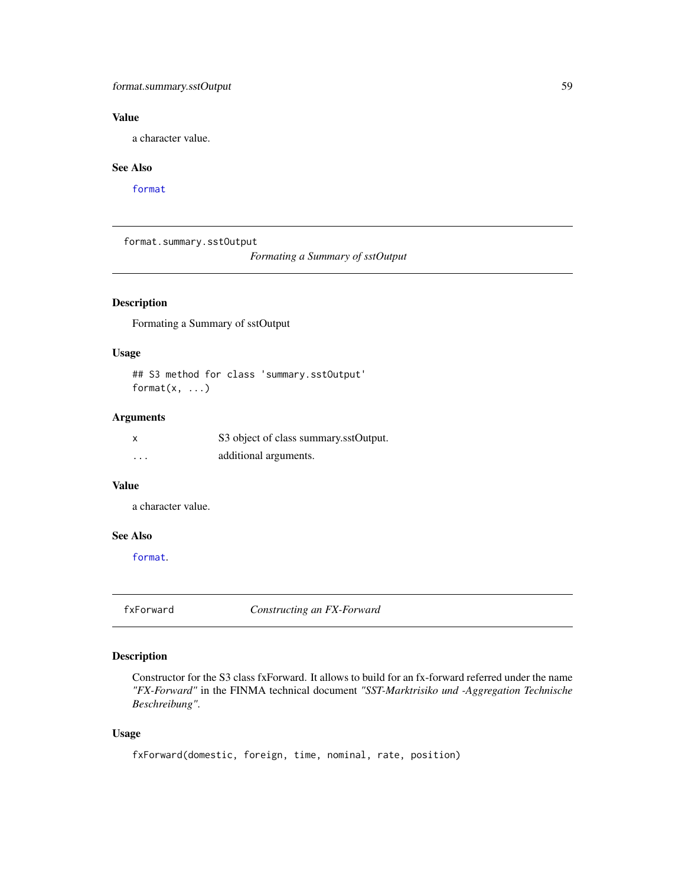## Value

a character value.

## See Also

`format`

---

`format.summary.sstOutput` *Formating a Summary of sstOutput*

---

## Description

Formating a Summary of sstOutput

## Usage

```
## S3 method for class 'summary.sstOutput'
format(x, ...)
```

## Arguments

| | |
|---|---|
| x | S3 object of class summary.sstOutput. |
| ... | additional arguments. |

## Value

a character value.

## See Also

`format`.

---

`fxForward` *Constructing an FX-Forward*

---

## Description

Constructor for the S3 class fxForward. It allows to build for an fx-forward referred under the name *"FX-Forward"* in the FINMA technical document *"SST-Marktrisiko und -Aggregation Technische Beschreibung"*.

## Usage

```
fxForward(domestic, foreign, time, nominal, rate, position)
```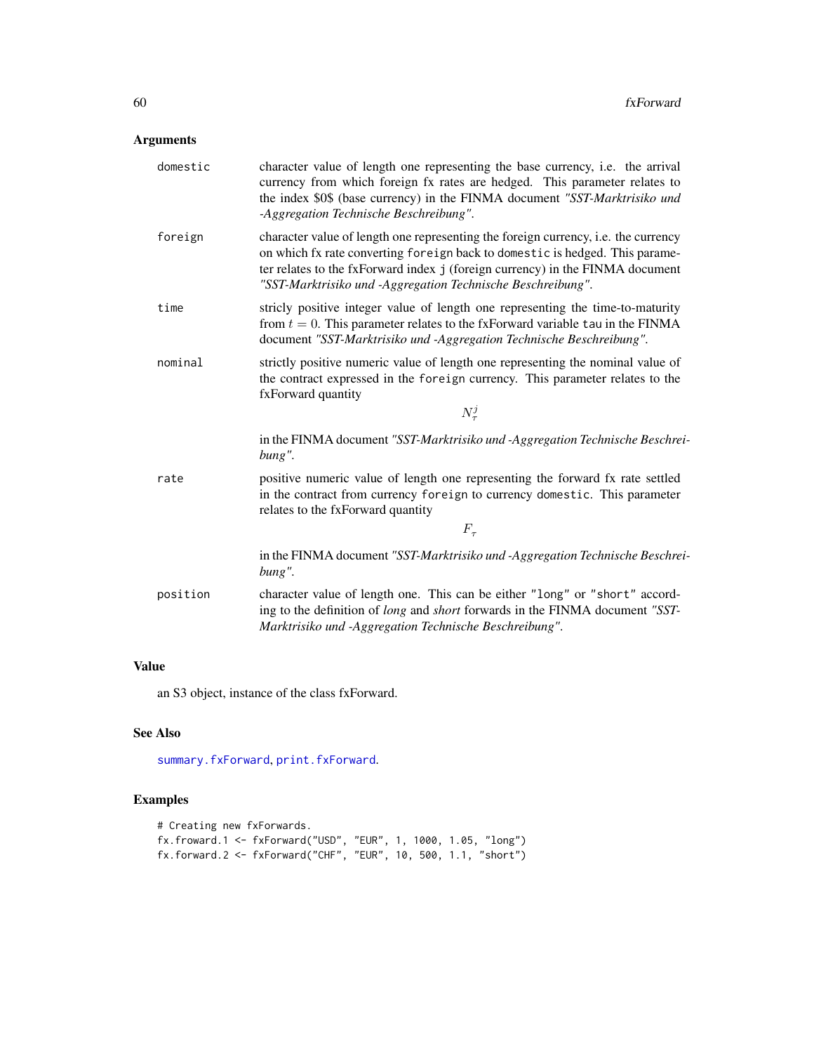## Arguments

**domestic** character value of length one representing the base currency, i.e. the arrival currency from which foreign fx rates are hedged. This parameter relates to the index $0$ (base currency) in the FINMA document *"SST-Marktrisiko und -Aggregation Technische Beschreibung"*.

**foreign** character value of length one representing the foreign currency, i.e. the currency on which fx rate converting `foreign` back to `domestic` is hedged. This parameter relates to the fxForward index `j` (foreign currency) in the FINMA document *"SST-Marktrisiko und -Aggregation Technische Beschreibung"*.

**time** stricly positive integer value of length one representing the time-to-maturity from $t = 0$. This parameter relates to the fxForward variable `tau` in the FINMA document *"SST-Marktrisiko und -Aggregation Technische Beschreibung"*.

**nominal** strictly positive numeric value of length one representing the nominal value of the contract expressed in the `foreign` currency. This parameter relates to the fxForward quantity

$$N_\tau^j$$

in the FINMA document *"SST-Marktrisiko und -Aggregation Technische Beschreibung"*.

**rate** positive numeric value of length one representing the forward fx rate settled in the contract from currency `foreign` to currency `domestic`. This parameter relates to the fxForward quantity

$$F_\tau$$

in the FINMA document *"SST-Marktrisiko und -Aggregation Technische Beschreibung"*.

**position** character value of length one. This can be either `"long"` or `"short"` according to the definition of *long* and *short* forwards in the FINMA document *"SST-Marktrisiko und -Aggregation Technische Beschreibung"*.

## Value

an S3 object, instance of the class fxForward.

## See Also

`summary.fxForward`, `print.fxForward`.

## Examples

```
# Creating new fxForwards.
fx.froward.1 <- fxForward("USD", "EUR", 1, 1000, 1.05, "long")
fx.forward.2 <- fxForward("CHF", "EUR", 10, 500, 1.1, "short")
```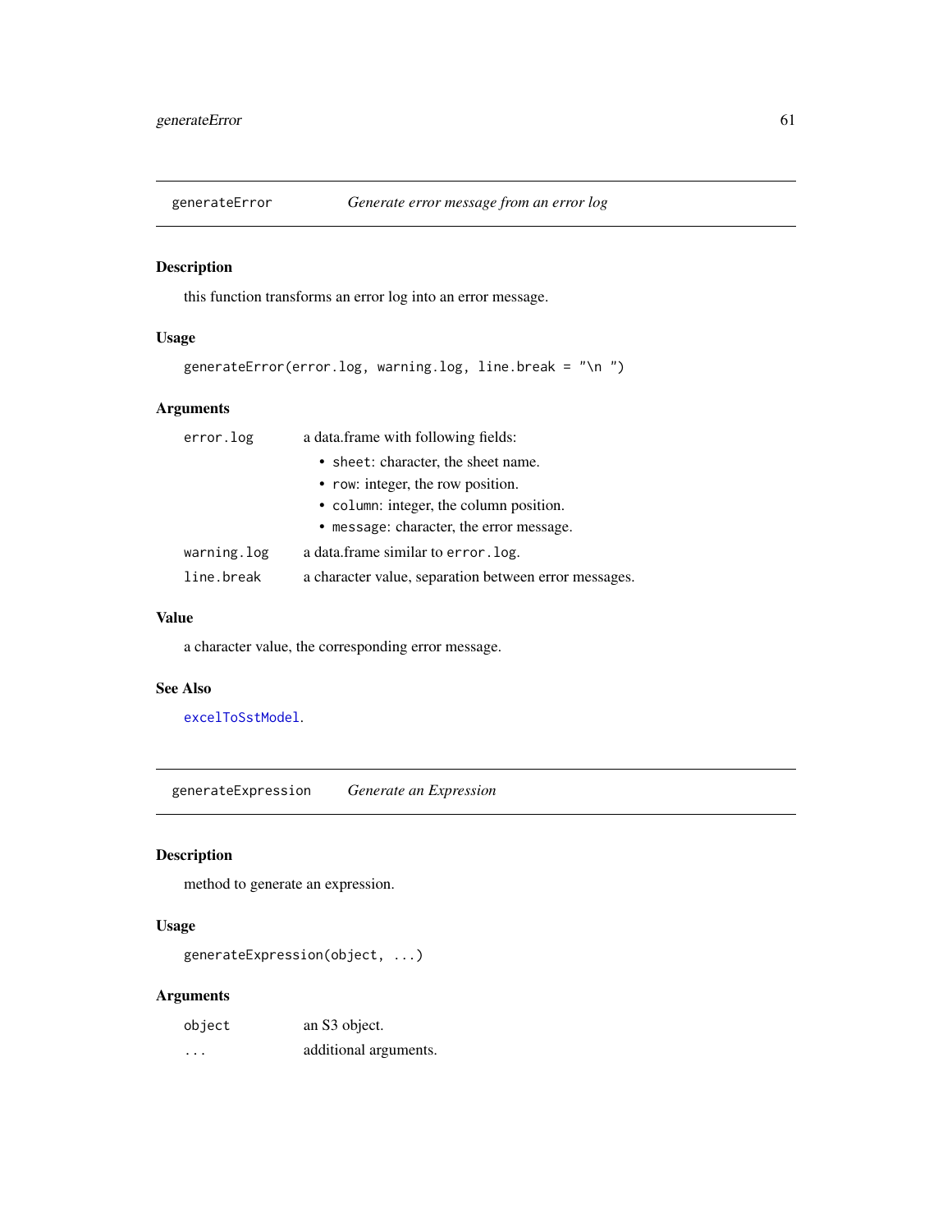## generateError — *Generate error message from an error log*

### Description

this function transforms an error log into an error message.

### Usage

```
generateError(error.log, warning.log, line.break = "\n ")
```

### Arguments

| | |
|---|---|
| `error.log` | a data.frame with following fields: <br>• `sheet`: character, the sheet name. <br>• `row`: integer, the row position. <br>• `column`: integer, the column position. <br>• `message`: character, the error message. |
| `warning.log` | a data.frame similar to `error.log`. |
| `line.break` | a character value, separation between error messages. |

### Value

a character value, the corresponding error message.

### See Also

`excelToSstModel`.

## generateExpression — *Generate an Expression*

### Description

method to generate an expression.

### Usage

```
generateExpression(object, ...)
```

### Arguments

| | |
|---|---|
| `object` | an S3 object. |
| `...` | additional arguments. |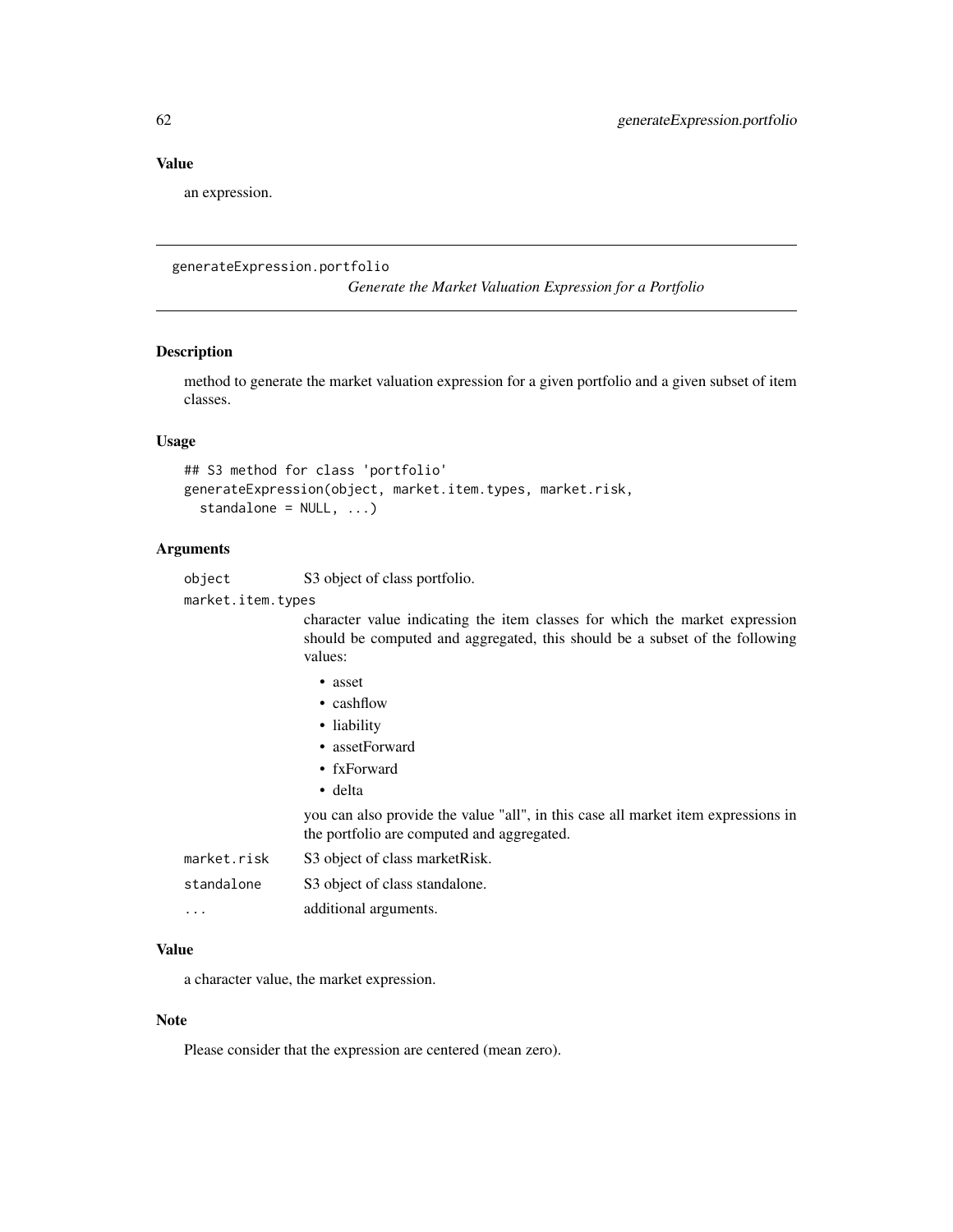### Value

an expression.

---

## generateExpression.portfolio

*Generate the Market Valuation Expression for a Portfolio*

### Description

method to generate the market valuation expression for a given portfolio and a given subset of item classes.

### Usage

```
## S3 method for class 'portfolio'
generateExpression(object, market.item.types, market.risk,
  standalone = NULL, ...)
```

### Arguments

`object` S3 object of class portfolio.

`market.item.types` character value indicating the item classes for which the market expression should be computed and aggregated, this should be a subset of the following values:

- asset
- cashflow
- liability
- assetForward
- fxForward
- delta

you can also provide the value "all", in this case all market item expressions in the portfolio are computed and aggregated.

`market.risk` S3 object of class marketRisk.

`standalone` S3 object of class standalone.

`...` additional arguments.

### Value

a character value, the market expression.

### Note

Please consider that the expression are centered (mean zero).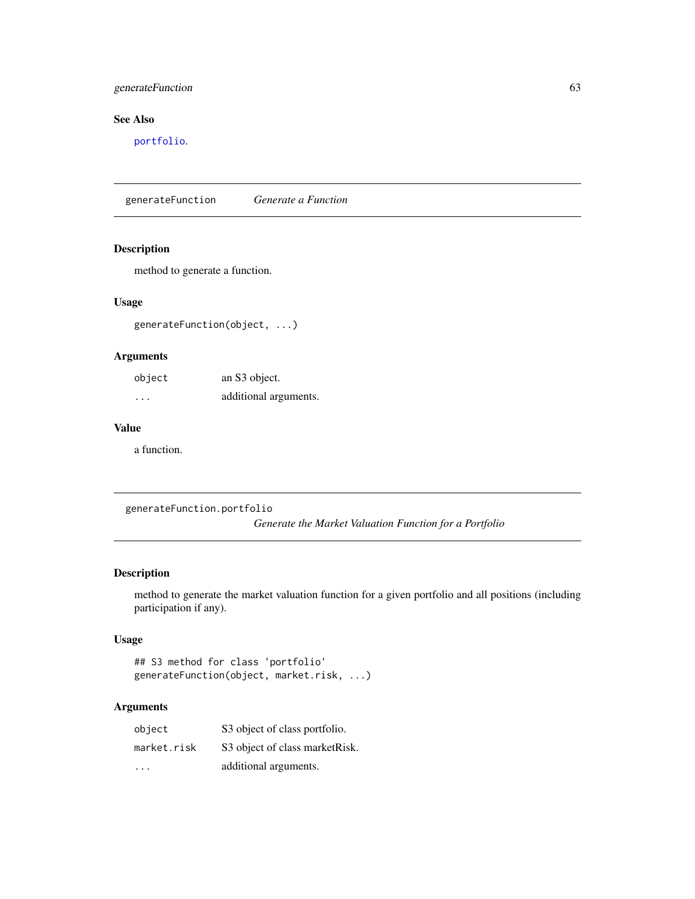### See Also

portfolio.

---

## generateFunction — *Generate a Function*

### Description

method to generate a function.

### Usage

```
generateFunction(object, ...)
```

### Arguments

| | |
|---|---|
| `object` | an S3 object. |
| `...` | additional arguments. |

### Value

a function.

---

## generateFunction.portfolio — *Generate the Market Valuation Function for a Portfolio*

### Description

method to generate the market valuation function for a given portfolio and all positions (including participation if any).

### Usage

```
## S3 method for class 'portfolio'
generateFunction(object, market.risk, ...)
```

### Arguments

| | |
|---|---|
| `object` | S3 object of class portfolio. |
| `market.risk` | S3 object of class marketRisk. |
| `...` | additional arguments. |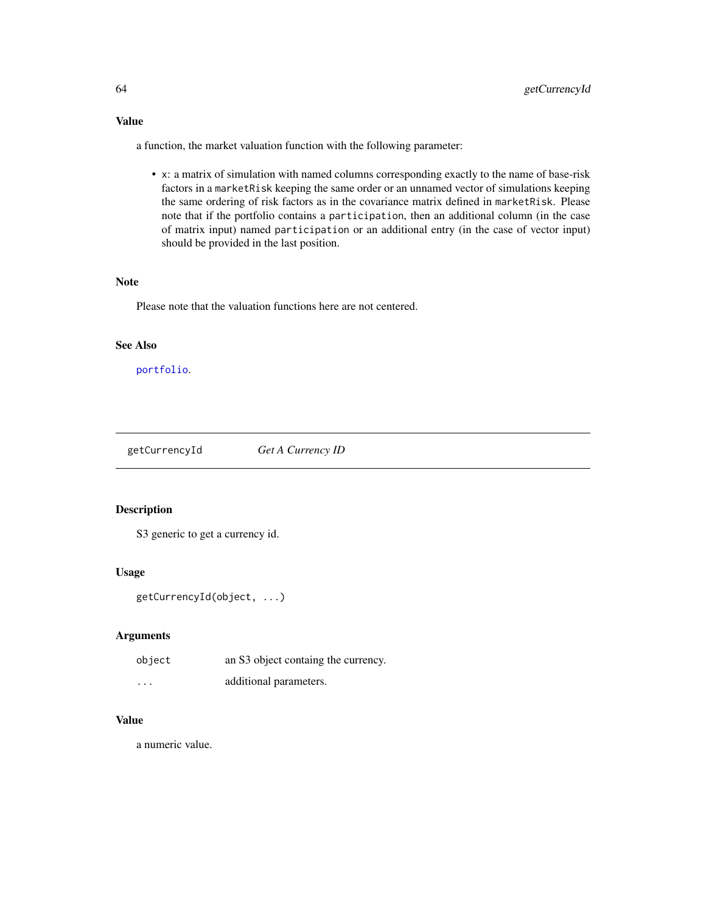### Value

a function, the market valuation function with the following parameter:

- `x`: a matrix of simulation with named columns corresponding exactly to the name of base-risk factors in a `marketRisk` keeping the same order or an unnamed vector of simulations keeping the same ordering of risk factors as in the covariance matrix defined in `marketRisk`. Please note that if the portfolio contains a `participation`, then an additional column (in the case of matrix input) named `participation` or an additional entry (in the case of vector input) should be provided in the last position.

### Note

Please note that the valuation functions here are not centered.

### See Also

`portfolio`.

---

## getCurrencyId — *Get A Currency ID*

---

### Description

S3 generic to get a currency id.

### Usage

```
getCurrencyId(object, ...)
```

### Arguments

| | |
|---|---|
| `object` | an S3 object containg the currency. |
| `...` | additional parameters. |

### Value

a numeric value.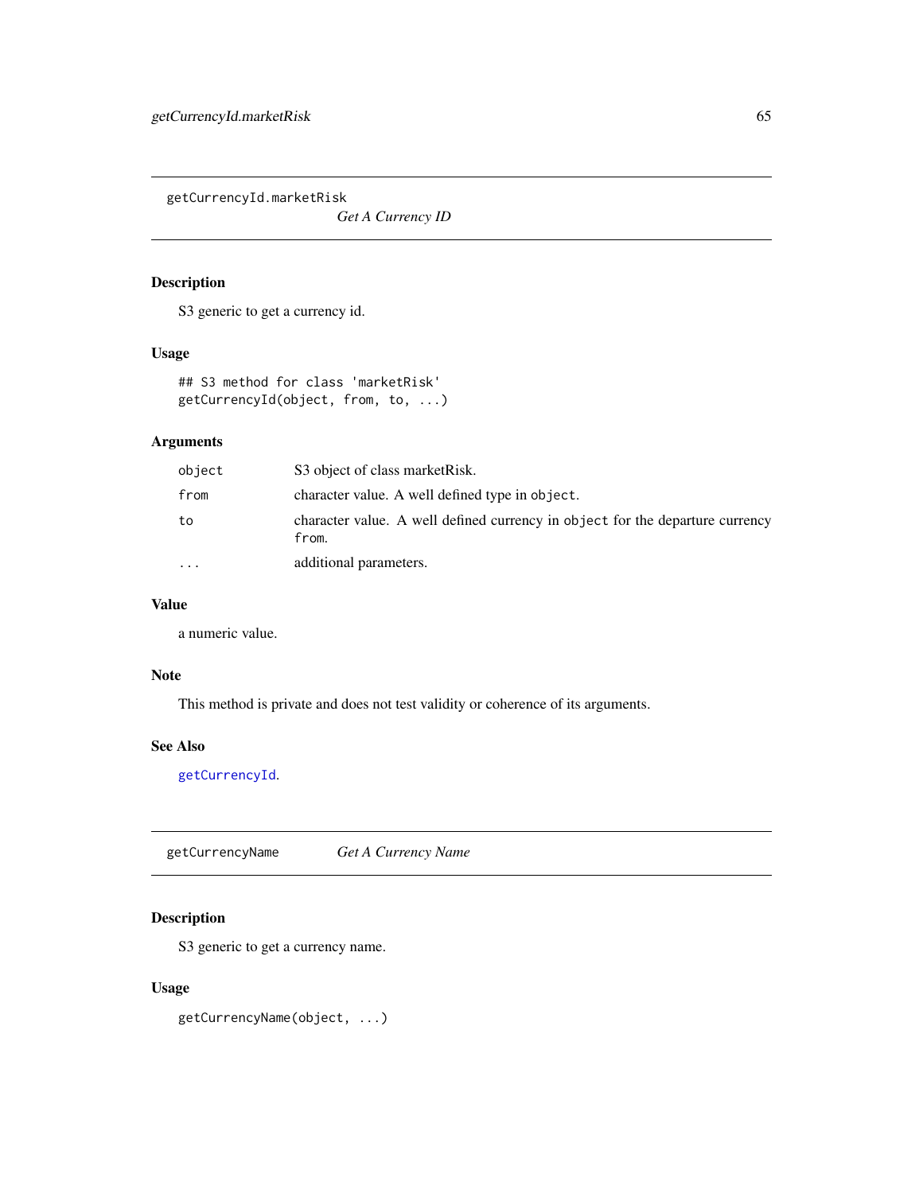## getCurrencyId.marketRisk

*Get A Currency ID*

### Description

S3 generic to get a currency id.

### Usage

```
## S3 method for class 'marketRisk'
getCurrencyId(object, from, to, ...)
```

### Arguments

| | |
|---|---|
| `object` | S3 object of class marketRisk. |
| `from` | character value. A well defined type in `object`. |
| `to` | character value. A well defined currency in `object` for the departure currency `from`. |
| `...` | additional parameters. |

### Value

a numeric value.

### Note

This method is private and does not test validity or coherence of its arguments.

### See Also

`getCurrencyId`.

## getCurrencyName

*Get A Currency Name*

### Description

S3 generic to get a currency name.

### Usage

```
getCurrencyName(object, ...)
```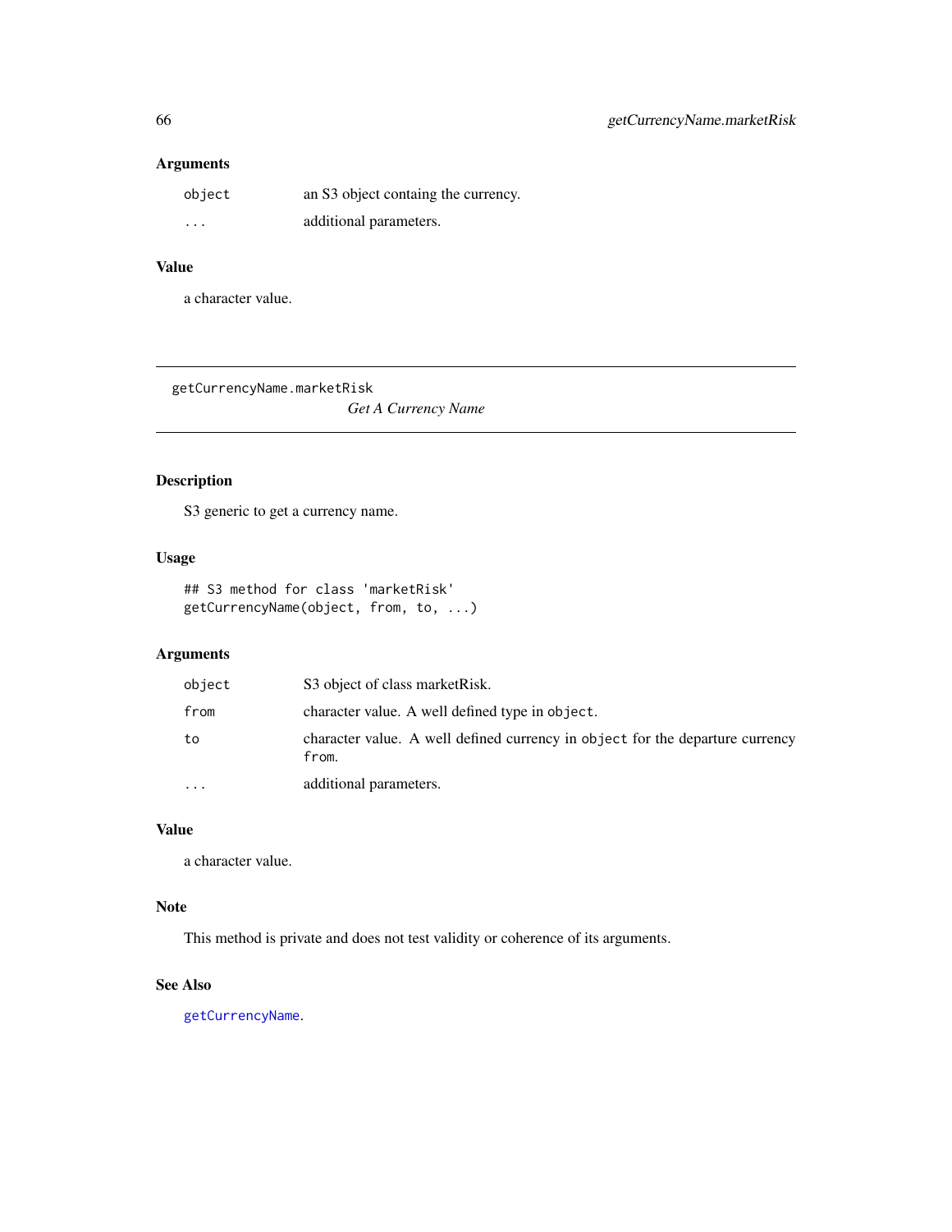### Arguments

| | |
|---|---|
| `object` | an S3 object containg the currency. |
| `...` | additional parameters. |

### Value

a character value.

---

## getCurrencyName.marketRisk

*Get A Currency Name*

### Description

S3 generic to get a currency name.

### Usage

```
## S3 method for class 'marketRisk'
getCurrencyName(object, from, to, ...)
```

### Arguments

| | |
|---|---|
| `object` | S3 object of class marketRisk. |
| `from` | character value. A well defined type in `object`. |
| `to` | character value. A well defined currency in `object` for the departure currency `from`. |
| `...` | additional parameters. |

### Value

a character value.

### Note

This method is private and does not test validity or coherence of its arguments.

### See Also

`getCurrencyName`.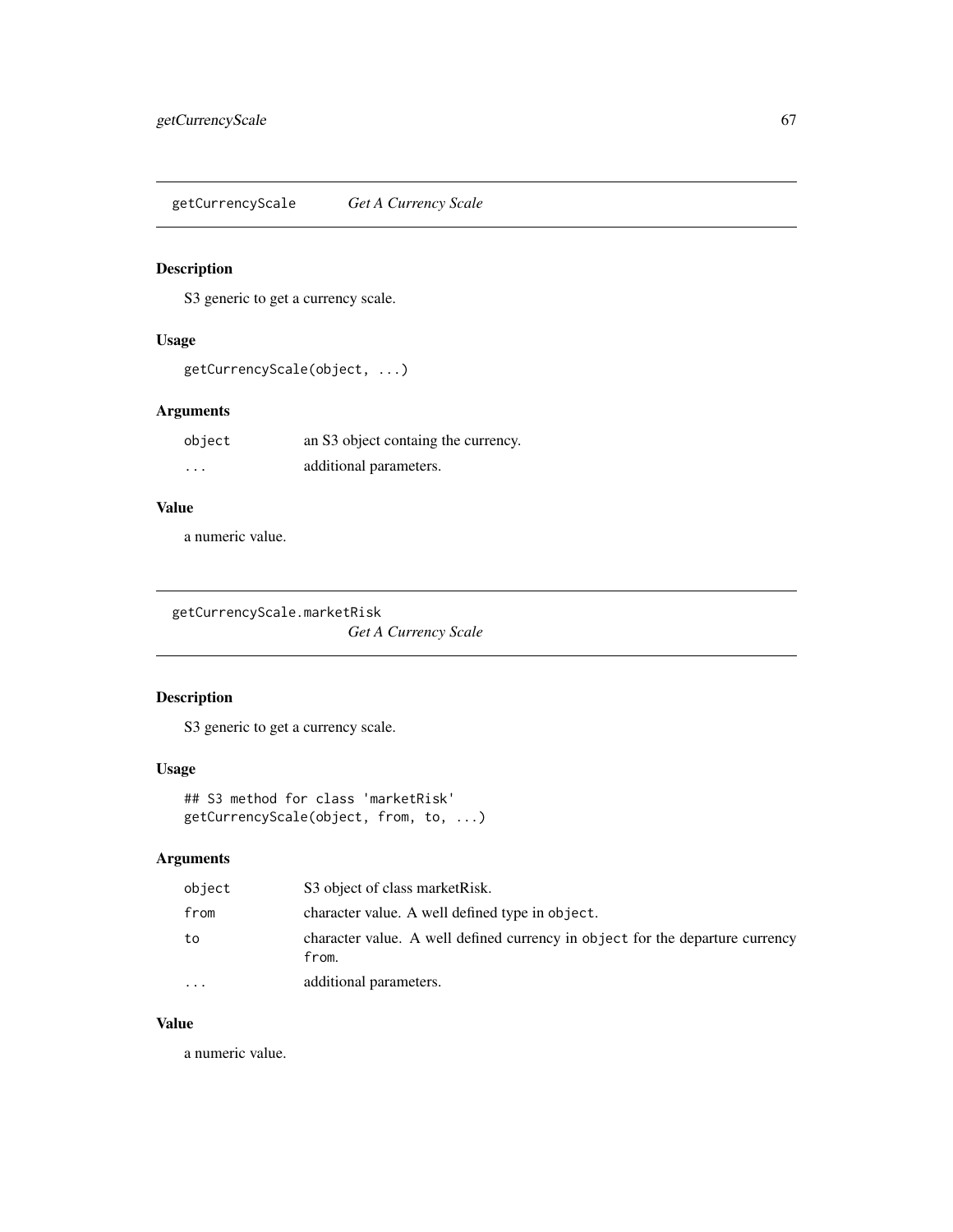## getCurrencyScale *Get A Currency Scale*

### Description

S3 generic to get a currency scale.

### Usage

```
getCurrencyScale(object, ...)
```

### Arguments

| | |
|---|---|
| `object` | an S3 object containg the currency. |
| `...` | additional parameters. |

### Value

a numeric value.

## getCurrencyScale.marketRisk *Get A Currency Scale*

### Description

S3 generic to get a currency scale.

### Usage

```
## S3 method for class 'marketRisk'
getCurrencyScale(object, from, to, ...)
```

### Arguments

| | |
|---|---|
| `object` | S3 object of class marketRisk. |
| `from` | character value. A well defined type in `object`. |
| `to` | character value. A well defined currency in `object` for the departure currency `from`. |
| `...` | additional parameters. |

### Value

a numeric value.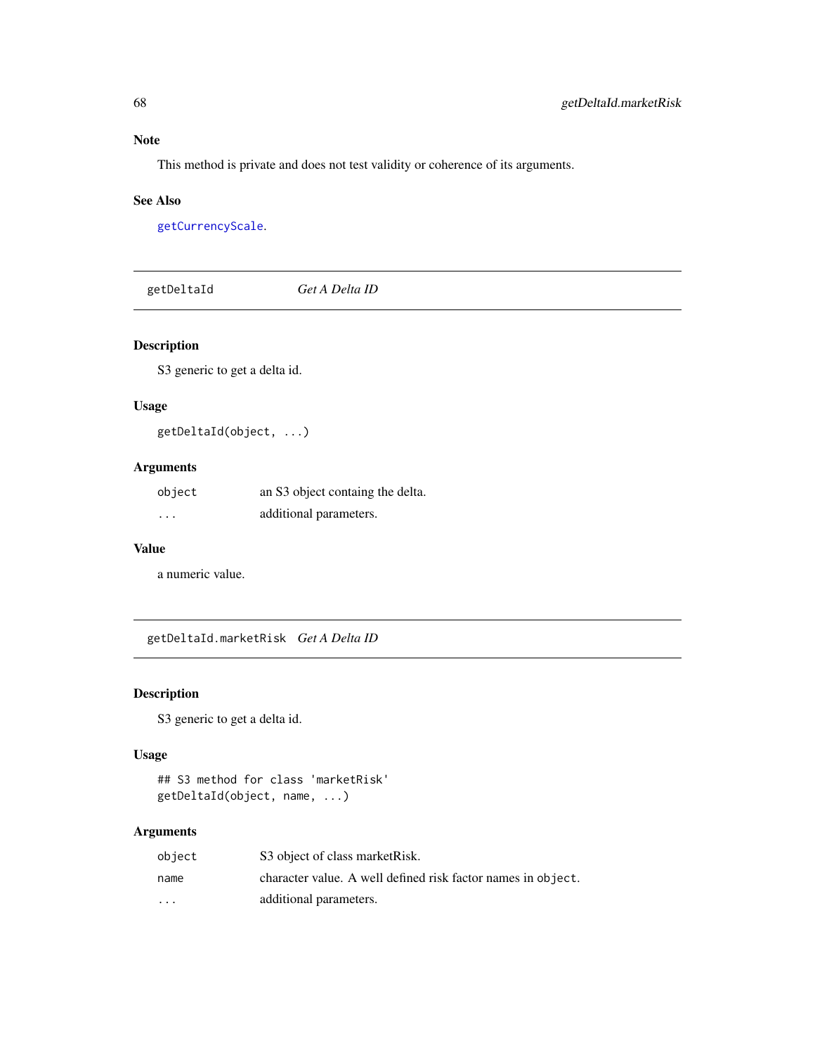### Note

This method is private and does not test validity or coherence of its arguments.

### See Also

`getCurrencyScale`.

---

## getDeltaId — *Get A Delta ID*

### Description

S3 generic to get a delta id.

### Usage

```
getDeltaId(object, ...)
```

### Arguments

| | |
|---|---|
| `object` | an S3 object containg the delta. |
| `...` | additional parameters. |

### Value

a numeric value.

---

## getDeltaId.marketRisk — *Get A Delta ID*

### Description

S3 generic to get a delta id.

### Usage

```
## S3 method for class 'marketRisk'
getDeltaId(object, name, ...)
```

### Arguments

| | |
|---|---|
| `object` | S3 object of class marketRisk. |
| `name` | character value. A well defined risk factor names in `object`. |
| `...` | additional parameters. |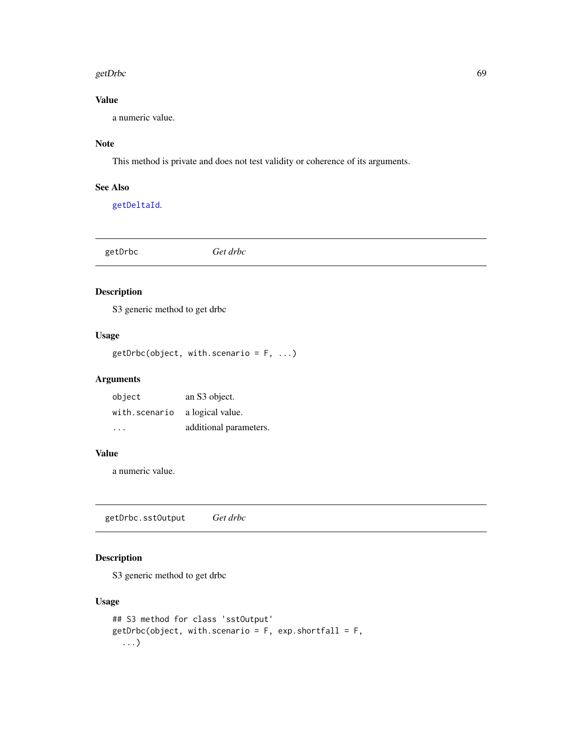### Value

a numeric value.

### Note

This method is private and does not test validity or coherence of its arguments.

### See Also

getDeltaId.

---

## getDrbc — *Get drbc*

---

### Description

S3 generic method to get drbc

### Usage

```
getDrbc(object, with.scenario = F, ...)
```

### Arguments

| | |
|---|---|
| object | an S3 object. |
| with.scenario | a logical value. |
| ... | additional parameters. |

### Value

a numeric value.

---

## getDrbc.sstOutput — *Get drbc*

---

### Description

S3 generic method to get drbc

### Usage

```
## S3 method for class 'sstOutput'
getDrbc(object, with.scenario = F, exp.shortfall = F,
  ...)
```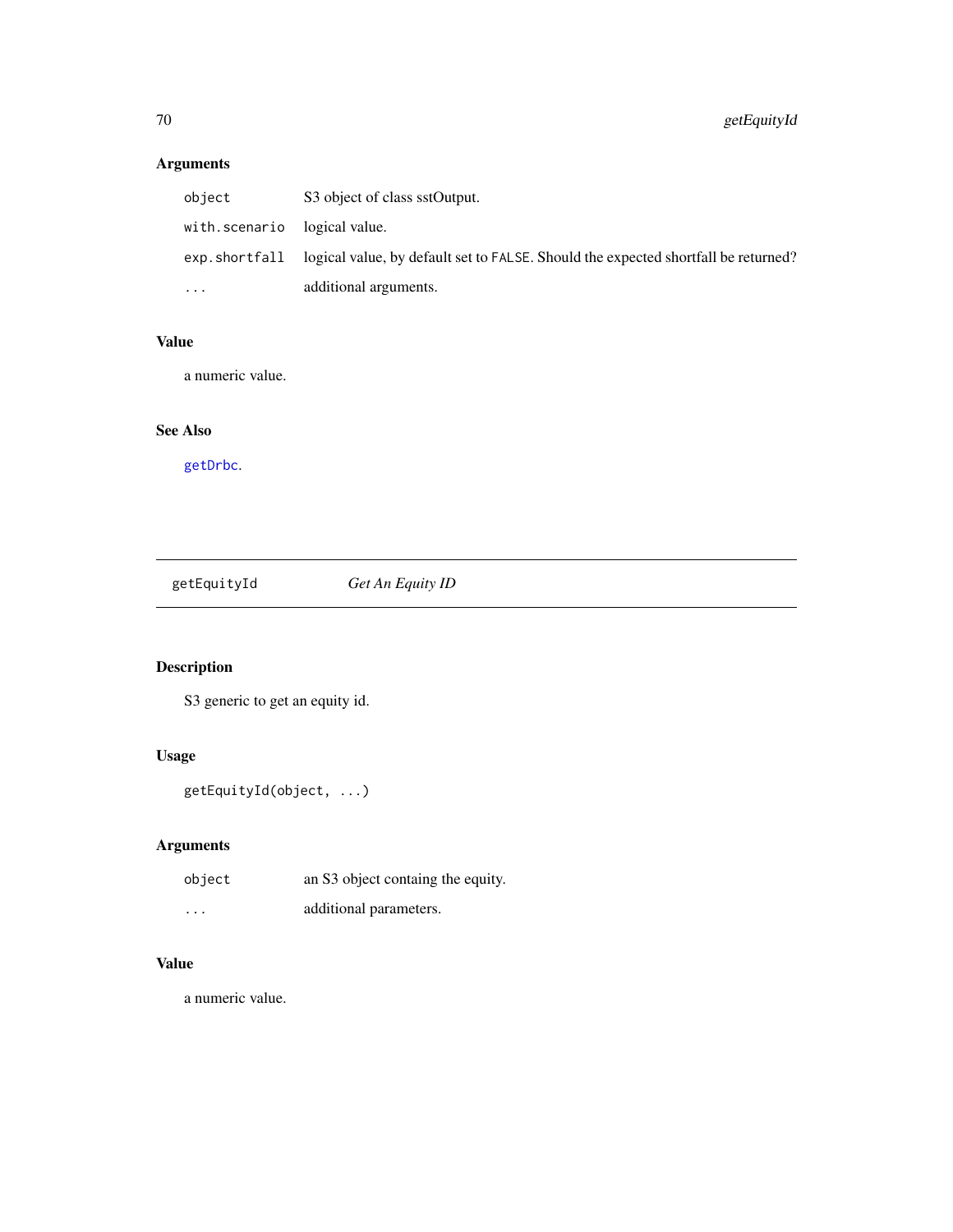## Arguments

| | |
|---|---|
| `object` | S3 object of class sstOutput. |
| `with.scenario` | logical value. |
| `exp.shortfall` | logical value, by default set to `FALSE`. Should the expected shortfall be returned? |
| `...` | additional arguments. |

## Value

a numeric value.

## See Also

`getDrbc`.

---

# getEquityId *Get An Equity ID*

---

## Description

S3 generic to get an equity id.

## Usage

```
getEquityId(object, ...)
```

## Arguments

| | |
|---|---|
| `object` | an S3 object containg the equity. |
| `...` | additional parameters. |

## Value

a numeric value.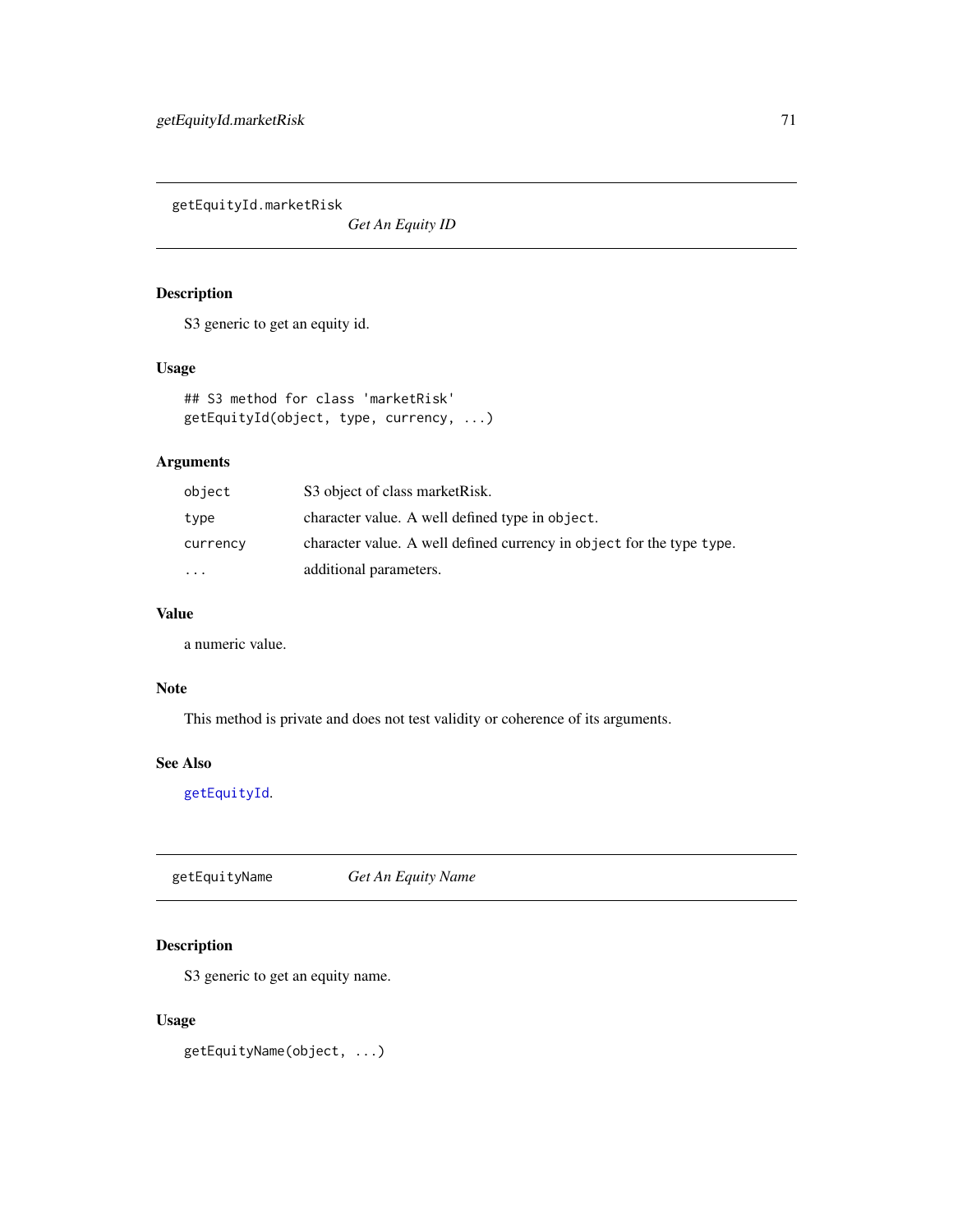## getEquityId.marketRisk — *Get An Equity ID*

### Description

S3 generic to get an equity id.

### Usage

```
## S3 method for class 'marketRisk'
getEquityId(object, type, currency, ...)
```

### Arguments

| | |
|---|---|
| `object` | S3 object of class marketRisk. |
| `type` | character value. A well defined type in `object`. |
| `currency` | character value. A well defined currency in `object` for the type `type`. |
| `...` | additional parameters. |

### Value

a numeric value.

### Note

This method is private and does not test validity or coherence of its arguments.

### See Also

`getEquityId`.

## getEquityName — *Get An Equity Name*

### Description

S3 generic to get an equity name.

### Usage

```
getEquityName(object, ...)
```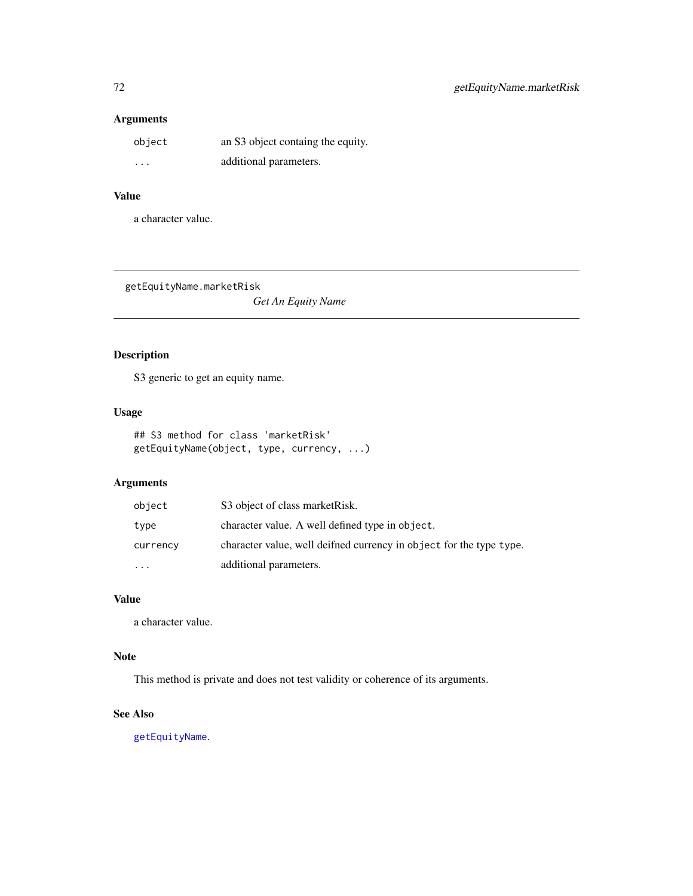### Arguments

| | |
|---|---|
| `object` | an S3 object containg the equity. |
| `...` | additional parameters. |

### Value

a character value.

---

## getEquityName.marketRisk

*Get An Equity Name*

---

### Description

S3 generic to get an equity name.

### Usage

```
## S3 method for class 'marketRisk'
getEquityName(object, type, currency, ...)
```

### Arguments

| | |
|---|---|
| `object` | S3 object of class marketRisk. |
| `type` | character value. A well defined type in `object`. |
| `currency` | character value, well deifned currency in `object` for the type `type`. |
| `...` | additional parameters. |

### Value

a character value.

### Note

This method is private and does not test validity or coherence of its arguments.

### See Also

`getEquityName`.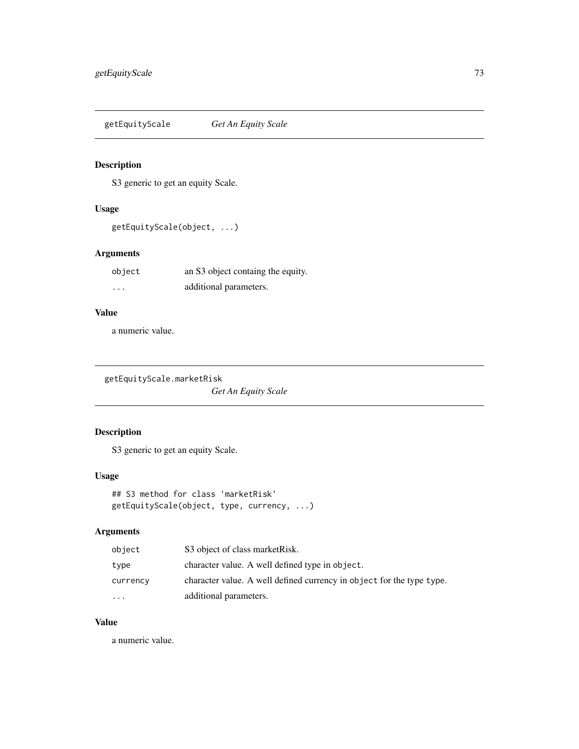## getEquityScale *Get An Equity Scale*

### Description

S3 generic to get an equity Scale.

### Usage

```
getEquityScale(object, ...)
```

### Arguments

| | |
|---|---|
| object | an S3 object containg the equity. |
| ... | additional parameters. |

### Value

a numeric value.

## getEquityScale.marketRisk *Get An Equity Scale*

### Description

S3 generic to get an equity Scale.

### Usage

```
## S3 method for class 'marketRisk'
getEquityScale(object, type, currency, ...)
```

### Arguments

| | |
|---|---|
| object | S3 object of class marketRisk. |
| type | character value. A well defined type in object. |
| currency | character value. A well defined currency in object for the type type. |
| ... | additional parameters. |

### Value

a numeric value.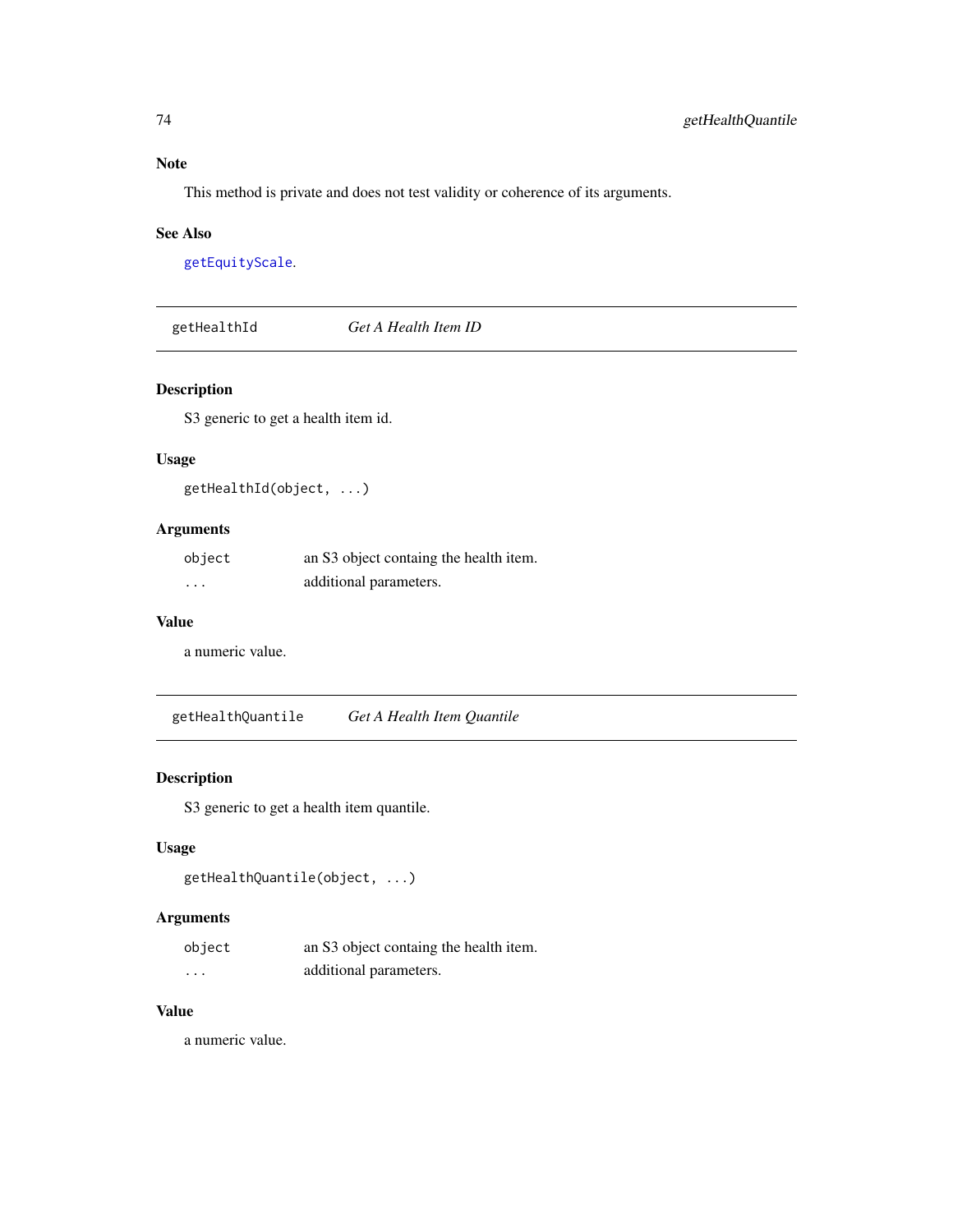### Note

This method is private and does not test validity or coherence of its arguments.

### See Also

getEquityScale.

## getHealthId — *Get A Health Item ID*

### Description

S3 generic to get a health item id.

### Usage

```
getHealthId(object, ...)
```

### Arguments

| | |
|---|---|
| object | an S3 object containg the health item. |
| ... | additional parameters. |

### Value

a numeric value.

## getHealthQuantile — *Get A Health Item Quantile*

### Description

S3 generic to get a health item quantile.

### Usage

```
getHealthQuantile(object, ...)
```

### Arguments

| | |
|---|---|
| object | an S3 object containg the health item. |
| ... | additional parameters. |

### Value

a numeric value.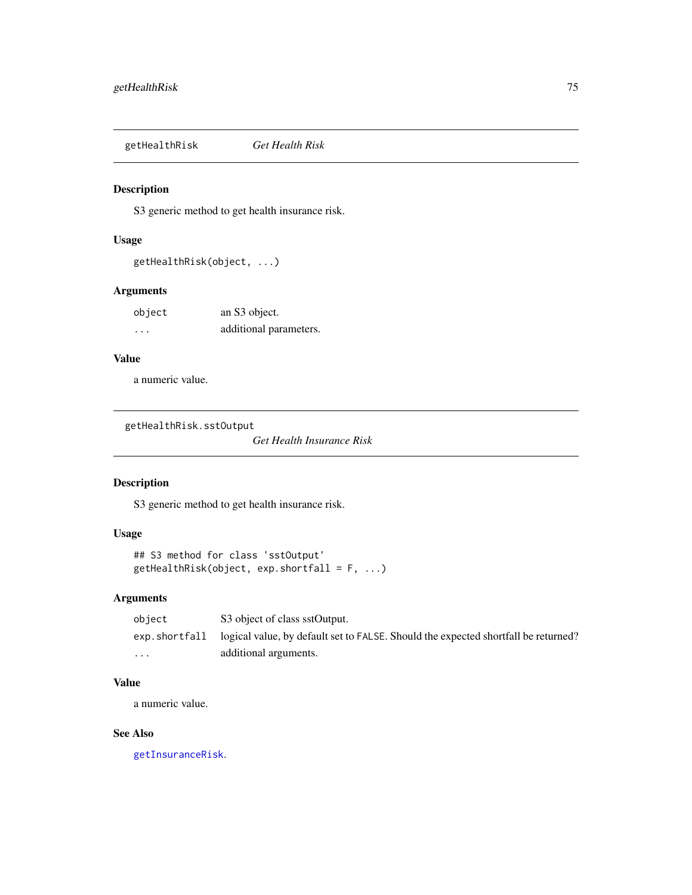## getHealthRisk *Get Health Risk*

### Description

S3 generic method to get health insurance risk.

### Usage

```
getHealthRisk(object, ...)
```

### Arguments

| | |
|---|---|
| `object` | an S3 object. |
| `...` | additional parameters. |

### Value

a numeric value.

## getHealthRisk.sstOutput *Get Health Insurance Risk*

### Description

S3 generic method to get health insurance risk.

### Usage

```
## S3 method for class 'sstOutput'
getHealthRisk(object, exp.shortfall = F, ...)
```

### Arguments

| | |
|---|---|
| `object` | S3 object of class sstOutput. |
| `exp.shortfall` | logical value, by default set to `FALSE`. Should the expected shortfall be returned? |
| `...` | additional arguments. |

### Value

a numeric value.

### See Also

`getInsuranceRisk`.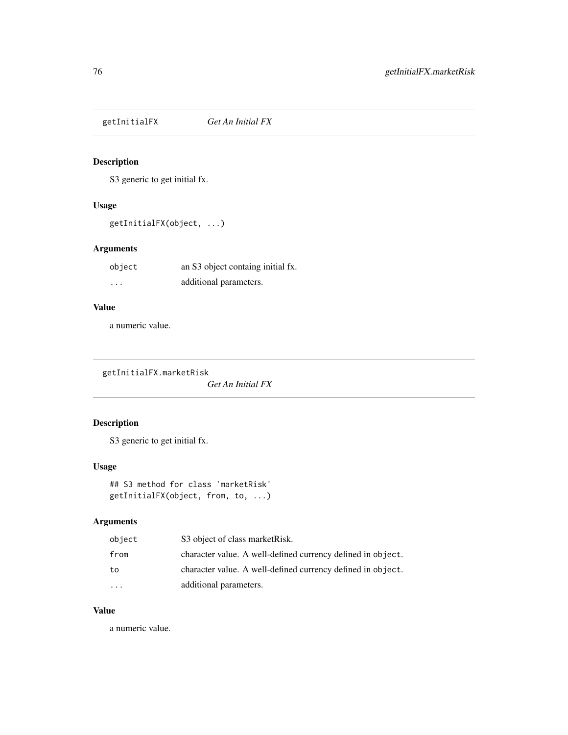## getInitialFX *Get An Initial FX*

### Description

S3 generic to get initial fx.

### Usage

```
getInitialFX(object, ...)
```

### Arguments

| | |
|---|---|
| `object` | an S3 object containg initial fx. |
| `...` | additional parameters. |

### Value

a numeric value.

## getInitialFX.marketRisk *Get An Initial FX*

### Description

S3 generic to get initial fx.

### Usage

```
## S3 method for class 'marketRisk'
getInitialFX(object, from, to, ...)
```

### Arguments

| | |
|---|---|
| `object` | S3 object of class marketRisk. |
| `from` | character value. A well-defined currency defined in `object`. |
| `to` | character value. A well-defined currency defined in `object`. |
| `...` | additional parameters. |

### Value

a numeric value.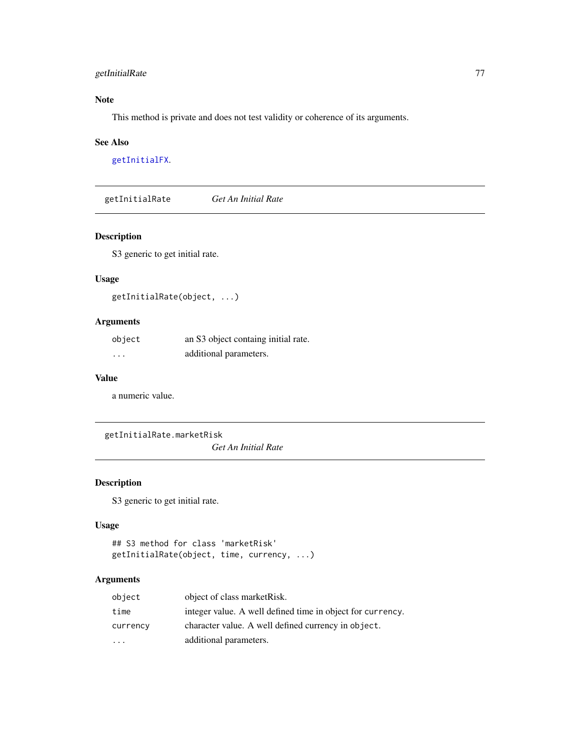## Note

This method is private and does not test validity or coherence of its arguments.

## See Also

getInitialFX.

---

# getInitialRate *Get An Initial Rate*

## Description

S3 generic to get initial rate.

## Usage

```
getInitialRate(object, ...)
```

## Arguments

| | |
|---|---|
| object | an S3 object containg initial rate. |
| ... | additional parameters. |

## Value

a numeric value.

---

# getInitialRate.marketRisk *Get An Initial Rate*

## Description

S3 generic to get initial rate.

## Usage

```
## S3 method for class 'marketRisk'
getInitialRate(object, time, currency, ...)
```

## Arguments

| | |
|---|---|
| object | object of class marketRisk. |
| time | integer value. A well defined time in object for `currency`. |
| currency | character value. A well defined currency in `object`. |
| ... | additional parameters. |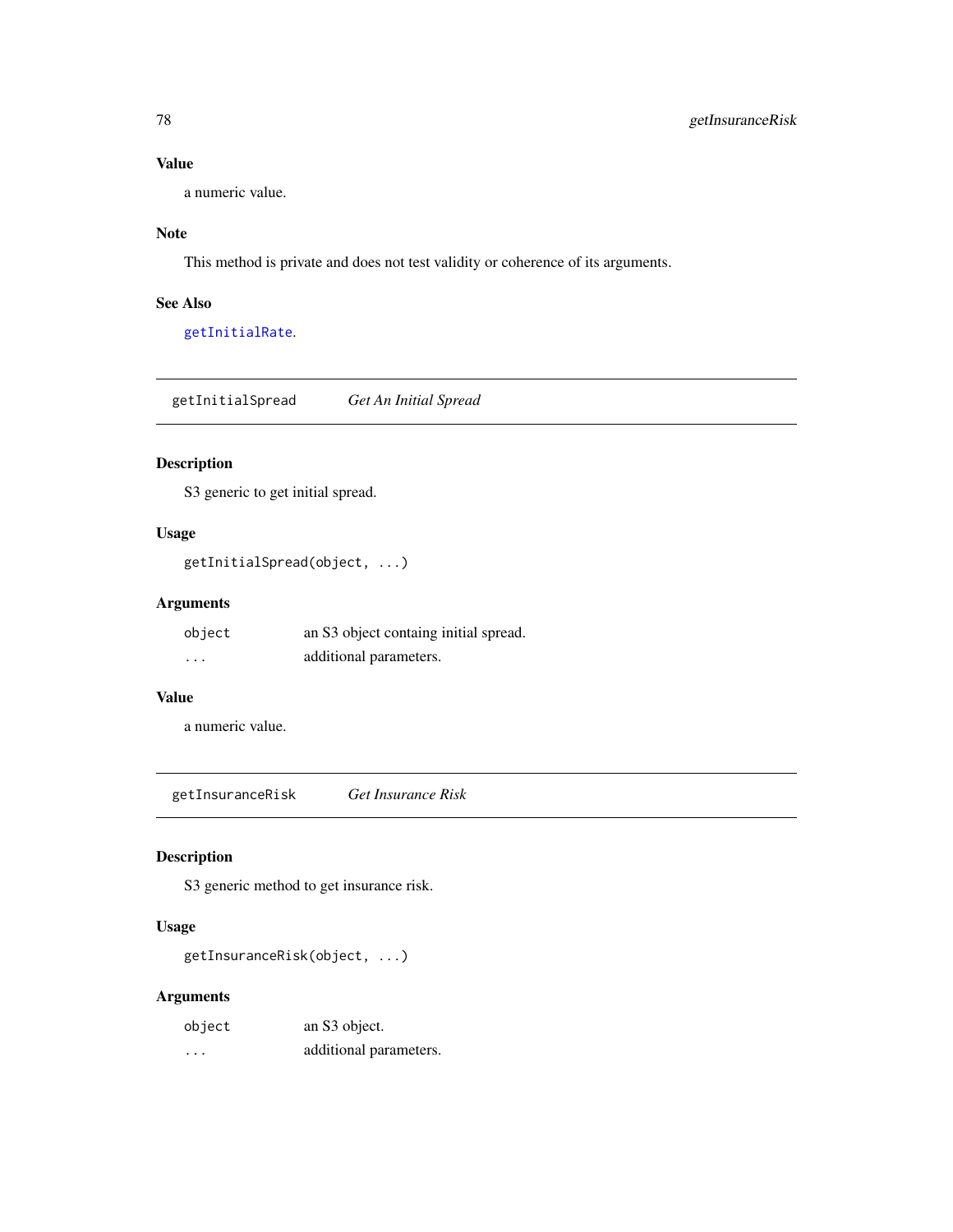### Value

a numeric value.

### Note

This method is private and does not test validity or coherence of its arguments.

### See Also

getInitialRate.

---

## getInitialSpread — *Get An Initial Spread*

---

### Description

S3 generic to get initial spread.

### Usage

```
getInitialSpread(object, ...)
```

### Arguments

| | |
|---|---|
| object | an S3 object containg initial spread. |
| ... | additional parameters. |

### Value

a numeric value.

---

## getInsuranceRisk — *Get Insurance Risk*

---

### Description

S3 generic method to get insurance risk.

### Usage

```
getInsuranceRisk(object, ...)
```

### Arguments

| | |
|---|---|
| object | an S3 object. |
| ... | additional parameters. |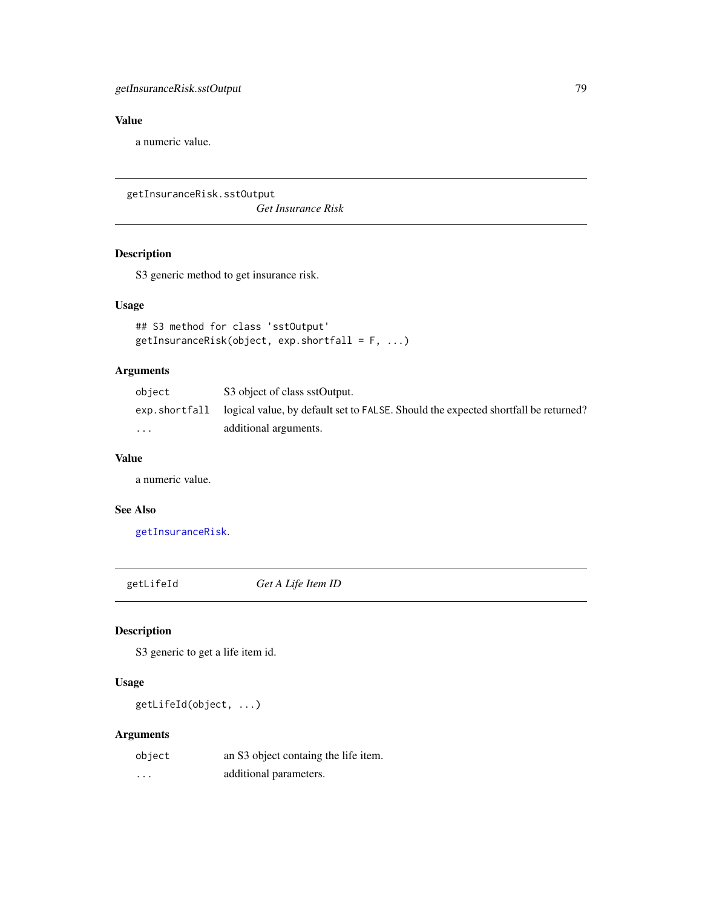### Value

a numeric value.

---

## getInsuranceRisk.sstOutput *Get Insurance Risk*

---

### Description

S3 generic method to get insurance risk.

### Usage

```
## S3 method for class 'sstOutput'
getInsuranceRisk(object, exp.shortfall = F, ...)
```

### Arguments

| | |
|---|---|
| `object` | S3 object of class sstOutput. |
| `exp.shortfall` | logical value, by default set to `FALSE`. Should the expected shortfall be returned? |
| `...` | additional arguments. |

### Value

a numeric value.

### See Also

`getInsuranceRisk`.

---

## getLifeId *Get A Life Item ID*

---

### Description

S3 generic to get a life item id.

### Usage

```
getLifeId(object, ...)
```

### Arguments

| | |
|---|---|
| `object` | an S3 object containg the life item. |
| `...` | additional parameters. |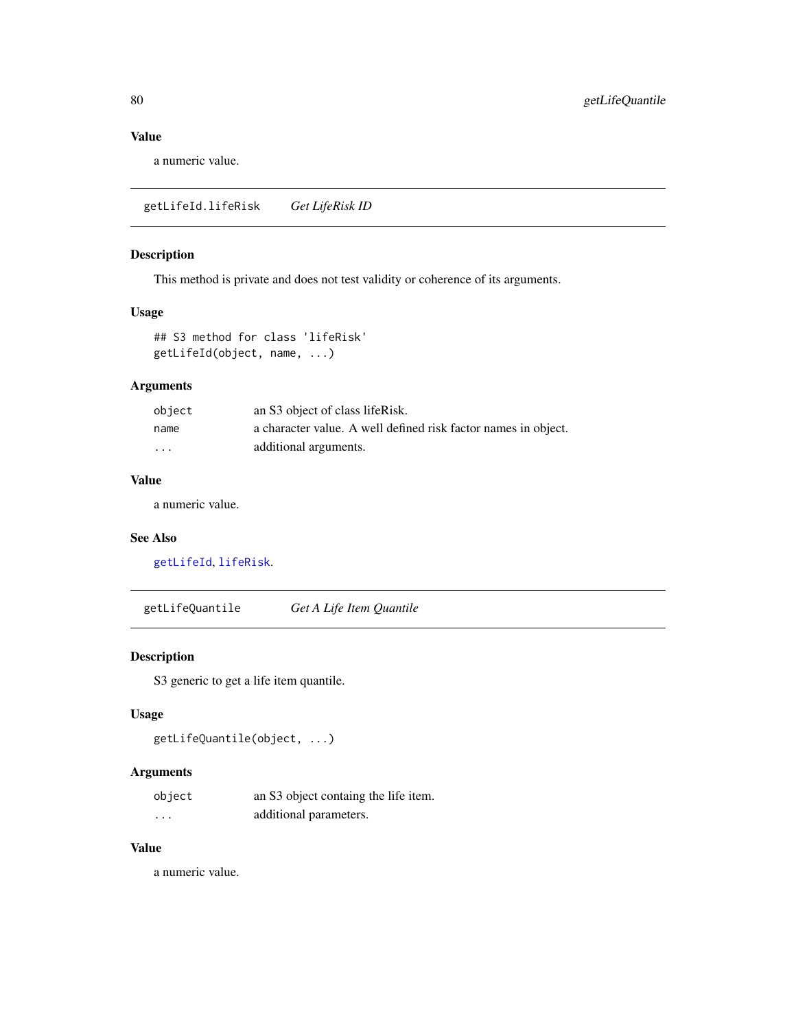### Value

a numeric value.

---

## getLifeId.lifeRisk *Get LifeRisk ID*

### Description

This method is private and does not test validity or coherence of its arguments.

### Usage

```
## S3 method for class 'lifeRisk'
getLifeId(object, name, ...)
```

### Arguments

| | |
|---|---|
| `object` | an S3 object of class lifeRisk. |
| `name` | a character value. A well defined risk factor names in object. |
| `...` | additional arguments. |

### Value

a numeric value.

### See Also

`getLifeId`, `lifeRisk`.

---

## getLifeQuantile *Get A Life Item Quantile*

### Description

S3 generic to get a life item quantile.

### Usage

```
getLifeQuantile(object, ...)
```

### Arguments

| | |
|---|---|
| `object` | an S3 object containg the life item. |
| `...` | additional parameters. |

### Value

a numeric value.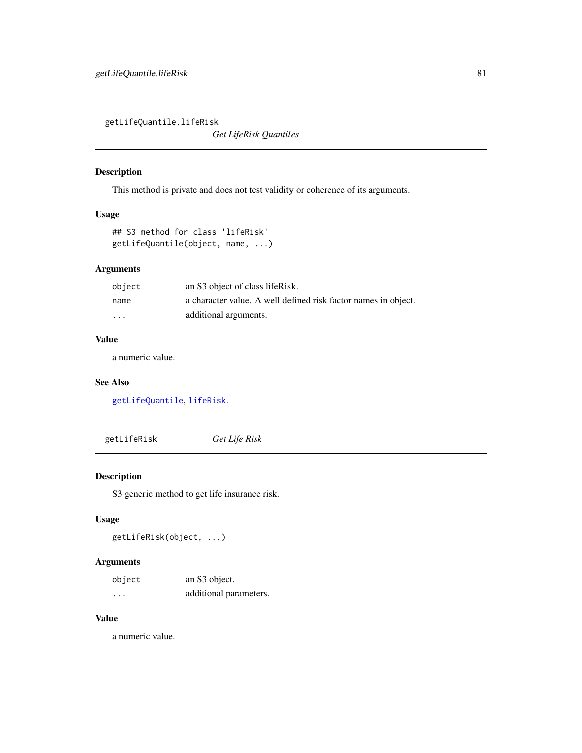## getLifeQuantile.lifeRisk — *Get LifeRisk Quantiles*

### Description

This method is private and does not test validity or coherence of its arguments.

### Usage

```
## S3 method for class 'lifeRisk'
getLifeQuantile(object, name, ...)
```

### Arguments

| | |
|---|---|
| `object` | an S3 object of class lifeRisk. |
| `name` | a character value. A well defined risk factor names in object. |
| `...` | additional arguments. |

### Value

a numeric value.

### See Also

`getLifeQuantile`, `lifeRisk`.

## getLifeRisk — *Get Life Risk*

### Description

S3 generic method to get life insurance risk.

### Usage

```
getLifeRisk(object, ...)
```

### Arguments

| | |
|---|---|
| `object` | an S3 object. |
| `...` | additional parameters. |

### Value

a numeric value.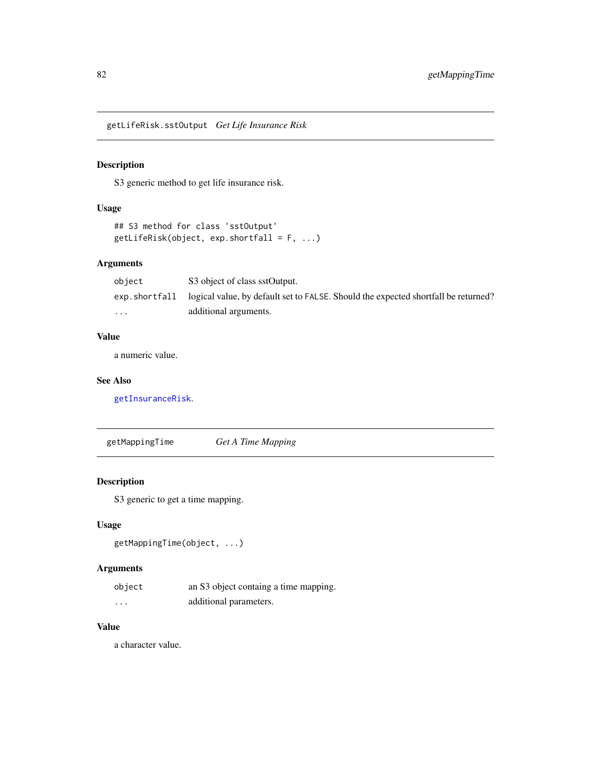## getLifeRisk.sstOutput *Get Life Insurance Risk*

### Description

S3 generic method to get life insurance risk.

### Usage

```
## S3 method for class 'sstOutput'
getLifeRisk(object, exp.shortfall = F, ...)
```

### Arguments

| | |
|---|---|
| `object` | S3 object of class sstOutput. |
| `exp.shortfall` | logical value, by default set to `FALSE`. Should the expected shortfall be returned? |
| `...` | additional arguments. |

### Value

a numeric value.

### See Also

`getInsuranceRisk`.

## getMappingTime *Get A Time Mapping*

### Description

S3 generic to get a time mapping.

### Usage

```
getMappingTime(object, ...)
```

### Arguments

| | |
|---|---|
| `object` | an S3 object containg a time mapping. |
| `...` | additional parameters. |

### Value

a character value.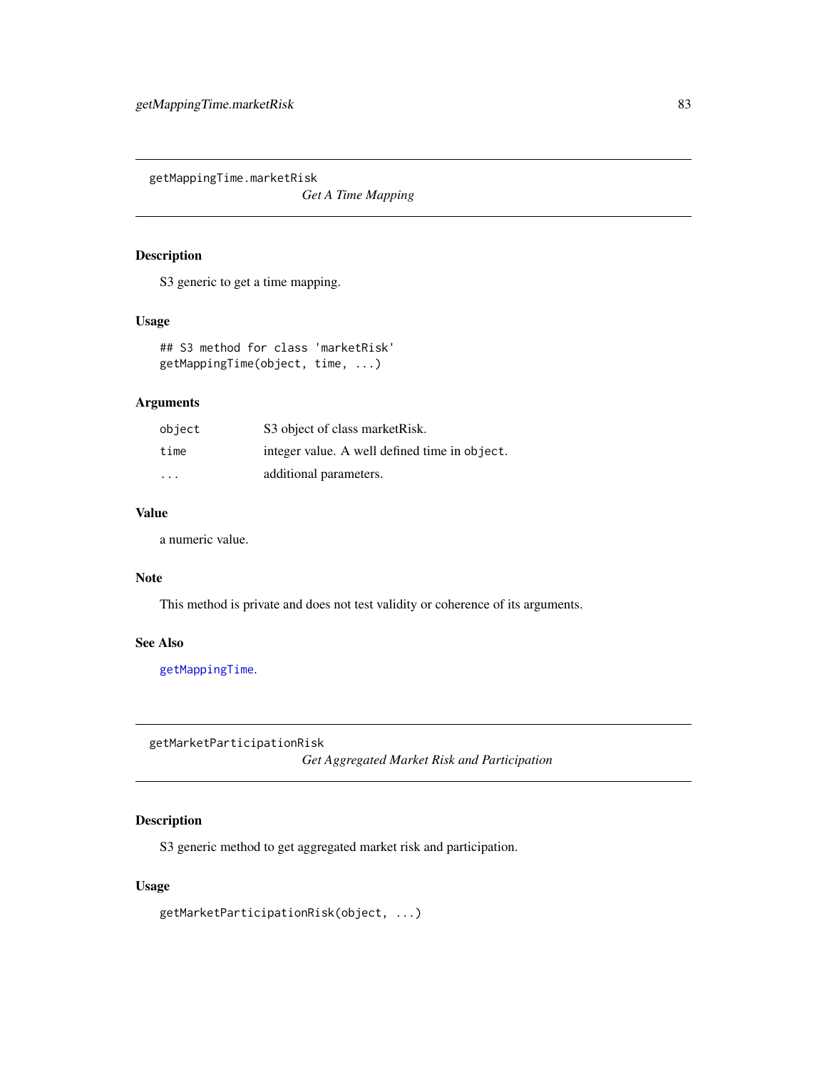## getMappingTime.marketRisk

*Get A Time Mapping*

### Description

S3 generic to get a time mapping.

### Usage

```
## S3 method for class 'marketRisk'
getMappingTime(object, time, ...)
```

### Arguments

| | |
|---|---|
| `object` | S3 object of class marketRisk. |
| `time` | integer value. A well defined time in `object`. |
| `...` | additional parameters. |

### Value

a numeric value.

### Note

This method is private and does not test validity or coherence of its arguments.

### See Also

`getMappingTime`.

## getMarketParticipationRisk

*Get Aggregated Market Risk and Participation*

### Description

S3 generic method to get aggregated market risk and participation.

### Usage

```
getMarketParticipationRisk(object, ...)
```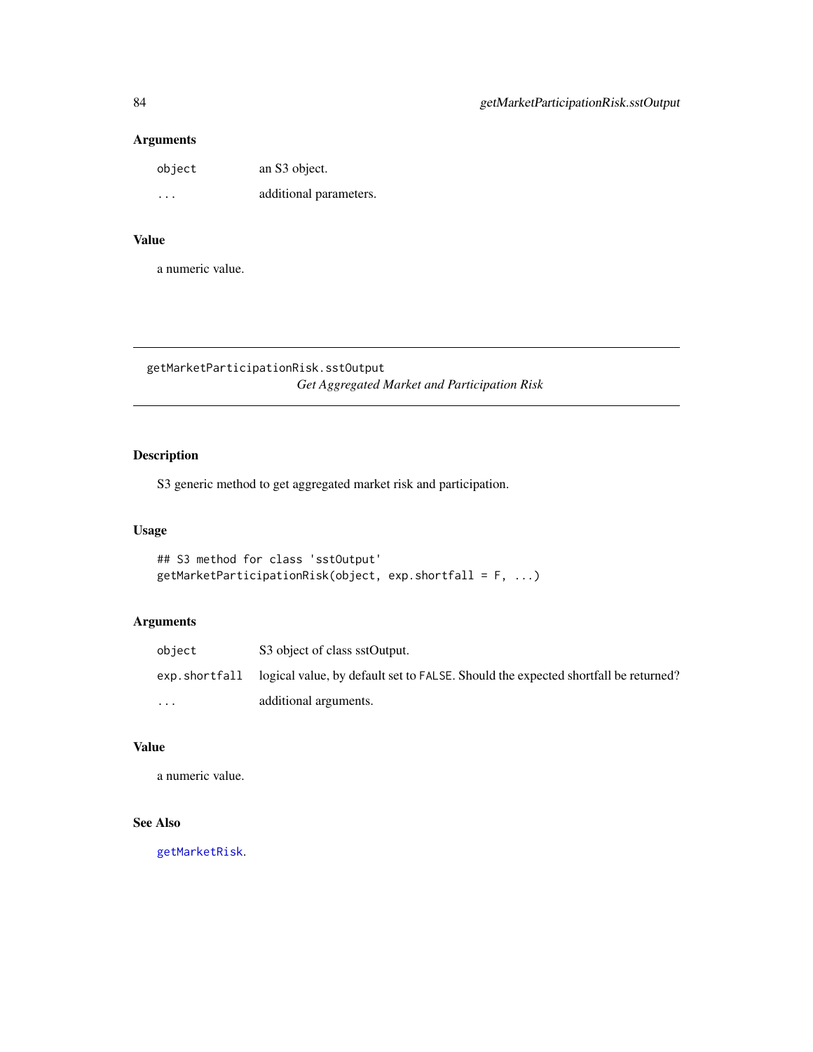### Arguments

| | |
|---|---|
| `object` | an S3 object. |
| `...` | additional parameters. |

### Value

a numeric value.

---

## getMarketParticipationRisk.sstOutput

*Get Aggregated Market and Participation Risk*

---

### Description

S3 generic method to get aggregated market risk and participation.

### Usage

```
## S3 method for class 'sstOutput'
getMarketParticipationRisk(object, exp.shortfall = F, ...)
```

### Arguments

| | |
|---|---|
| `object` | S3 object of class sstOutput. |
| `exp.shortfall` | logical value, by default set to `FALSE`. Should the expected shortfall be returned? |
| `...` | additional arguments. |

### Value

a numeric value.

### See Also

`getMarketRisk`.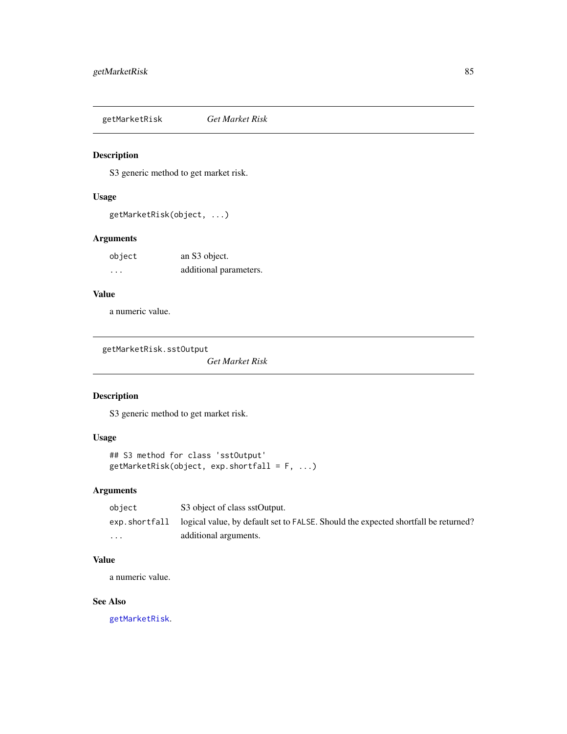## getMarketRisk — *Get Market Risk*

### Description

S3 generic method to get market risk.

### Usage

```
getMarketRisk(object, ...)
```

### Arguments

| | |
|---|---|
| `object` | an S3 object. |
| `...` | additional parameters. |

### Value

a numeric value.

## getMarketRisk.sstOutput — *Get Market Risk*

### Description

S3 generic method to get market risk.

### Usage

```
## S3 method for class 'sstOutput'
getMarketRisk(object, exp.shortfall = F, ...)
```

### Arguments

| | |
|---|---|
| `object` | S3 object of class sstOutput. |
| `exp.shortfall` | logical value, by default set to `FALSE`. Should the expected shortfall be returned? |
| `...` | additional arguments. |

### Value

a numeric value.

### See Also

`getMarketRisk`.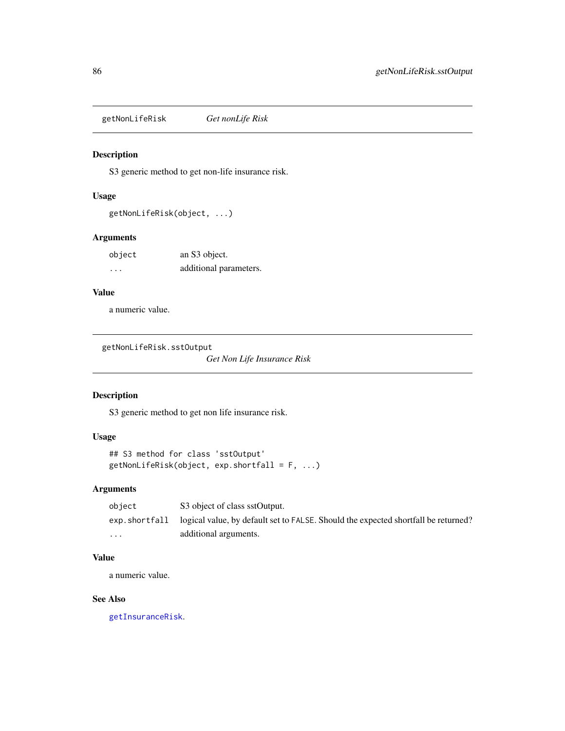## getNonLifeRisk *Get nonLife Risk*

### Description

S3 generic method to get non-life insurance risk.

### Usage

```
getNonLifeRisk(object, ...)
```

### Arguments

| | |
|---|---|
| object | an S3 object. |
| ... | additional parameters. |

### Value

a numeric value.

## getNonLifeRisk.sstOutput *Get Non Life Insurance Risk*

### Description

S3 generic method to get non life insurance risk.

### Usage

```
## S3 method for class 'sstOutput'
getNonLifeRisk(object, exp.shortfall = F, ...)
```

### Arguments

| | |
|---|---|
| object | S3 object of class sstOutput. |
| exp.shortfall | logical value, by default set to FALSE. Should the expected shortfall be returned? |
| ... | additional arguments. |

### Value

a numeric value.

### See Also

getInsuranceRisk.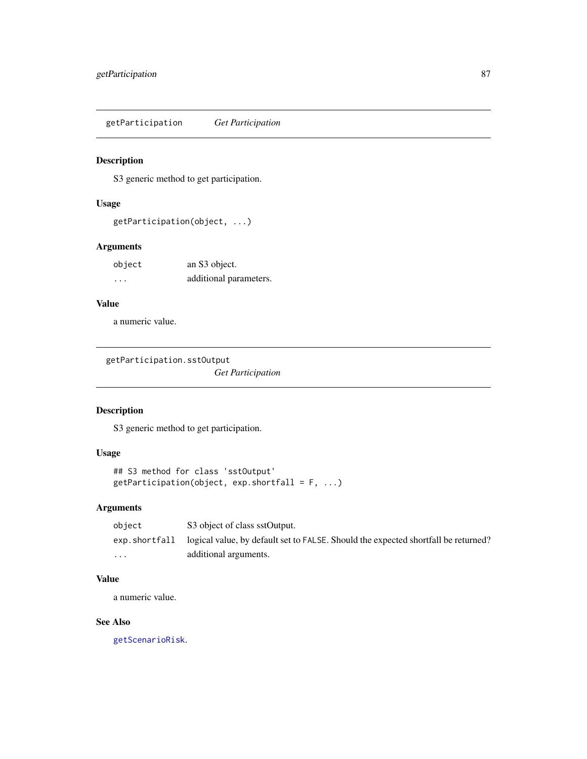## getParticipation *Get Participation*

### Description

S3 generic method to get participation.

### Usage

```
getParticipation(object, ...)
```

### Arguments

| | |
|---|---|
| `object` | an S3 object. |
| `...` | additional parameters. |

### Value

a numeric value.

## getParticipation.sstOutput *Get Participation*

### Description

S3 generic method to get participation.

### Usage

```
## S3 method for class 'sstOutput'
getParticipation(object, exp.shortfall = F, ...)
```

### Arguments

| | |
|---|---|
| `object` | S3 object of class sstOutput. |
| `exp.shortfall` | logical value, by default set to `FALSE`. Should the expected shortfall be returned? |
| `...` | additional arguments. |

### Value

a numeric value.

### See Also

`getScenarioRisk`.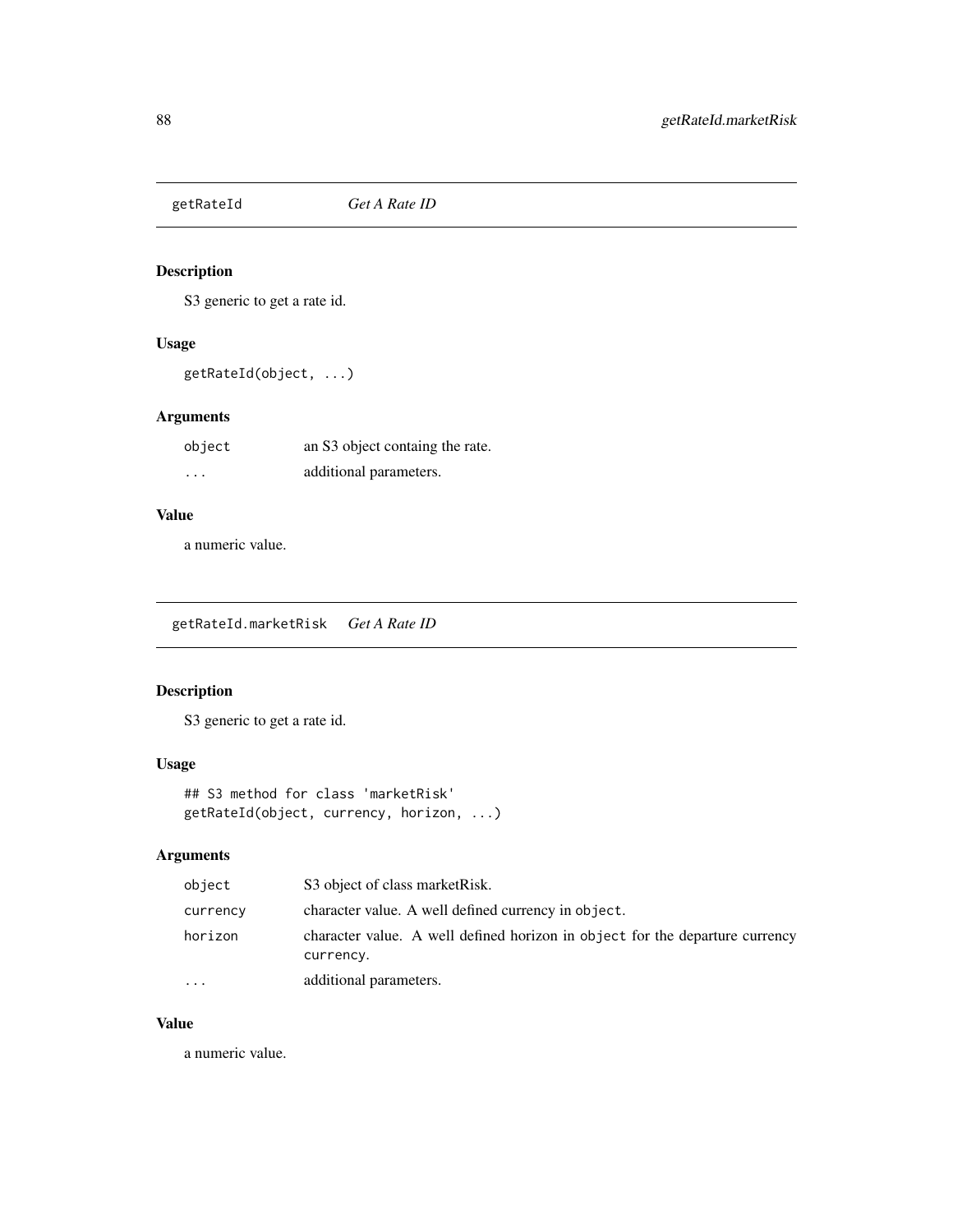## getRateId — *Get A Rate ID*

### Description

S3 generic to get a rate id.

### Usage

```
getRateId(object, ...)
```

### Arguments

| | |
|---|---|
| `object` | an S3 object containg the rate. |
| `...` | additional parameters. |

### Value

a numeric value.

## getRateId.marketRisk — *Get A Rate ID*

### Description

S3 generic to get a rate id.

### Usage

```
## S3 method for class 'marketRisk'
getRateId(object, currency, horizon, ...)
```

### Arguments

| | |
|---|---|
| `object` | S3 object of class marketRisk. |
| `currency` | character value. A well defined currency in `object`. |
| `horizon` | character value. A well defined horizon in `object` for the departure currency `currency`. |
| `...` | additional parameters. |

### Value

a numeric value.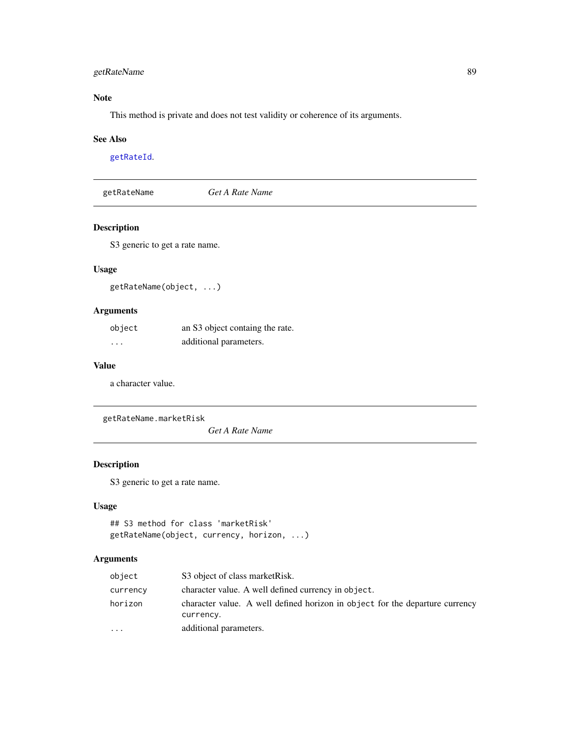### Note

This method is private and does not test validity or coherence of its arguments.

### See Also

getRateId.

---

## getRateName — *Get A Rate Name*

### Description

S3 generic to get a rate name.

### Usage

```
getRateName(object, ...)
```

### Arguments

| | |
|---|---|
| object | an S3 object containg the rate. |
| ... | additional parameters. |

### Value

a character value.

---

## getRateName.marketRisk — *Get A Rate Name*

### Description

S3 generic to get a rate name.

### Usage

```
## S3 method for class 'marketRisk'
getRateName(object, currency, horizon, ...)
```

### Arguments

| | |
|---|---|
| object | S3 object of class marketRisk. |
| currency | character value. A well defined currency in `object`. |
| horizon | character value. A well defined horizon in `object` for the departure currency `currency`. |
| ... | additional parameters. |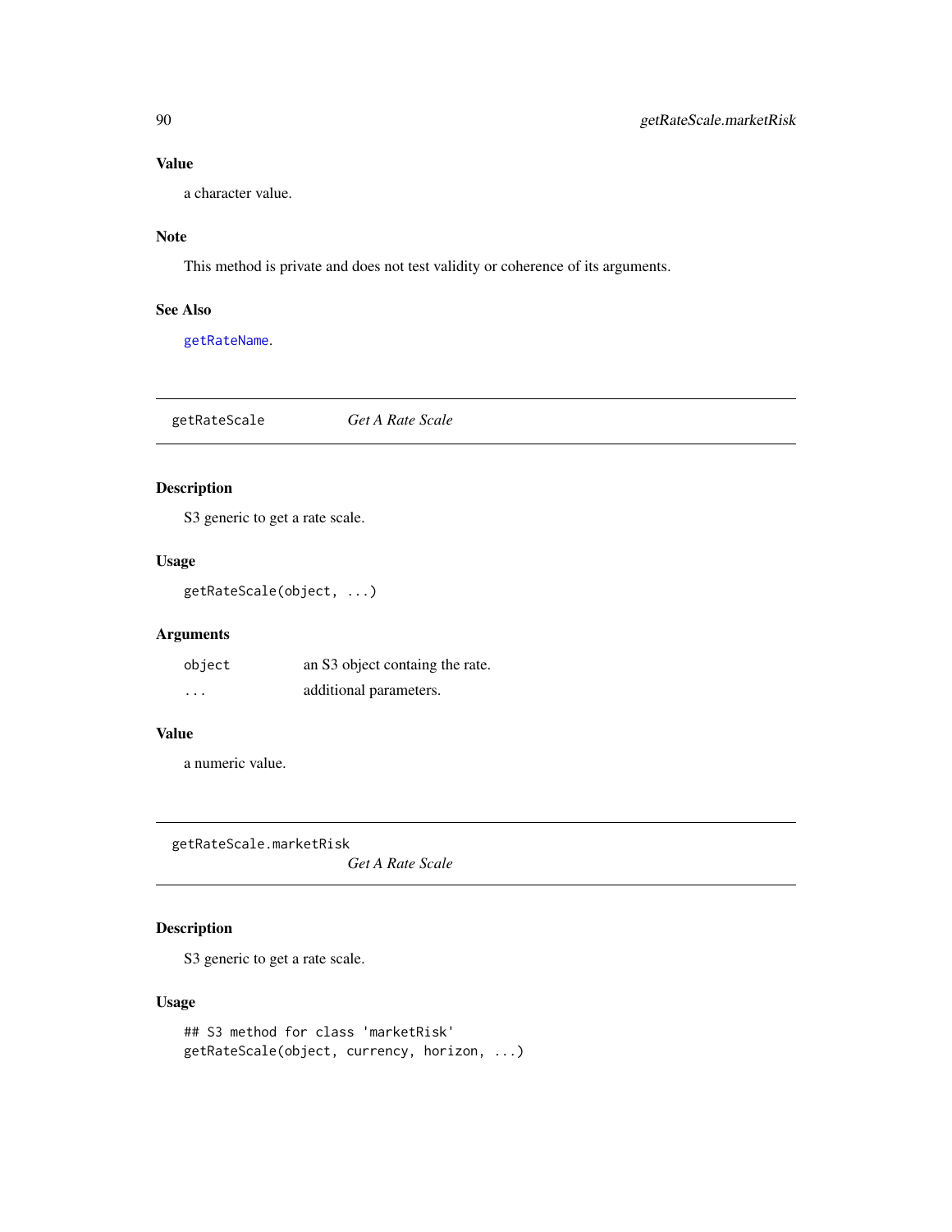### Value

a character value.

### Note

This method is private and does not test validity or coherence of its arguments.

### See Also

getRateName.

---

## getRateScale *Get A Rate Scale*

### Description

S3 generic to get a rate scale.

### Usage

```
getRateScale(object, ...)
```

### Arguments

| | |
|---|---|
| object | an S3 object containg the rate. |
| ... | additional parameters. |

### Value

a numeric value.

---

## getRateScale.marketRisk *Get A Rate Scale*

### Description

S3 generic to get a rate scale.

### Usage

```
## S3 method for class 'marketRisk'
getRateScale(object, currency, horizon, ...)
```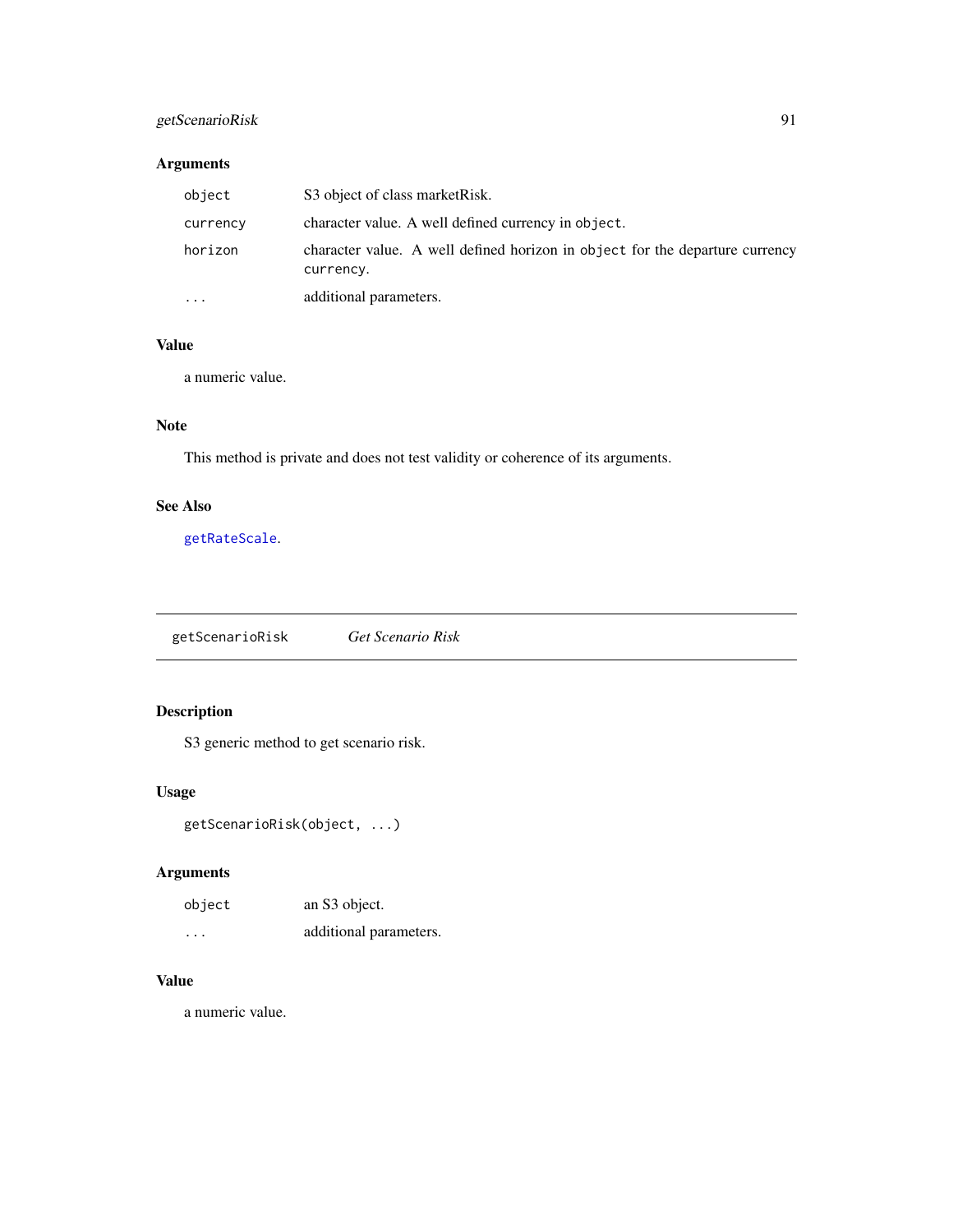### Arguments

| | |
|---|---|
| `object` | S3 object of class marketRisk. |
| `currency` | character value. A well defined currency in `object`. |
| `horizon` | character value. A well defined horizon in `object` for the departure currency `currency`. |
| `...` | additional parameters. |

### Value

a numeric value.

### Note

This method is private and does not test validity or coherence of its arguments.

### See Also

`getRateScale`.

---

## getScenarioRisk — *Get Scenario Risk*

### Description

S3 generic method to get scenario risk.

### Usage

```
getScenarioRisk(object, ...)
```

### Arguments

| | |
|---|---|
| `object` | an S3 object. |
| `...` | additional parameters. |

### Value

a numeric value.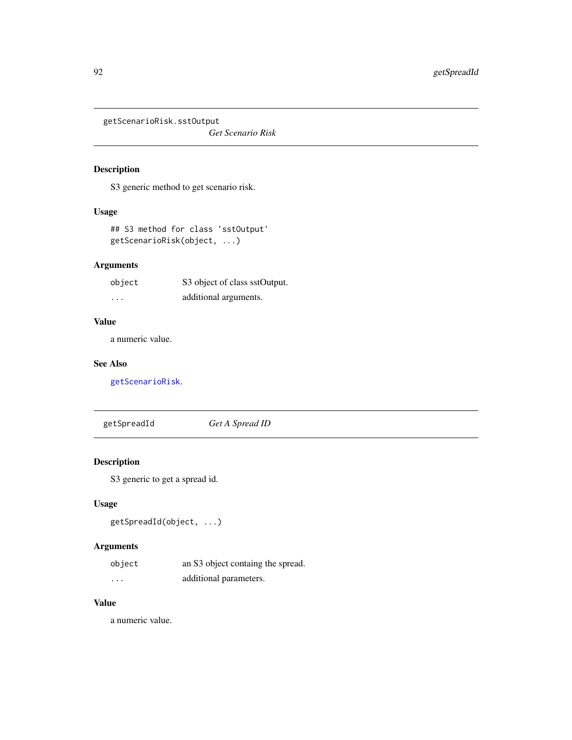## getScenarioRisk.sstOutput

*Get Scenario Risk*

### Description

S3 generic method to get scenario risk.

### Usage

```
## S3 method for class 'sstOutput'
getScenarioRisk(object, ...)
```

### Arguments

| | |
|---|---|
| `object` | S3 object of class sstOutput. |
| `...` | additional arguments. |

### Value

a numeric value.

### See Also

`getScenarioRisk`.

## getSpreadId

*Get A Spread ID*

### Description

S3 generic to get a spread id.

### Usage

```
getSpreadId(object, ...)
```

### Arguments

| | |
|---|---|
| `object` | an S3 object containg the spread. |
| `...` | additional parameters. |

### Value

a numeric value.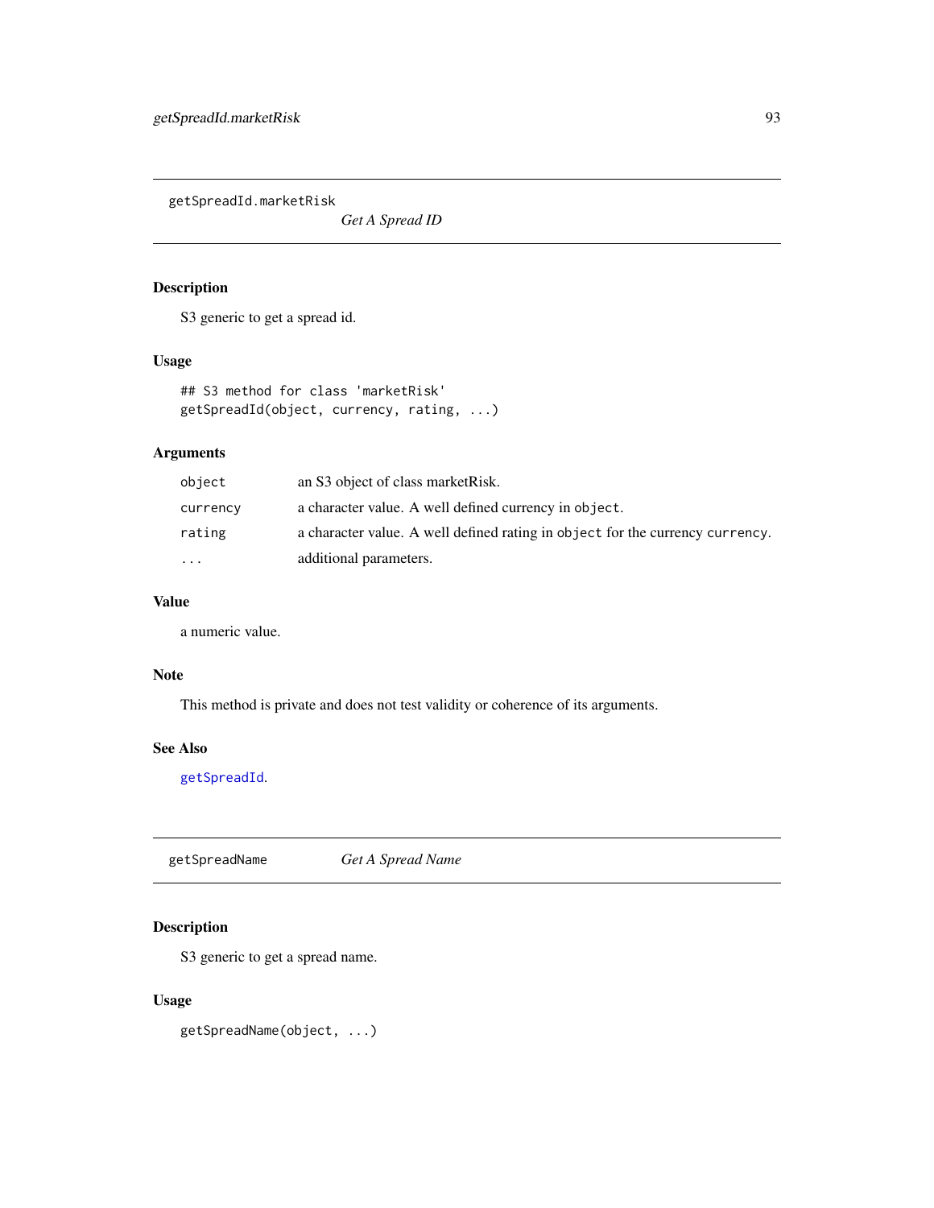## getSpreadId.marketRisk — *Get A Spread ID*

### Description

S3 generic to get a spread id.

### Usage

```
## S3 method for class 'marketRisk'
getSpreadId(object, currency, rating, ...)
```

### Arguments

| | |
|---|---|
| `object` | an S3 object of class marketRisk. |
| `currency` | a character value. A well defined currency in `object`. |
| `rating` | a character value. A well defined rating in `object` for the currency `currency`. |
| `...` | additional parameters. |

### Value

a numeric value.

### Note

This method is private and does not test validity or coherence of its arguments.

### See Also

`getSpreadId`.

## getSpreadName — *Get A Spread Name*

### Description

S3 generic to get a spread name.

### Usage

```
getSpreadName(object, ...)
```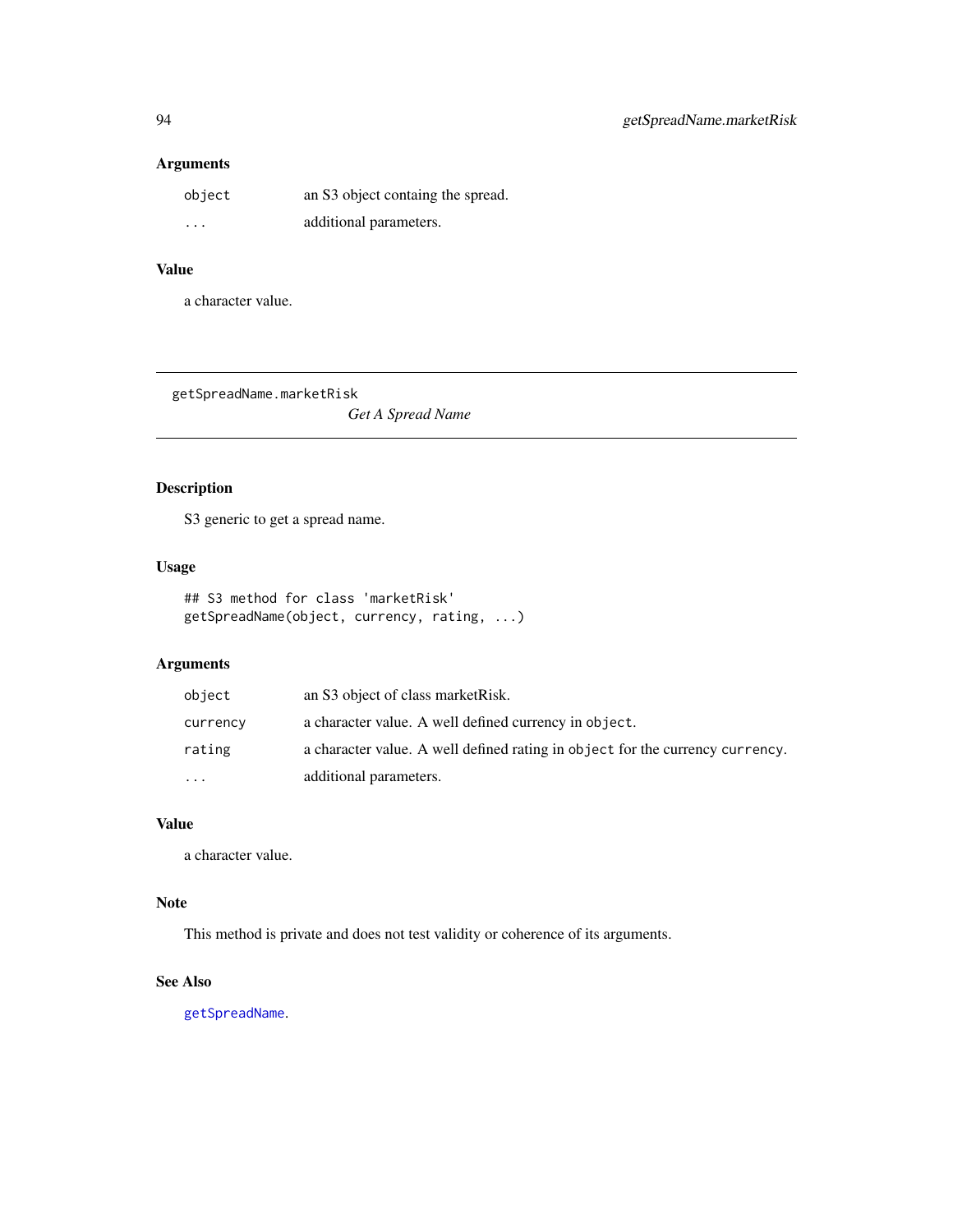### Arguments

| | |
|---|---|
| `object` | an S3 object containing the spread. |
| `...` | additional parameters. |

### Value

a character value.

---

## getSpreadName.marketRisk

*Get A Spread Name*

---

### Description

S3 generic to get a spread name.

### Usage

```
## S3 method for class 'marketRisk'
getSpreadName(object, currency, rating, ...)
```

### Arguments

| | |
|---|---|
| `object` | an S3 object of class marketRisk. |
| `currency` | a character value. A well defined currency in `object`. |
| `rating` | a character value. A well defined rating in `object` for the currency `currency`. |
| `...` | additional parameters. |

### Value

a character value.

### Note

This method is private and does not test validity or coherence of its arguments.

### See Also

`getSpreadName`.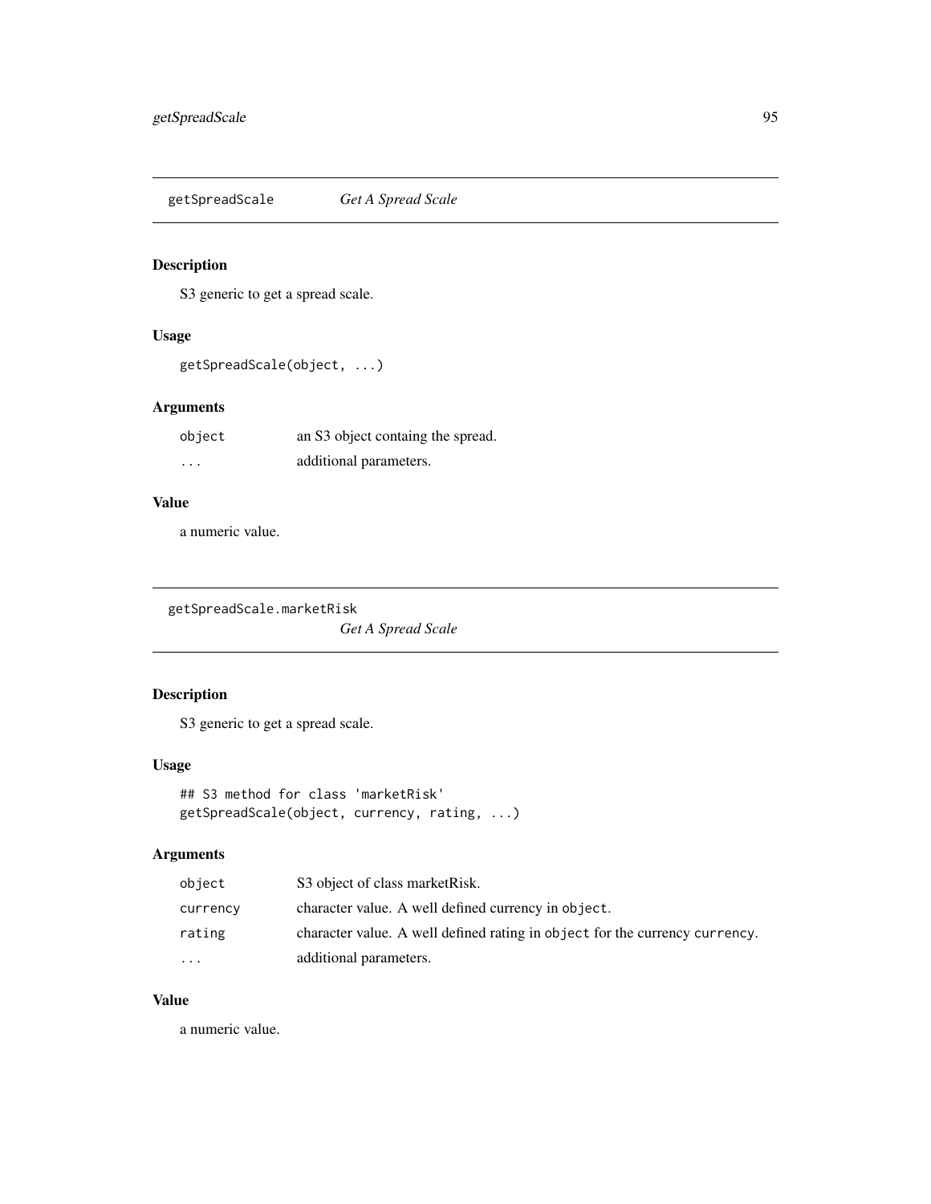## getSpreadScale *Get A Spread Scale*

### Description

S3 generic to get a spread scale.

### Usage

```
getSpreadScale(object, ...)
```

### Arguments

| | |
|---|---|
| object | an S3 object containg the spread. |
| ... | additional parameters. |

### Value

a numeric value.

## getSpreadScale.marketRisk *Get A Spread Scale*

### Description

S3 generic to get a spread scale.

### Usage

```
## S3 method for class 'marketRisk'
getSpreadScale(object, currency, rating, ...)
```

### Arguments

| | |
|---|---|
| object | S3 object of class marketRisk. |
| currency | character value. A well defined currency in `object`. |
| rating | character value. A well defined rating in `object` for the currency `currency`. |
| ... | additional parameters. |

### Value

a numeric value.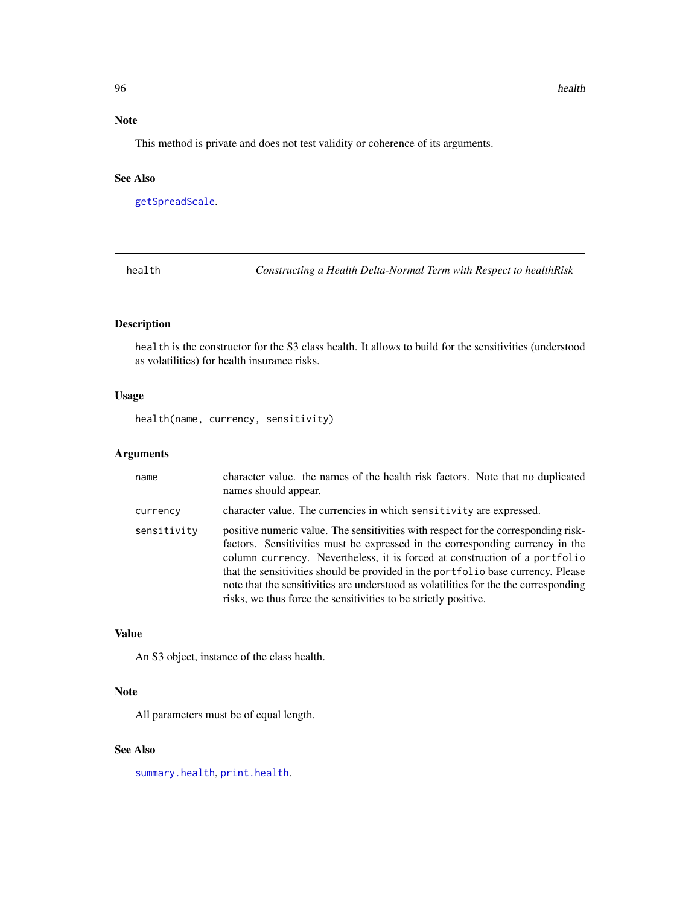## Note

This method is private and does not test validity or coherence of its arguments.

## See Also

getSpreadScale.

---

# health — *Constructing a Health Delta-Normal Term with Respect to healthRisk*

## Description

`health` is the constructor for the S3 class health. It allows to build for the sensitivities (understood as volatilities) for health insurance risks.

## Usage

```
health(name, currency, sensitivity)
```

## Arguments

| | |
|---|---|
| `name` | character value. the names of the health risk factors. Note that no duplicated names should appear. |
| `currency` | character value. The currencies in which `sensitivity` are expressed. |
| `sensitivity` | positive numeric value. The sensitivities with respect for the corresponding risk-factors. Sensitivities must be expressed in the corresponding currency in the column `currency`. Nevertheless, it is forced at construction of a `portfolio` that the sensitivities should be provided in the `portfolio` base currency. Please note that the sensitivities are understood as volatilities for the the corresponding risks, we thus force the sensitivities to be strictly positive. |

## Value

An S3 object, instance of the class health.

## Note

All parameters must be of equal length.

## See Also

summary.health, print.health.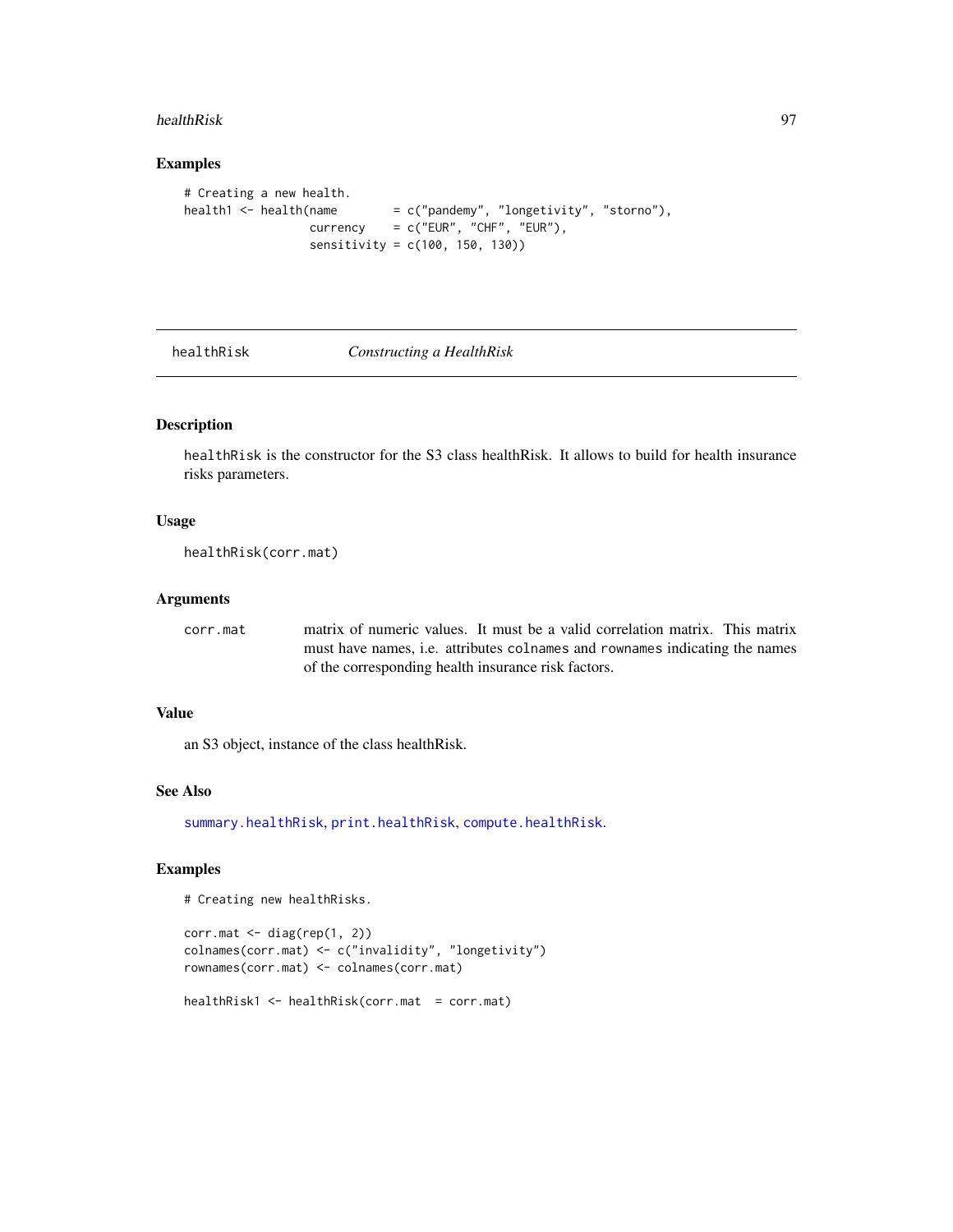## Examples

```
# Creating a new health.
health1 <- health(name        = c("pandemy", "longetivity", "storno"),
                  currency    = c("EUR", "CHF", "EUR"),
                  sensitivity = c(100, 150, 130))
```

---

# healthRisk — *Constructing a HealthRisk*

---

## Description

healthRisk is the constructor for the S3 class healthRisk. It allows to build for health insurance risks parameters.

## Usage

```
healthRisk(corr.mat)
```

## Arguments

| | |
|---|---|
| corr.mat | matrix of numeric values. It must be a valid correlation matrix. This matrix must have names, i.e. attributes colnames and rownames indicating the names of the corresponding health insurance risk factors. |

## Value

an S3 object, instance of the class healthRisk.

## See Also

summary.healthRisk, print.healthRisk, compute.healthRisk.

## Examples

```
# Creating new healthRisks.

corr.mat <- diag(rep(1, 2))
colnames(corr.mat) <- c("invalidity", "longetivity")
rownames(corr.mat) <- colnames(corr.mat)

healthRisk1 <- healthRisk(corr.mat  = corr.mat)
```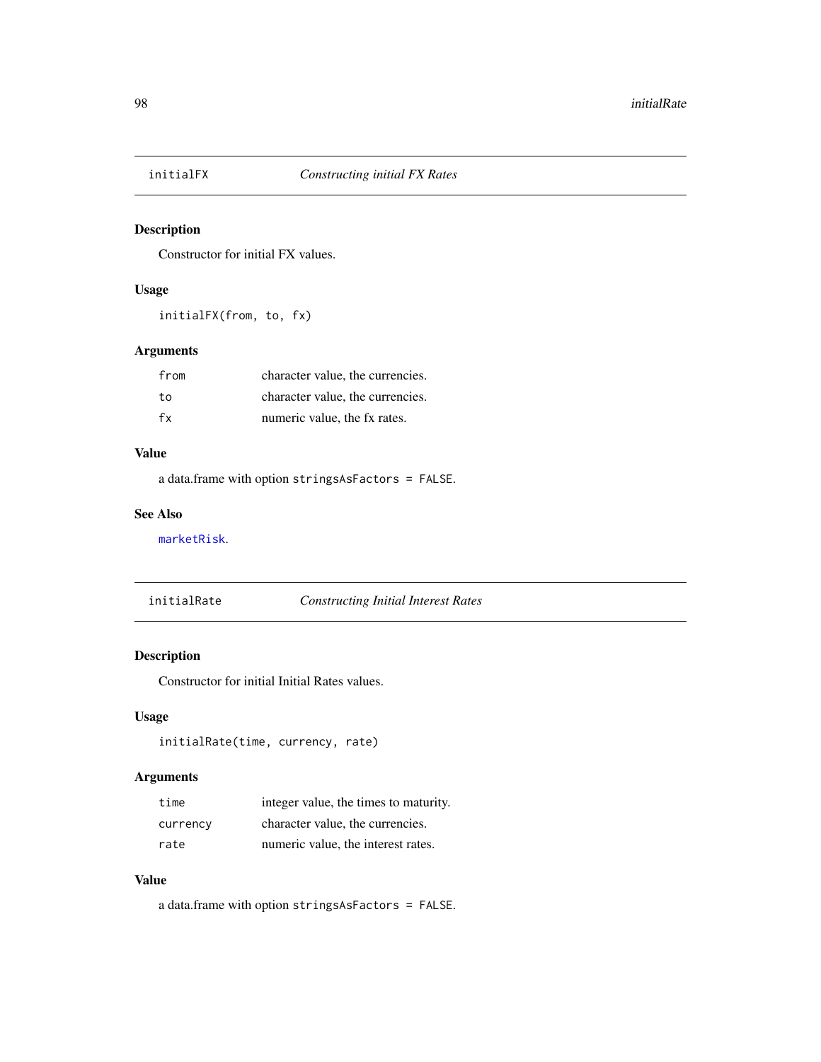## initialFX — *Constructing initial FX Rates*

### Description

Constructor for initial FX values.

### Usage

```
initialFX(from, to, fx)
```

### Arguments

| | |
|---|---|
| `from` | character value, the currencies. |
| `to` | character value, the currencies. |
| `fx` | numeric value, the fx rates. |

### Value

a data.frame with option `stringsAsFactors = FALSE`.

### See Also

`marketRisk`.

## initialRate — *Constructing Initial Interest Rates*

### Description

Constructor for initial Initial Rates values.

### Usage

```
initialRate(time, currency, rate)
```

### Arguments

| | |
|---|---|
| `time` | integer value, the times to maturity. |
| `currency` | character value, the currencies. |
| `rate` | numeric value, the interest rates. |

### Value

a data.frame with option `stringsAsFactors = FALSE`.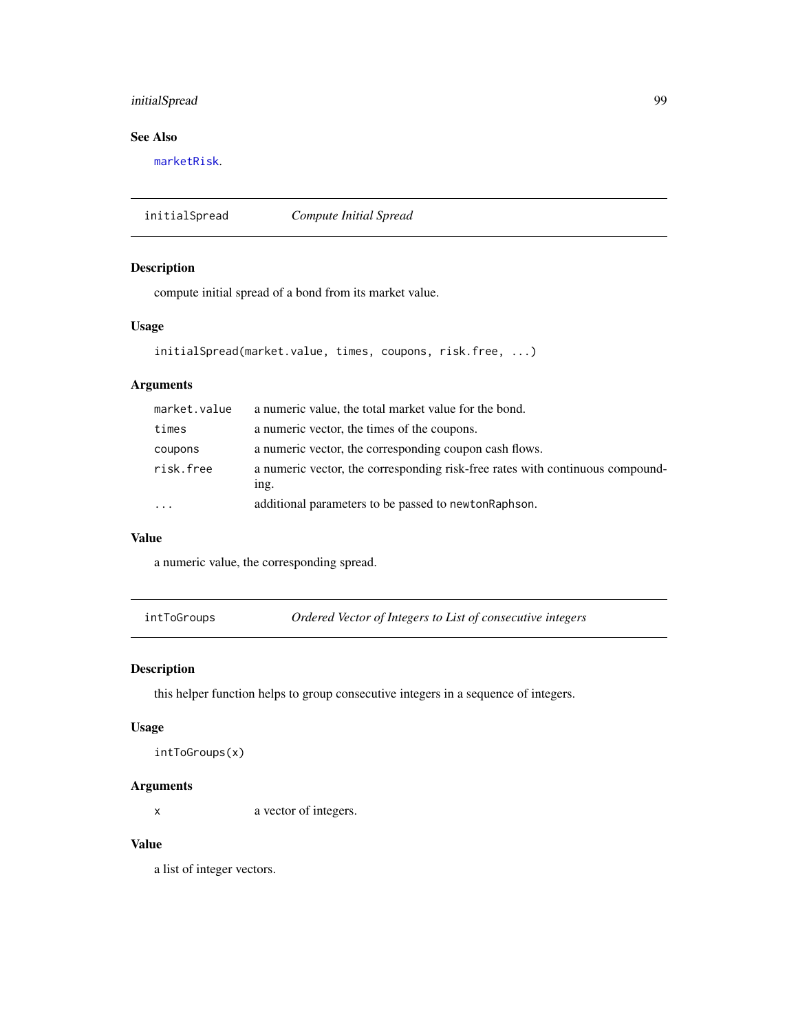## See Also

marketRisk.

---

## initialSpread *Compute Initial Spread*

### Description

compute initial spread of a bond from its market value.

### Usage

```
initialSpread(market.value, times, coupons, risk.free, ...)
```

### Arguments

| | |
|---|---|
| market.value | a numeric value, the total market value for the bond. |
| times | a numeric vector, the times of the coupons. |
| coupons | a numeric vector, the corresponding coupon cash flows. |
| risk.free | a numeric vector, the corresponding risk-free rates with continuous compounding. |
| ... | additional parameters to be passed to newtonRaphson. |

### Value

a numeric value, the corresponding spread.

---

## intToGroups *Ordered Vector of Integers to List of consecutive integers*

### Description

this helper function helps to group consecutive integers in a sequence of integers.

### Usage

```
intToGroups(x)
```

### Arguments

| | |
|---|---|
| x | a vector of integers. |

### Value

a list of integer vectors.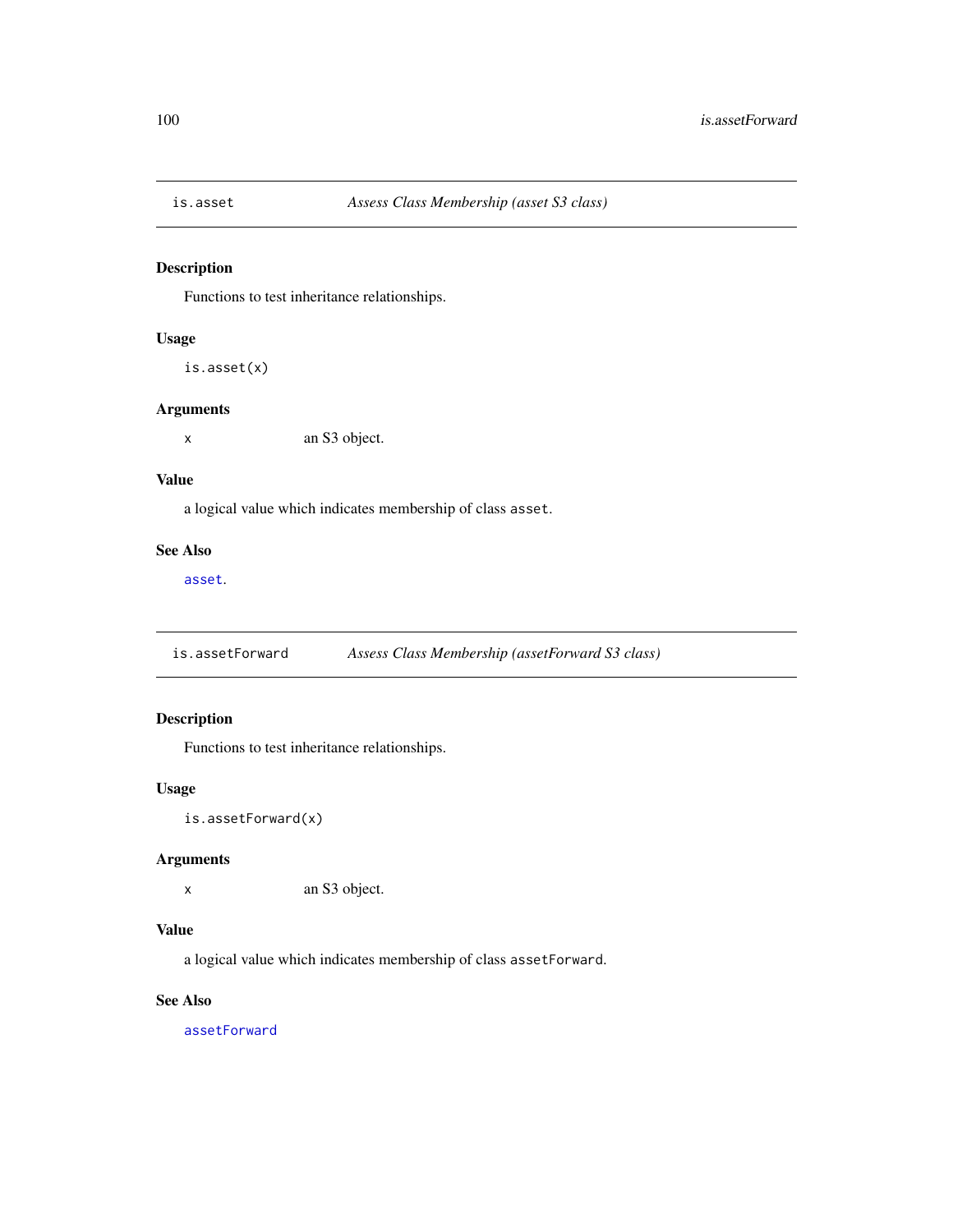## is.asset — *Assess Class Membership (asset S3 class)*

### Description

Functions to test inheritance relationships.

### Usage

```
is.asset(x)
```

### Arguments

| | |
|---|---|
| x | an S3 object. |

### Value

a logical value which indicates membership of class `asset`.

### See Also

`asset`.

## is.assetForward — *Assess Class Membership (assetForward S3 class)*

### Description

Functions to test inheritance relationships.

### Usage

```
is.assetForward(x)
```

### Arguments

| | |
|---|---|
| x | an S3 object. |

### Value

a logical value which indicates membership of class `assetForward`.

### See Also

`assetForward`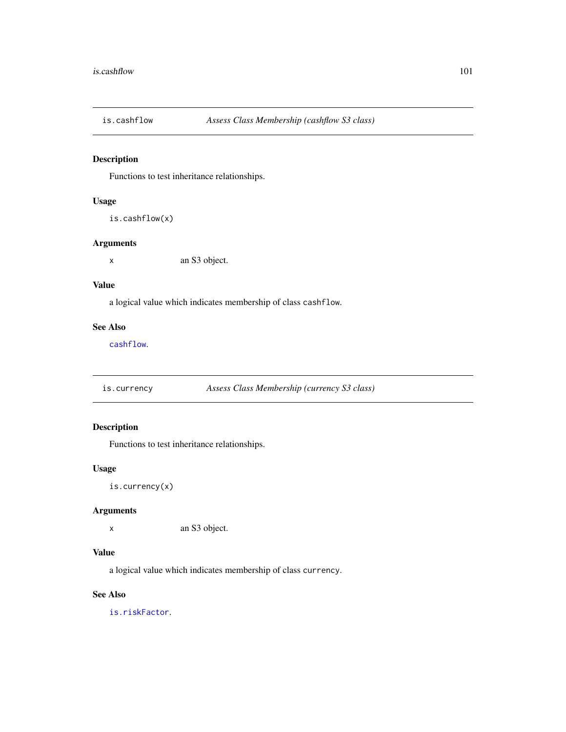## is.cashflow *Assess Class Membership (cashflow S3 class)*

### Description

Functions to test inheritance relationships.

### Usage

```
is.cashflow(x)
```

### Arguments

| | |
|---|---|
| x | an S3 object. |

### Value

a logical value which indicates membership of class `cashflow`.

### See Also

`cashflow`.

## is.currency *Assess Class Membership (currency S3 class)*

### Description

Functions to test inheritance relationships.

### Usage

```
is.currency(x)
```

### Arguments

| | |
|---|---|
| x | an S3 object. |

### Value

a logical value which indicates membership of class `currency`.

### See Also

`is.riskFactor`.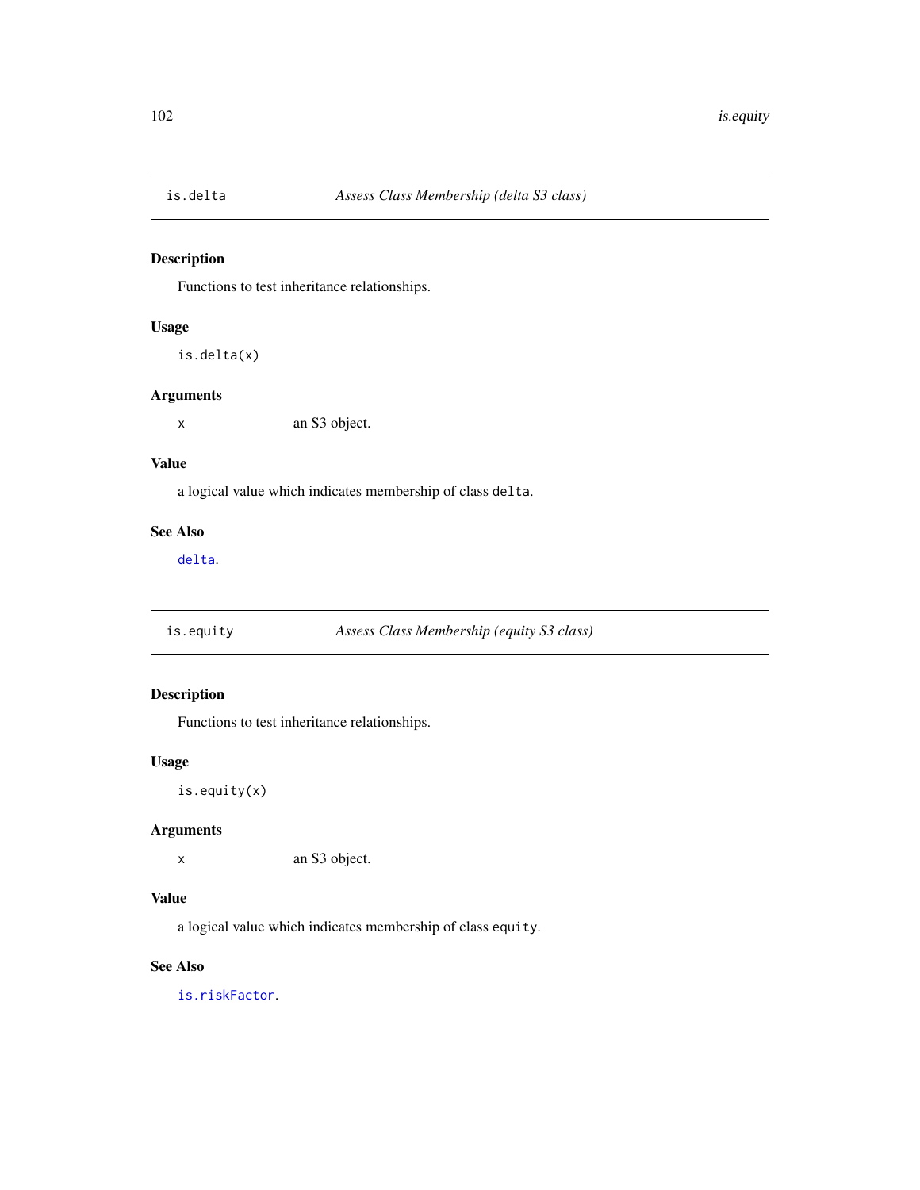## is.delta — *Assess Class Membership (delta S3 class)*

### Description

Functions to test inheritance relationships.

### Usage

```
is.delta(x)
```

### Arguments

| | |
|---|---|
| x | an S3 object. |

### Value

a logical value which indicates membership of class `delta`.

### See Also

`delta`.

## is.equity — *Assess Class Membership (equity S3 class)*

### Description

Functions to test inheritance relationships.

### Usage

```
is.equity(x)
```

### Arguments

| | |
|---|---|
| x | an S3 object. |

### Value

a logical value which indicates membership of class `equity`.

### See Also

`is.riskFactor`.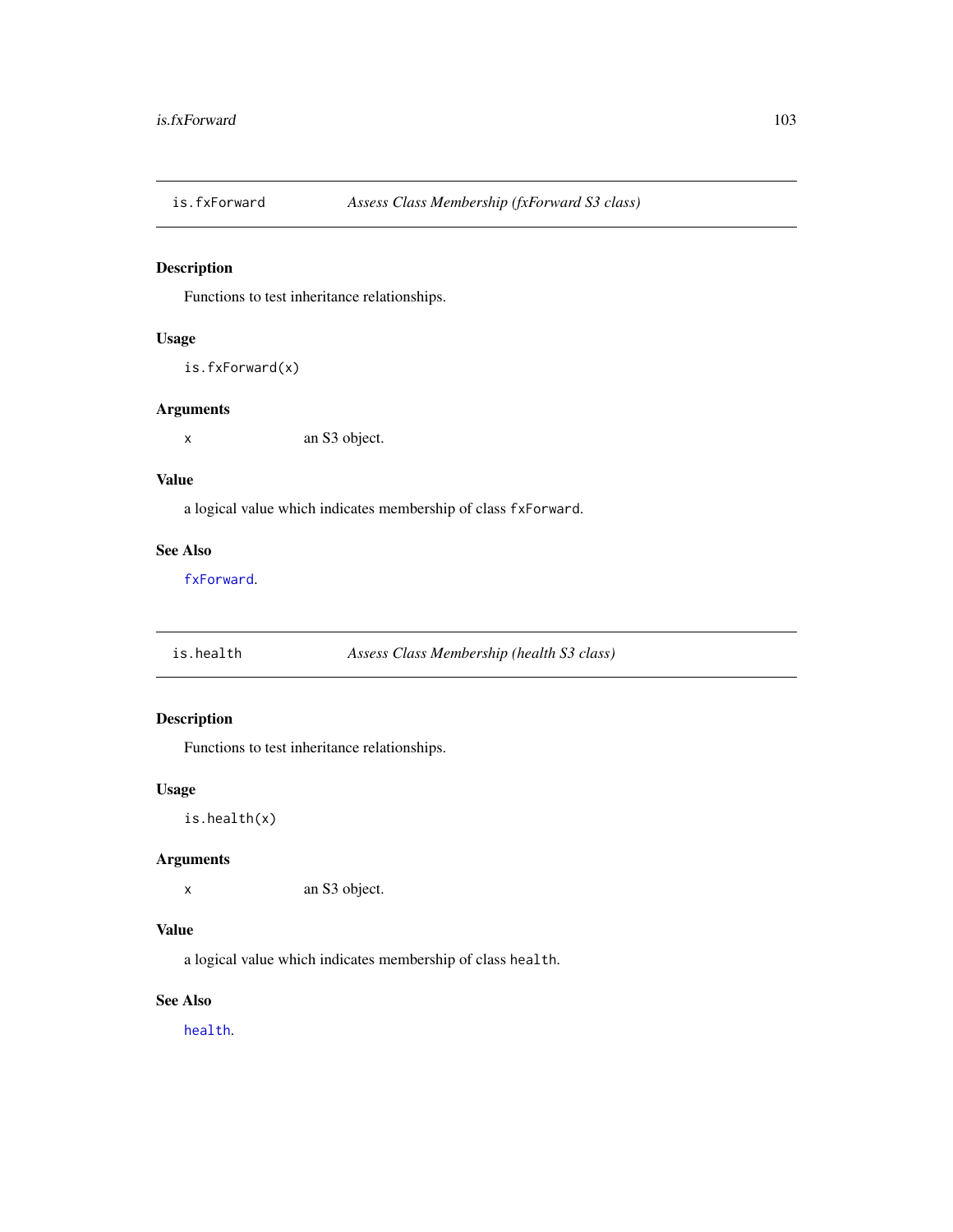## is.fxForward — *Assess Class Membership (fxForward S3 class)*

### Description

Functions to test inheritance relationships.

### Usage

```
is.fxForward(x)
```

### Arguments

| | |
|---|---|
| x | an S3 object. |

### Value

a logical value which indicates membership of class `fxForward`.

### See Also

`fxForward`.

## is.health — *Assess Class Membership (health S3 class)*

### Description

Functions to test inheritance relationships.

### Usage

```
is.health(x)
```

### Arguments

| | |
|---|---|
| x | an S3 object. |

### Value

a logical value which indicates membership of class `health`.

### See Also

`health`.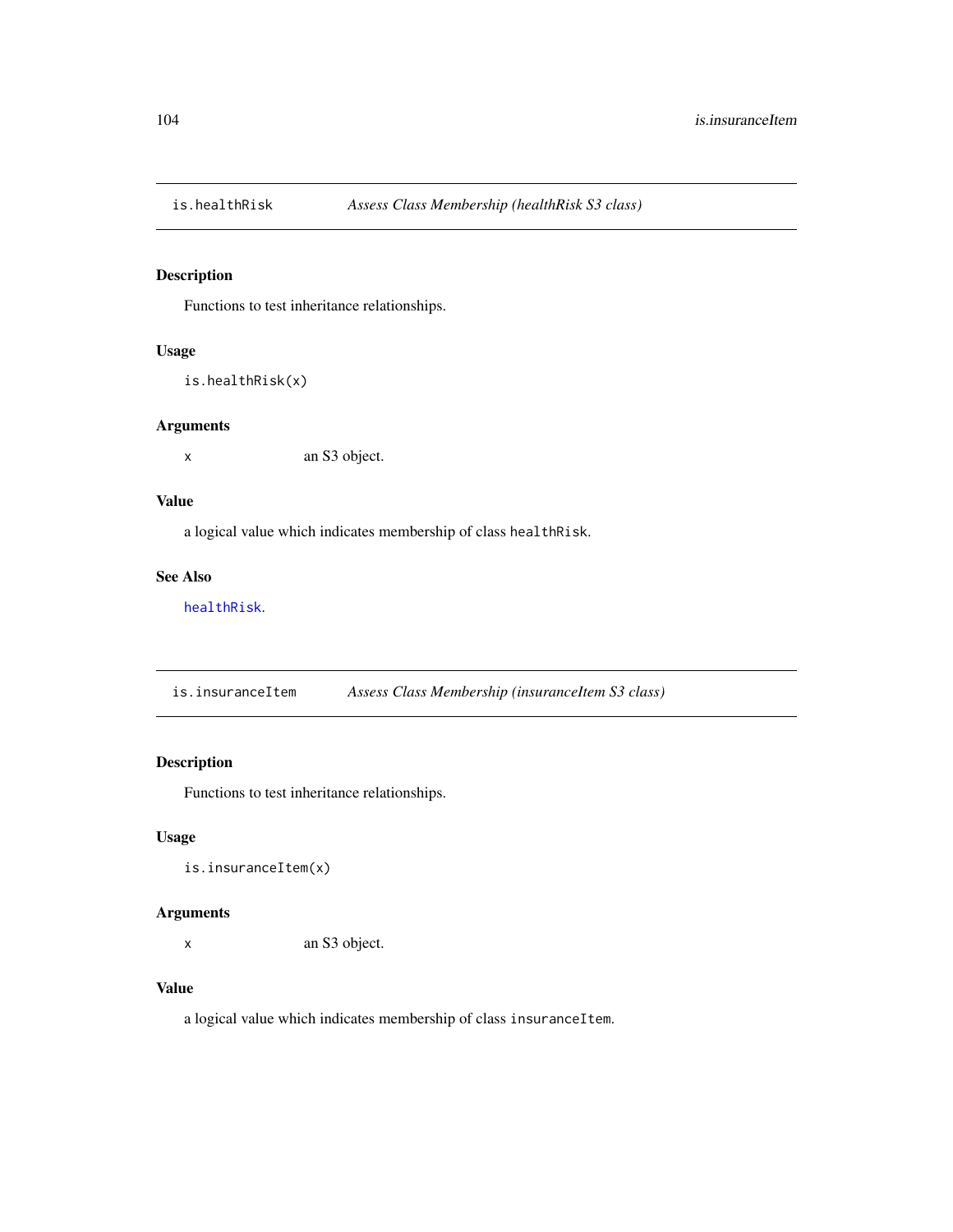## is.healthRisk — *Assess Class Membership (healthRisk S3 class)*

### Description

Functions to test inheritance relationships.

### Usage

```
is.healthRisk(x)
```

### Arguments

| | |
|---|---|
| `x` | an S3 object. |

### Value

a logical value which indicates membership of class `healthRisk`.

### See Also

`healthRisk`.

## is.insuranceItem — *Assess Class Membership (insuranceItem S3 class)*

### Description

Functions to test inheritance relationships.

### Usage

```
is.insuranceItem(x)
```

### Arguments

| | |
|---|---|
| `x` | an S3 object. |

### Value

a logical value which indicates membership of class `insuranceItem`.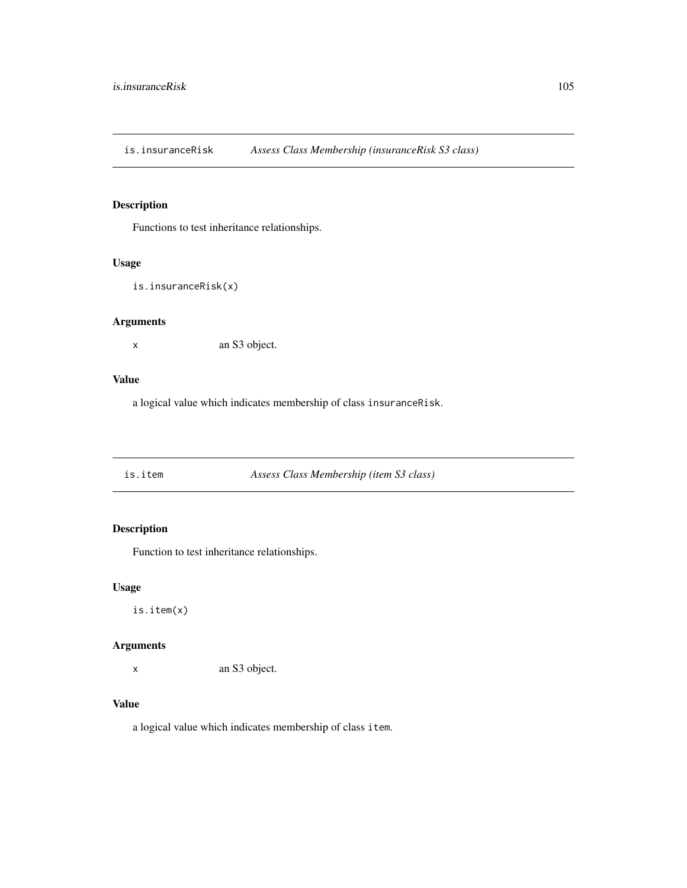## is.insuranceRisk — *Assess Class Membership (insuranceRisk S3 class)*

### Description

Functions to test inheritance relationships.

### Usage

```
is.insuranceRisk(x)
```

### Arguments

| | |
|---|---|
| x | an S3 object. |

### Value

a logical value which indicates membership of class `insuranceRisk`.

## is.item — *Assess Class Membership (item S3 class)*

### Description

Function to test inheritance relationships.

### Usage

```
is.item(x)
```

### Arguments

| | |
|---|---|
| x | an S3 object. |

### Value

a logical value which indicates membership of class `item`.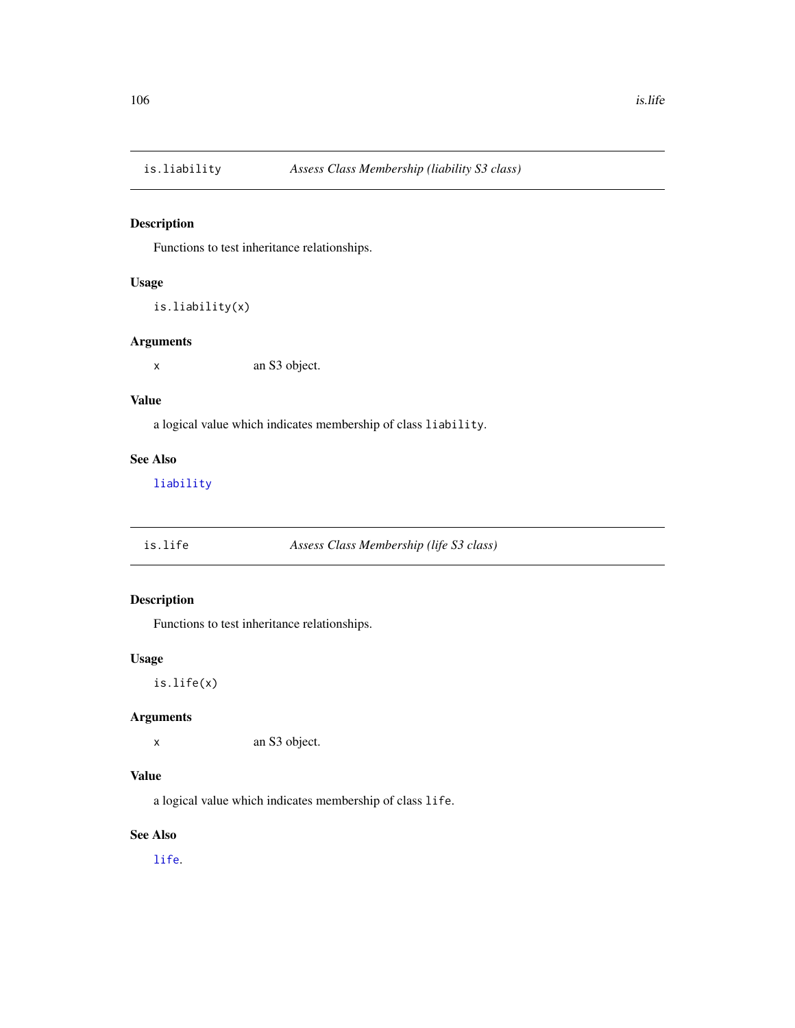## is.liability — *Assess Class Membership (liability S3 class)*

### Description

Functions to test inheritance relationships.

### Usage

```
is.liability(x)
```

### Arguments

| | |
|---|---|
| x | an S3 object. |

### Value

a logical value which indicates membership of class `liability`.

### See Also

`liability`

## is.life — *Assess Class Membership (life S3 class)*

### Description

Functions to test inheritance relationships.

### Usage

```
is.life(x)
```

### Arguments

| | |
|---|---|
| x | an S3 object. |

### Value

a logical value which indicates membership of class `life`.

### See Also

`life`.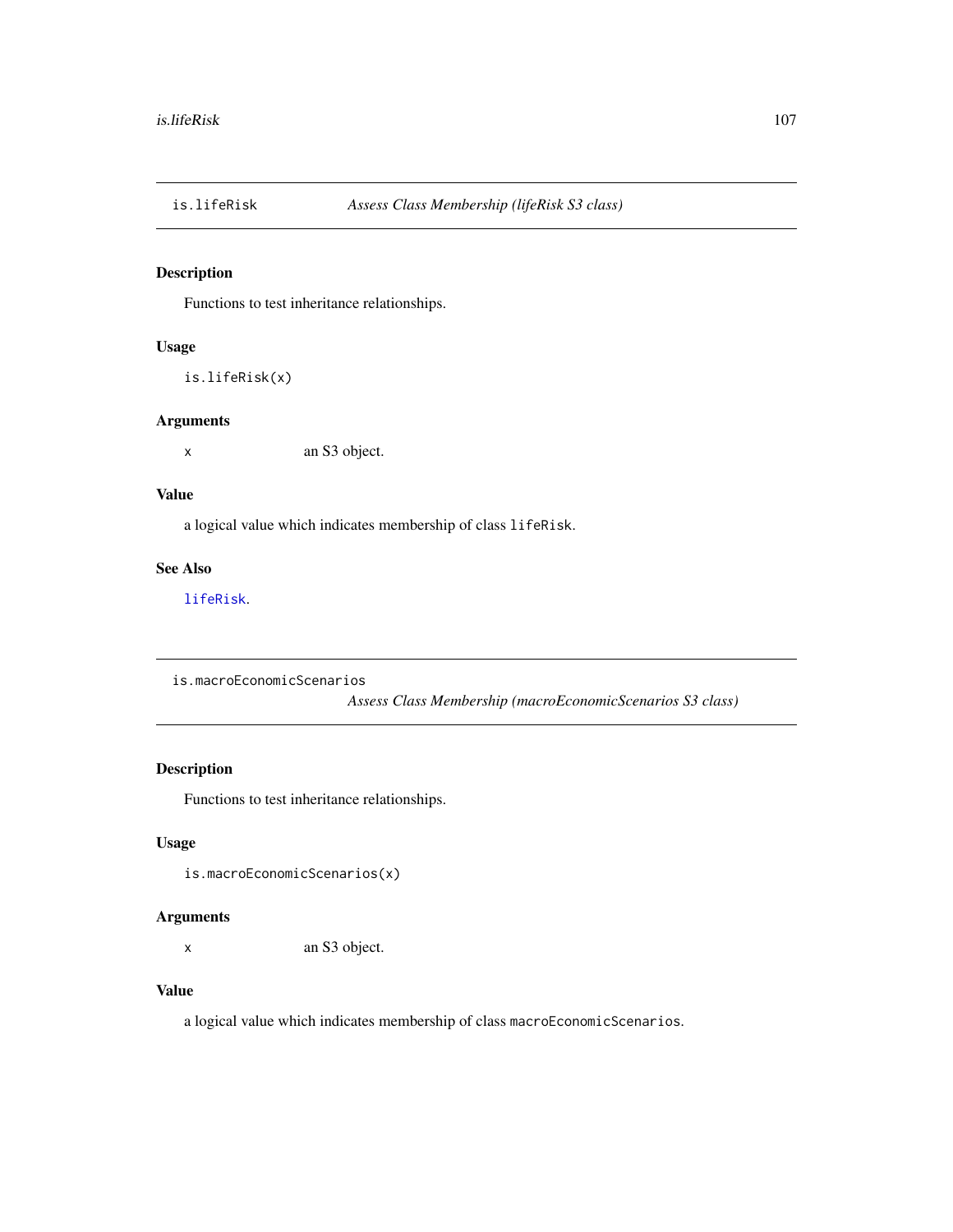## is.lifeRisk — *Assess Class Membership (lifeRisk S3 class)*

### Description

Functions to test inheritance relationships.

### Usage

```
is.lifeRisk(x)
```

### Arguments

| | |
|---|---|
| `x` | an S3 object. |

### Value

a logical value which indicates membership of class `lifeRisk`.

### See Also

`lifeRisk`.

## is.macroEconomicScenarios — *Assess Class Membership (macroEconomicScenarios S3 class)*

### Description

Functions to test inheritance relationships.

### Usage

```
is.macroEconomicScenarios(x)
```

### Arguments

| | |
|---|---|
| `x` | an S3 object. |

### Value

a logical value which indicates membership of class `macroEconomicScenarios`.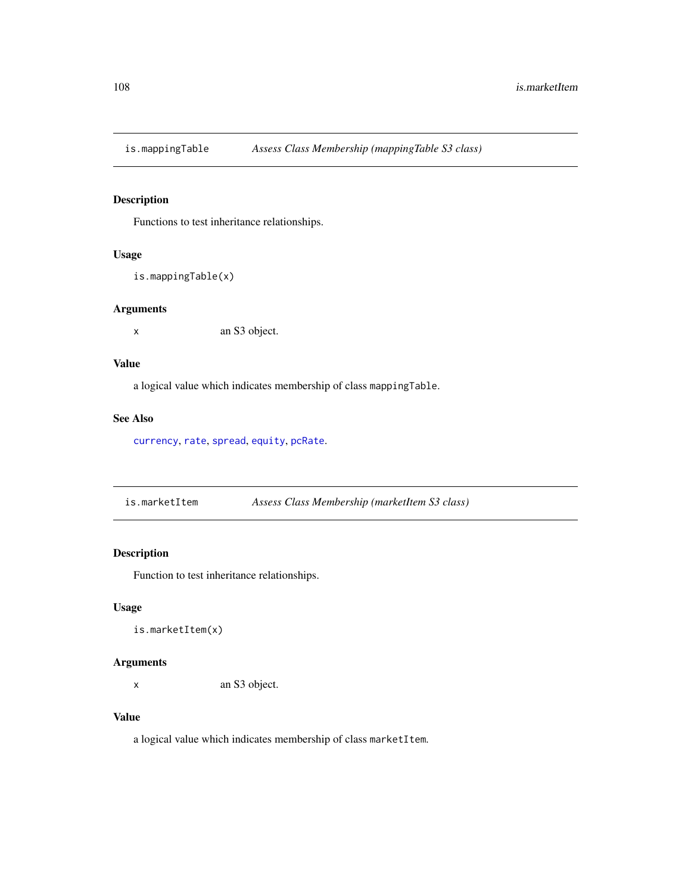## is.mappingTable — *Assess Class Membership (mappingTable S3 class)*

### Description

Functions to test inheritance relationships.

### Usage

```
is.mappingTable(x)
```

### Arguments

| | |
|---|---|
| x | an S3 object. |

### Value

a logical value which indicates membership of class `mappingTable`.

### See Also

`currency`, `rate`, `spread`, `equity`, `pcRate`.

## is.marketItem — *Assess Class Membership (marketItem S3 class)*

### Description

Function to test inheritance relationships.

### Usage

```
is.marketItem(x)
```

### Arguments

| | |
|---|---|
| x | an S3 object. |

### Value

a logical value which indicates membership of class `marketItem`.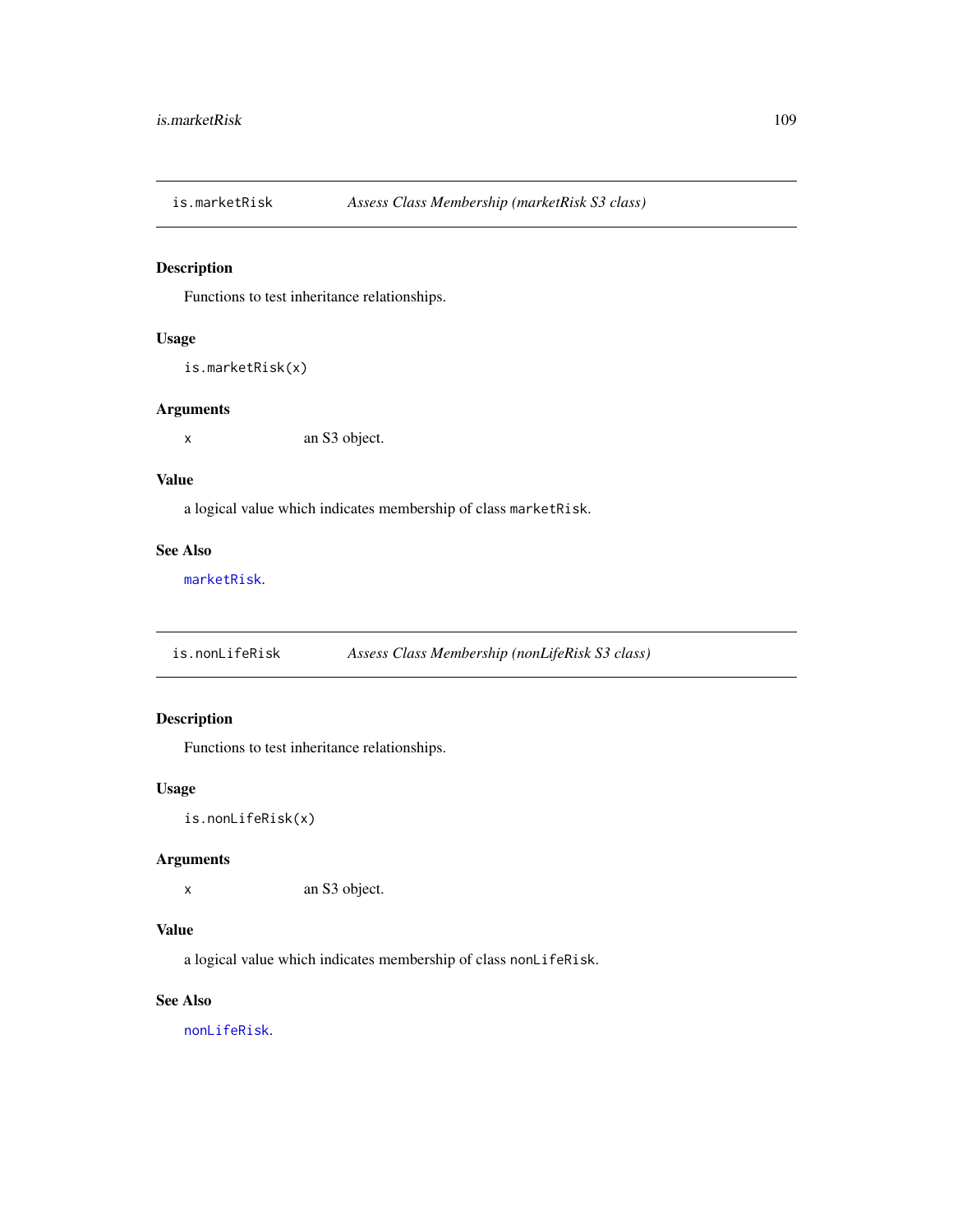## is.marketRisk — *Assess Class Membership (marketRisk S3 class)*

### Description

Functions to test inheritance relationships.

### Usage

```
is.marketRisk(x)
```

### Arguments

| | |
|---|---|
| x | an S3 object. |

### Value

a logical value which indicates membership of class `marketRisk`.

### See Also

`marketRisk`.

## is.nonLifeRisk — *Assess Class Membership (nonLifeRisk S3 class)*

### Description

Functions to test inheritance relationships.

### Usage

```
is.nonLifeRisk(x)
```

### Arguments

| | |
|---|---|
| x | an S3 object. |

### Value

a logical value which indicates membership of class `nonLifeRisk`.

### See Also

`nonLifeRisk`.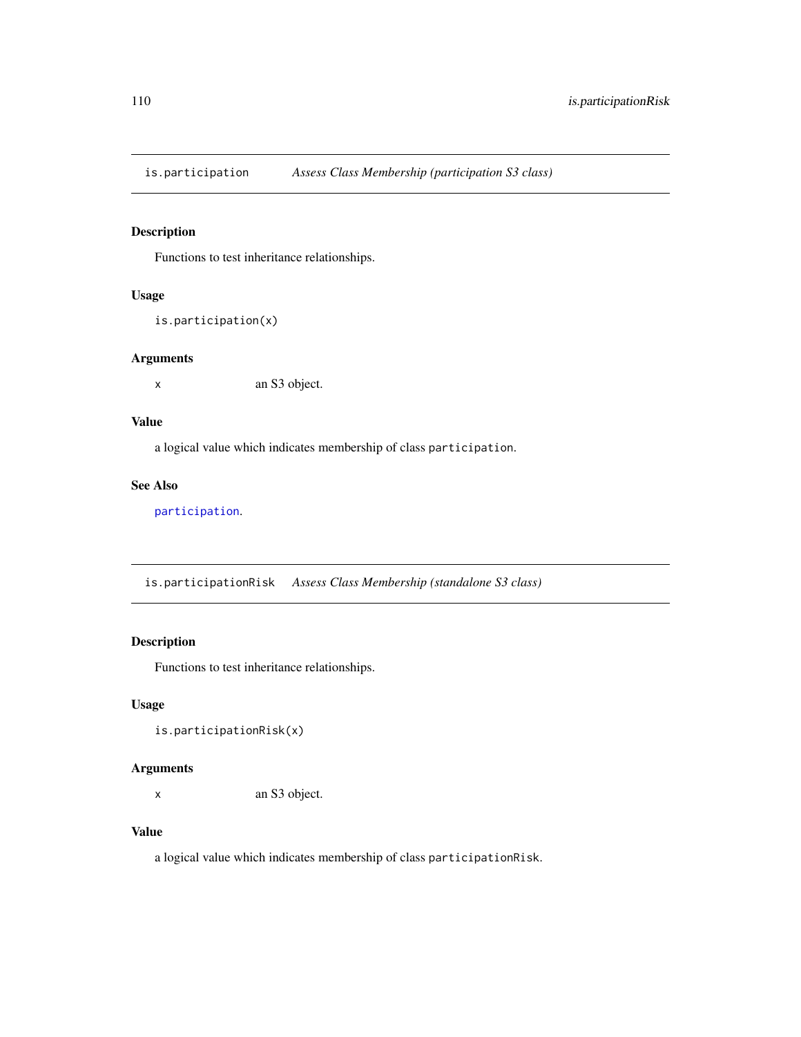## is.participation — *Assess Class Membership (participation S3 class)*

### Description

Functions to test inheritance relationships.

### Usage

```
is.participation(x)
```

### Arguments

| | |
|---|---|
| `x` | an S3 object. |

### Value

a logical value which indicates membership of class `participation`.

### See Also

`participation`.

## is.participationRisk — *Assess Class Membership (standalone S3 class)*

### Description

Functions to test inheritance relationships.

### Usage

```
is.participationRisk(x)
```

### Arguments

| | |
|---|---|
| `x` | an S3 object. |

### Value

a logical value which indicates membership of class `participationRisk`.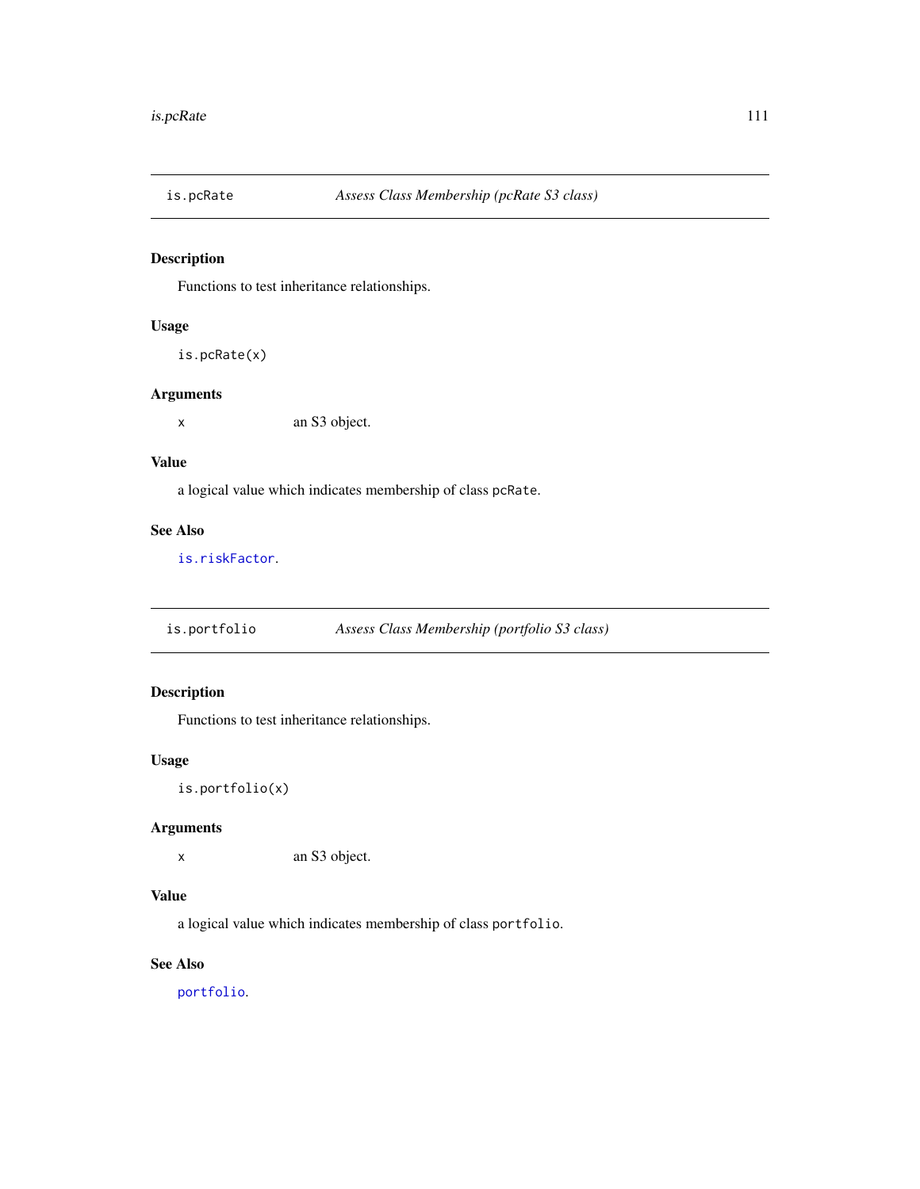## is.pcRate — *Assess Class Membership (pcRate S3 class)*

### Description

Functions to test inheritance relationships.

### Usage

```
is.pcRate(x)
```

### Arguments

| | |
|---|---|
| `x` | an S3 object. |

### Value

a logical value which indicates membership of class `pcRate`.

### See Also

`is.riskFactor`.

## is.portfolio — *Assess Class Membership (portfolio S3 class)*

### Description

Functions to test inheritance relationships.

### Usage

```
is.portfolio(x)
```

### Arguments

| | |
|---|---|
| `x` | an S3 object. |

### Value

a logical value which indicates membership of class `portfolio`.

### See Also

`portfolio`.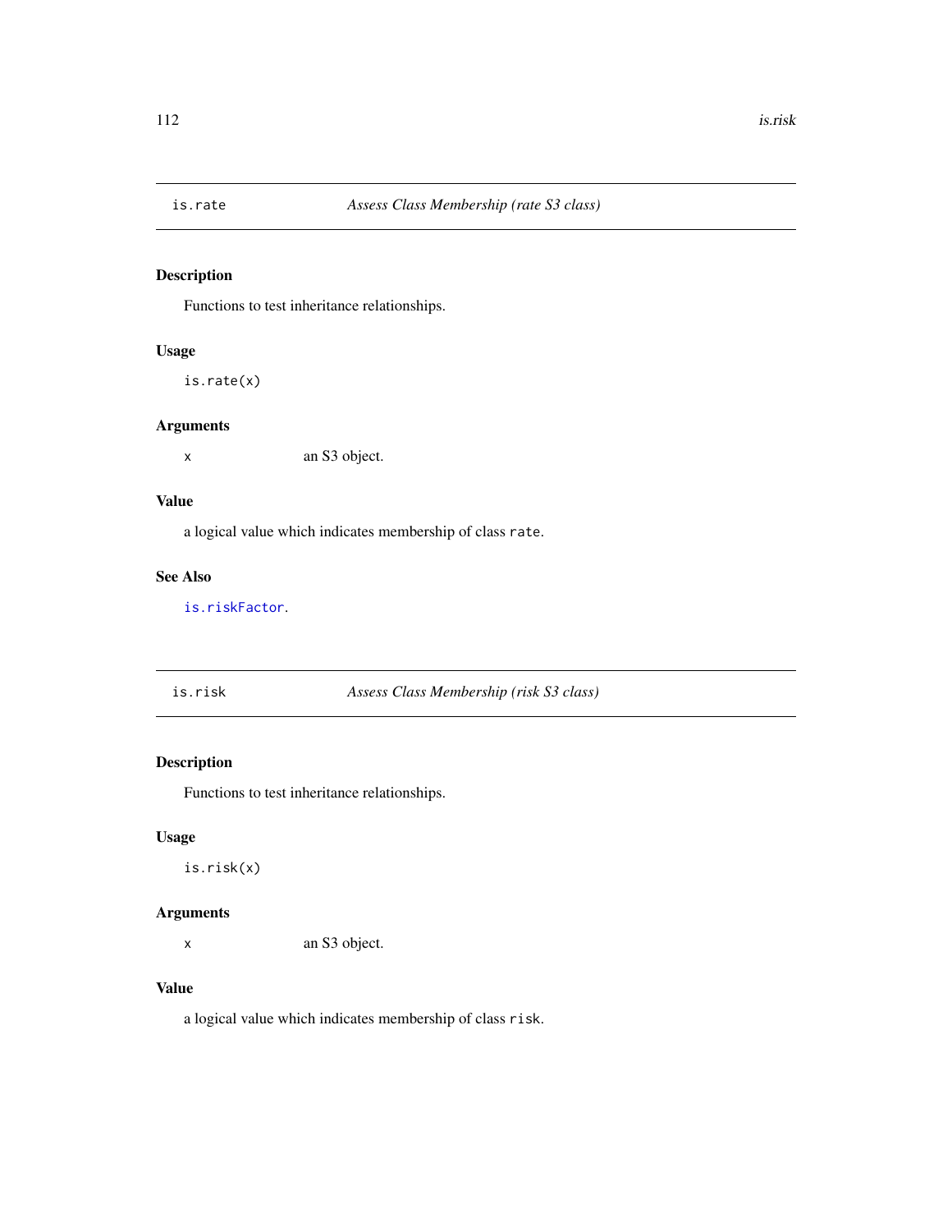## is.rate — *Assess Class Membership (rate S3 class)*

### Description

Functions to test inheritance relationships.

### Usage

```
is.rate(x)
```

### Arguments

| | |
|---|---|
| `x` | an S3 object. |

### Value

a logical value which indicates membership of class `rate`.

### See Also

`is.riskFactor`.

## is.risk — *Assess Class Membership (risk S3 class)*

### Description

Functions to test inheritance relationships.

### Usage

```
is.risk(x)
```

### Arguments

| | |
|---|---|
| `x` | an S3 object. |

### Value

a logical value which indicates membership of class `risk`.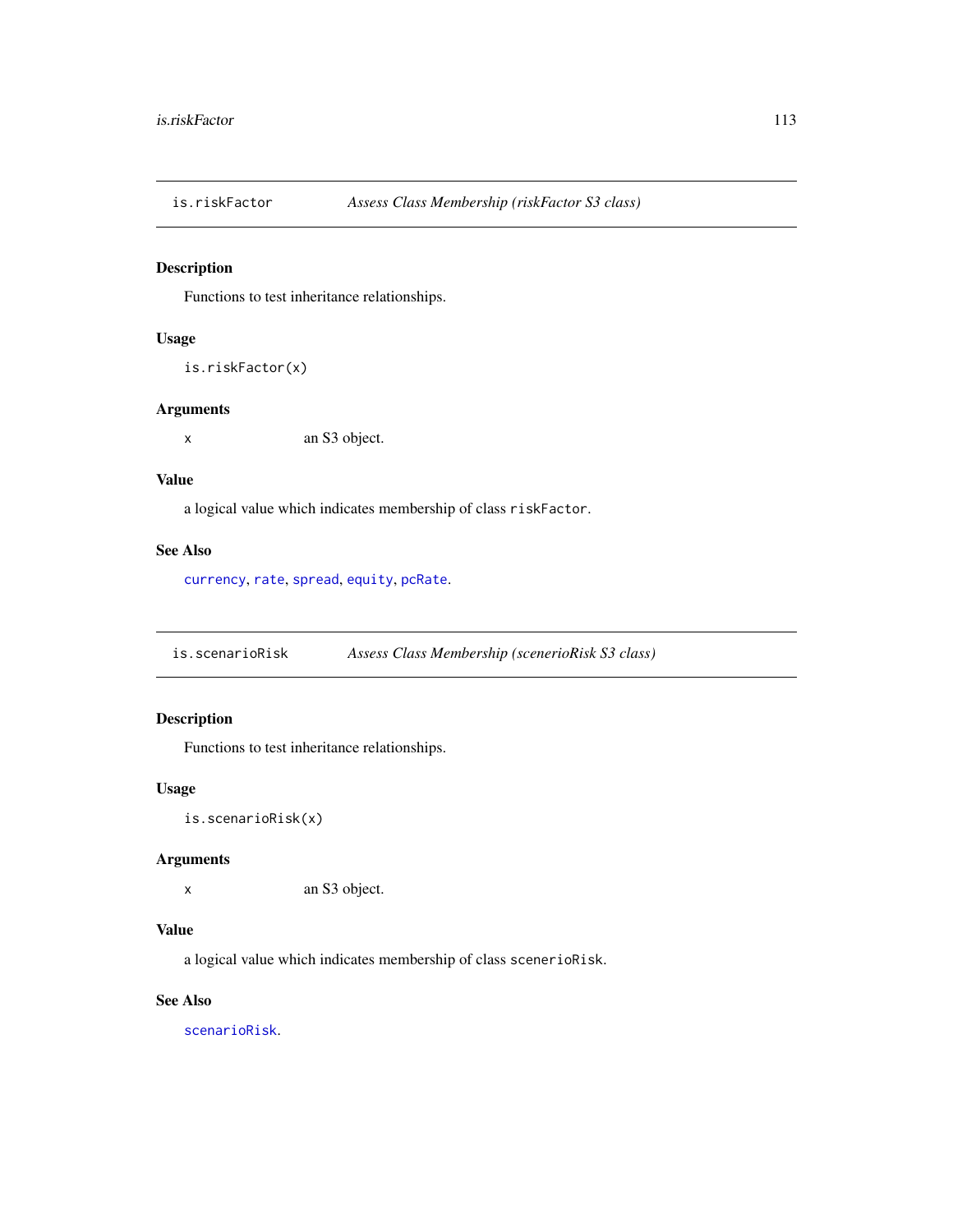## is.riskFactor — *Assess Class Membership (riskFactor S3 class)*

### Description

Functions to test inheritance relationships.

### Usage

```
is.riskFactor(x)
```

### Arguments

| | |
|---|---|
| `x` | an S3 object. |

### Value

a logical value which indicates membership of class `riskFactor`.

### See Also

`currency`, `rate`, `spread`, `equity`, `pcRate`.

## is.scenarioRisk — *Assess Class Membership (scenerioRisk S3 class)*

### Description

Functions to test inheritance relationships.

### Usage

```
is.scenarioRisk(x)
```

### Arguments

| | |
|---|---|
| `x` | an S3 object. |

### Value

a logical value which indicates membership of class `scenerioRisk`.

### See Also

`scenarioRisk`.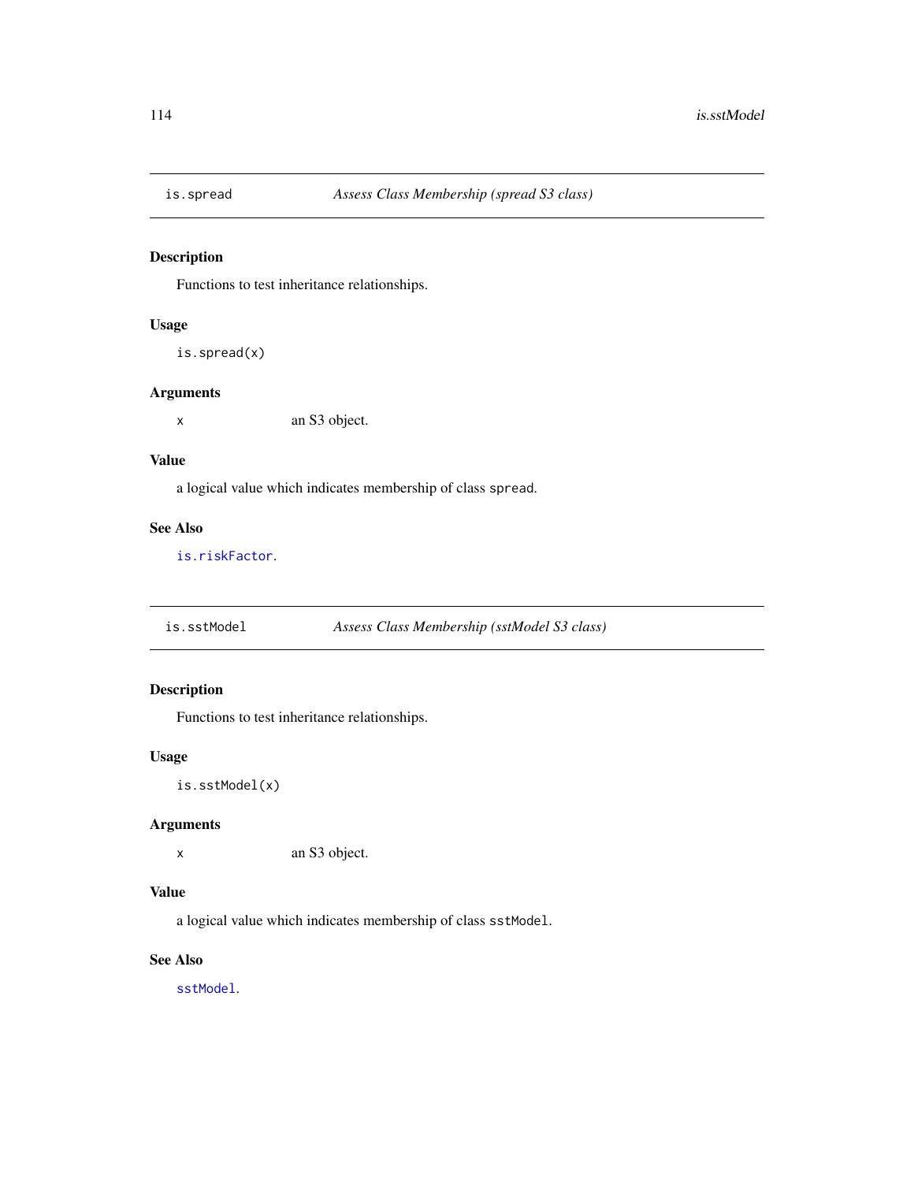## is.spread — *Assess Class Membership (spread S3 class)*

### Description

Functions to test inheritance relationships.

### Usage

```
is.spread(x)
```

### Arguments

| | |
|---|---|
| `x` | an S3 object. |

### Value

a logical value which indicates membership of class `spread`.

### See Also

`is.riskFactor`.

## is.sstModel — *Assess Class Membership (sstModel S3 class)*

### Description

Functions to test inheritance relationships.

### Usage

```
is.sstModel(x)
```

### Arguments

| | |
|---|---|
| `x` | an S3 object. |

### Value

a logical value which indicates membership of class `sstModel`.

### See Also

`sstModel`.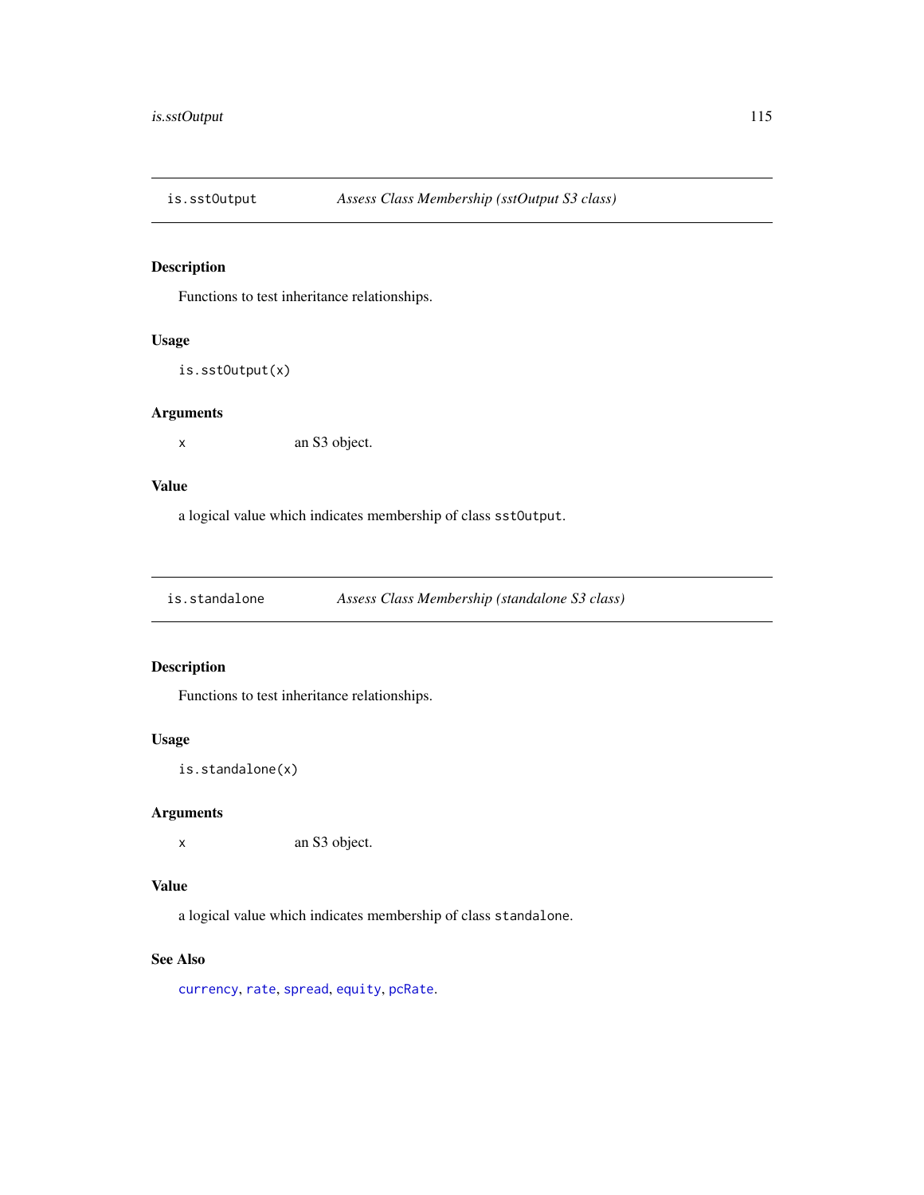## is.sstOutput — *Assess Class Membership (sstOutput S3 class)*

### Description

Functions to test inheritance relationships.

### Usage

```
is.sstOutput(x)
```

### Arguments

| | |
|---|---|
| x | an S3 object. |

### Value

a logical value which indicates membership of class `sstOutput`.

## is.standalone — *Assess Class Membership (standalone S3 class)*

### Description

Functions to test inheritance relationships.

### Usage

```
is.standalone(x)
```

### Arguments

| | |
|---|---|
| x | an S3 object. |

### Value

a logical value which indicates membership of class `standalone`.

### See Also

`currency`, `rate`, `spread`, `equity`, `pcRate`.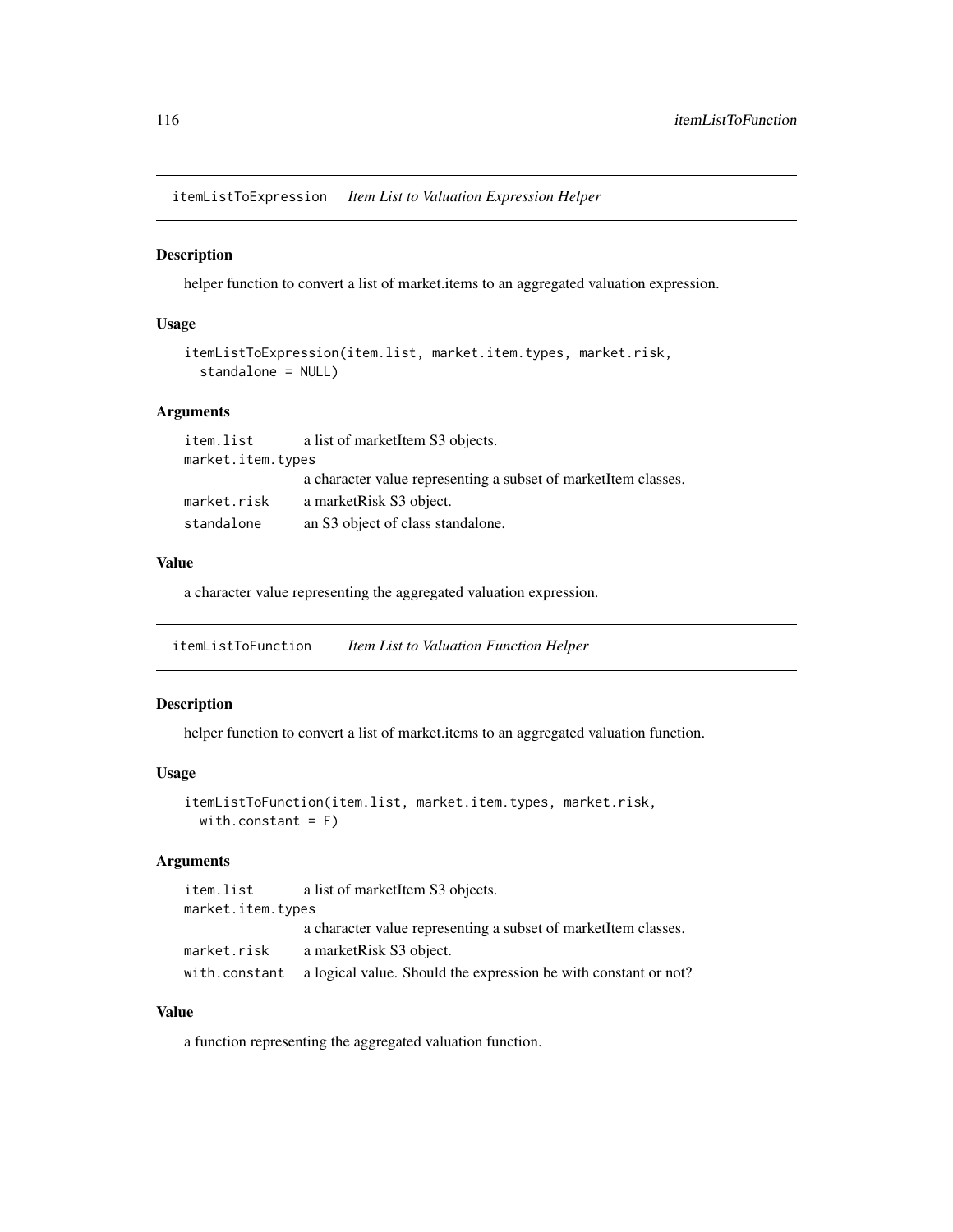## itemListToExpression *Item List to Valuation Expression Helper*

### Description

helper function to convert a list of market.items to an aggregated valuation expression.

### Usage

```
itemListToExpression(item.list, market.item.types, market.risk,
  standalone = NULL)
```

### Arguments

| | |
|---|---|
| item.list | a list of marketItem S3 objects. |
| market.item.types | a character value representing a subset of marketItem classes. |
| market.risk | a marketRisk S3 object. |
| standalone | an S3 object of class standalone. |

### Value

a character value representing the aggregated valuation expression.

## itemListToFunction *Item List to Valuation Function Helper*

### Description

helper function to convert a list of market.items to an aggregated valuation function.

### Usage

```
itemListToFunction(item.list, market.item.types, market.risk,
  with.constant = F)
```

### Arguments

| | |
|---|---|
| item.list | a list of marketItem S3 objects. |
| market.item.types | a character value representing a subset of marketItem classes. |
| market.risk | a marketRisk S3 object. |
| with.constant | a logical value. Should the expression be with constant or not? |

### Value

a function representing the aggregated valuation function.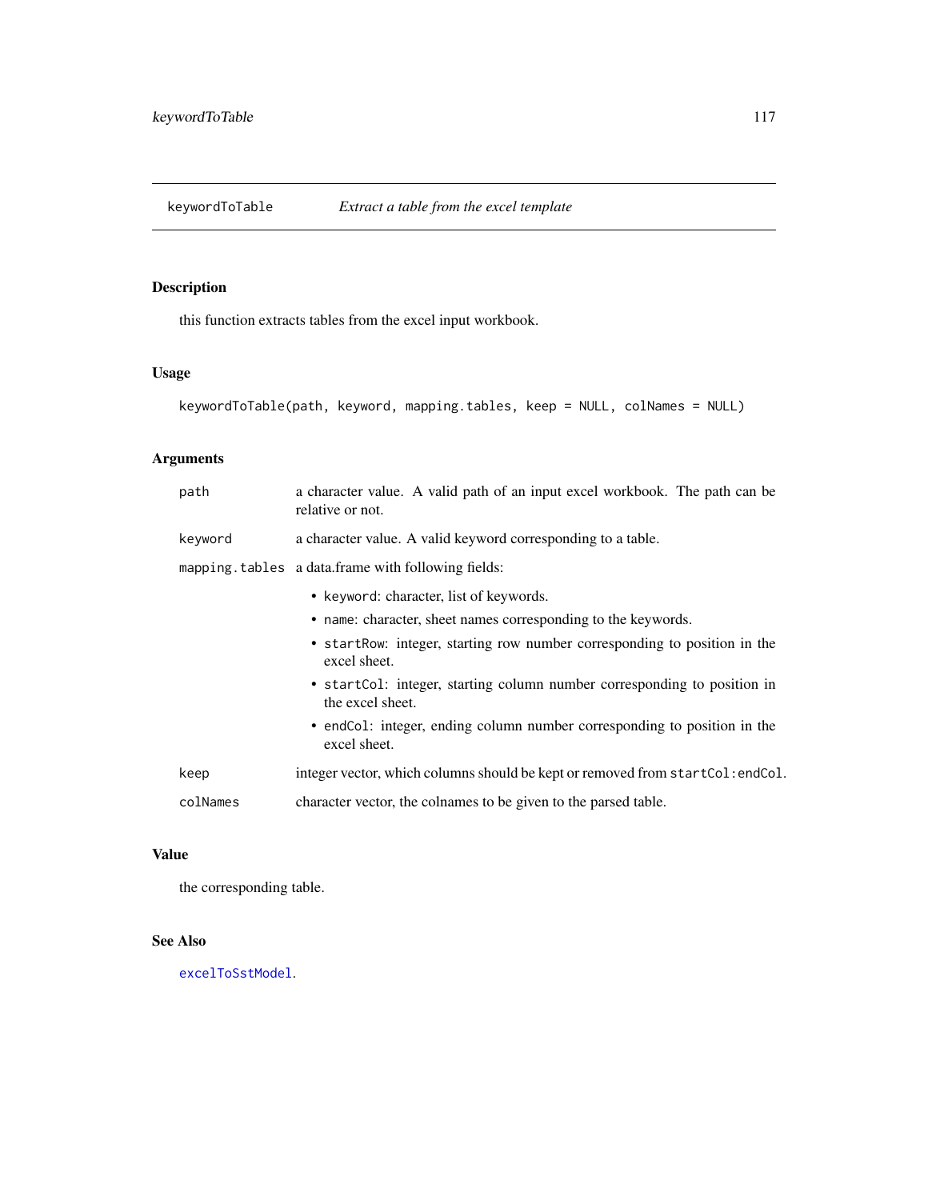## keywordToTable *Extract a table from the excel template*

### Description

this function extracts tables from the excel input workbook.

### Usage

```
keywordToTable(path, keyword, mapping.tables, keep = NULL, colNames = NULL)
```

### Arguments

| | |
|---|---|
| `path` | a character value. A valid path of an input excel workbook. The path can be relative or not. |
| `keyword` | a character value. A valid keyword corresponding to a table. |
| `mapping.tables` | a data.frame with following fields:<br>• `keyword`: character, list of keywords.<br>• `name`: character, sheet names corresponding to the keywords.<br>• `startRow`: integer, starting row number corresponding to position in the excel sheet.<br>• `startCol`: integer, starting column number corresponding to position in the excel sheet.<br>• `endCol`: integer, ending column number corresponding to position in the excel sheet. |
| `keep` | integer vector, which columns should be kept or removed from `startCol:endCol`. |
| `colNames` | character vector, the colnames to be given to the parsed table. |

### Value

the corresponding table.

### See Also

`excelToSstModel`.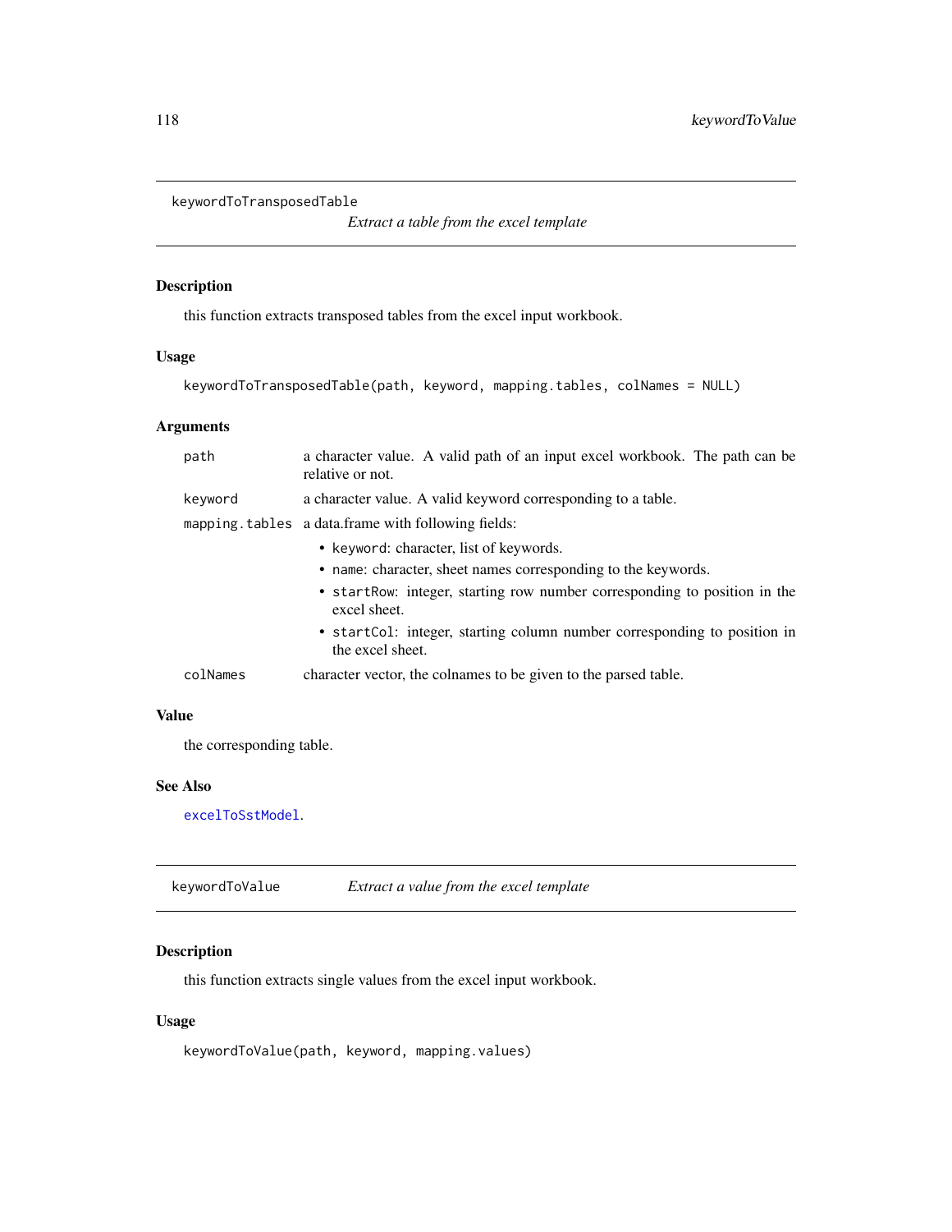## keywordToTransposedTable

*Extract a table from the excel template*

### Description

this function extracts transposed tables from the excel input workbook.

### Usage

```
keywordToTransposedTable(path, keyword, mapping.tables, colNames = NULL)
```

### Arguments

- `path`: a character value. A valid path of an input excel workbook. The path can be relative or not.
- `keyword`: a character value. A valid keyword corresponding to a table.
- `mapping.tables`: a data.frame with following fields:
  - `keyword`: character, list of keywords.
  - `name`: character, sheet names corresponding to the keywords.
  - `startRow`: integer, starting row number corresponding to position in the excel sheet.
  - `startCol`: integer, starting column number corresponding to position in the excel sheet.
- `colNames`: character vector, the colnames to be given to the parsed table.

### Value

the corresponding table.

### See Also

`excelToSstModel`.

## keywordToValue

*Extract a value from the excel template*

### Description

this function extracts single values from the excel input workbook.

### Usage

```
keywordToValue(path, keyword, mapping.values)
```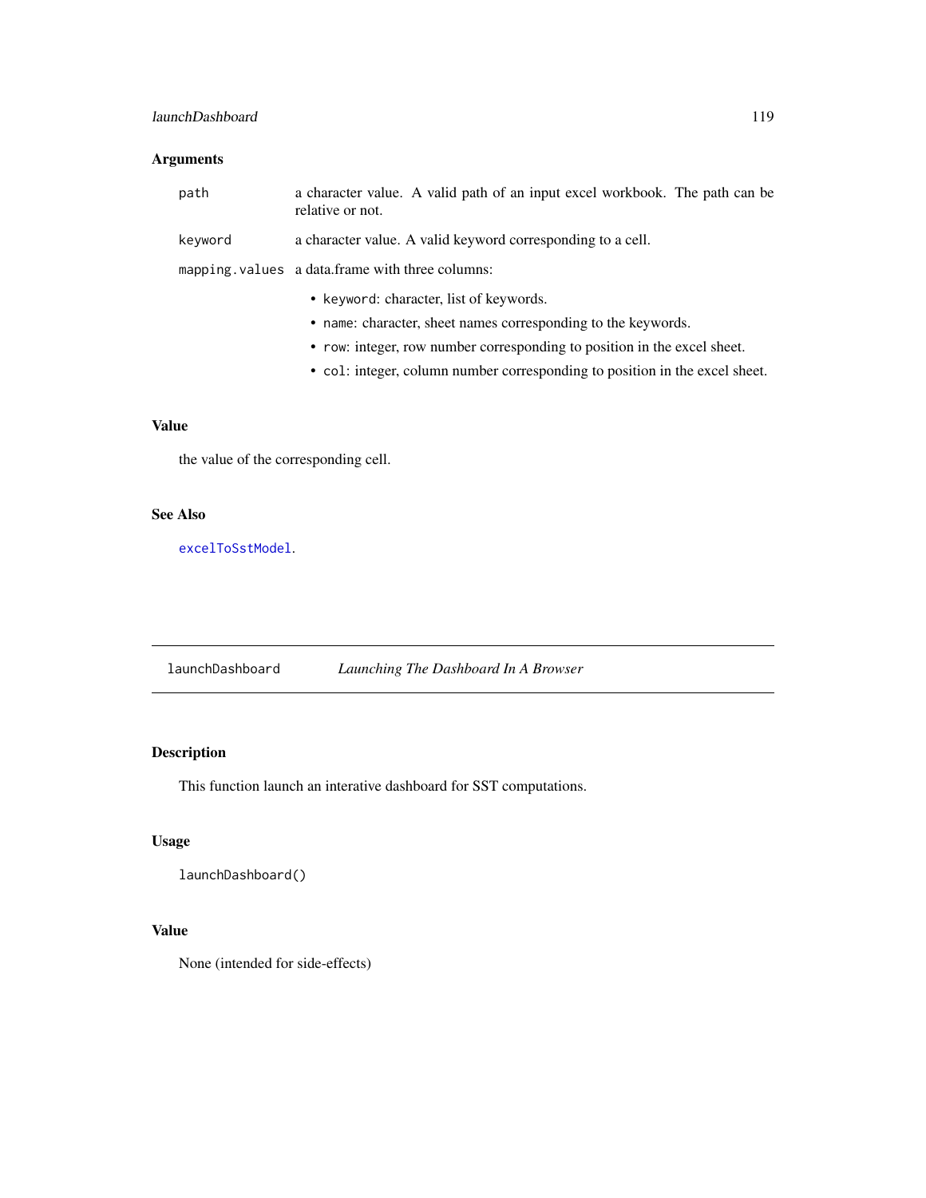### Arguments

| | |
|---|---|
| `path` | a character value. A valid path of an input excel workbook. The path can be relative or not. |
| `keyword` | a character value. A valid keyword corresponding to a cell. |
| `mapping.values` | a data.frame with three columns: |

- `keyword`: character, list of keywords.
- `name`: character, sheet names corresponding to the keywords.
- `row`: integer, row number corresponding to position in the excel sheet.
- `col`: integer, column number corresponding to position in the excel sheet.

### Value

the value of the corresponding cell.

### See Also

`excelToSstModel`.

---

## launchDashboard — *Launching The Dashboard In A Browser*

---

### Description

This function launch an interative dashboard for SST computations.

### Usage

```
launchDashboard()
```

### Value

None (intended for side-effects)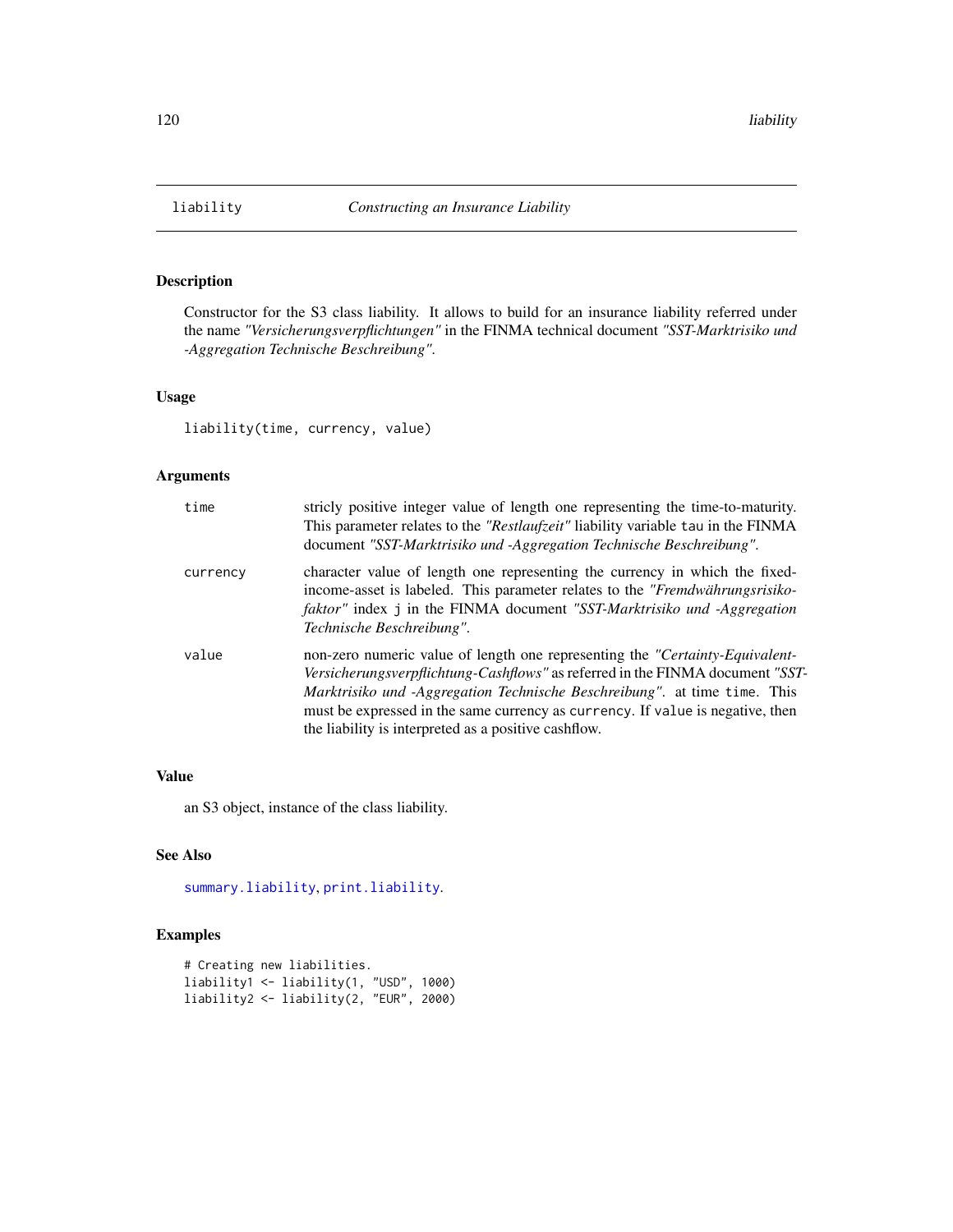# liability — *Constructing an Insurance Liability*

## Description

Constructor for the S3 class liability. It allows to build for an insurance liability referred under the name *"Versicherungsverpflichtungen"* in the FINMA technical document *"SST-Marktrisiko und -Aggregation Technische Beschreibung"*.

## Usage

```
liability(time, currency, value)
```

## Arguments

| | |
|---|---|
| `time` | stricly positive integer value of length one representing the time-to-maturity. This parameter relates to the *"Restlaufzeit"* liability variable `tau` in the FINMA document *"SST-Marktrisiko und -Aggregation Technische Beschreibung"*. |
| `currency` | character value of length one representing the currency in which the fixed-income-asset is labeled. This parameter relates to the *"Fremdwährungsrisikofaktor"* index `j` in the FINMA document *"SST-Marktrisiko und -Aggregation Technische Beschreibung"*. |
| `value` | non-zero numeric value of length one representing the *"Certainty-Equivalent-Versicherungsverpflichtung-Cashflows"* as referred in the FINMA document *"SST-Marktrisiko und -Aggregation Technische Beschreibung"*. at time `time`. This must be expressed in the same currency as `currency`. If `value` is negative, then the liability is interpreted as a positive cashflow. |

## Value

an S3 object, instance of the class liability.

## See Also

`summary.liability`, `print.liability`.

## Examples

```
# Creating new liabilities.
liability1 <- liability(1, "USD", 1000)
liability2 <- liability(2, "EUR", 2000)
```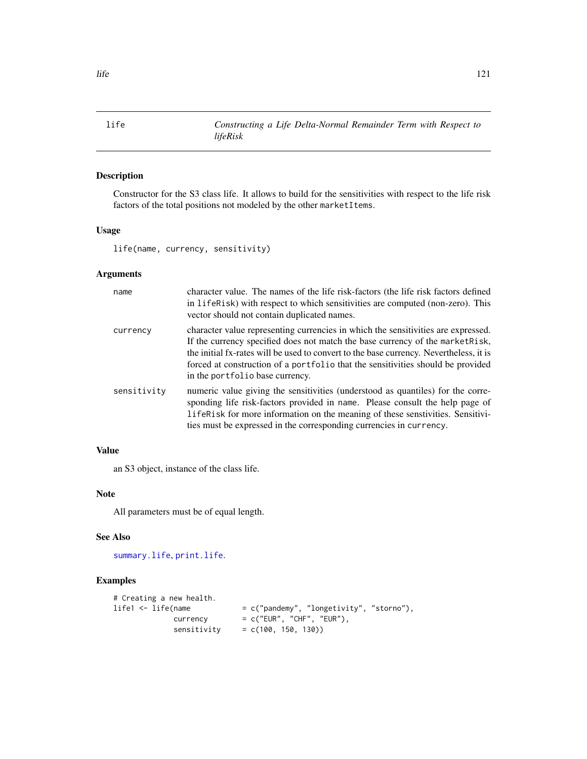# life — *Constructing a Life Delta-Normal Remainder Term with Respect to lifeRisk*

## Description

Constructor for the S3 class life. It allows to build for the sensitivities with respect to the life risk factors of the total positions not modeled by the other `marketItems`.

## Usage

```
life(name, currency, sensitivity)
```

## Arguments

| | |
|---|---|
| `name` | character value. The names of the life risk-factors (the life risk factors defined in `lifeRisk`) with respect to which sensitivities are computed (non-zero). This vector should not contain duplicated names. |
| `currency` | character value representing currencies in which the sensitivities are expressed. If the currency specified does not match the base currency of the `marketRisk`, the initial fx-rates will be used to convert to the base currency. Nevertheless, it is forced at construction of a `portfolio` that the sensitivities should be provided in the `portfolio` base currency. |
| `sensitivity` | numeric value giving the sensitivities (understood as quantiles) for the corresponding life risk-factors provided in `name`. Please consult the help page of `lifeRisk` for more information on the meaning of these senstivities. Sensitivities must be expressed in the corresponding currencies in `currency`. |

## Value

an S3 object, instance of the class life.

## Note

All parameters must be of equal length.

## See Also

`summary.life`, `print.life`.

## Examples

```
# Creating a new health.
life1 <- life(name           = c("pandemy", "longetivity", "storno"),
              currency       = c("EUR", "CHF", "EUR"),
              sensitivity    = c(100, 150, 130))
```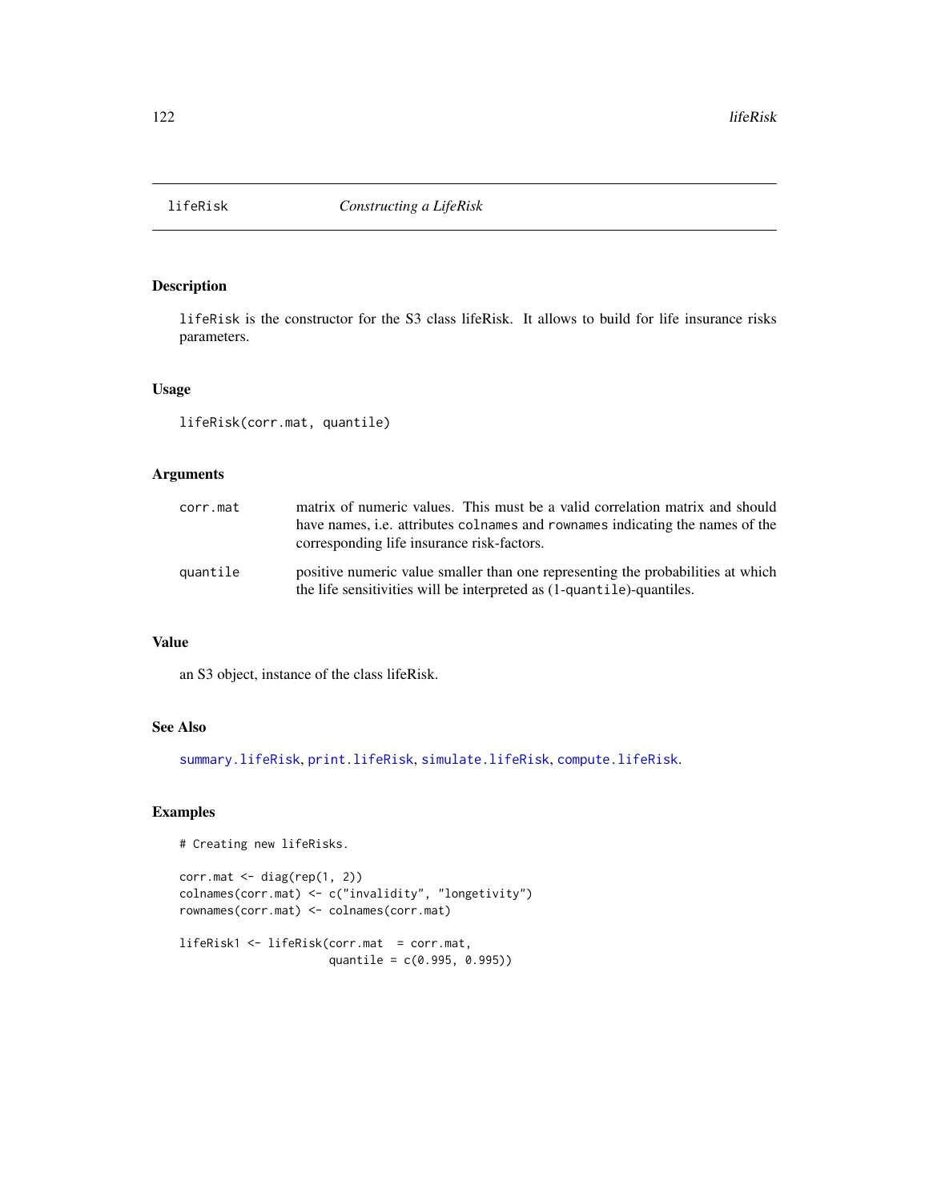# lifeRisk *Constructing a LifeRisk*

## Description

lifeRisk is the constructor for the S3 class lifeRisk. It allows to build for life insurance risks parameters.

## Usage

```
lifeRisk(corr.mat, quantile)
```

## Arguments

| | |
|---|---|
| corr.mat | matrix of numeric values. This must be a valid correlation matrix and should have names, i.e. attributes colnames and rownames indicating the names of the corresponding life insurance risk-factors. |
| quantile | positive numeric value smaller than one representing the probabilities at which the life sensitivities will be interpreted as (1-quantile)-quantiles. |

## Value

an S3 object, instance of the class lifeRisk.

## See Also

summary.lifeRisk, print.lifeRisk, simulate.lifeRisk, compute.lifeRisk.

## Examples

```
# Creating new lifeRisks.

corr.mat <- diag(rep(1, 2))
colnames(corr.mat) <- c("invalidity", "longetivity")
rownames(corr.mat) <- colnames(corr.mat)

lifeRisk1 <- lifeRisk(corr.mat  = corr.mat,
                      quantile = c(0.995, 0.995))
```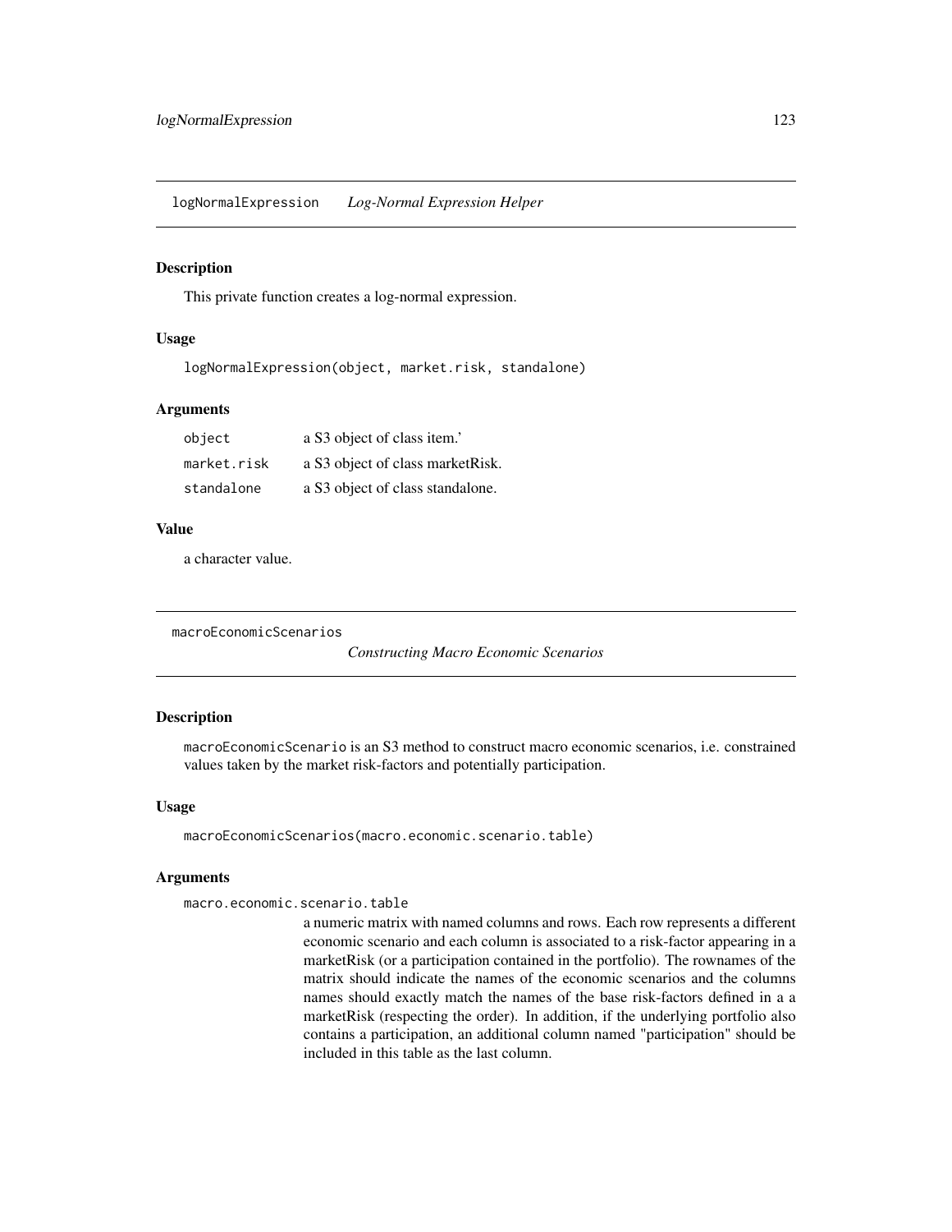## logNormalExpression *Log-Normal Expression Helper*

### Description

This private function creates a log-normal expression.

### Usage

```
logNormalExpression(object, market.risk, standalone)
```

### Arguments

| | |
|---|---|
| `object` | a S3 object of class item.' |
| `market.risk` | a S3 object of class marketRisk. |
| `standalone` | a S3 object of class standalone. |

### Value

a character value.

## macroEconomicScenarios *Constructing Macro Economic Scenarios*

### Description

`macroEconomicScenario` is an S3 method to construct macro economic scenarios, i.e. constrained values taken by the market risk-factors and potentially participation.

### Usage

```
macroEconomicScenarios(macro.economic.scenario.table)
```

### Arguments

`macro.economic.scenario.table`

a numeric matrix with named columns and rows. Each row represents a different economic scenario and each column is associated to a risk-factor appearing in a marketRisk (or a participation contained in the portfolio). The rownames of the matrix should indicate the names of the economic scenarios and the columns names should exactly match the names of the base risk-factors defined in a a marketRisk (respecting the order). In addition, if the underlying portfolio also contains a participation, an additional column named "participation" should be included in this table as the last column.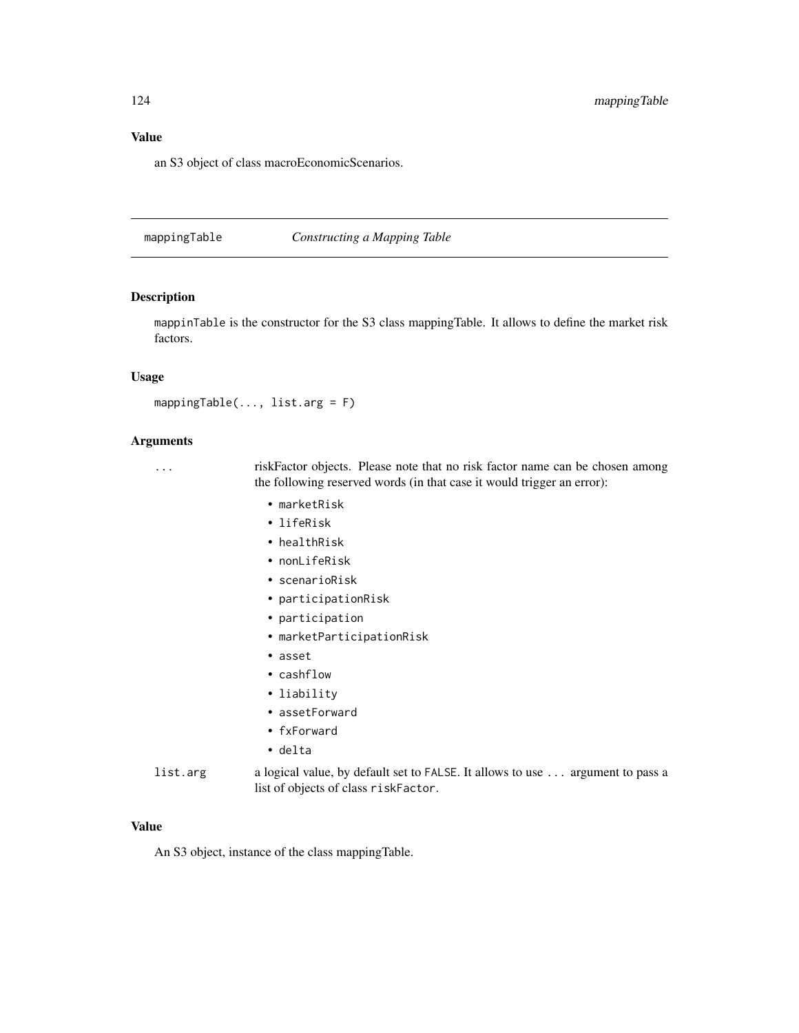## Value

an S3 object of class macroEconomicScenarios.

---

## mappingTable — *Constructing a Mapping Table*

### Description

`mappinTable` is the constructor for the S3 class mappingTable. It allows to define the market risk factors.

### Usage

```
mappingTable(..., list.arg = F)
```

### Arguments

`...` riskFactor objects. Please note that no risk factor name can be chosen among the following reserved words (in that case it would trigger an error):

- `marketRisk`
- `lifeRisk`
- `healthRisk`
- `nonLifeRisk`
- `scenarioRisk`
- `participationRisk`
- `participation`
- `marketParticipationRisk`
- `asset`
- `cashflow`
- `liability`
- `assetForward`
- `fxForward`
- `delta`

`list.arg` a logical value, by default set to `FALSE`. It allows to use `...` argument to pass a list of objects of class `riskFactor`.

### Value

An S3 object, instance of the class mappingTable.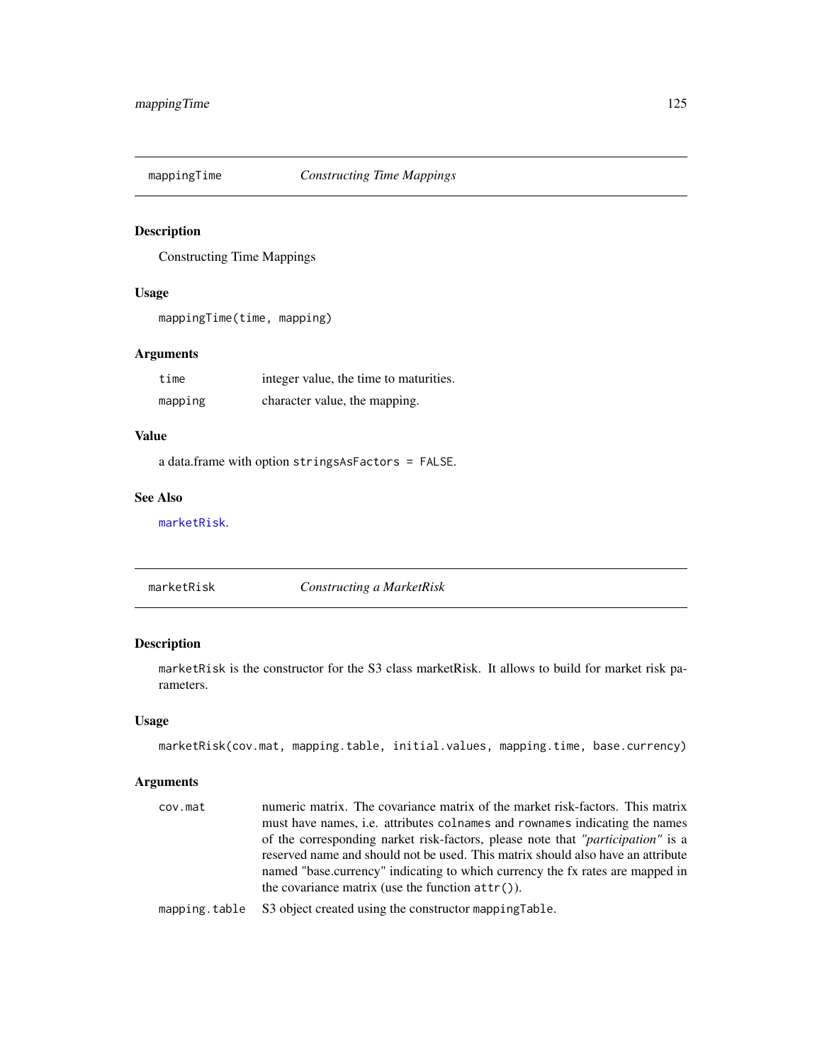## mappingTime    *Constructing Time Mappings*

### Description

Constructing Time Mappings

### Usage

```
mappingTime(time, mapping)
```

### Arguments

| | |
|---|---|
| `time` | integer value, the time to maturities. |
| `mapping` | character value, the mapping. |

### Value

a data.frame with option `stringsAsFactors = FALSE`.

### See Also

`marketRisk`.

## marketRisk    *Constructing a MarketRisk*

### Description

`marketRisk` is the constructor for the S3 class marketRisk. It allows to build for market risk parameters.

### Usage

```
marketRisk(cov.mat, mapping.table, initial.values, mapping.time, base.currency)
```

### Arguments

| | |
|---|---|
| `cov.mat` | numeric matrix. The covariance matrix of the market risk-factors. This matrix must have names, i.e. attributes `colnames` and `rownames` indicating the names of the corresponding narket risk-factors, please note that *"participation"* is a reserved name and should not be used. This matrix should also have an attribute named "base.currency" indicating to which currency the fx rates are mapped in the covariance matrix (use the function `attr()`). |
| `mapping.table` | S3 object created using the constructor `mappingTable`. |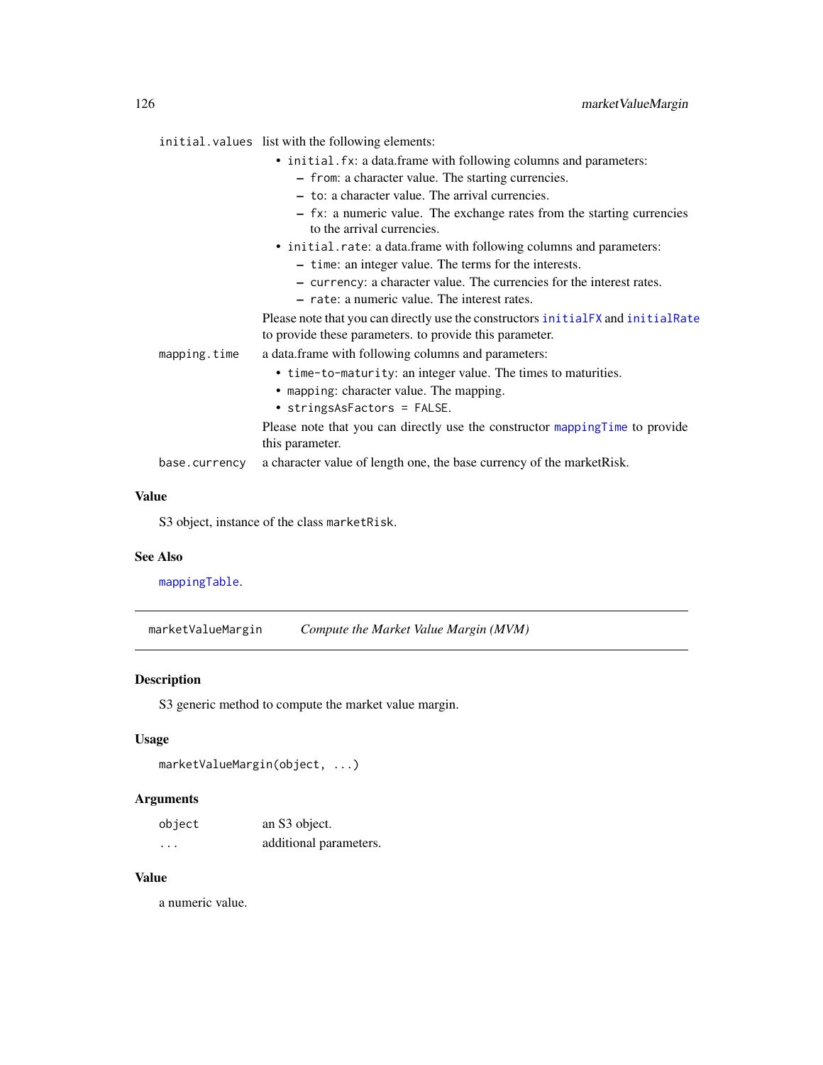`initial.values` list with the following elements:

- `initial.fx`: a data.frame with following columns and parameters:
  - `from`: a character value. The starting currencies.
  - `to`: a character value. The arrival currencies.
  - `fx`: a numeric value. The exchange rates from the starting currencies to the arrival currencies.
- `initial.rate`: a data.frame with following columns and parameters:
  - `time`: an integer value. The terms for the interests.
  - `currency`: a character value. The currencies for the interest rates.
  - `rate`: a numeric value. The interest rates.

Please note that you can directly use the constructors `initialFX` and `initialRate` to provide these parameters. to provide this parameter.

`mapping.time` a data.frame with following columns and parameters:

- `time-to-maturity`: an integer value. The times to maturities.
- `mapping`: character value. The mapping.
- `stringsAsFactors = FALSE`.

Please note that you can directly use the constructor `mappingTime` to provide this parameter.

`base.currency` a character value of length one, the base currency of the marketRisk.

### Value

S3 object, instance of the class `marketRisk`.

### See Also

`mappingTable`.

---

## marketValueMargin — *Compute the Market Value Margin (MVM)*

### Description

S3 generic method to compute the market value margin.

### Usage

```
marketValueMargin(object, ...)
```

### Arguments

| | |
|---|---|
| `object` | an S3 object. |
| `...` | additional parameters. |

### Value

a numeric value.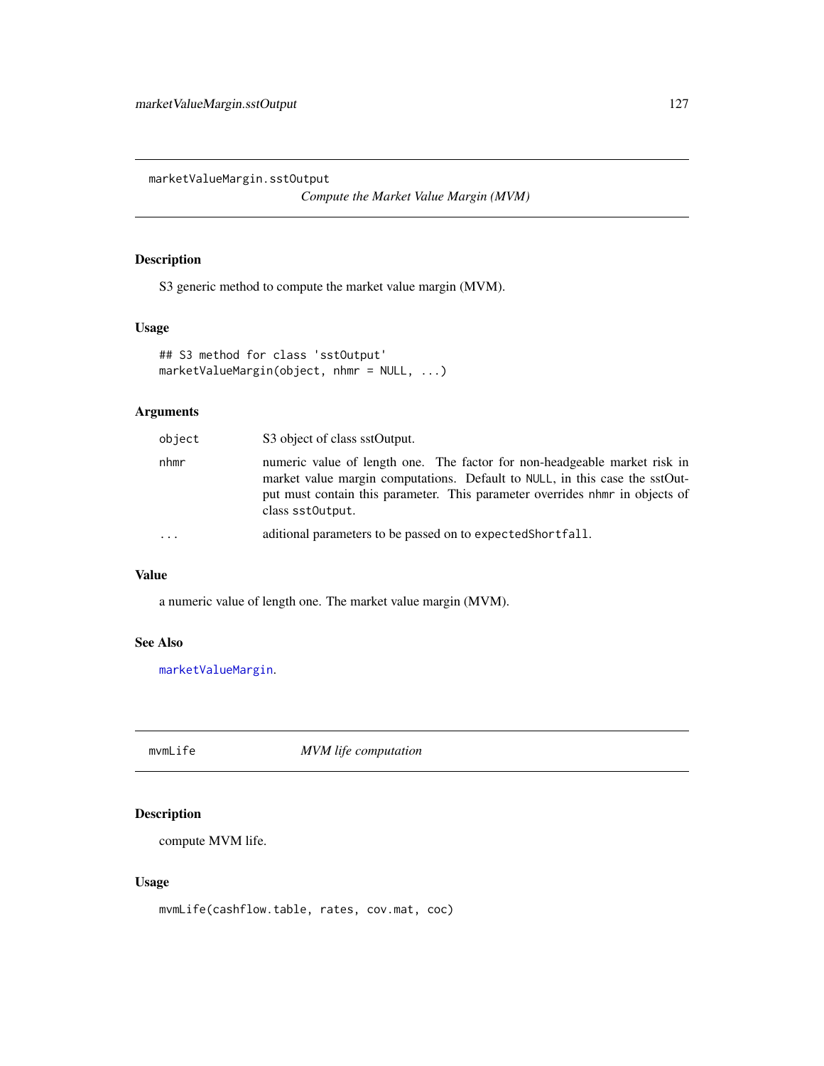## marketValueMargin.sstOutput

*Compute the Market Value Margin (MVM)*

### Description

S3 generic method to compute the market value margin (MVM).

### Usage

```
## S3 method for class 'sstOutput'
marketValueMargin(object, nhmr = NULL, ...)
```

### Arguments

| | |
|---|---|
| `object` | S3 object of class sstOutput. |
| `nhmr` | numeric value of length one. The factor for non-headgeable market risk in market value margin computations. Default to `NULL`, in this case the sstOutput must contain this parameter. This parameter overrides `nhmr` in objects of class `sstOutput`. |
| `...` | aditional parameters to be passed on to `expectedShortfall`. |

### Value

a numeric value of length one. The market value margin (MVM).

### See Also

`marketValueMargin`.

## mvmLife

*MVM life computation*

### Description

compute MVM life.

### Usage

```
mvmLife(cashflow.table, rates, cov.mat, coc)
```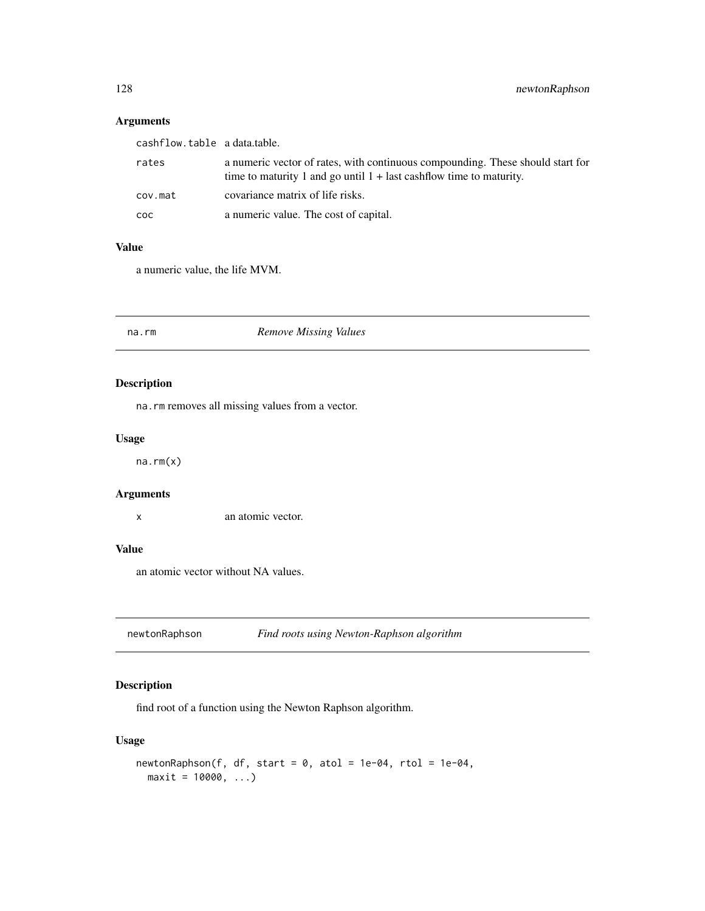### Arguments

| | |
|---|---|
| cashflow.table | a data.table. |
| rates | a numeric vector of rates, with continuous compounding. These should start for time to maturity 1 and go until 1 + last cashflow time to maturity. |
| cov.mat | covariance matrix of life risks. |
| coc | a numeric value. The cost of capital. |

### Value

a numeric value, the life MVM.

---

## na.rm — *Remove Missing Values*

### Description

na.rm removes all missing values from a vector.

### Usage

```
na.rm(x)
```

### Arguments

| | |
|---|---|
| x | an atomic vector. |

### Value

an atomic vector without NA values.

---

## newtonRaphson — *Find roots using Newton-Raphson algorithm*

### Description

find root of a function using the Newton Raphson algorithm.

### Usage

```
newtonRaphson(f, df, start = 0, atol = 1e-04, rtol = 1e-04,
  maxit = 10000, ...)
```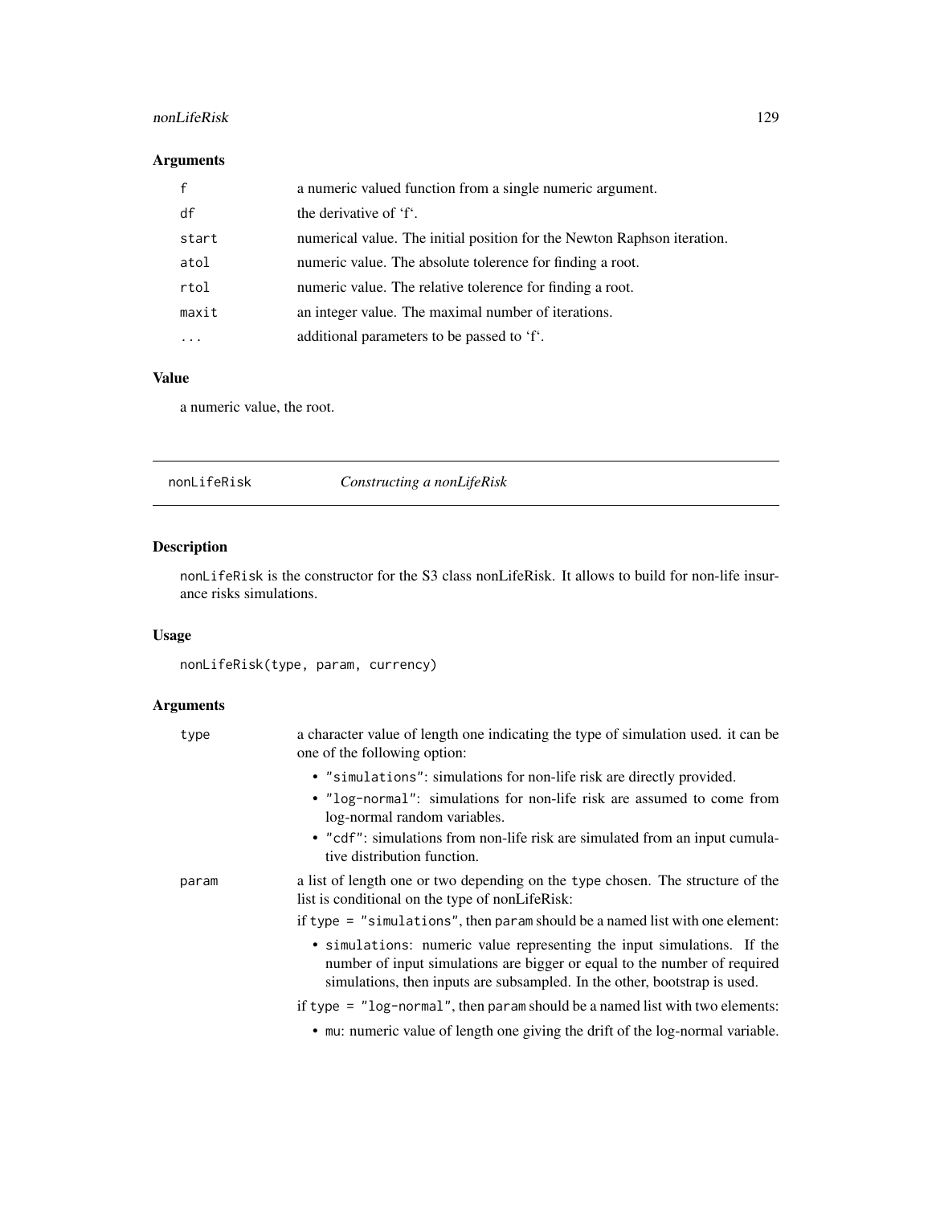### Arguments

| | |
|---|---|
| `f` | a numeric valued function from a single numeric argument. |
| `df` | the derivative of 'f'. |
| `start` | numerical value. The initial position for the Newton Raphson iteration. |
| `atol` | numeric value. The absolute tolerence for finding a root. |
| `rtol` | numeric value. The relative tolerence for finding a root. |
| `maxit` | an integer value. The maximal number of iterations. |
| `...` | additional parameters to be passed to 'f'. |

### Value

a numeric value, the root.

---

## nonLifeRisk — *Constructing a nonLifeRisk*

### Description

`nonLifeRisk` is the constructor for the S3 class nonLifeRisk. It allows to build for non-life insurance risks simulations.

### Usage

```
nonLifeRisk(type, param, currency)
```

### Arguments

`type` — a character value of length one indicating the type of simulation used. it can be one of the following option:

- `"simulations"`: simulations for non-life risk are directly provided.
- `"log-normal"`: simulations for non-life risk are assumed to come from log-normal random variables.
- `"cdf"`: simulations from non-life risk are simulated from an input cumulative distribution function.

`param` — a list of length one or two depending on the `type` chosen. The structure of the list is conditional on the type of nonLifeRisk:

if `type = "simulations"`, then `param` should be a named list with one element:

- `simulations`: numeric value representing the input simulations. If the number of input simulations are bigger or equal to the number of required simulations, then inputs are subsampled. In the other, bootstrap is used.

if `type = "log-normal"`, then `param` should be a named list with two elements:

- `mu`: numeric value of length one giving the drift of the log-normal variable.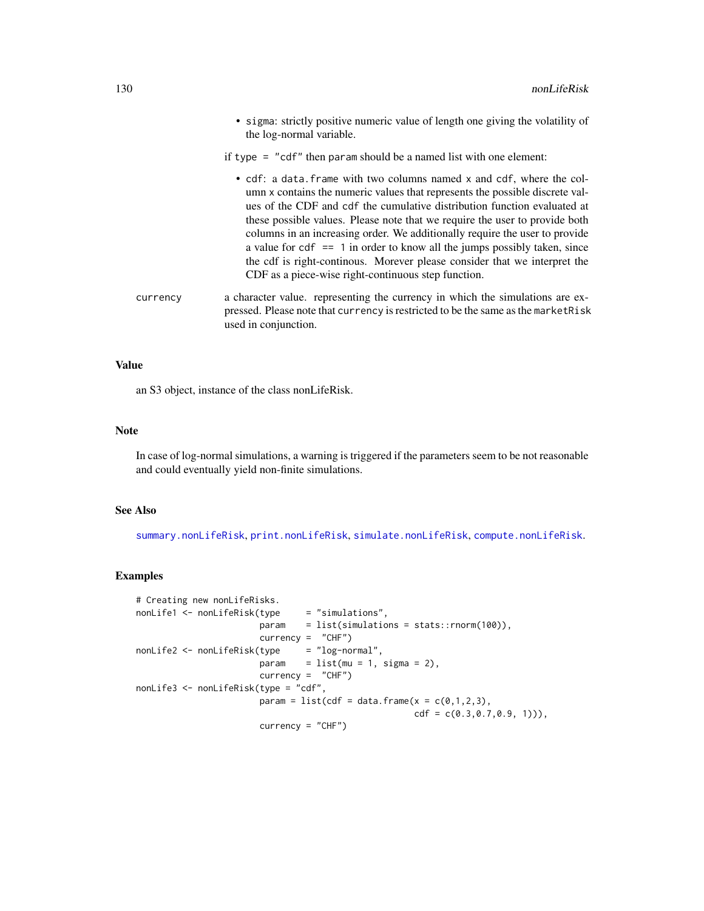- `sigma`: strictly positive numeric value of length one giving the volatility of the log-normal variable.

if `type = "cdf"` then `param` should be a named list with one element:

- `cdf`: a `data.frame` with two columns named `x` and `cdf`, where the column `x` contains the numeric values that represents the possible discrete values of the CDF and `cdf` the cumulative distribution function evaluated at these possible values. Please note that we require the user to provide both columns in an increasing order. We additionally require the user to provide a value for `cdf == 1` in order to know all the jumps possibly taken, since the cdf is right-continous. Morever please consider that we interpret the CDF as a piece-wise right-continuous step function.

`currency` a character value. representing the currency in which the simulations are expressed. Please note that `currency` is restricted to be the same as the `marketRisk` used in conjunction.

## Value

an S3 object, instance of the class nonLifeRisk.

## Note

In case of log-normal simulations, a warning is triggered if the parameters seem to be not reasonable and could eventually yield non-finite simulations.

## See Also

`summary.nonLifeRisk`, `print.nonLifeRisk`, `simulate.nonLifeRisk`, `compute.nonLifeRisk`.

## Examples

```
# Creating new nonLifeRisks.
nonLife1 <- nonLifeRisk(type     = "simulations",
                        param    = list(simulations = stats::rnorm(100)),
                        currency =  "CHF")
nonLife2 <- nonLifeRisk(type     = "log-normal",
                        param    = list(mu = 1, sigma = 2),
                        currency =  "CHF")
nonLife3 <- nonLifeRisk(type = "cdf",
                        param = list(cdf = data.frame(x = c(0,1,2,3),
                                                      cdf = c(0.3,0.7,0.9, 1))),
                        currency = "CHF")
```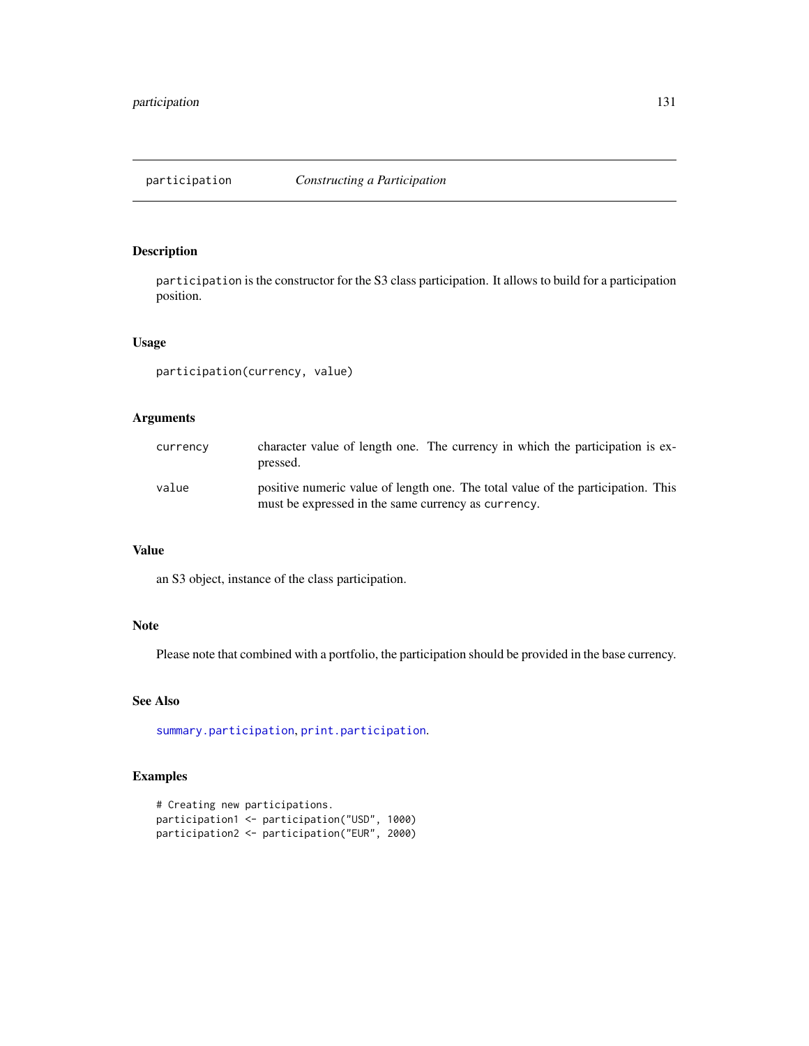# participation — *Constructing a Participation*

## Description

`participation` is the constructor for the S3 class participation. It allows to build for a participation position.

## Usage

```
participation(currency, value)
```

## Arguments

| | |
|---|---|
| `currency` | character value of length one. The currency in which the participation is expressed. |
| `value` | positive numeric value of length one. The total value of the participation. This must be expressed in the same currency as `currency`. |

## Value

an S3 object, instance of the class participation.

## Note

Please note that combined with a portfolio, the participation should be provided in the base currency.

## See Also

`summary.participation`, `print.participation`.

## Examples

```
# Creating new participations.
participation1 <- participation("USD", 1000)
participation2 <- participation("EUR", 2000)
```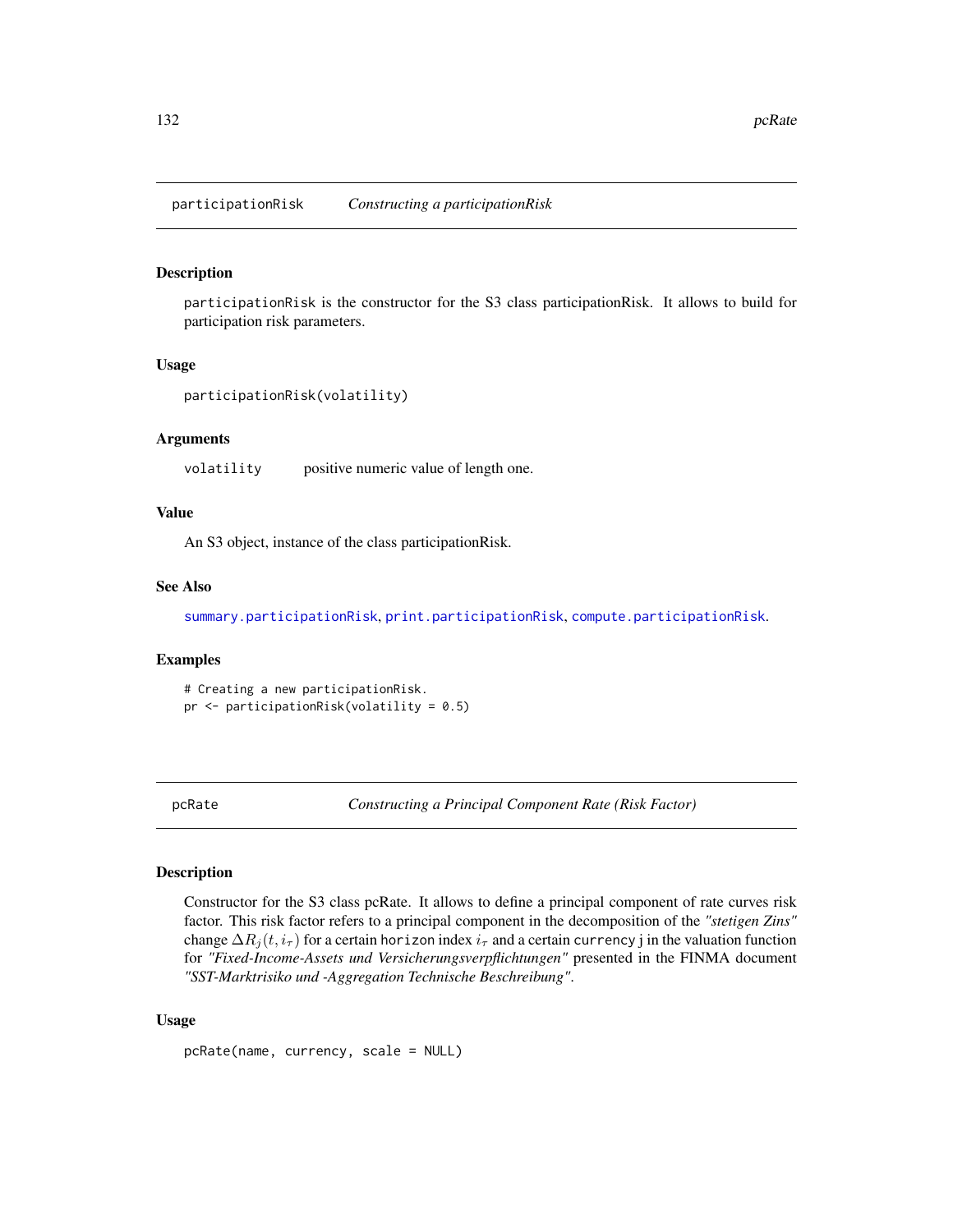## participationRisk — *Constructing a participationRisk*

### Description

participationRisk is the constructor for the S3 class participationRisk. It allows to build for participation risk parameters.

### Usage

```
participationRisk(volatility)
```

### Arguments

| | |
|---|---|
| volatility | positive numeric value of length one. |

### Value

An S3 object, instance of the class participationRisk.

### See Also

summary.participationRisk, print.participationRisk, compute.participationRisk.

### Examples

```
# Creating a new participationRisk.
pr <- participationRisk(volatility = 0.5)
```

## pcRate — *Constructing a Principal Component Rate (Risk Factor)*

### Description

Constructor for the S3 class pcRate. It allows to define a principal component of rate curves risk factor. This risk factor refers to a principal component in the decomposition of the *"stetigen Zins"* change $\Delta R_j(t, i_\tau)$ for a certain horizon index $i_\tau$ and a certain currency j in the valuation function for *"Fixed-Income-Assets und Versicherungsverpflichtungen"* presented in the FINMA document *"SST-Marktrisiko und -Aggregation Technische Beschreibung"*.

### Usage

```
pcRate(name, currency, scale = NULL)
```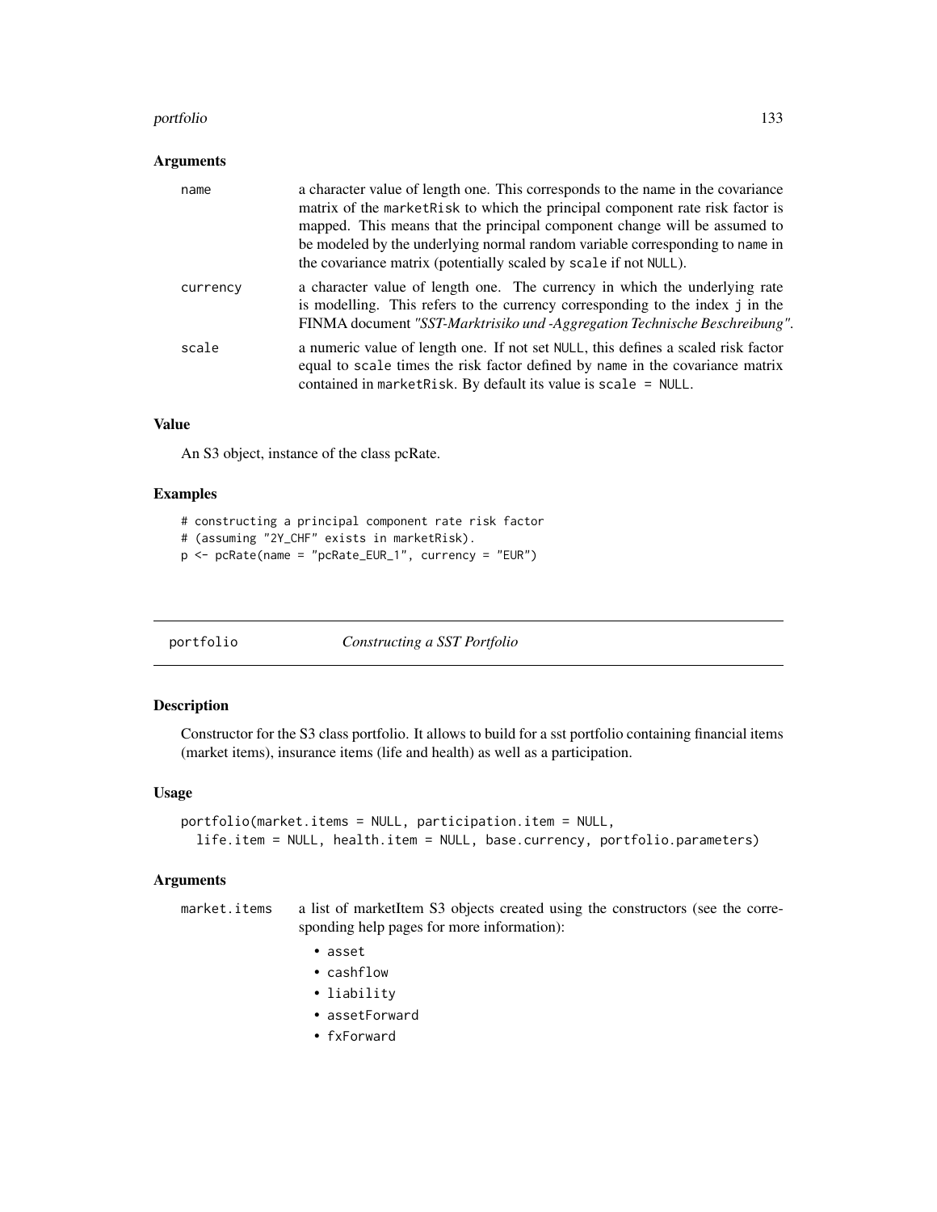### Arguments

| | |
|---|---|
| `name` | a character value of length one. This corresponds to the name in the covariance matrix of the `marketRisk` to which the principal component rate risk factor is mapped. This means that the principal component change will be assumed to be modeled by the underlying normal random variable corresponding to `name` in the covariance matrix (potentially scaled by `scale` if not `NULL`). |
| `currency` | a character value of length one. The currency in which the underlying rate is modelling. This refers to the currency corresponding to the index `j` in the FINMA document *"SST-Marktrisiko und -Aggregation Technische Beschreibung"*. |
| `scale` | a numeric value of length one. If not set `NULL`, this defines a scaled risk factor equal to `scale` times the risk factor defined by `name` in the covariance matrix contained in `marketRisk`. By default its value is `scale = NULL`. |

### Value

An S3 object, instance of the class pcRate.

### Examples

```
# constructing a principal component rate risk factor
# (assuming "2Y_CHF" exists in marketRisk).
p <- pcRate(name = "pcRate_EUR_1", currency = "EUR")
```

---

## portfolio — *Constructing a SST Portfolio*

### Description

Constructor for the S3 class portfolio. It allows to build for a sst portfolio containing financial items (market items), insurance items (life and health) as well as a participation.

### Usage

```
portfolio(market.items = NULL, participation.item = NULL,
  life.item = NULL, health.item = NULL, base.currency, portfolio.parameters)
```

### Arguments

`market.items` — a list of marketItem S3 objects created using the constructors (see the corresponding help pages for more information):

- `asset`
- `cashflow`
- `liability`
- `assetForward`
- `fxForward`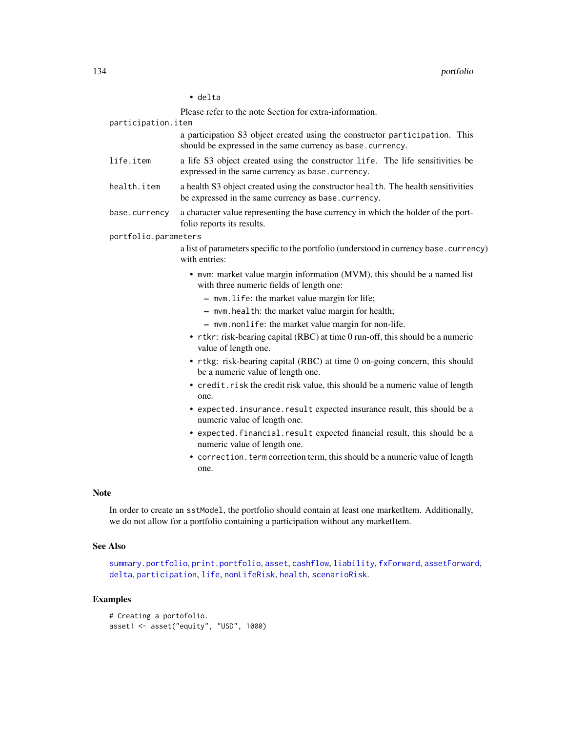- delta

  Please refer to the note Section for extra-information.

`participation.item`
: a participation S3 object created using the constructor `participation`. This should be expressed in the same currency as `base.currency`.

`life.item`
: a life S3 object created using the constructor `life`. The life sensitivities be expressed in the same currency as `base.currency`.

`health.item`
: a health S3 object created using the constructor `health`. The health sensitivities be expressed in the same currency as `base.currency`.

`base.currency`
: a character value representing the base currency in which the holder of the portfolio reports its results.

`portfolio.parameters`
: a list of parameters specific to the portfolio (understood in currency `base.currency`) with entries:

  - `mvm`: market value margin information (MVM), this should be a named list with three numeric fields of length one:
    - `mvm.life`: the market value margin for life;
    - `mvm.health`: the market value margin for health;
    - `mvm.nonlife`: the market value margin for non-life.
  - `rtkr`: risk-bearing capital (RBC) at time 0 run-off, this should be a numeric value of length one.
  - `rtkg`: risk-bearing capital (RBC) at time 0 on-going concern, this should be a numeric value of length one.
  - `credit.risk` the credit risk value, this should be a numeric value of length one.
  - `expected.insurance.result` expected insurance result, this should be a numeric value of length one.
  - `expected.financial.result` expected financial result, this should be a numeric value of length one.
  - `correction.term` correction term, this should be a numeric value of length one.

## Note

In order to create an `sstModel`, the portfolio should contain at least one marketItem. Additionally, we do not allow for a portfolio containing a participation without any marketItem.

## See Also

`summary.portfolio`, `print.portfolio`, `asset`, `cashflow`, `liability`, `fxForward`, `assetForward`, `delta`, `participation`, `life`, `nonLifeRisk`, `health`, `scenarioRisk`.

## Examples

```
# Creating a portofolio.
asset1 <- asset("equity", "USD", 1000)
```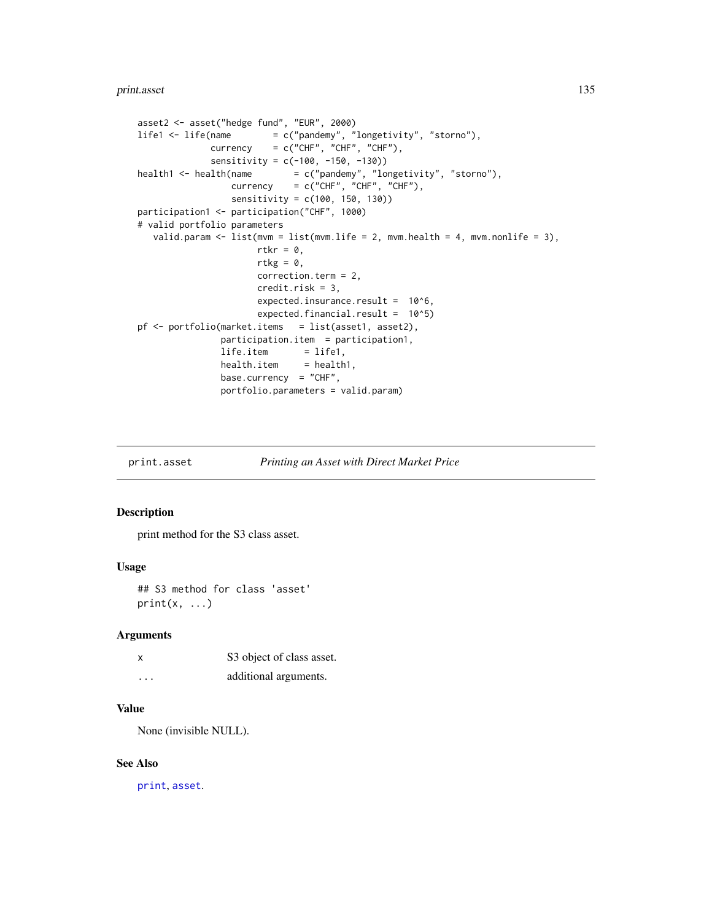```
asset2 <- asset("hedge fund", "EUR", 2000)
life1 <- life(name        = c("pandemy", "longetivity", "storno"),
              currency    = c("CHF", "CHF", "CHF"),
              sensitivity = c(-100, -150, -130))
health1 <- health(name        = c("pandemy", "longetivity", "storno"),
                  currency    = c("CHF", "CHF", "CHF"),
                  sensitivity = c(100, 150, 130))
participation1 <- participation("CHF", 1000)
# valid portfolio parameters
   valid.param <- list(mvm = list(mvm.life = 2, mvm.health = 4, mvm.nonlife = 3),
                       rtkr = 0,
                       rtkg = 0,
                       correction.term = 2,
                       credit.risk = 3,
                       expected.insurance.result =  10^6,
                       expected.financial.result =  10^5)
pf <- portfolio(market.items   = list(asset1, asset2),
                participation.item  = participation1,
                life.item       = life1,
                health.item     = health1,
                base.currency  = "CHF",
                portfolio.parameters = valid.param)
```

## print.asset — *Printing an Asset with Direct Market Price*

### Description

print method for the S3 class asset.

### Usage

```
## S3 method for class 'asset'
print(x, ...)
```

### Arguments

| | |
|---|---|
| `x` | S3 object of class asset. |
| `...` | additional arguments. |

### Value

None (invisible NULL).

### See Also

`print`, `asset`.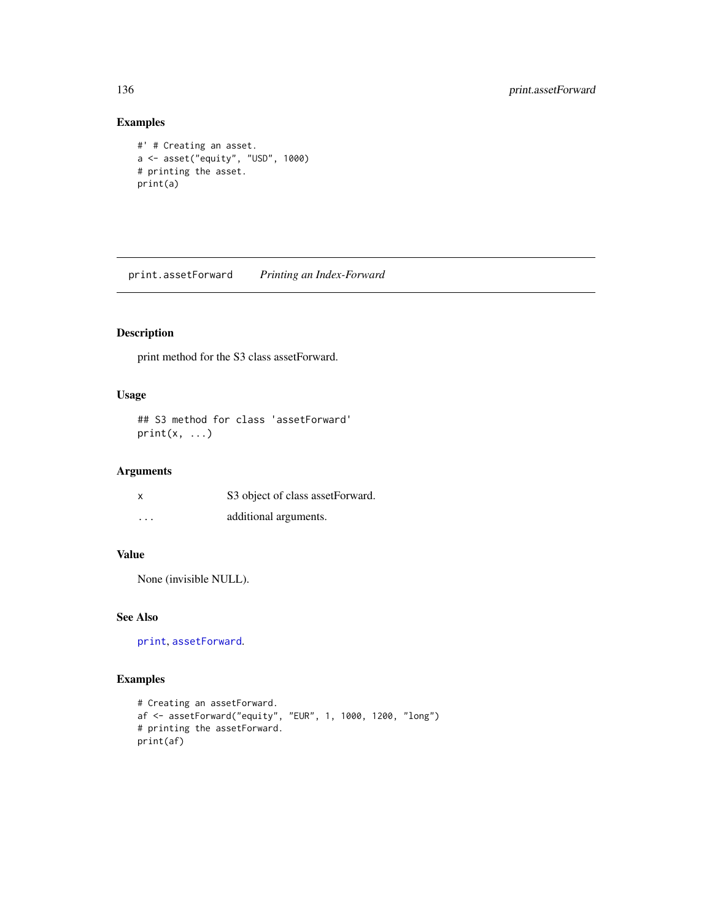## Examples

```
#' # Creating an asset.
a <- asset("equity", "USD", 1000)
# printing the asset.
print(a)
```

---

# print.assetForward — *Printing an Index-Forward*

## Description

print method for the S3 class assetForward.

## Usage

```
## S3 method for class 'assetForward'
print(x, ...)
```

## Arguments

| | |
|---|---|
| x | S3 object of class assetForward. |
| ... | additional arguments. |

## Value

None (invisible NULL).

## See Also

print, assetForward.

## Examples

```
# Creating an assetForward.
af <- assetForward("equity", "EUR", 1, 1000, 1200, "long")
# printing the assetForward.
print(af)
```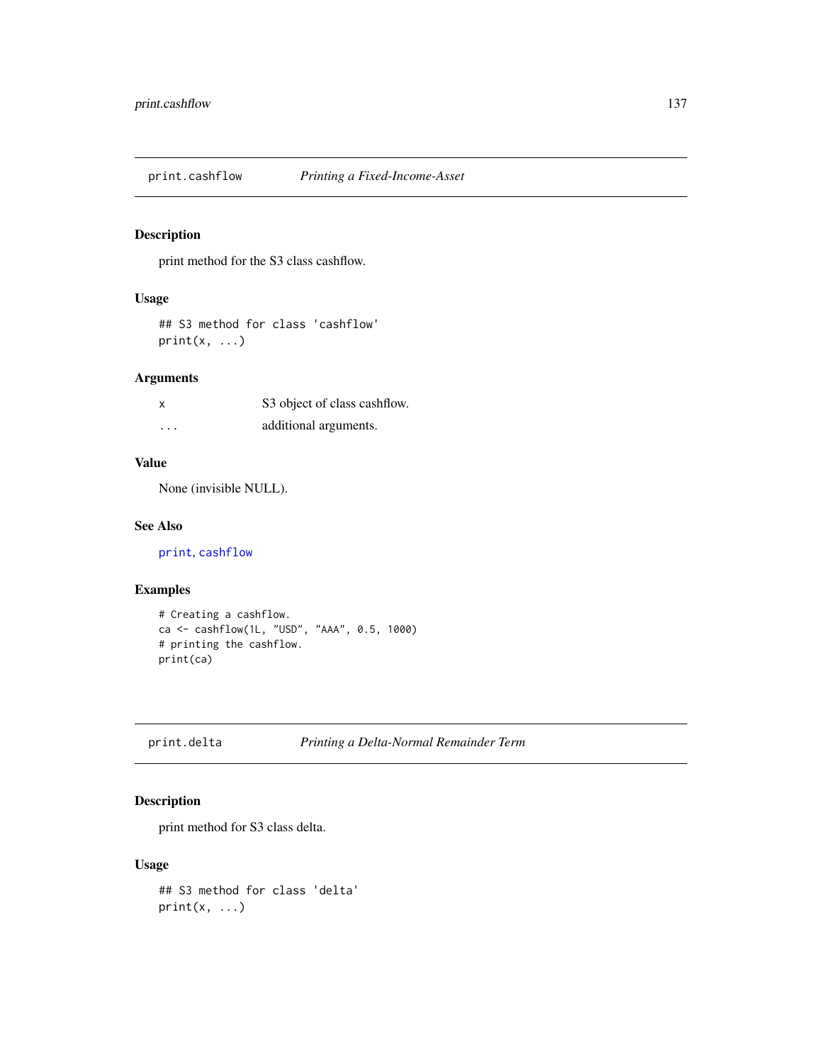## print.cashflow — *Printing a Fixed-Income-Asset*

### Description

print method for the S3 class cashflow.

### Usage

```
## S3 method for class 'cashflow'
print(x, ...)
```

### Arguments

| | |
|---|---|
| x | S3 object of class cashflow. |
| ... | additional arguments. |

### Value

None (invisible NULL).

### See Also

print, cashflow

### Examples

```
# Creating a cashflow.
ca <- cashflow(1L, "USD", "AAA", 0.5, 1000)
# printing the cashflow.
print(ca)
```

## print.delta — *Printing a Delta-Normal Remainder Term*

### Description

print method for S3 class delta.

### Usage

```
## S3 method for class 'delta'
print(x, ...)
```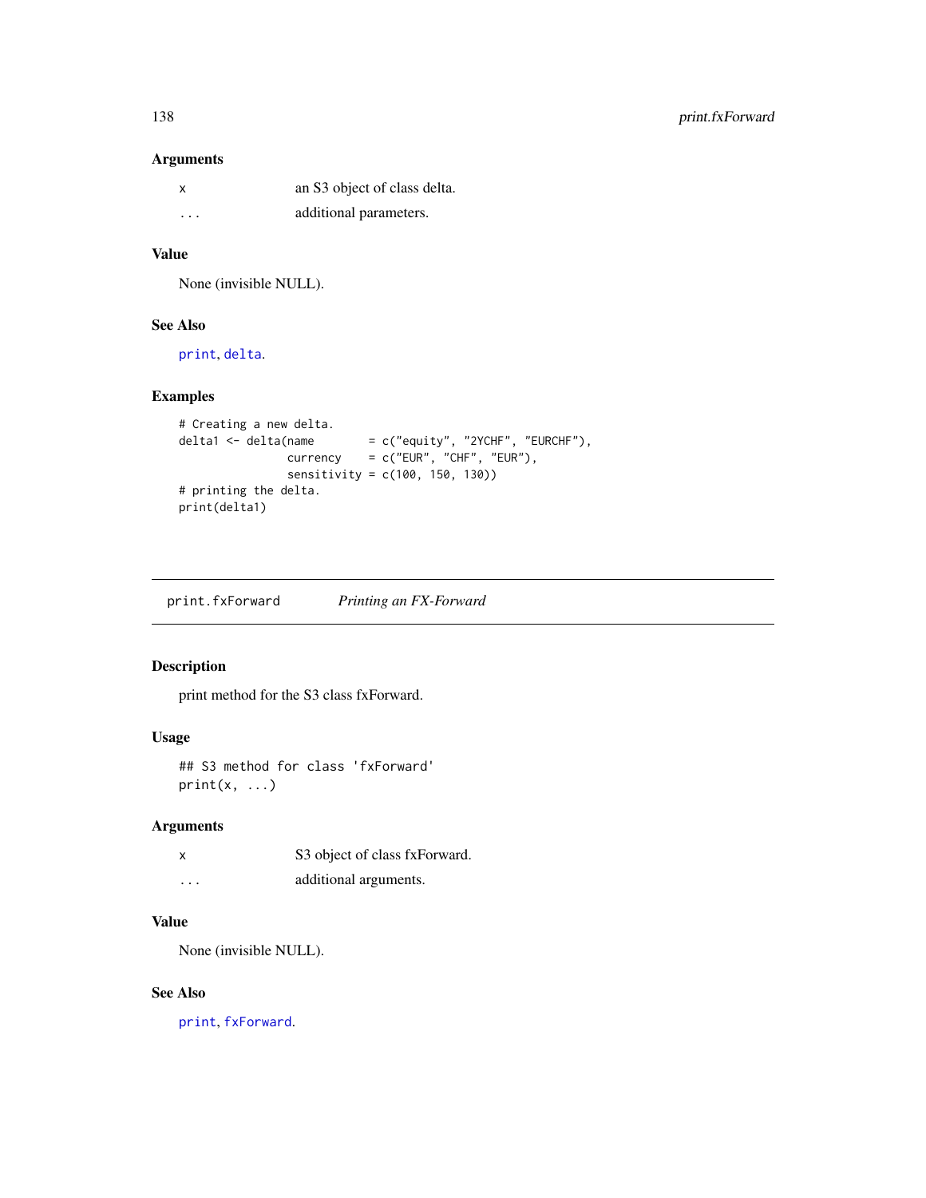### Arguments

| | |
|---|---|
| x | an S3 object of class delta. |
| ... | additional parameters. |

### Value

None (invisible NULL).

### See Also

print, delta.

### Examples

```
# Creating a new delta.
delta1 <- delta(name        = c("equity", "2YCHF", "EURCHF"),
                currency    = c("EUR", "CHF", "EUR"),
                sensitivity = c(100, 150, 130))
# printing the delta.
print(delta1)
```

---

## print.fxForward &nbsp;&nbsp;&nbsp;&nbsp;&nbsp; *Printing an FX-Forward*

---

### Description

print method for the S3 class fxForward.

### Usage

```
## S3 method for class 'fxForward'
print(x, ...)
```

### Arguments

| | |
|---|---|
| x | S3 object of class fxForward. |
| ... | additional arguments. |

### Value

None (invisible NULL).

### See Also

print, fxForward.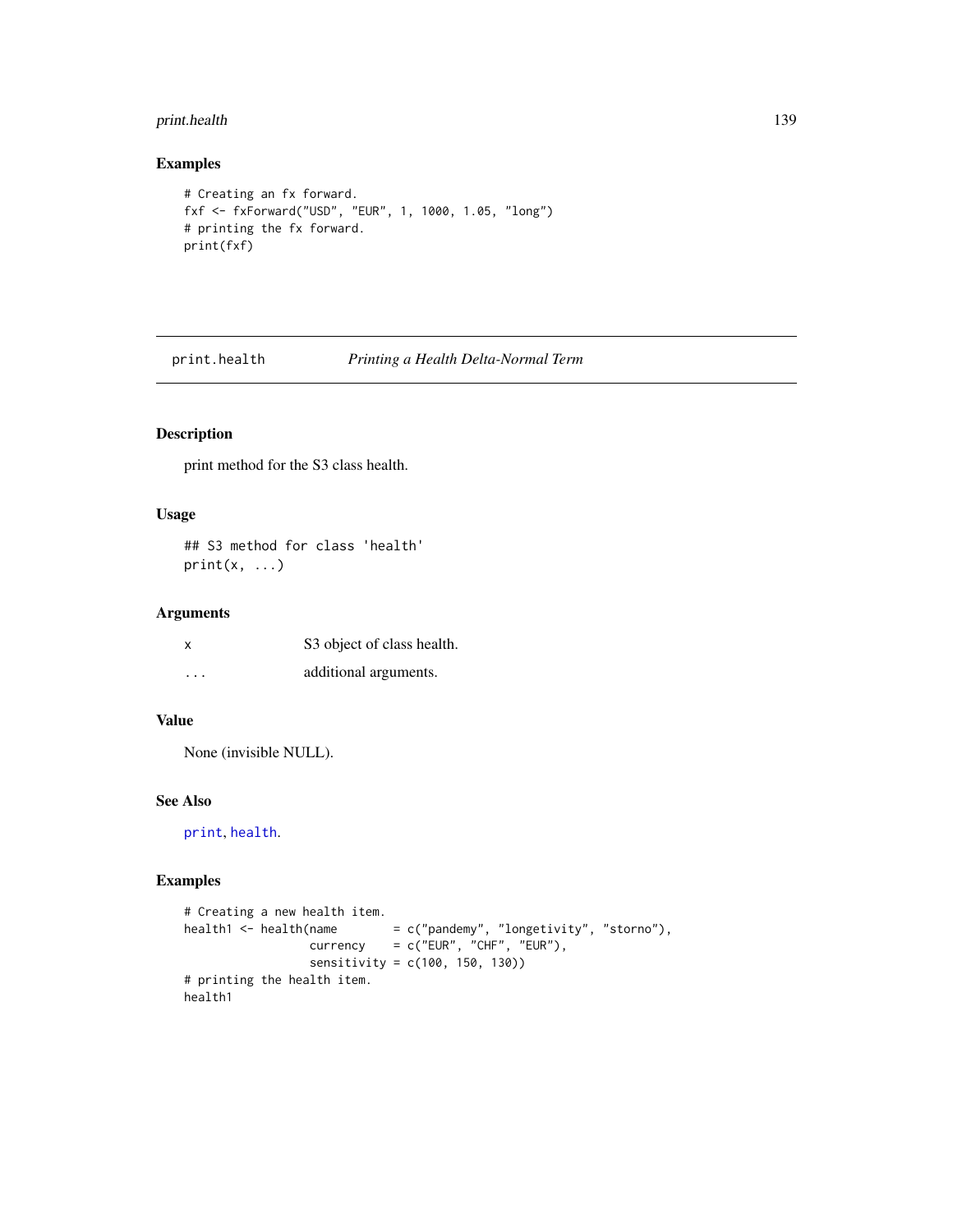## Examples

```
# Creating an fx forward.
fxf <- fxForward("USD", "EUR", 1, 1000, 1.05, "long")
# printing the fx forward.
print(fxf)
```

---

# print.health *Printing a Health Delta-Normal Term*

---

## Description

print method for the S3 class health.

## Usage

```
## S3 method for class 'health'
print(x, ...)
```

## Arguments

| | |
|---|---|
| x | S3 object of class health. |
| ... | additional arguments. |

## Value

None (invisible NULL).

## See Also

print, health.

## Examples

```
# Creating a new health item.
health1 <- health(name        = c("pandemy", "longetivity", "storno"),
                  currency    = c("EUR", "CHF", "EUR"),
                  sensitivity = c(100, 150, 130))
# printing the health item.
health1
```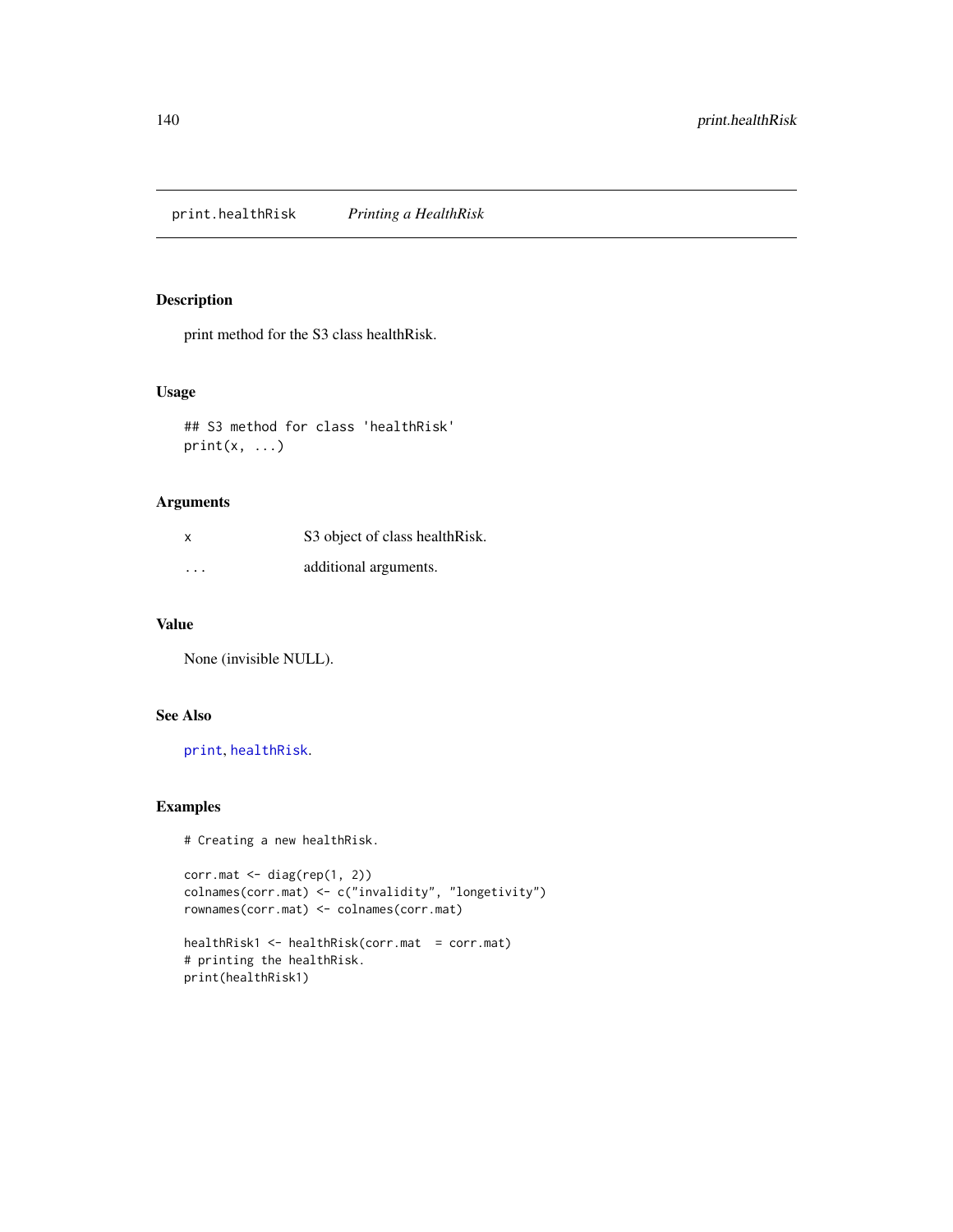# print.healthRisk *Printing a HealthRisk*

## Description

print method for the S3 class healthRisk.

## Usage

```
## S3 method for class 'healthRisk'
print(x, ...)
```

## Arguments

| | |
|---|---|
| x | S3 object of class healthRisk. |
| ... | additional arguments. |

## Value

None (invisible NULL).

## See Also

print, healthRisk.

## Examples

```
# Creating a new healthRisk.

corr.mat <- diag(rep(1, 2))
colnames(corr.mat) <- c("invalidity", "longetivity")
rownames(corr.mat) <- colnames(corr.mat)

healthRisk1 <- healthRisk(corr.mat  = corr.mat)
# printing the healthRisk.
print(healthRisk1)
```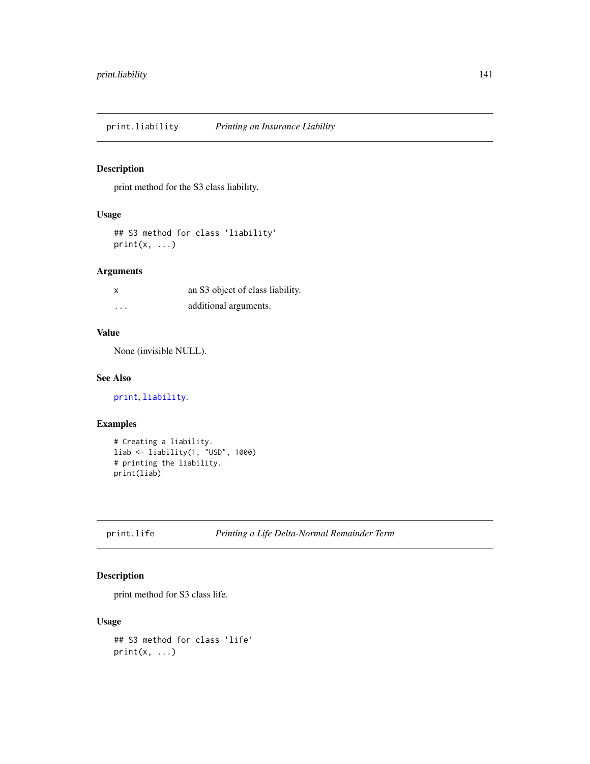## print.liability — *Printing an Insurance Liability*

### Description

print method for the S3 class liability.

### Usage

```
## S3 method for class 'liability'
print(x, ...)
```

### Arguments

| | |
|---|---|
| x | an S3 object of class liability. |
| ... | additional arguments. |

### Value

None (invisible NULL).

### See Also

print, liability.

### Examples

```
# Creating a liability.
liab <- liability(1, "USD", 1000)
# printing the liability.
print(liab)
```

## print.life — *Printing a Life Delta-Normal Remainder Term*

### Description

print method for S3 class life.

### Usage

```
## S3 method for class 'life'
print(x, ...)
```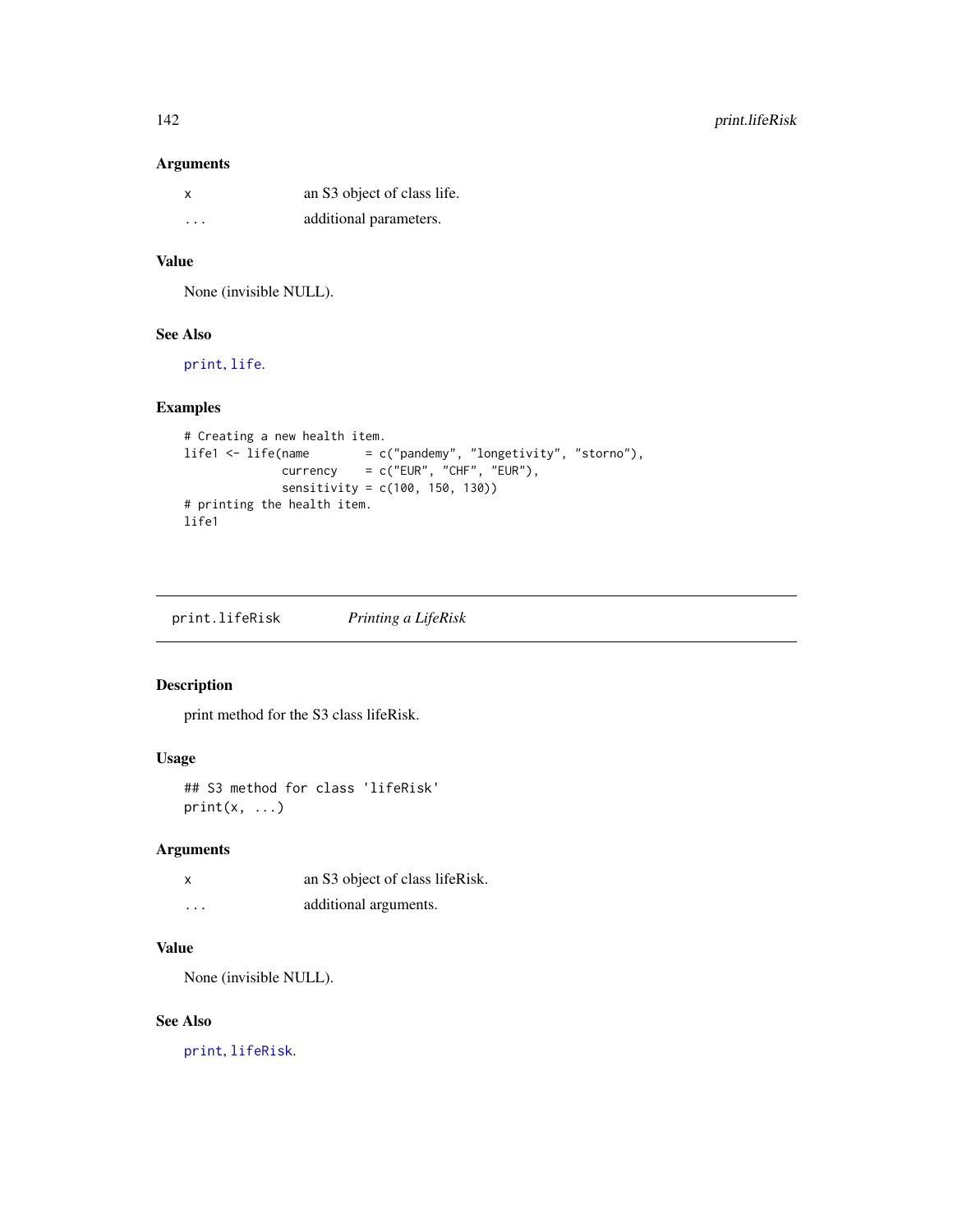### Arguments

| | |
|---|---|
| x | an S3 object of class life. |
| ... | additional parameters. |

### Value

None (invisible NULL).

### See Also

`print`, `life`.

### Examples

```
# Creating a new health item.
life1 <- life(name        = c("pandemy", "longetivity", "storno"),
              currency    = c("EUR", "CHF", "EUR"),
              sensitivity = c(100, 150, 130))
# printing the health item.
life1
```

---

## print.lifeRisk &nbsp;&nbsp;&nbsp; *Printing a LifeRisk*

---

### Description

print method for the S3 class lifeRisk.

### Usage

```
## S3 method for class 'lifeRisk'
print(x, ...)
```

### Arguments

| | |
|---|---|
| x | an S3 object of class lifeRisk. |
| ... | additional arguments. |

### Value

None (invisible NULL).

### See Also

`print`, `lifeRisk`.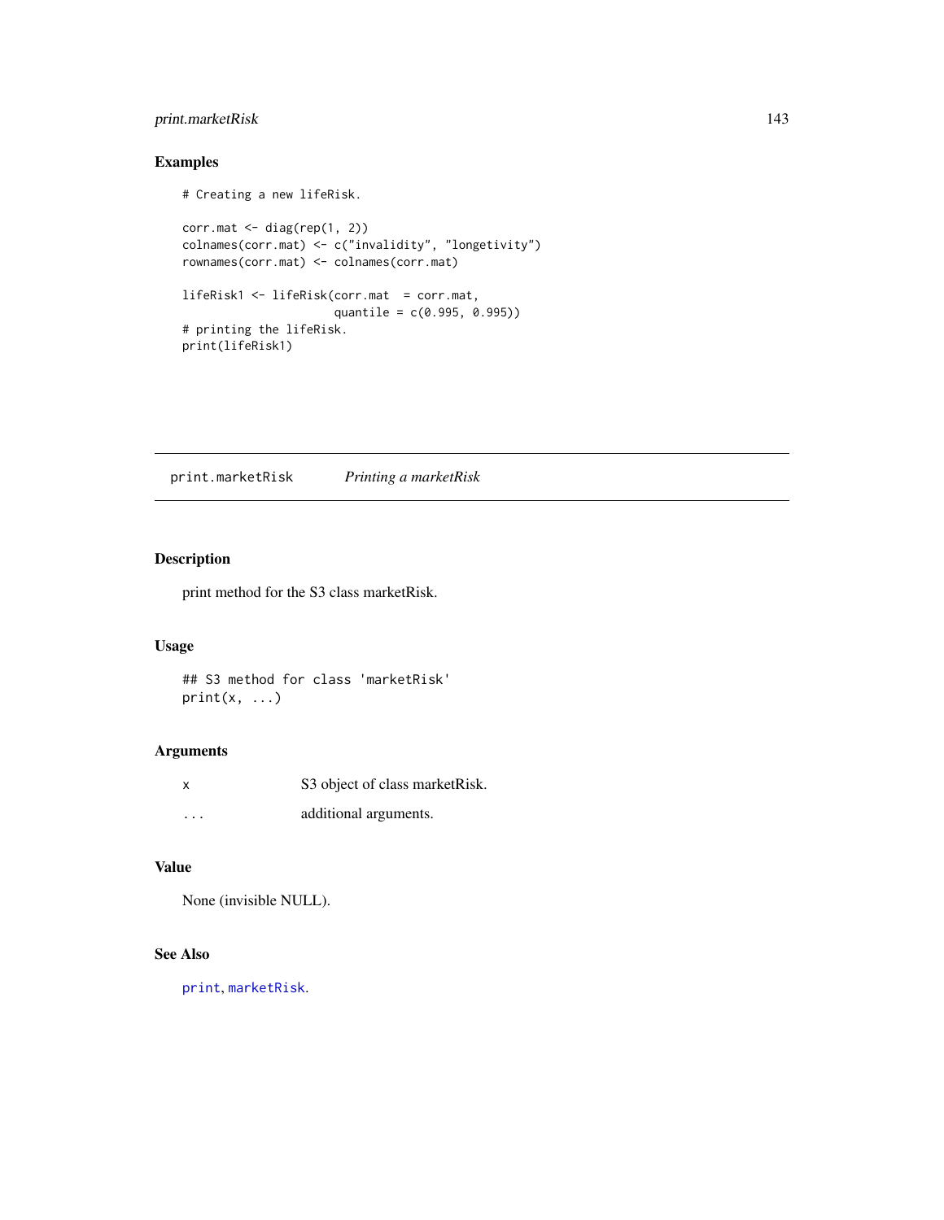## Examples

```
# Creating a new lifeRisk.

corr.mat <- diag(rep(1, 2))
colnames(corr.mat) <- c("invalidity", "longetivity")
rownames(corr.mat) <- colnames(corr.mat)

lifeRisk1 <- lifeRisk(corr.mat  = corr.mat,
                      quantile = c(0.995, 0.995))
# printing the lifeRisk.
print(lifeRisk1)
```

---

# print.marketRisk &nbsp;&nbsp;&nbsp; *Printing a marketRisk*

---

## Description

print method for the S3 class marketRisk.

## Usage

```
## S3 method for class 'marketRisk'
print(x, ...)
```

## Arguments

| | |
|---|---|
| x | S3 object of class marketRisk. |
| ... | additional arguments. |

## Value

None (invisible NULL).

## See Also

print, marketRisk.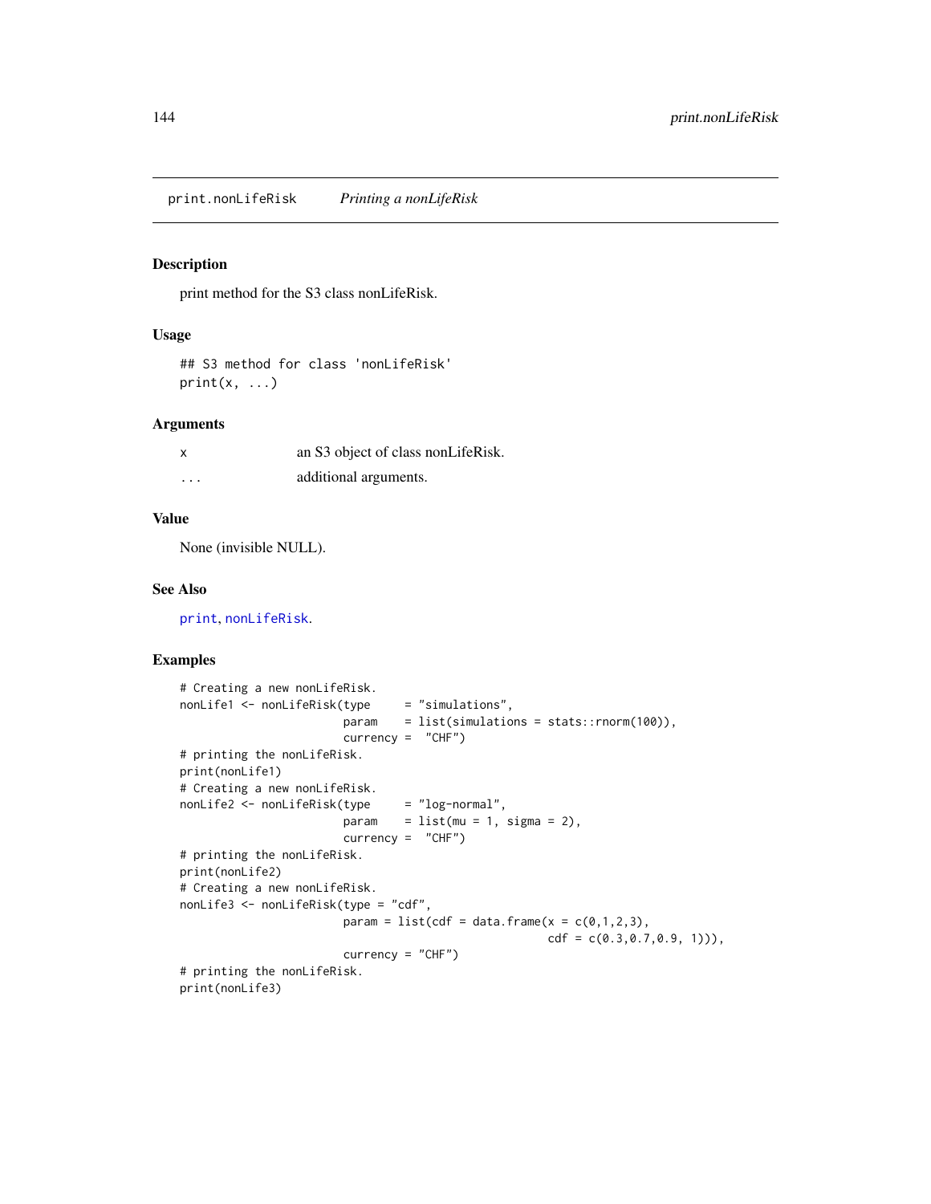print.nonLifeRisk &nbsp;&nbsp;&nbsp; *Printing a nonLifeRisk*

## Description

print method for the S3 class nonLifeRisk.

## Usage

```
## S3 method for class 'nonLifeRisk'
print(x, ...)
```

## Arguments

| | |
|---|---|
| x | an S3 object of class nonLifeRisk. |
| ... | additional arguments. |

## Value

None (invisible NULL).

## See Also

print, nonLifeRisk.

## Examples

```
# Creating a new nonLifeRisk.
nonLife1 <- nonLifeRisk(type     = "simulations",
                        param    = list(simulations = stats::rnorm(100)),
                        currency =  "CHF")
# printing the nonLifeRisk.
print(nonLife1)
# Creating a new nonLifeRisk.
nonLife2 <- nonLifeRisk(type     = "log-normal",
                        param    = list(mu = 1, sigma = 2),
                        currency =  "CHF")
# printing the nonLifeRisk.
print(nonLife2)
# Creating a new nonLifeRisk.
nonLife3 <- nonLifeRisk(type = "cdf",
                        param = list(cdf = data.frame(x = c(0,1,2,3),
                                                      cdf = c(0.3,0.7,0.9, 1))),
                        currency = "CHF")
# printing the nonLifeRisk.
print(nonLife3)
```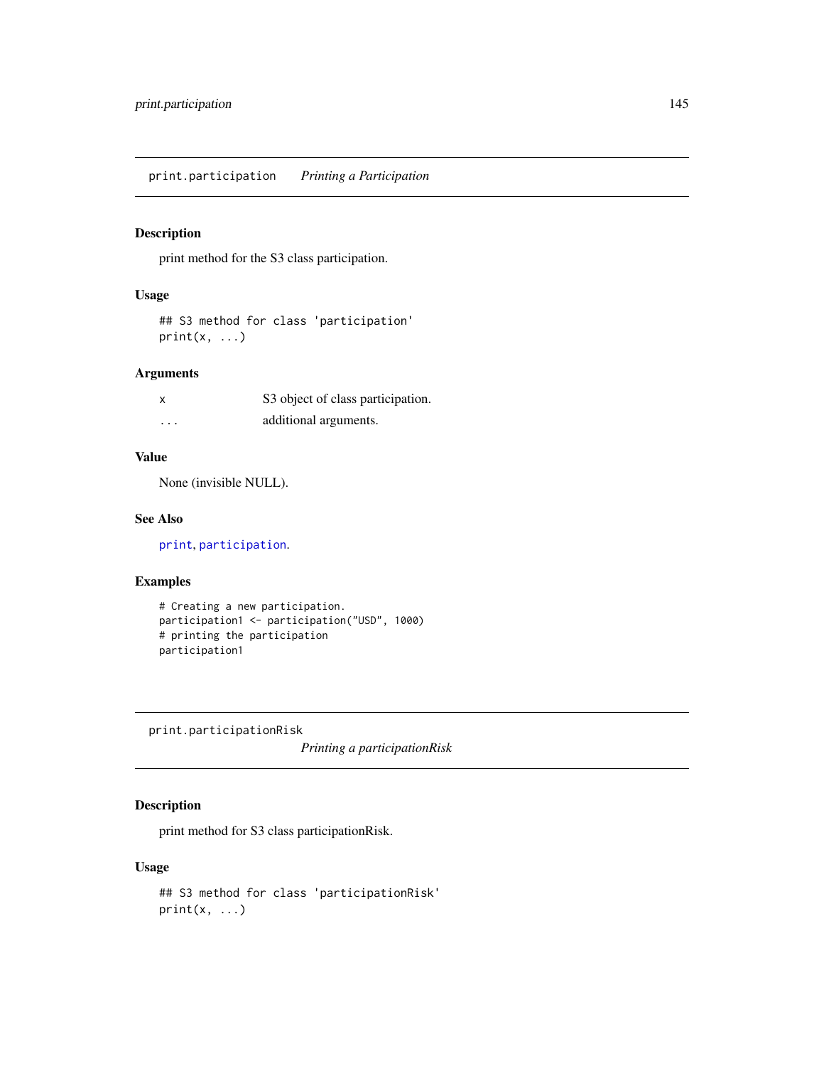## print.participation *Printing a Participation*

### Description

print method for the S3 class participation.

### Usage

```
## S3 method for class 'participation'
print(x, ...)
```

### Arguments

| | |
|---|---|
| `x` | S3 object of class participation. |
| `...` | additional arguments. |

### Value

None (invisible NULL).

### See Also

`print`, `participation`.

### Examples

```
# Creating a new participation.
participation1 <- participation("USD", 1000)
# printing the participation
participation1
```

## print.participationRisk *Printing a participationRisk*

### Description

print method for S3 class participationRisk.

### Usage

```
## S3 method for class 'participationRisk'
print(x, ...)
```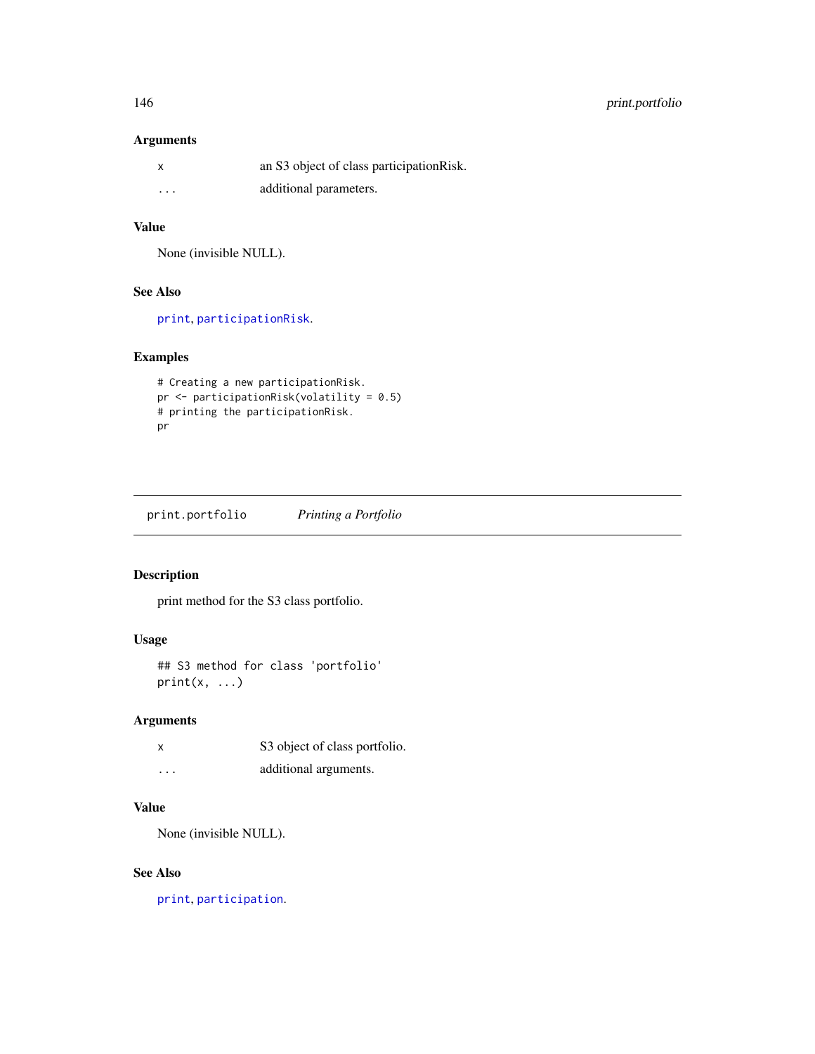### Arguments

| | |
|---|---|
| `x` | an S3 object of class participationRisk. |
| `...` | additional parameters. |

### Value

None (invisible NULL).

### See Also

`print`, `participationRisk`.

### Examples

```
# Creating a new participationRisk.
pr <- participationRisk(volatility = 0.5)
# printing the participationRisk.
pr
```

---

## print.portfolio *Printing a Portfolio*

---

### Description

print method for the S3 class portfolio.

### Usage

```
## S3 method for class 'portfolio'
print(x, ...)
```

### Arguments

| | |
|---|---|
| `x` | S3 object of class portfolio. |
| `...` | additional arguments. |

### Value

None (invisible NULL).

### See Also

`print`, `participation`.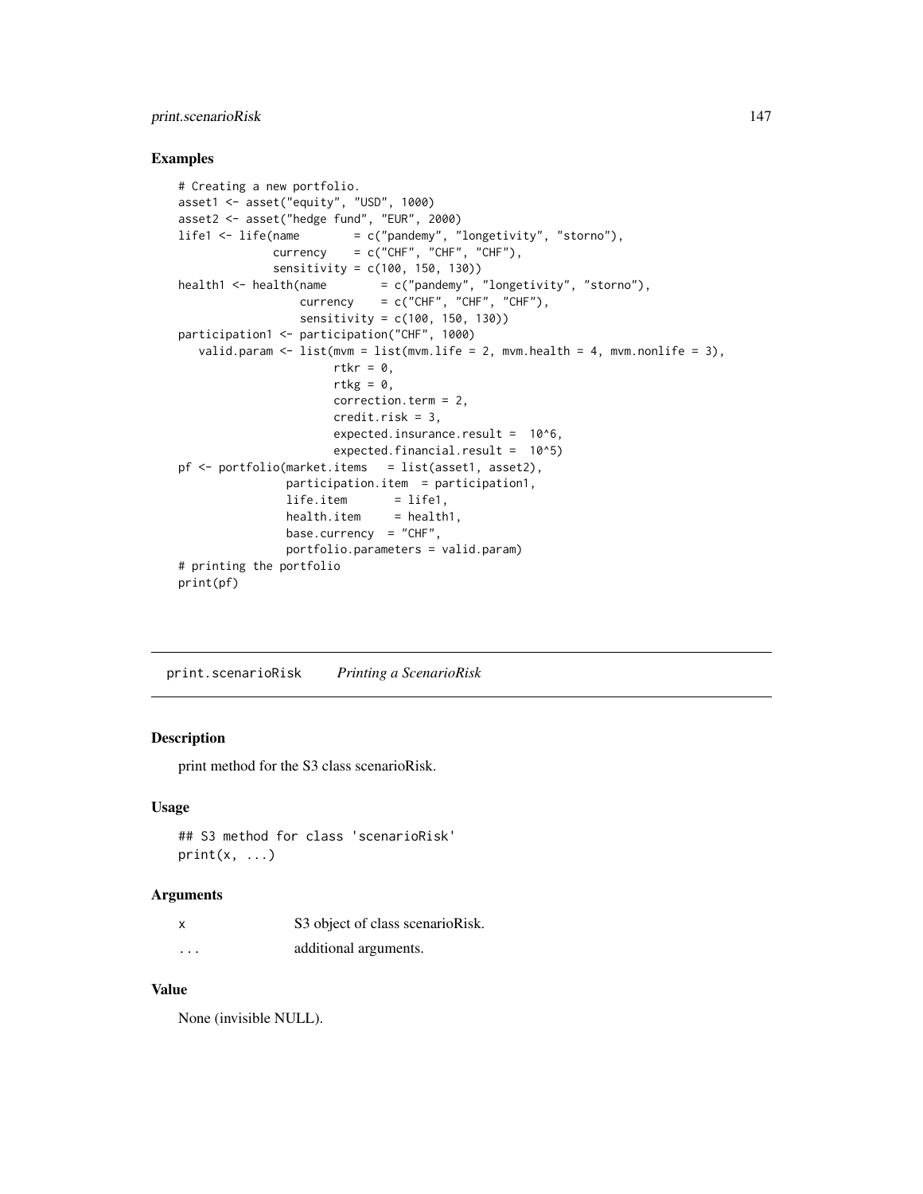## Examples

```
# Creating a new portfolio.
asset1 <- asset("equity", "USD", 1000)
asset2 <- asset("hedge fund", "EUR", 2000)
life1 <- life(name        = c("pandemy", "longetivity", "storno"),
              currency    = c("CHF", "CHF", "CHF"),
              sensitivity = c(100, 150, 130))
health1 <- health(name        = c("pandemy", "longetivity", "storno"),
                  currency    = c("CHF", "CHF", "CHF"),
                  sensitivity = c(100, 150, 130))
participation1 <- participation("CHF", 1000)
   valid.param <- list(mvm = list(mvm.life = 2, mvm.health = 4, mvm.nonlife = 3),
                       rtkr = 0,
                       rtkg = 0,
                       correction.term = 2,
                       credit.risk = 3,
                       expected.insurance.result =  10^6,
                       expected.financial.result =  10^5)
pf <- portfolio(market.items   = list(asset1, asset2),
                participation.item  = participation1,
                life.item       = life1,
                health.item     = health1,
                base.currency  = "CHF",
                portfolio.parameters = valid.param)
# printing the portfolio
print(pf)
```

---

# print.scenarioRisk    *Printing a ScenarioRisk*

## Description

print method for the S3 class scenarioRisk.

## Usage

```
## S3 method for class 'scenarioRisk'
print(x, ...)
```

## Arguments

| | |
|---|---|
| x | S3 object of class scenarioRisk. |
| ... | additional arguments. |

## Value

None (invisible NULL).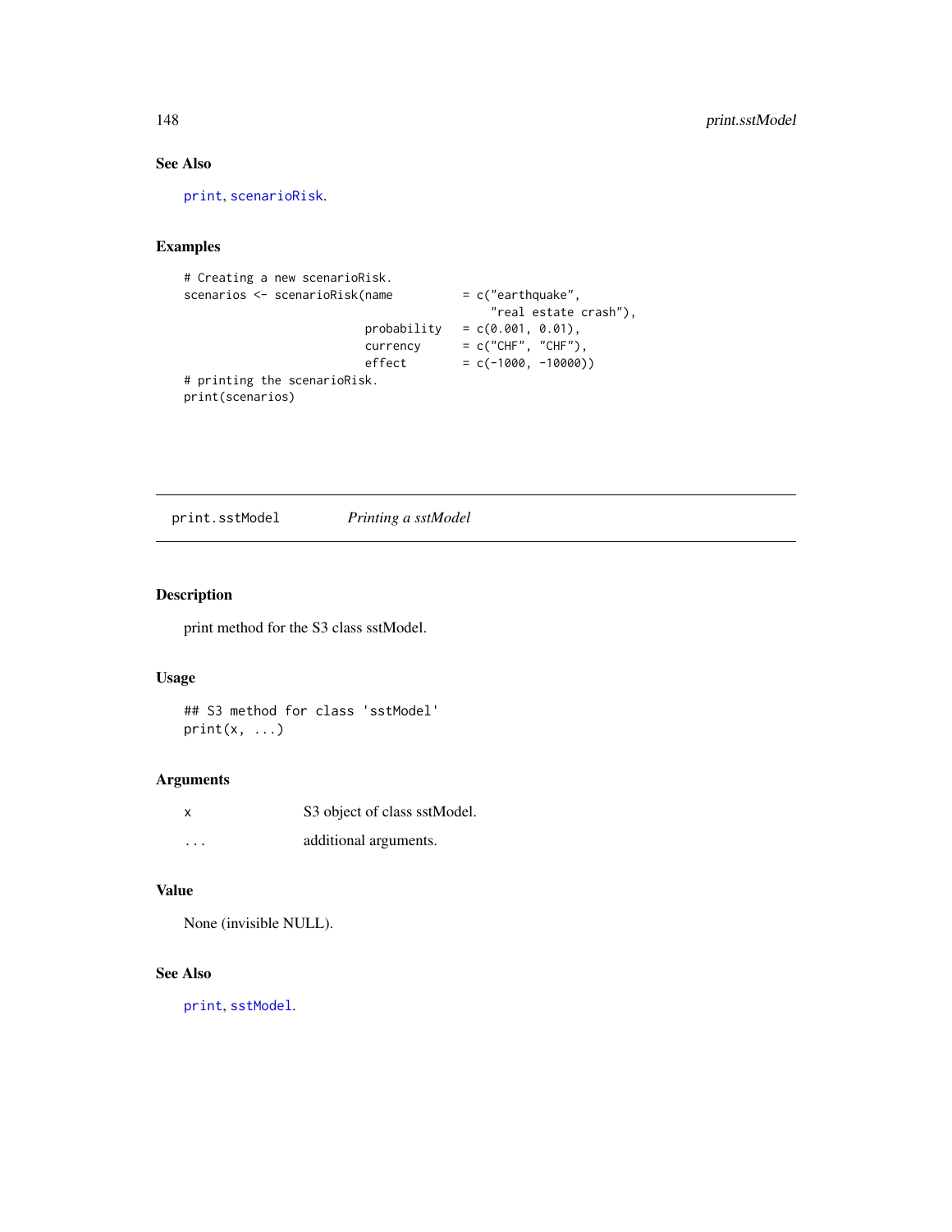### See Also

print, scenarioRisk.

### Examples

```
# Creating a new scenarioRisk.
scenarios <- scenarioRisk(name          = c("earthquake",
                                           "real estate crash"),
                          probability   = c(0.001, 0.01),
                          currency      = c("CHF", "CHF"),
                          effect        = c(-1000, -10000))
# printing the scenarioRisk.
print(scenarios)
```

---

## print.sstModel &nbsp;&nbsp;&nbsp;&nbsp; *Printing a sstModel*

---

### Description

print method for the S3 class sstModel.

### Usage

```
## S3 method for class 'sstModel'
print(x, ...)
```

### Arguments

| | |
|---|---|
| x | S3 object of class sstModel. |
| ... | additional arguments. |

### Value

None (invisible NULL).

### See Also

print, sstModel.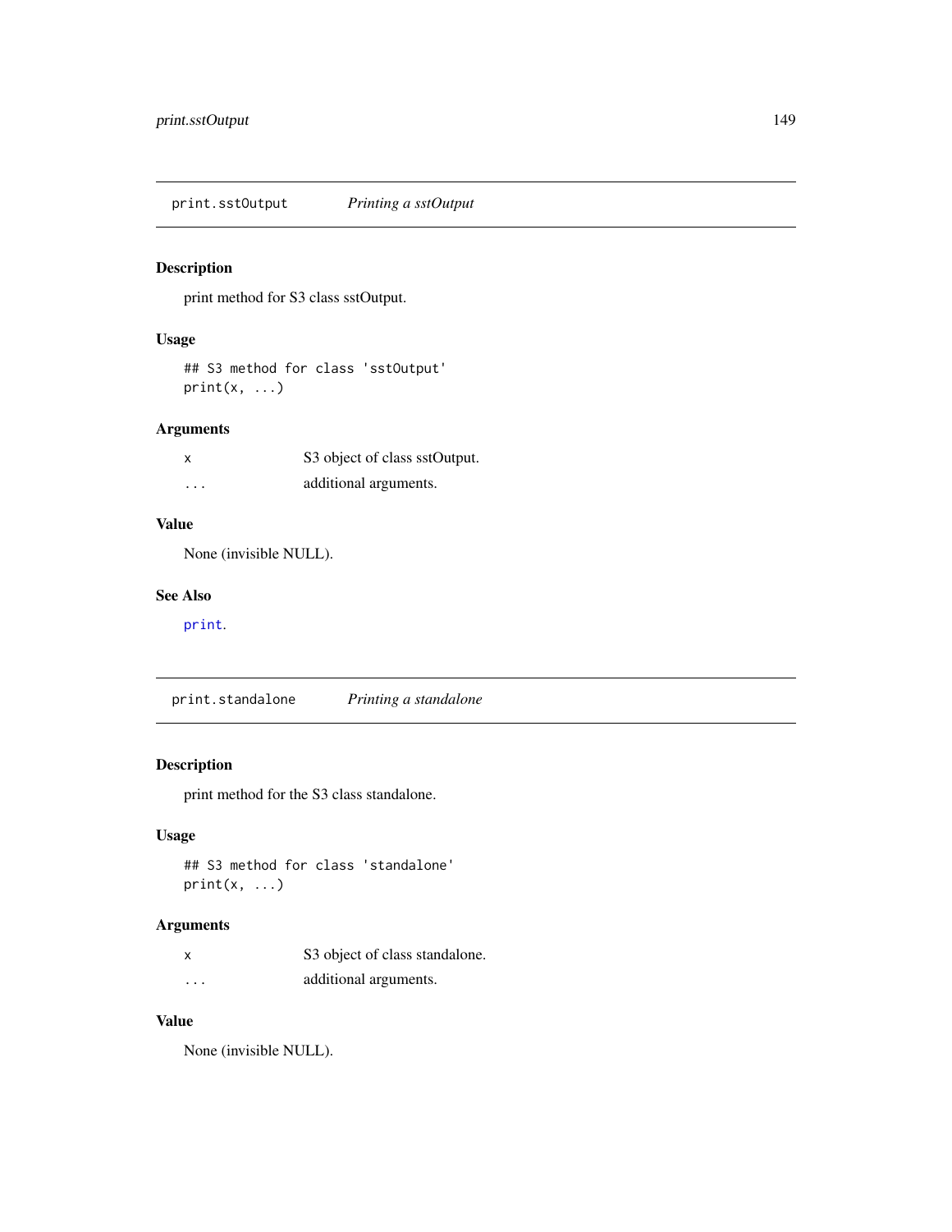## print.sstOutput *Printing a sstOutput*

### Description

print method for S3 class sstOutput.

### Usage

```
## S3 method for class 'sstOutput'
print(x, ...)
```

### Arguments

| | |
|---|---|
| x | S3 object of class sstOutput. |
| ... | additional arguments. |

### Value

None (invisible NULL).

### See Also

print.

## print.standalone *Printing a standalone*

### Description

print method for the S3 class standalone.

### Usage

```
## S3 method for class 'standalone'
print(x, ...)
```

### Arguments

| | |
|---|---|
| x | S3 object of class standalone. |
| ... | additional arguments. |

### Value

None (invisible NULL).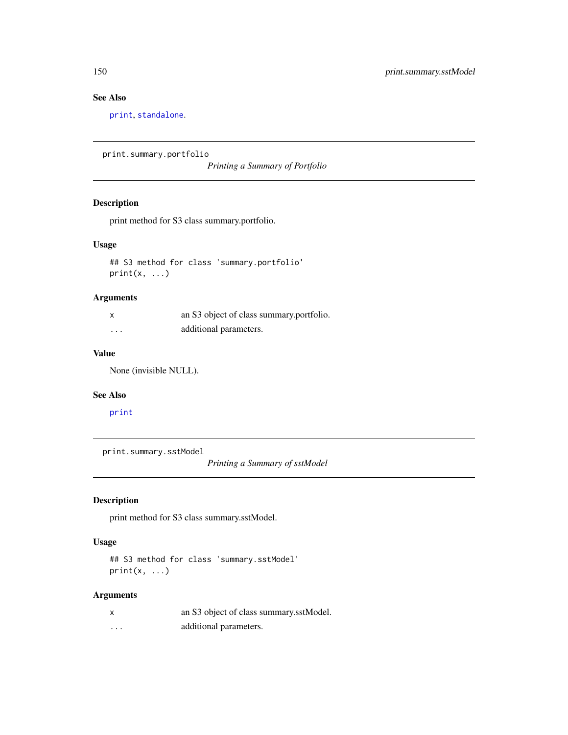## See Also

print, standalone.

---

# print.summary.portfolio

*Printing a Summary of Portfolio*

## Description

print method for S3 class summary.portfolio.

## Usage

```
## S3 method for class 'summary.portfolio'
print(x, ...)
```

## Arguments

| | |
|---|---|
| x | an S3 object of class summary.portfolio. |
| ... | additional parameters. |

## Value

None (invisible NULL).

## See Also

print

---

# print.summary.sstModel

*Printing a Summary of sstModel*

## Description

print method for S3 class summary.sstModel.

## Usage

```
## S3 method for class 'summary.sstModel'
print(x, ...)
```

## Arguments

| | |
|---|---|
| x | an S3 object of class summary.sstModel. |
| ... | additional parameters. |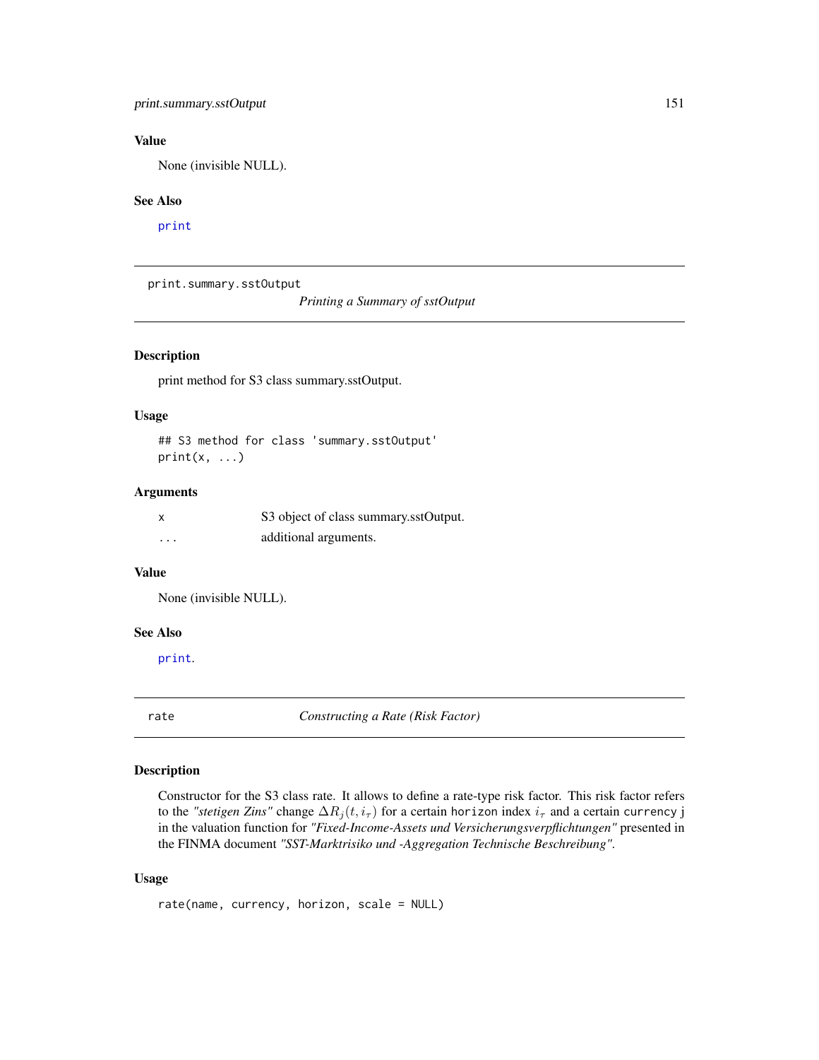### Value

None (invisible NULL).

### See Also

print

---

## print.summary.sstOutput

*Printing a Summary of sstOutput*

### Description

print method for S3 class summary.sstOutput.

### Usage

```
## S3 method for class 'summary.sstOutput'
print(x, ...)
```

### Arguments

| | |
|---|---|
| x | S3 object of class summary.sstOutput. |
| ... | additional arguments. |

### Value

None (invisible NULL).

### See Also

print.

---

## rate

*Constructing a Rate (Risk Factor)*

### Description

Constructor for the S3 class rate. It allows to define a rate-type risk factor. This risk factor refers to the *"stetigen Zins"* change $\Delta R_j(t, i_\tau)$ for a certain `horizon` index $i_\tau$ and a certain `currency` j in the valuation function for *"Fixed-Income-Assets und Versicherungsverpflichtungen"* presented in the FINMA document *"SST-Marktrisiko und -Aggregation Technische Beschreibung"*.

### Usage

```
rate(name, currency, horizon, scale = NULL)
```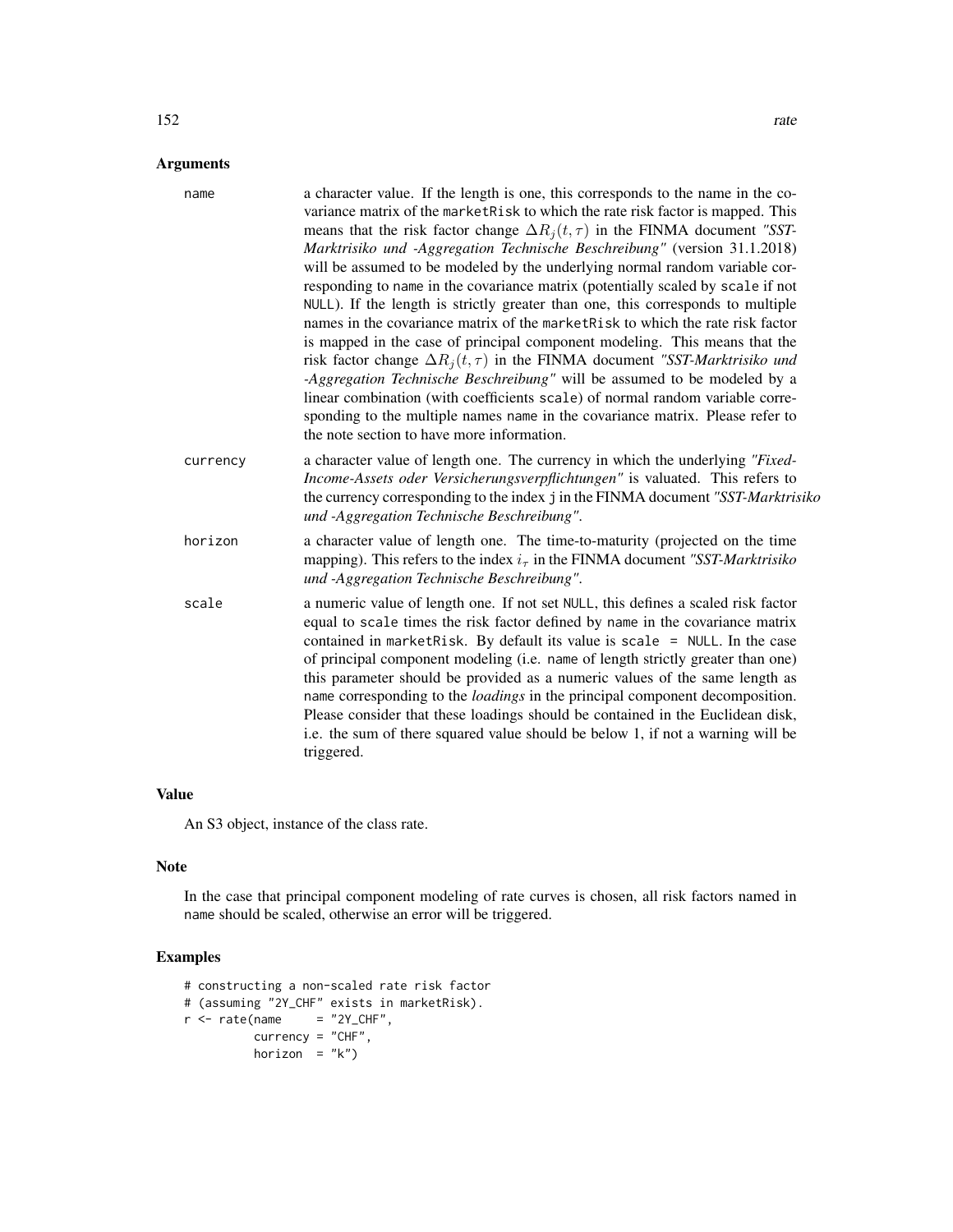## Arguments

**name** a character value. If the length is one, this corresponds to the name in the covariance matrix of the marketRisk to which the rate risk factor is mapped. This means that the risk factor change $\Delta R_j(t, \tau)$ in the FINMA document *"SST-Marktrisiko und -Aggregation Technische Beschreibung"* (version 31.1.2018) will be assumed to be modeled by the underlying normal random variable corresponding to name in the covariance matrix (potentially scaled by scale if not NULL). If the length is strictly greater than one, this corresponds to multiple names in the covariance matrix of the marketRisk to which the rate risk factor is mapped in the case of principal component modeling. This means that the risk factor change $\Delta R_j(t, \tau)$ in the FINMA document *"SST-Marktrisiko und -Aggregation Technische Beschreibung"* will be assumed to be modeled by a linear combination (with coefficients scale) of normal random variable corresponding to the multiple names name in the covariance matrix. Please refer to the note section to have more information.

**currency** a character value of length one. The currency in which the underlying *"Fixed-Income-Assets oder Versicherungsverpflichtungen"* is valuated. This refers to the currency corresponding to the index j in the FINMA document *"SST-Marktrisiko und -Aggregation Technische Beschreibung"*.

**horizon** a character value of length one. The time-to-maturity (projected on the time mapping). This refers to the index $i_\tau$ in the FINMA document *"SST-Marktrisiko und -Aggregation Technische Beschreibung"*.

**scale** a numeric value of length one. If not set NULL, this defines a scaled risk factor equal to scale times the risk factor defined by name in the covariance matrix contained in marketRisk. By default its value is scale = NULL. In the case of principal component modeling (i.e. name of length strictly greater than one) this parameter should be provided as a numeric values of the same length as name corresponding to the *loadings* in the principal component decomposition. Please consider that these loadings should be contained in the Euclidean disk, i.e. the sum of there squared value should be below 1, if not a warning will be triggered.

## Value

An S3 object, instance of the class rate.

## Note

In the case that principal component modeling of rate curves is chosen, all risk factors named in name should be scaled, otherwise an error will be triggered.

## Examples

```
# constructing a non-scaled rate risk factor
# (assuming "2Y_CHF" exists in marketRisk).
r <- rate(name     = "2Y_CHF",
          currency = "CHF",
          horizon  = "k")
```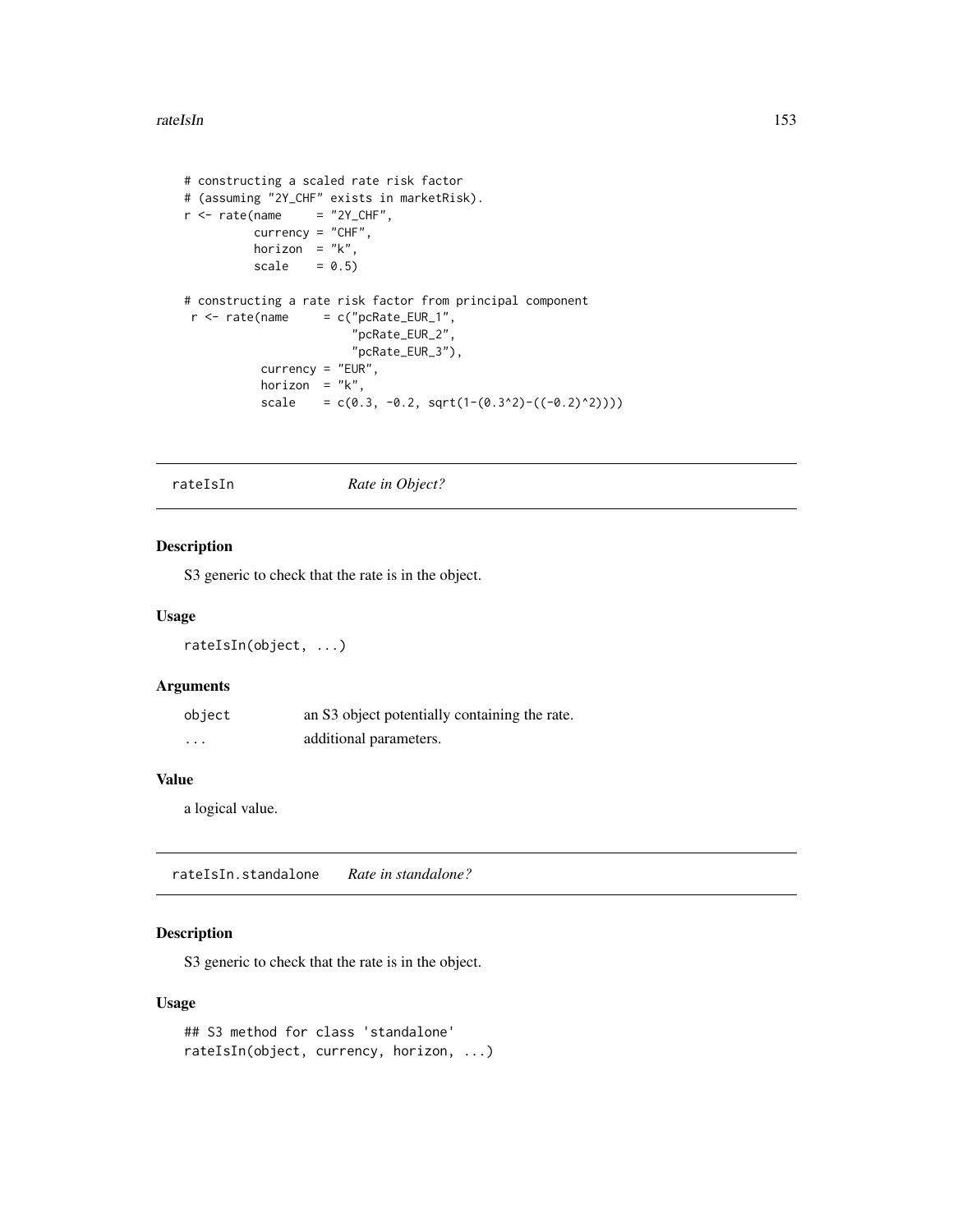```
# constructing a scaled rate risk factor
# (assuming "2Y_CHF" exists in marketRisk).
r <- rate(name     = "2Y_CHF",
          currency = "CHF",
          horizon  = "k",
          scale    = 0.5)

# constructing a rate risk factor from principal component
 r <- rate(name     = c("pcRate_EUR_1",
                        "pcRate_EUR_2",
                        "pcRate_EUR_3"),
           currency = "EUR",
           horizon  = "k",
           scale    = c(0.3, -0.2, sqrt(1-(0.3^2)-((-0.2)^2))))
```

## rateIsIn — *Rate in Object?*

### Description

S3 generic to check that the rate is in the object.

### Usage

```
rateIsIn(object, ...)
```

### Arguments

| | |
|---|---|
| object | an S3 object potentially containing the rate. |
| ... | additional parameters. |

### Value

a logical value.

## rateIsIn.standalone — *Rate in standalone?*

### Description

S3 generic to check that the rate is in the object.

### Usage

```
## S3 method for class 'standalone'
rateIsIn(object, currency, horizon, ...)
```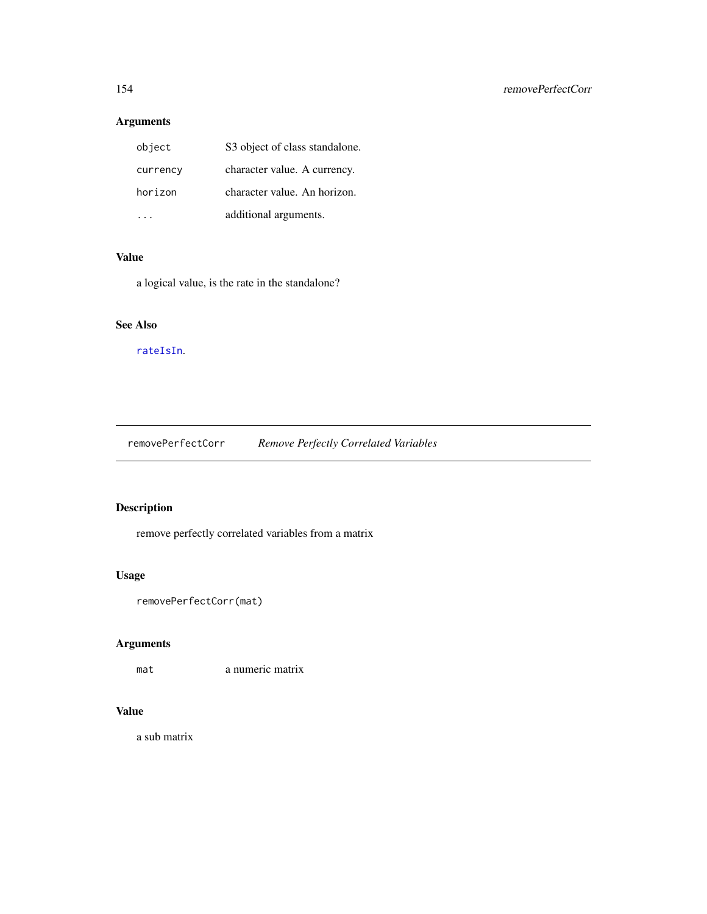### Arguments

| | |
|---|---|
| `object` | S3 object of class standalone. |
| `currency` | character value. A currency. |
| `horizon` | character value. An horizon. |
| `...` | additional arguments. |

### Value

a logical value, is the rate in the standalone?

### See Also

`rateIsIn`.

---

## removePerfectCorr *Remove Perfectly Correlated Variables*

---

### Description

remove perfectly correlated variables from a matrix

### Usage

```
removePerfectCorr(mat)
```

### Arguments

| | |
|---|---|
| `mat` | a numeric matrix |

### Value

a sub matrix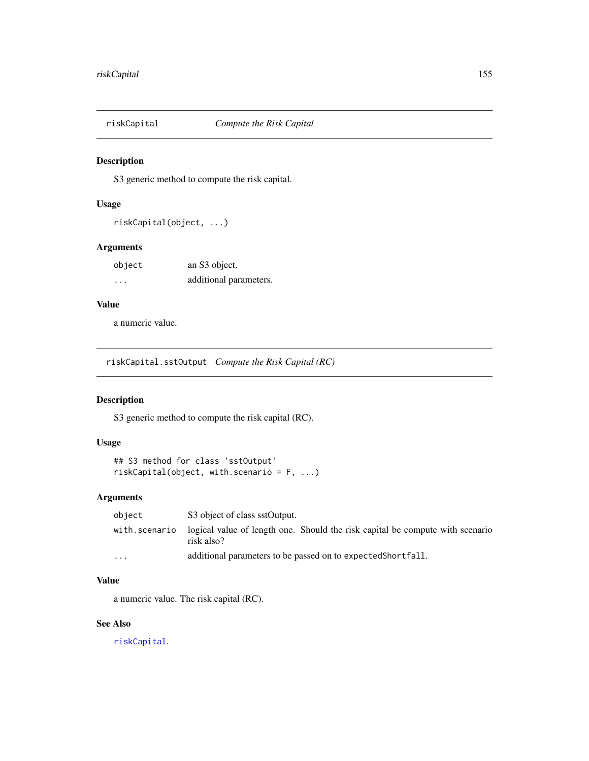## riskCapital — *Compute the Risk Capital*

### Description

S3 generic method to compute the risk capital.

### Usage

```
riskCapital(object, ...)
```

### Arguments

| | |
|---|---|
| `object` | an S3 object. |
| `...` | additional parameters. |

### Value

a numeric value.

## riskCapital.sstOutput — *Compute the Risk Capital (RC)*

### Description

S3 generic method to compute the risk capital (RC).

### Usage

```
## S3 method for class 'sstOutput'
riskCapital(object, with.scenario = F, ...)
```

### Arguments

| | |
|---|---|
| `object` | S3 object of class sstOutput. |
| `with.scenario` | logical value of length one. Should the risk capital be compute with scenario risk also? |
| `...` | additional parameters to be passed on to `expectedShortfall`. |

### Value

a numeric value. The risk capital (RC).

### See Also

riskCapital.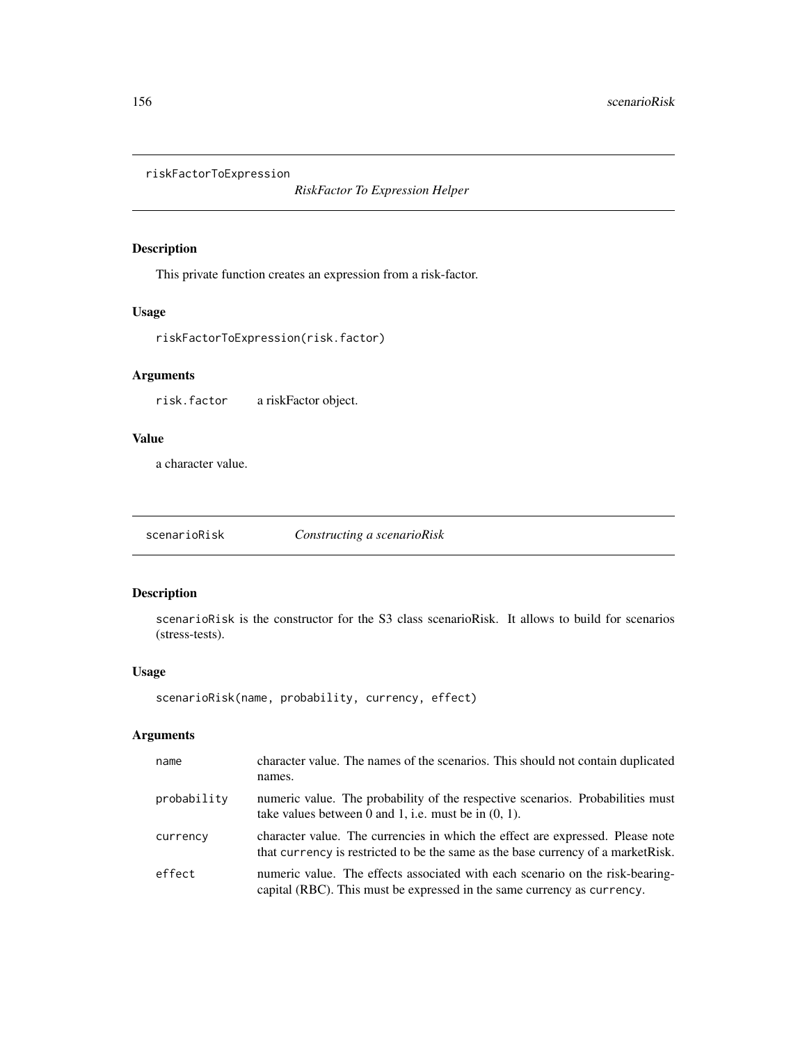## riskFactorToExpression *RiskFactor To Expression Helper*

### Description

This private function creates an expression from a risk-factor.

### Usage

```
riskFactorToExpression(risk.factor)
```

### Arguments

| | |
|---|---|
| risk.factor | a riskFactor object. |

### Value

a character value.

## scenarioRisk *Constructing a scenarioRisk*

### Description

scenarioRisk is the constructor for the S3 class scenarioRisk. It allows to build for scenarios (stress-tests).

### Usage

```
scenarioRisk(name, probability, currency, effect)
```

### Arguments

| | |
|---|---|
| name | character value. The names of the scenarios. This should not contain duplicated names. |
| probability | numeric value. The probability of the respective scenarios. Probabilities must take values between 0 and 1, i.e. must be in (0, 1). |
| currency | character value. The currencies in which the effect are expressed. Please note that currency is restricted to be the same as the base currency of a marketRisk. |
| effect | numeric value. The effects associated with each scenario on the risk-bearing-capital (RBC). This must be expressed in the same currency as currency. |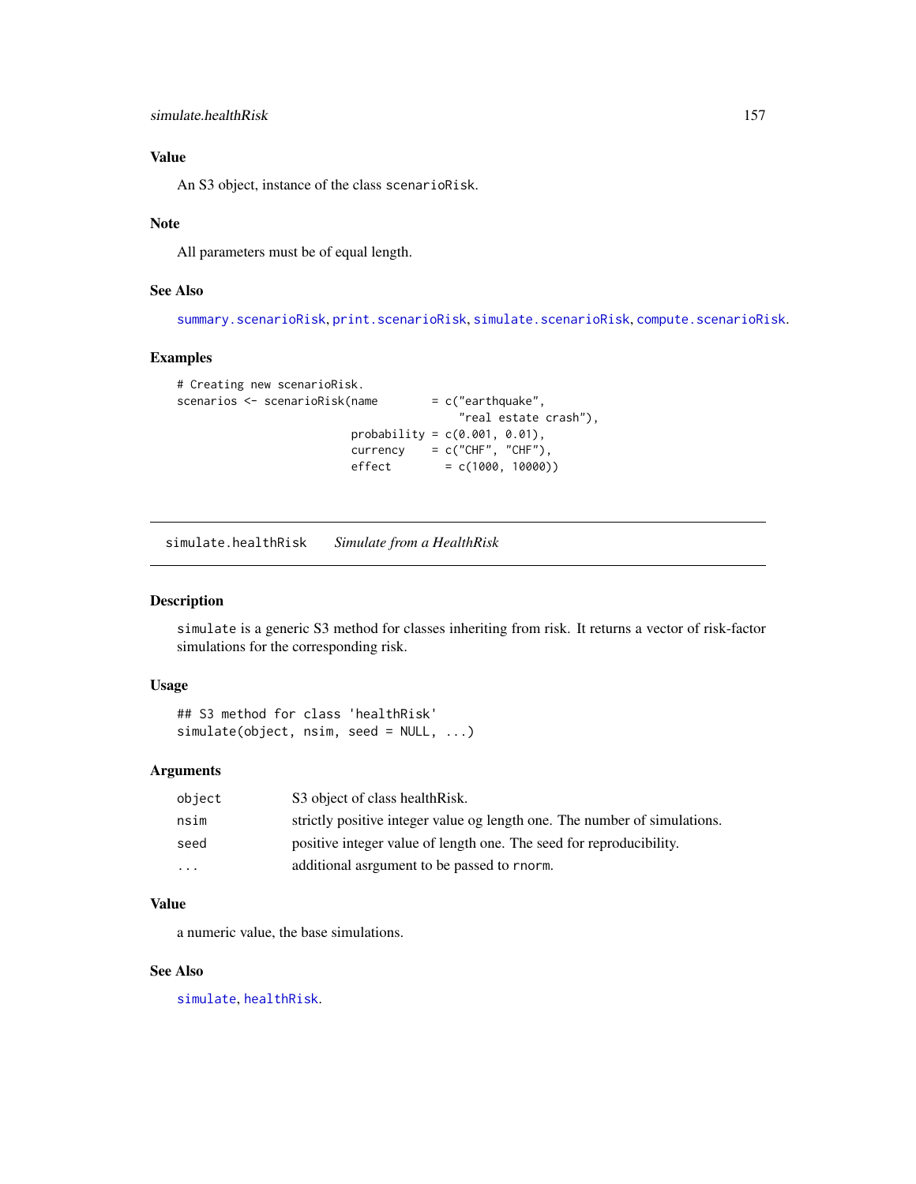### Value

An S3 object, instance of the class `scenarioRisk`.

### Note

All parameters must be of equal length.

### See Also

`summary.scenarioRisk`, `print.scenarioRisk`, `simulate.scenarioRisk`, `compute.scenarioRisk`.

### Examples

```
# Creating new scenarioRisk.
scenarios <- scenarioRisk(name        = c("earthquake",
                                          "real estate crash"),
                          probability = c(0.001, 0.01),
                          currency    = c("CHF", "CHF"),
                          effect        = c(1000, 10000))
```

---

## simulate.healthRisk    *Simulate from a HealthRisk*

### Description

`simulate` is a generic S3 method for classes inheriting from risk. It returns a vector of risk-factor simulations for the corresponding risk.

### Usage

```
## S3 method for class 'healthRisk'
simulate(object, nsim, seed = NULL, ...)
```

### Arguments

| | |
|---|---|
| `object` | S3 object of class healthRisk. |
| `nsim` | strictly positive integer value og length one. The number of simulations. |
| `seed` | positive integer value of length one. The seed for reproducibility. |
| `...` | additional asrgument to be passed to `rnorm`. |

### Value

a numeric value, the base simulations.

### See Also

`simulate`, `healthRisk`.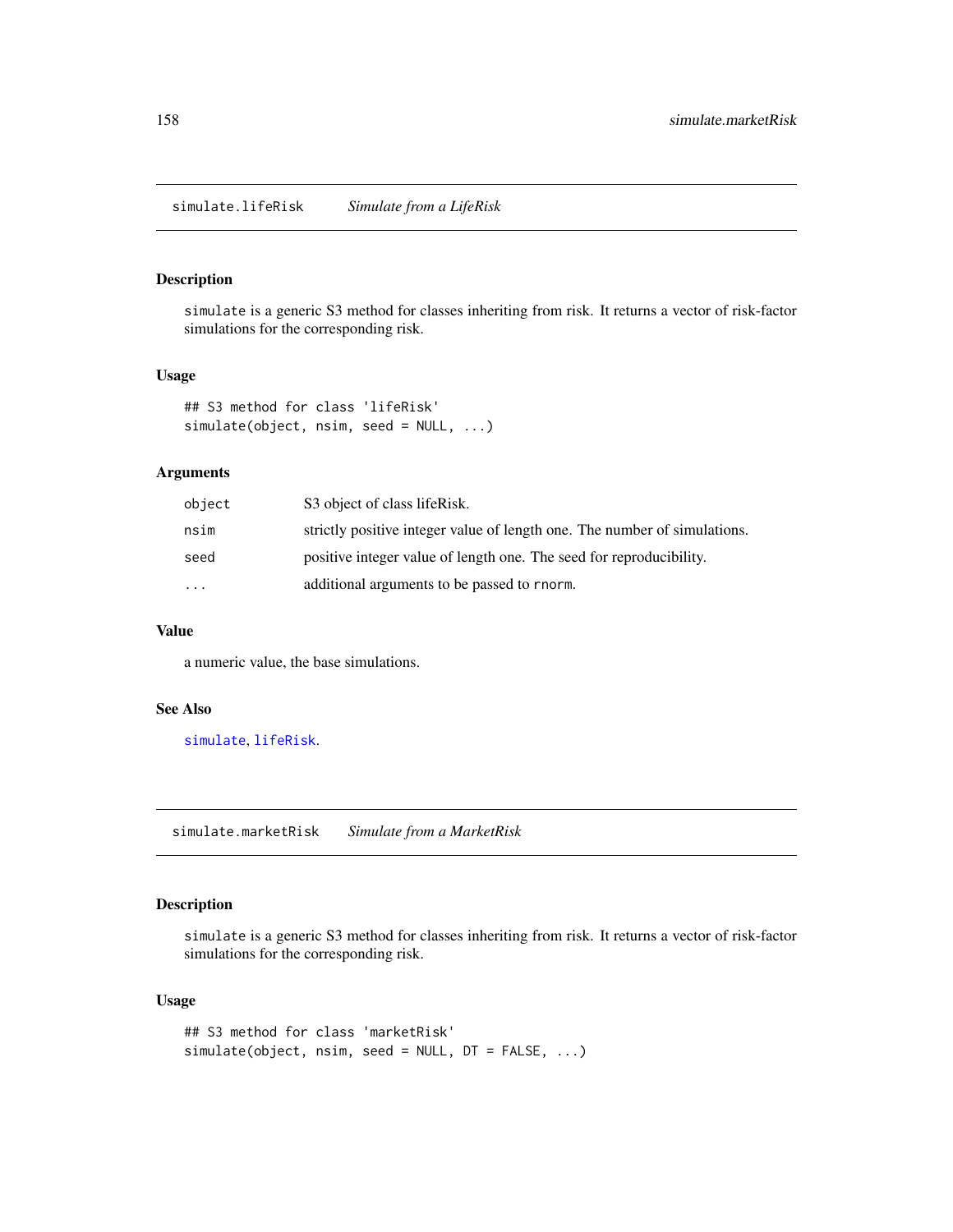## simulate.lifeRisk *Simulate from a LifeRisk*

### Description

simulate is a generic S3 method for classes inheriting from risk. It returns a vector of risk-factor simulations for the corresponding risk.

### Usage

```
## S3 method for class 'lifeRisk'
simulate(object, nsim, seed = NULL, ...)
```

### Arguments

| | |
|---|---|
| object | S3 object of class lifeRisk. |
| nsim | strictly positive integer value of length one. The number of simulations. |
| seed | positive integer value of length one. The seed for reproducibility. |
| ... | additional arguments to be passed to rnorm. |

### Value

a numeric value, the base simulations.

### See Also

simulate, lifeRisk.

## simulate.marketRisk *Simulate from a MarketRisk*

### Description

simulate is a generic S3 method for classes inheriting from risk. It returns a vector of risk-factor simulations for the corresponding risk.

### Usage

```
## S3 method for class 'marketRisk'
simulate(object, nsim, seed = NULL, DT = FALSE, ...)
```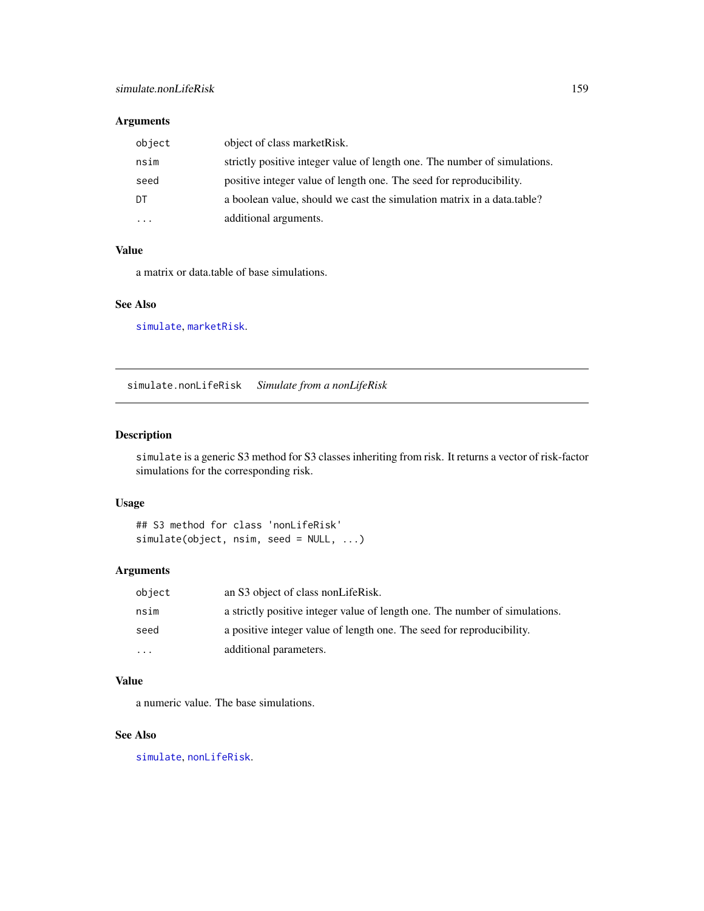### Arguments

| | |
|---|---|
| `object` | object of class marketRisk. |
| `nsim` | strictly positive integer value of length one. The number of simulations. |
| `seed` | positive integer value of length one. The seed for reproducibility. |
| `DT` | a boolean value, should we cast the simulation matrix in a data.table? |
| `...` | additional arguments. |

### Value

a matrix or data.table of base simulations.

### See Also

`simulate`, `marketRisk`.

---

## `simulate.nonLifeRisk` *Simulate from a nonLifeRisk*

---

### Description

`simulate` is a generic S3 method for S3 classes inheriting from risk. It returns a vector of risk-factor simulations for the corresponding risk.

### Usage

```
## S3 method for class 'nonLifeRisk'
simulate(object, nsim, seed = NULL, ...)
```

### Arguments

| | |
|---|---|
| `object` | an S3 object of class nonLifeRisk. |
| `nsim` | a strictly positive integer value of length one. The number of simulations. |
| `seed` | a positive integer value of length one. The seed for reproducibility. |
| `...` | additional parameters. |

### Value

a numeric value. The base simulations.

### See Also

`simulate`, `nonLifeRisk`.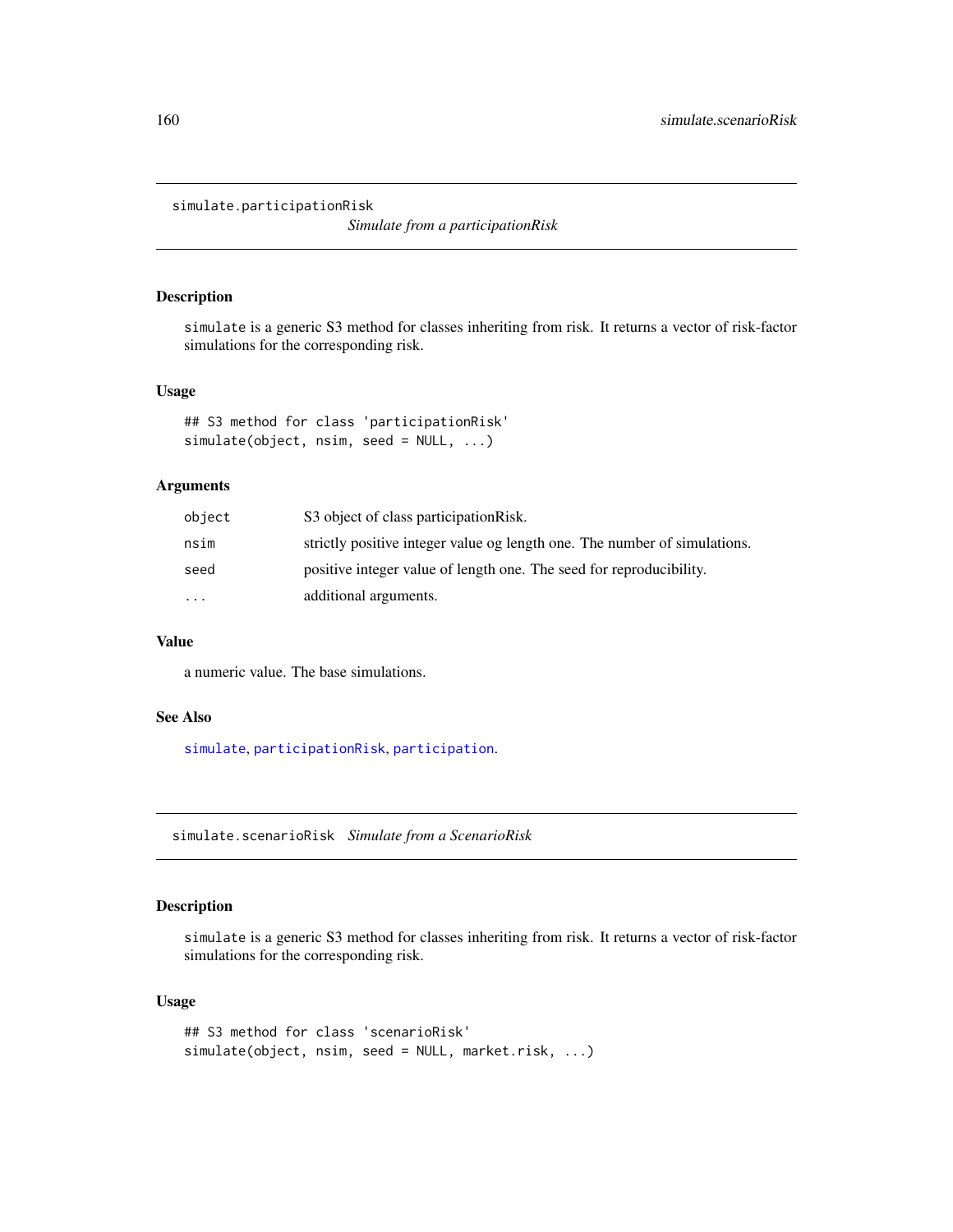## simulate.participationRisk

*Simulate from a participationRisk*

### Description

`simulate` is a generic S3 method for classes inheriting from risk. It returns a vector of risk-factor simulations for the corresponding risk.

### Usage

```
## S3 method for class 'participationRisk'
simulate(object, nsim, seed = NULL, ...)
```

### Arguments

| | |
|---|---|
| `object` | S3 object of class participationRisk. |
| `nsim` | strictly positive integer value og length one. The number of simulations. |
| `seed` | positive integer value of length one. The seed for reproducibility. |
| `...` | additional arguments. |

### Value

a numeric value. The base simulations.

### See Also

`simulate`, `participationRisk`, `participation`.

## simulate.scenarioRisk

*Simulate from a ScenarioRisk*

### Description

`simulate` is a generic S3 method for classes inheriting from risk. It returns a vector of risk-factor simulations for the corresponding risk.

### Usage

```
## S3 method for class 'scenarioRisk'
simulate(object, nsim, seed = NULL, market.risk, ...)
```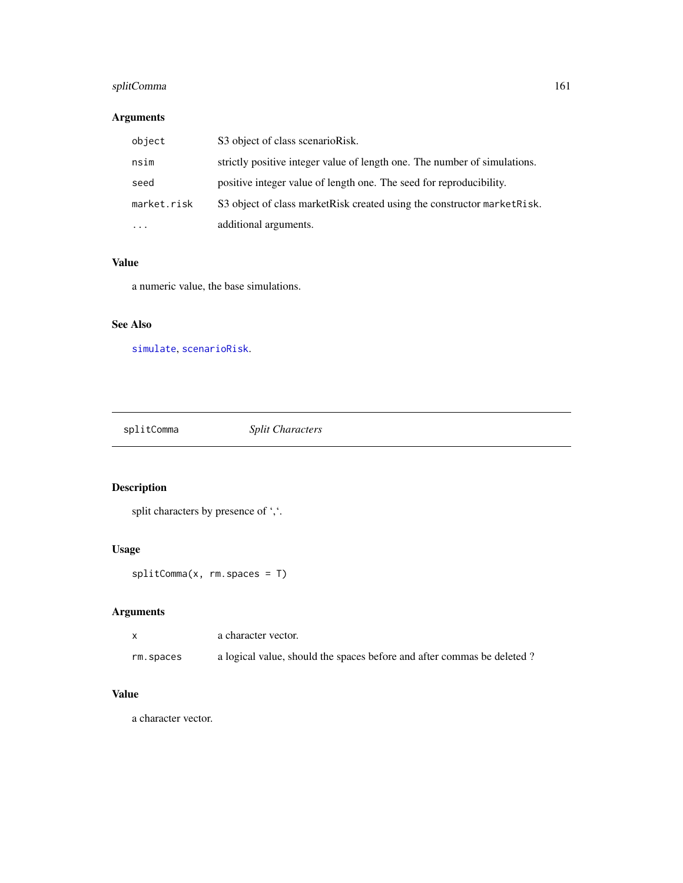## Arguments

| | |
|---|---|
| `object` | S3 object of class scenarioRisk. |
| `nsim` | strictly positive integer value of length one. The number of simulations. |
| `seed` | positive integer value of length one. The seed for reproducibility. |
| `market.risk` | S3 object of class marketRisk created using the constructor `marketRisk`. |
| `...` | additional arguments. |

## Value

a numeric value, the base simulations.

## See Also

`simulate`, `scenarioRisk`.

---

# splitComma    *Split Characters*

---

## Description

split characters by presence of ',‘.

## Usage

```
splitComma(x, rm.spaces = T)
```

## Arguments

| | |
|---|---|
| `x` | a character vector. |
| `rm.spaces` | a logical value, should the spaces before and after commas be deleted ? |

## Value

a character vector.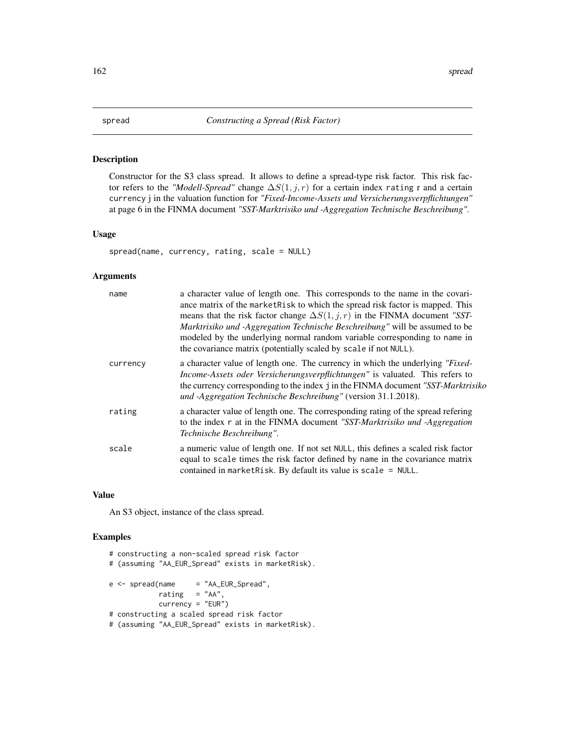# spread — *Constructing a Spread (Risk Factor)*

## Description

Constructor for the S3 class spread. It allows to define a spread-type risk factor. This risk factor refers to the *"Modell-Spread"* change $\Delta S(1, j, r)$ for a certain index `rating` r and a certain `currency` j in the valuation function for *"Fixed-Income-Assets und Versicherungsverpflichtungen"* at page 6 in the FINMA document *"SST-Marktrisiko und -Aggregation Technische Beschreibung"*.

## Usage

```
spread(name, currency, rating, scale = NULL)
```

## Arguments

| | |
|---|---|
| `name` | a character value of length one. This corresponds to the name in the covariance matrix of the `marketRisk` to which the spread risk factor is mapped. This means that the risk factor change $\Delta S(1, j, r)$ in the FINMA document *"SST-Marktrisiko und -Aggregation Technische Beschreibung"* will be assumed to be modeled by the underlying normal random variable corresponding to `name` in the covariance matrix (potentially scaled by `scale` if not `NULL`). |
| `currency` | a character value of length one. The currency in which the underlying *"Fixed-Income-Assets oder Versicherungsverpflichtungen"* is valuated. This refers to the currency corresponding to the index `j` in the FINMA document *"SST-Marktrisiko und -Aggregation Technische Beschreibung"* (version 31.1.2018). |
| `rating` | a character value of length one. The corresponding rating of the spread refering to the index `r` at in the FINMA document *"SST-Marktrisiko und -Aggregation Technische Beschreibung"*. |
| `scale` | a numeric value of length one. If not set `NULL`, this defines a scaled risk factor equal to `scale` times the risk factor defined by `name` in the covariance matrix contained in `marketRisk`. By default its value is `scale = NULL`. |

## Value

An S3 object, instance of the class spread.

## Examples

```
# constructing a non-scaled spread risk factor
# (assuming "AA_EUR_Spread" exists in marketRisk).

e <- spread(name     = "AA_EUR_Spread",
            rating   = "AA",
            currency = "EUR")
# constructing a scaled spread risk factor
# (assuming "AA_EUR_Spread" exists in marketRisk).
```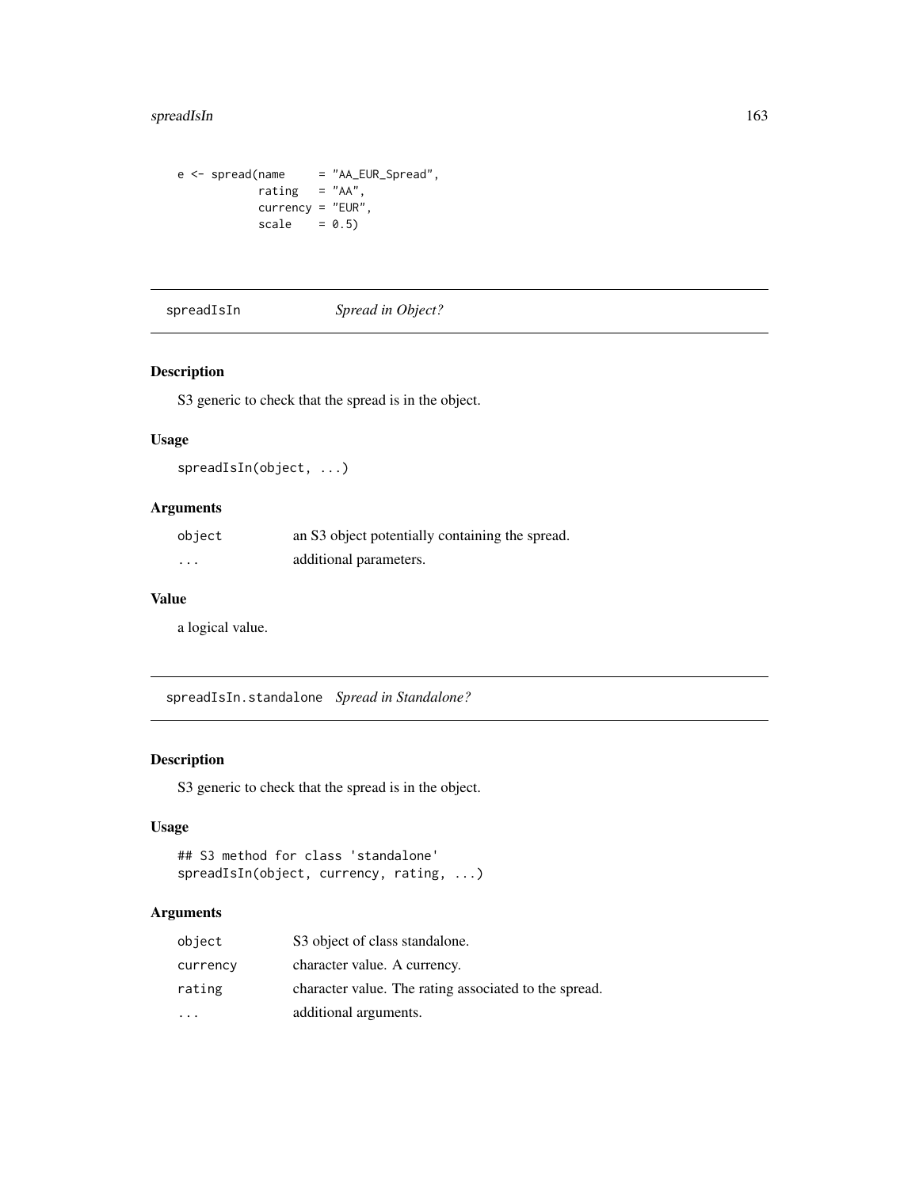```
e <- spread(name     = "AA_EUR_Spread",
            rating   = "AA",
            currency = "EUR",
            scale    = 0.5)
```

## spreadIsIn *Spread in Object?*

### Description

S3 generic to check that the spread is in the object.

### Usage

```
spreadIsIn(object, ...)
```

### Arguments

| | |
|---|---|
| `object` | an S3 object potentially containing the spread. |
| `...` | additional parameters. |

### Value

a logical value.

## spreadIsIn.standalone *Spread in Standalone?*

### Description

S3 generic to check that the spread is in the object.

### Usage

```
## S3 method for class 'standalone'
spreadIsIn(object, currency, rating, ...)
```

### Arguments

| | |
|---|---|
| `object` | S3 object of class standalone. |
| `currency` | character value. A currency. |
| `rating` | character value. The rating associated to the spread. |
| `...` | additional arguments. |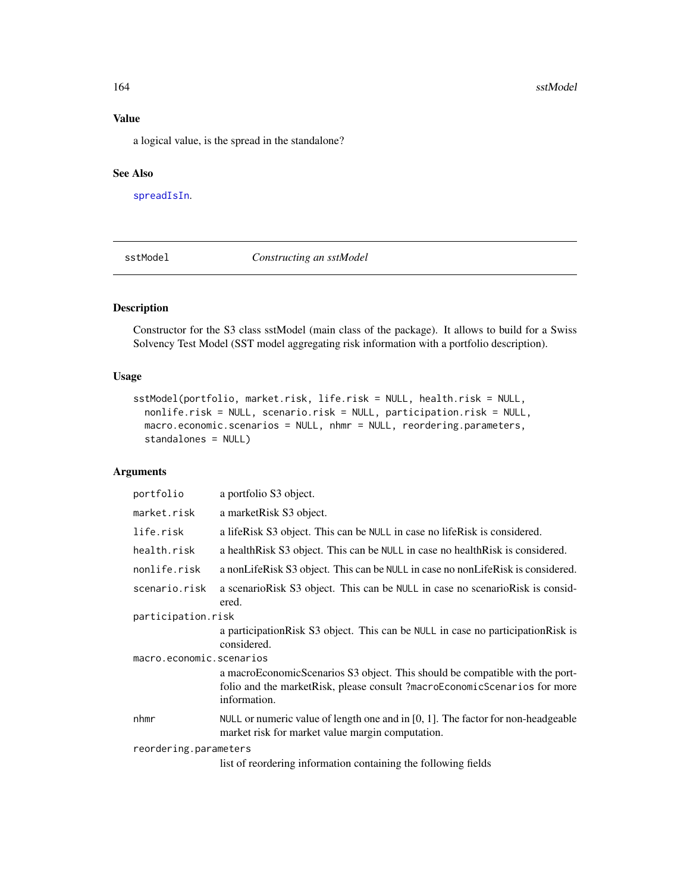### Value

a logical value, is the spread in the standalone?

### See Also

spreadIsIn.

---

## sstModel — *Constructing an sstModel*

### Description

Constructor for the S3 class sstModel (main class of the package). It allows to build for a Swiss Solvency Test Model (SST model aggregating risk information with a portfolio description).

### Usage

```
sstModel(portfolio, market.risk, life.risk = NULL, health.risk = NULL,
  nonlife.risk = NULL, scenario.risk = NULL, participation.risk = NULL,
  macro.economic.scenarios = NULL, nhmr = NULL, reordering.parameters,
  standalones = NULL)
```

### Arguments

| | |
|---|---|
| portfolio | a portfolio S3 object. |
| market.risk | a marketRisk S3 object. |
| life.risk | a lifeRisk S3 object. This can be NULL in case no lifeRisk is considered. |
| health.risk | a healthRisk S3 object. This can be NULL in case no healthRisk is considered. |
| nonlife.risk | a nonLifeRisk S3 object. This can be NULL in case no nonLifeRisk is considered. |
| scenario.risk | a scenarioRisk S3 object. This can be NULL in case no scenarioRisk is considered. |
| participation.risk | a participationRisk S3 object. This can be NULL in case no participationRisk is considered. |
| macro.economic.scenarios | a macroEconomicScenarios S3 object. This should be compatible with the portfolio and the marketRisk, please consult ?macroEconomicScenarios for more information. |
| nhmr | NULL or numeric value of length one and in [0, 1]. The factor for non-headgeable market risk for market value margin computation. |
| reordering.parameters | list of reordering information containing the following fields |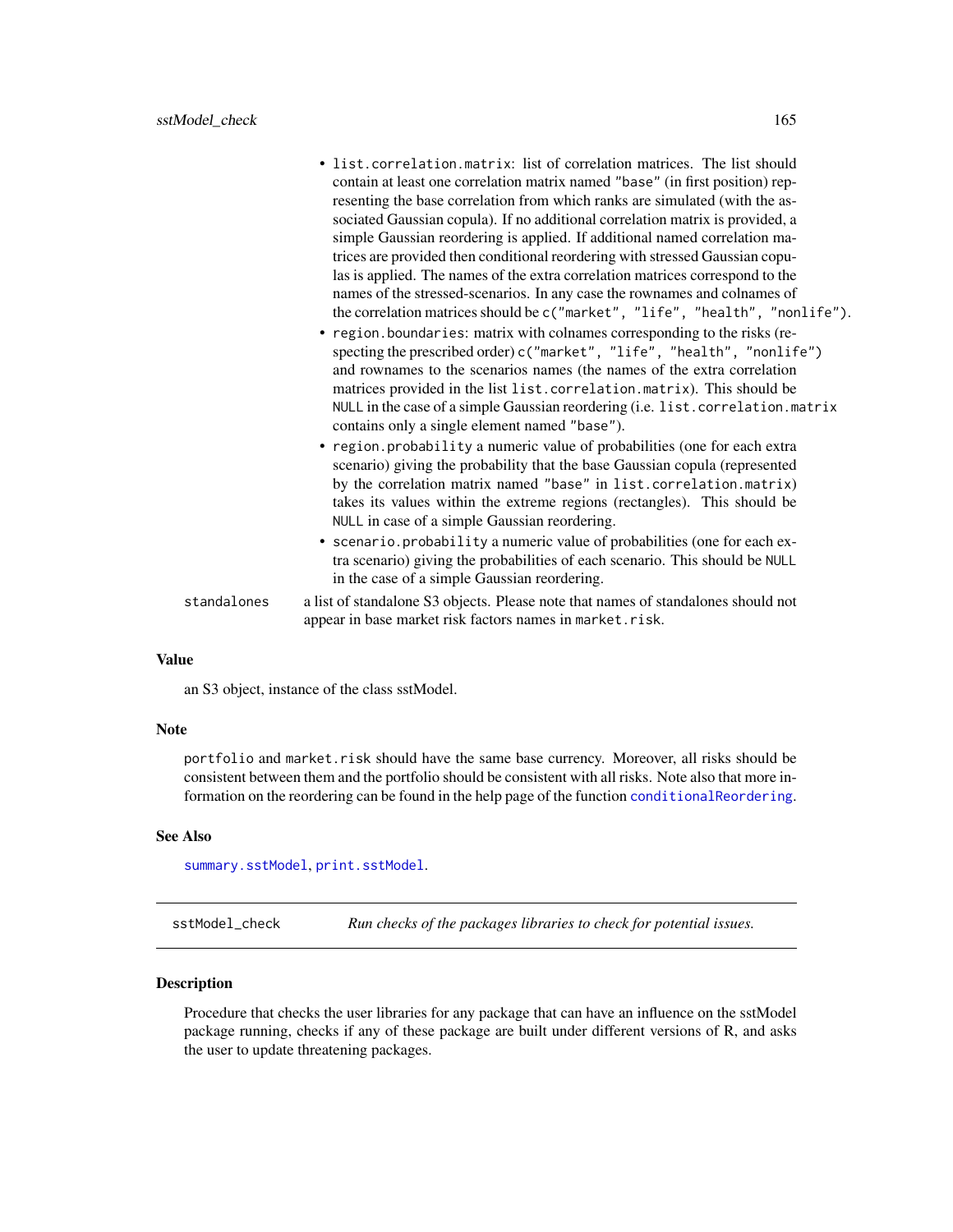- `list.correlation.matrix`: list of correlation matrices. The list should contain at least one correlation matrix named "base" (in first position) representing the base correlation from which ranks are simulated (with the associated Gaussian copula). If no additional correlation matrix is provided, a simple Gaussian reordering is applied. If additional named correlation matrices are provided then conditional reordering with stressed Gaussian copulas is applied. The names of the extra correlation matrices correspond to the names of the stressed-scenarios. In any case the rownames and colnames of the correlation matrices should be `c("market", "life", "health", "nonlife")`.
- `region.boundaries`: matrix with colnames corresponding to the risks (respecting the prescribed order) `c("market", "life", "health", "nonlife")` and rownames to the scenarios names (the names of the extra correlation matrices provided in the list `list.correlation.matrix`). This should be `NULL` in the case of a simple Gaussian reordering (i.e. `list.correlation.matrix` contains only a single element named "base").
- `region.probability` a numeric value of probabilities (one for each extra scenario) giving the probability that the base Gaussian copula (represented by the correlation matrix named "base" in `list.correlation.matrix`) takes its values within the extreme regions (rectangles). This should be `NULL` in case of a simple Gaussian reordering.
- `scenario.probability` a numeric value of probabilities (one for each extra scenario) giving the probabilities of each scenario. This should be `NULL` in the case of a simple Gaussian reordering.

`standalones` a list of standalone S3 objects. Please note that names of standalones should not appear in base market risk factors names in `market.risk`.

### Value

an S3 object, instance of the class sstModel.

### Note

`portfolio` and `market.risk` should have the same base currency. Moreover, all risks should be consistent between them and the portfolio should be consistent with all risks. Note also that more information on the reordering can be found in the help page of the function `conditionalReordering`.

### See Also

`summary.sstModel`, `print.sstModel`.

---

## sstModel_check — *Run checks of the packages libraries to check for potential issues.*

### Description

Procedure that checks the user libraries for any package that can have an influence on the sstModel package running, checks if any of these package are built under different versions of R, and asks the user to update threatening packages.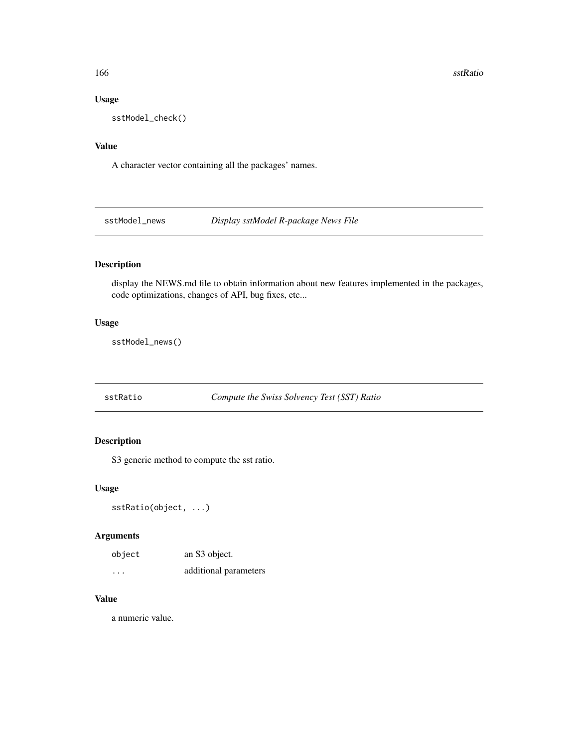### Usage

```
sstModel_check()
```

### Value

A character vector containing all the packages' names.

---

## sstModel_news — *Display sstModel R-package News File*

### Description

display the NEWS.md file to obtain information about new features implemented in the packages, code optimizations, changes of API, bug fixes, etc...

### Usage

```
sstModel_news()
```

---

## sstRatio — *Compute the Swiss Solvency Test (SST) Ratio*

### Description

S3 generic method to compute the sst ratio.

### Usage

```
sstRatio(object, ...)
```

### Arguments

| | |
|---|---|
| `object` | an S3 object. |
| `...` | additional parameters |

### Value

a numeric value.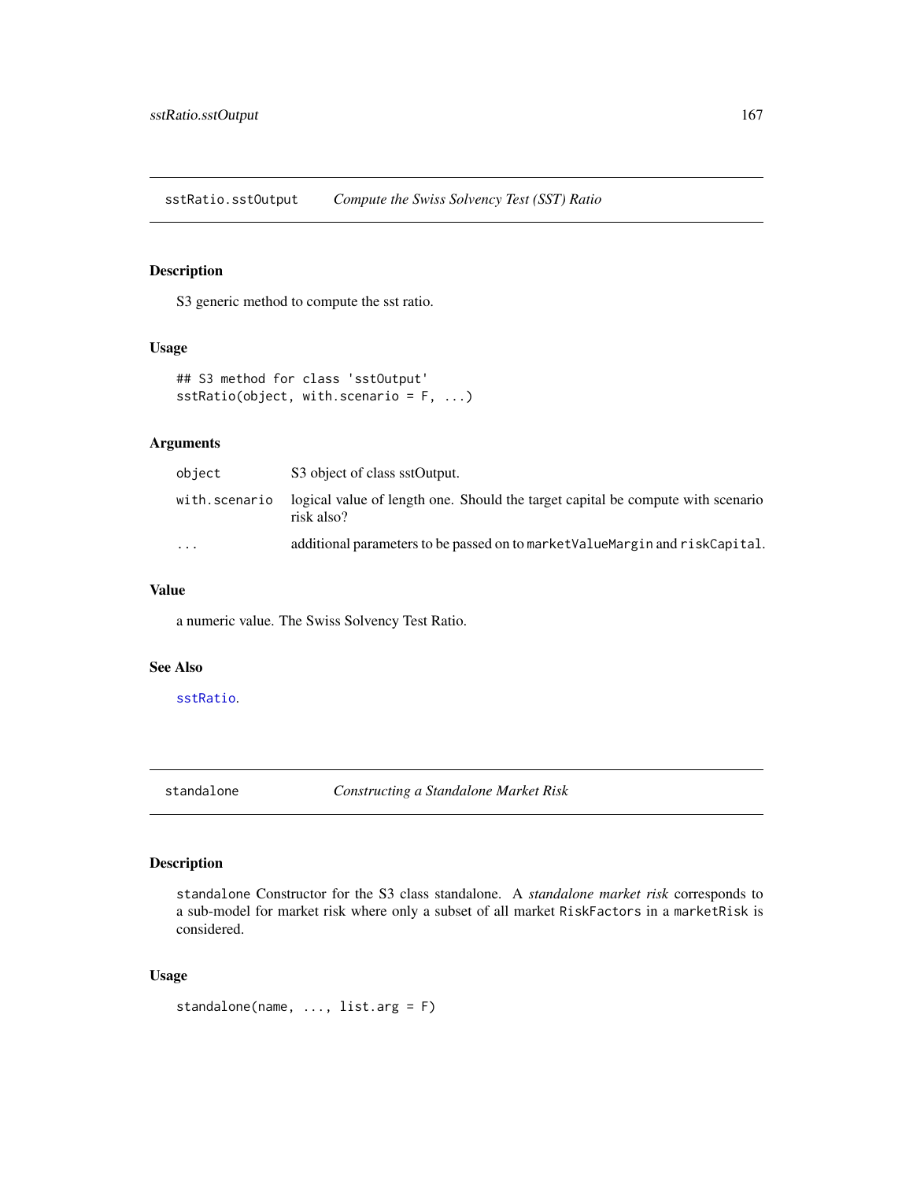## sstRatio.sstOutput *Compute the Swiss Solvency Test (SST) Ratio*

### Description

S3 generic method to compute the sst ratio.

### Usage

```
## S3 method for class 'sstOutput'
sstRatio(object, with.scenario = F, ...)
```

### Arguments

| | |
|---|---|
| `object` | S3 object of class sstOutput. |
| `with.scenario` | logical value of length one. Should the target capital be compute with scenario risk also? |
| `...` | additional parameters to be passed on to `marketValueMargin` and `riskCapital`. |

### Value

a numeric value. The Swiss Solvency Test Ratio.

### See Also

`sstRatio`.

## standalone *Constructing a Standalone Market Risk*

### Description

`standalone` Constructor for the S3 class standalone. A *standalone market risk* corresponds to a sub-model for market risk where only a subset of all market `RiskFactors` in a `marketRisk` is considered.

### Usage

```
standalone(name, ..., list.arg = F)
```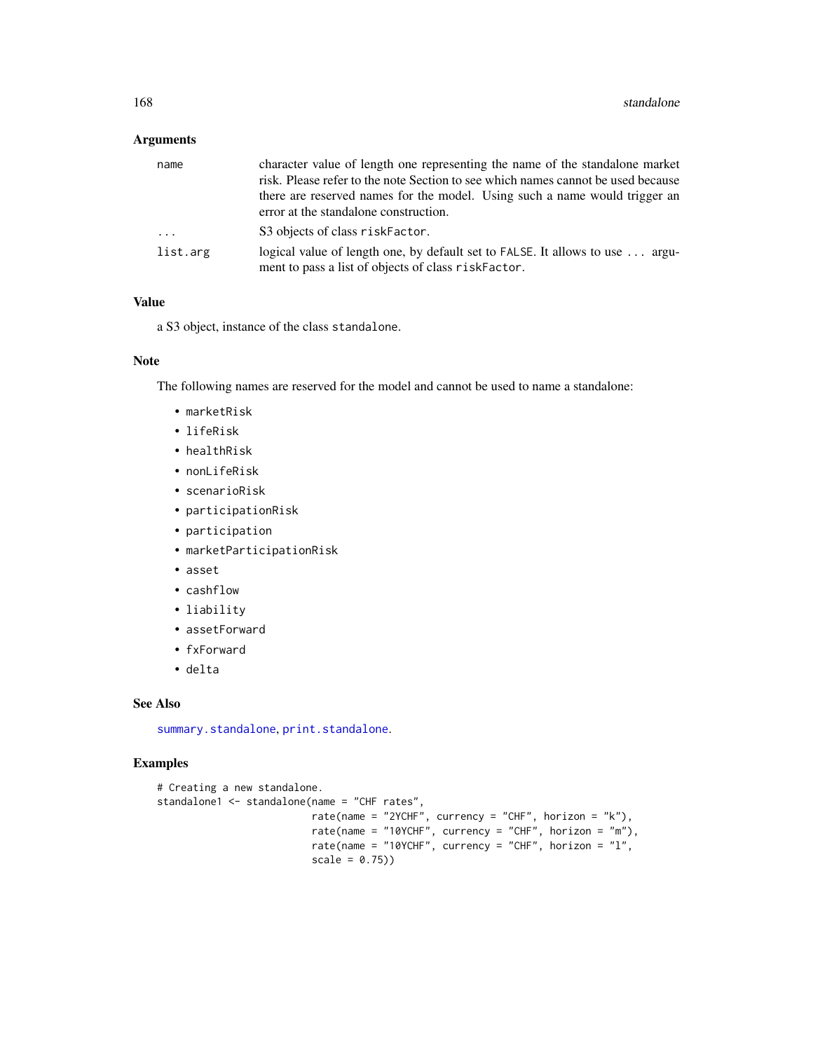## Arguments

| | |
|---|---|
| `name` | character value of length one representing the name of the standalone market risk. Please refer to the note Section to see which names cannot be used because there are reserved names for the model. Using such a name would trigger an error at the standalone construction. |
| `...` | S3 objects of class `riskFactor`. |
| `list.arg` | logical value of length one, by default set to `FALSE`. It allows to use `...` argument to pass a list of objects of class `riskFactor`. |

## Value

a S3 object, instance of the class `standalone`.

## Note

The following names are reserved for the model and cannot be used to name a standalone:

- `marketRisk`
- `lifeRisk`
- `healthRisk`
- `nonLifeRisk`
- `scenarioRisk`
- `participationRisk`
- `participation`
- `marketParticipationRisk`
- `asset`
- `cashflow`
- `liability`
- `assetForward`
- `fxForward`
- `delta`

## See Also

`summary.standalone`, `print.standalone`.

## Examples

```
# Creating a new standalone.
standalone1 <- standalone(name = "CHF rates",
                          rate(name = "2YCHF", currency = "CHF", horizon = "k"),
                          rate(name = "10YCHF", currency = "CHF", horizon = "m"),
                          rate(name = "10YCHF", currency = "CHF", horizon = "l",
                          scale = 0.75))
```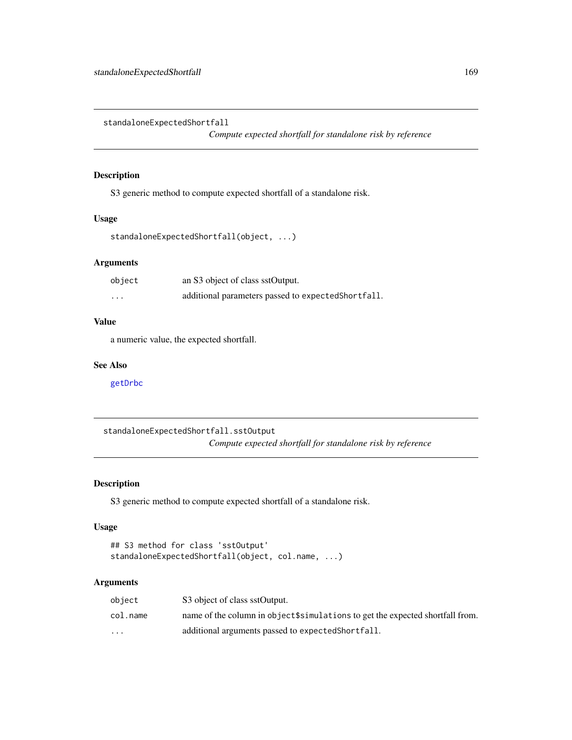## standaloneExpectedShortfall

*Compute expected shortfall for standalone risk by reference*

### Description

S3 generic method to compute expected shortfall of a standalone risk.

### Usage

```
standaloneExpectedShortfall(object, ...)
```

### Arguments

| | |
|---|---|
| `object` | an S3 object of class sstOutput. |
| `...` | additional parameters passed to `expectedShortfall`. |

### Value

a numeric value, the expected shortfall.

### See Also

getDrbc

## standaloneExpectedShortfall.sstOutput

*Compute expected shortfall for standalone risk by reference*

### Description

S3 generic method to compute expected shortfall of a standalone risk.

### Usage

```
## S3 method for class 'sstOutput'
standaloneExpectedShortfall(object, col.name, ...)
```

### Arguments

| | |
|---|---|
| `object` | S3 object of class sstOutput. |
| `col.name` | name of the column in `object$simulations` to get the expected shortfall from. |
| `...` | additional arguments passed to `expectedShortfall`. |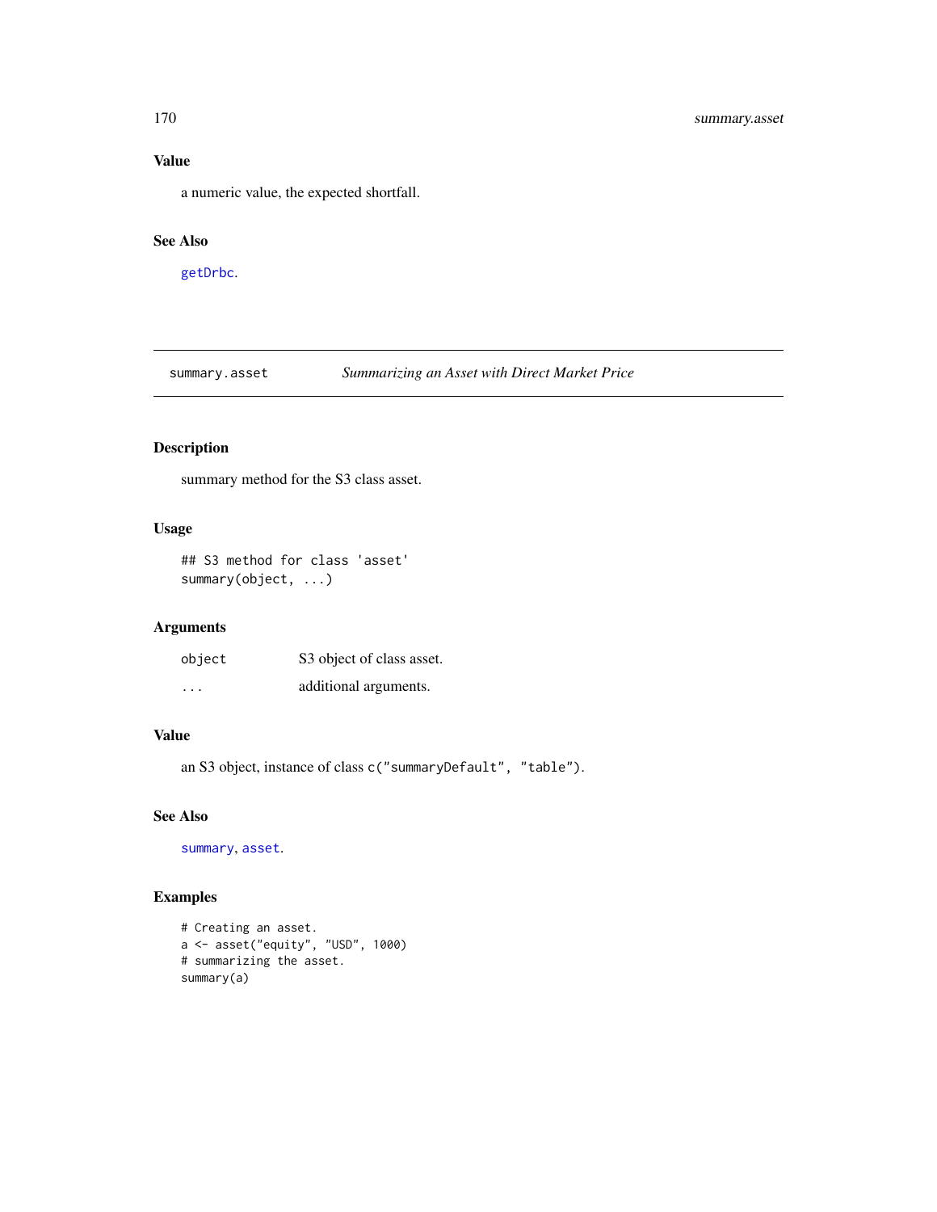### Value

a numeric value, the expected shortfall.

### See Also

getDrbc.

---

## summary.asset *Summarizing an Asset with Direct Market Price*

---

### Description

summary method for the S3 class asset.

### Usage

```
## S3 method for class 'asset'
summary(object, ...)
```

### Arguments

| | |
|---|---|
| `object` | S3 object of class asset. |
| `...` | additional arguments. |

### Value

an S3 object, instance of class `c("summaryDefault", "table")`.

### See Also

summary, asset.

### Examples

```
# Creating an asset.
a <- asset("equity", "USD", 1000)
# summarizing the asset.
summary(a)
```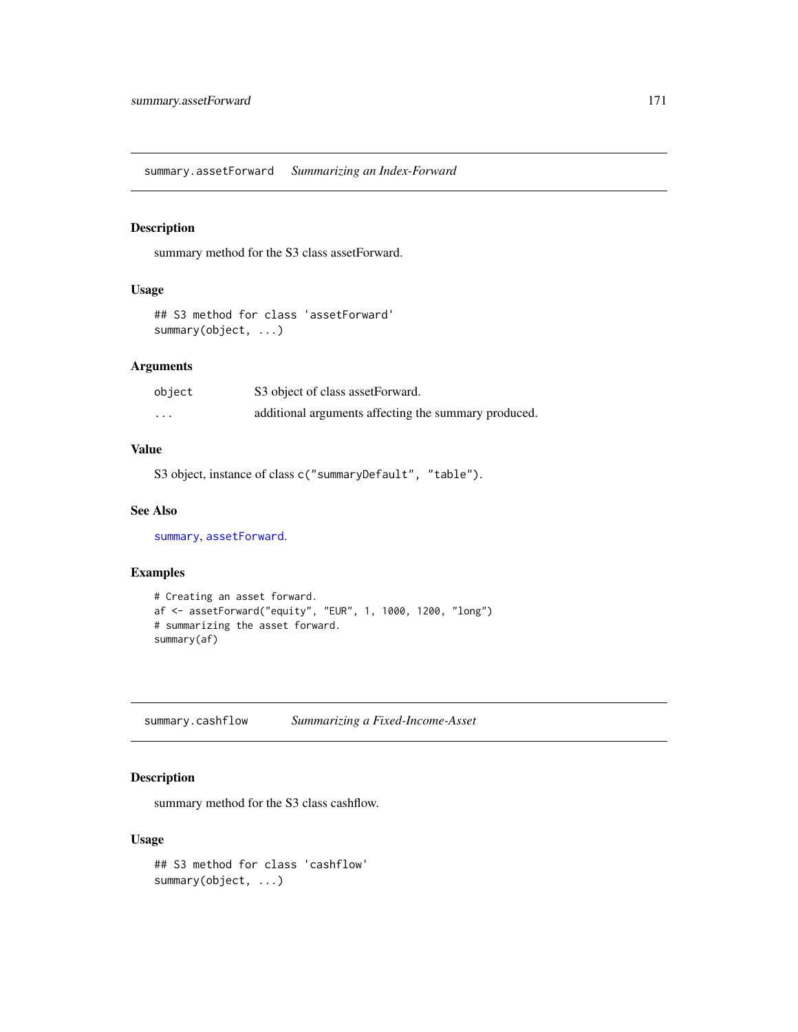## summary.assetForward — *Summarizing an Index-Forward*

### Description

summary method for the S3 class assetForward.

### Usage

```
## S3 method for class 'assetForward'
summary(object, ...)
```

### Arguments

| | |
|---|---|
| `object` | S3 object of class assetForward. |
| `...` | additional arguments affecting the summary produced. |

### Value

S3 object, instance of class `c("summaryDefault", "table")`.

### See Also

`summary`, `assetForward`.

### Examples

```
# Creating an asset forward.
af <- assetForward("equity", "EUR", 1, 1000, 1200, "long")
# summarizing the asset forward.
summary(af)
```

## summary.cashflow — *Summarizing a Fixed-Income-Asset*

### Description

summary method for the S3 class cashflow.

### Usage

```
## S3 method for class 'cashflow'
summary(object, ...)
```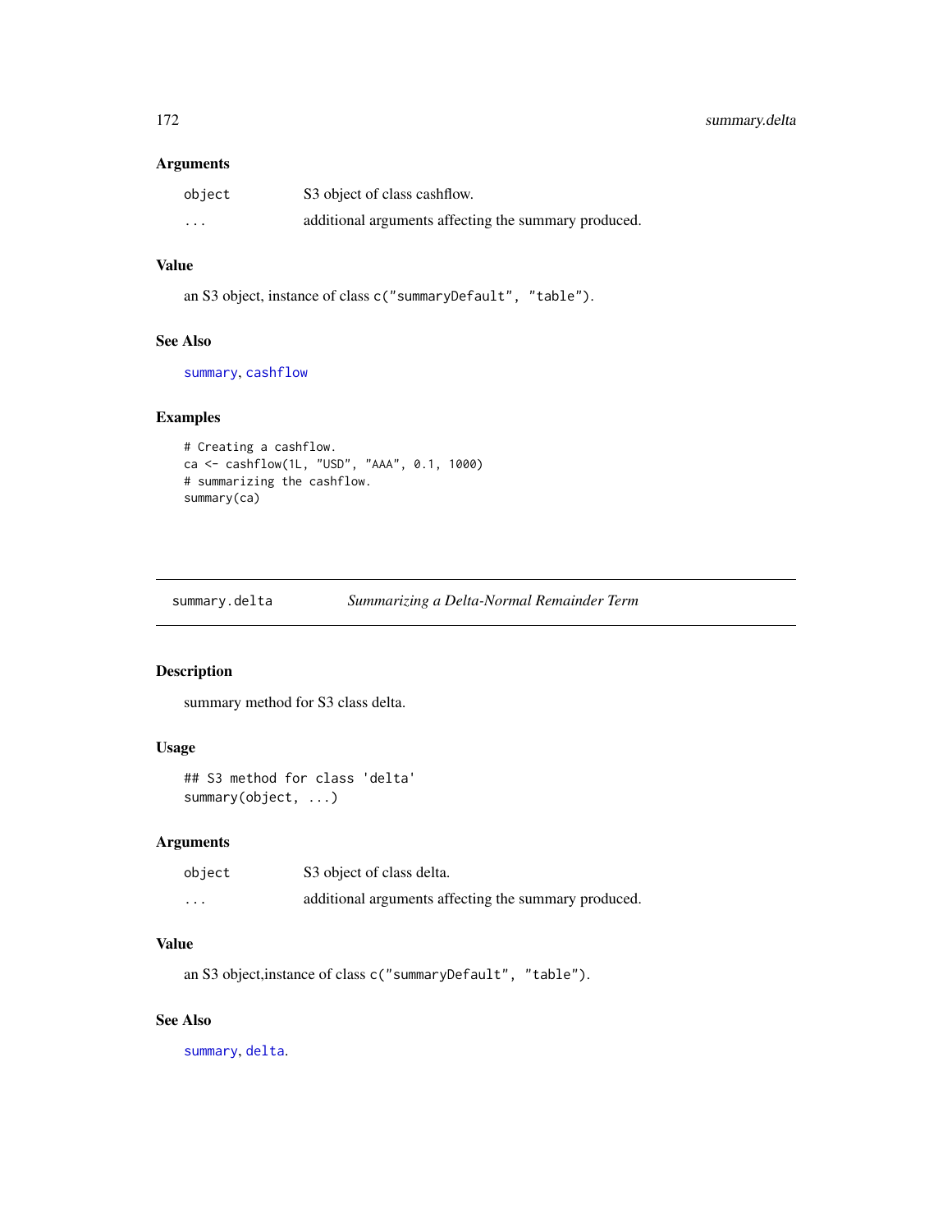### Arguments

| | |
|---|---|
| `object` | S3 object of class cashflow. |
| `...` | additional arguments affecting the summary produced. |

### Value

an S3 object, instance of class `c("summaryDefault", "table")`.

### See Also

`summary`, `cashflow`

### Examples

```
# Creating a cashflow.
ca <- cashflow(1L, "USD", "AAA", 0.1, 1000)
# summarizing the cashflow.
summary(ca)
```

---

## summary.delta *Summarizing a Delta-Normal Remainder Term*

---

### Description

summary method for S3 class delta.

### Usage

```
## S3 method for class 'delta'
summary(object, ...)
```

### Arguments

| | |
|---|---|
| `object` | S3 object of class delta. |
| `...` | additional arguments affecting the summary produced. |

### Value

an S3 object,instance of class `c("summaryDefault", "table")`.

### See Also

`summary`, `delta`.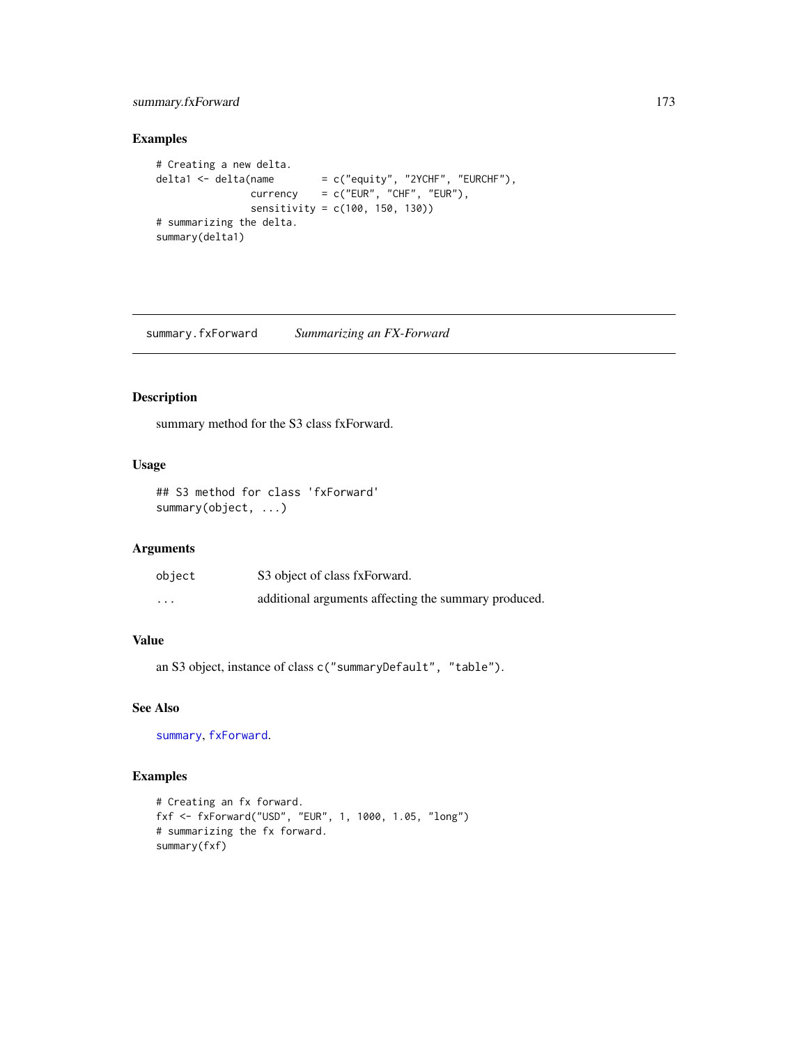## Examples

```
# Creating a new delta.
delta1 <- delta(name        = c("equity", "2YCHF", "EURCHF"),
                currency    = c("EUR", "CHF", "EUR"),
                sensitivity = c(100, 150, 130))
# summarizing the delta.
summary(delta1)
```

---

# summary.fxForward — *Summarizing an FX-Forward*

## Description

summary method for the S3 class fxForward.

## Usage

```
## S3 method for class 'fxForward'
summary(object, ...)
```

## Arguments

| | |
|---|---|
| object | S3 object of class fxForward. |
| ... | additional arguments affecting the summary produced. |

## Value

an S3 object, instance of class `c("summaryDefault", "table")`.

## See Also

`summary`, `fxForward`.

## Examples

```
# Creating an fx forward.
fxf <- fxForward("USD", "EUR", 1, 1000, 1.05, "long")
# summarizing the fx forward.
summary(fxf)
```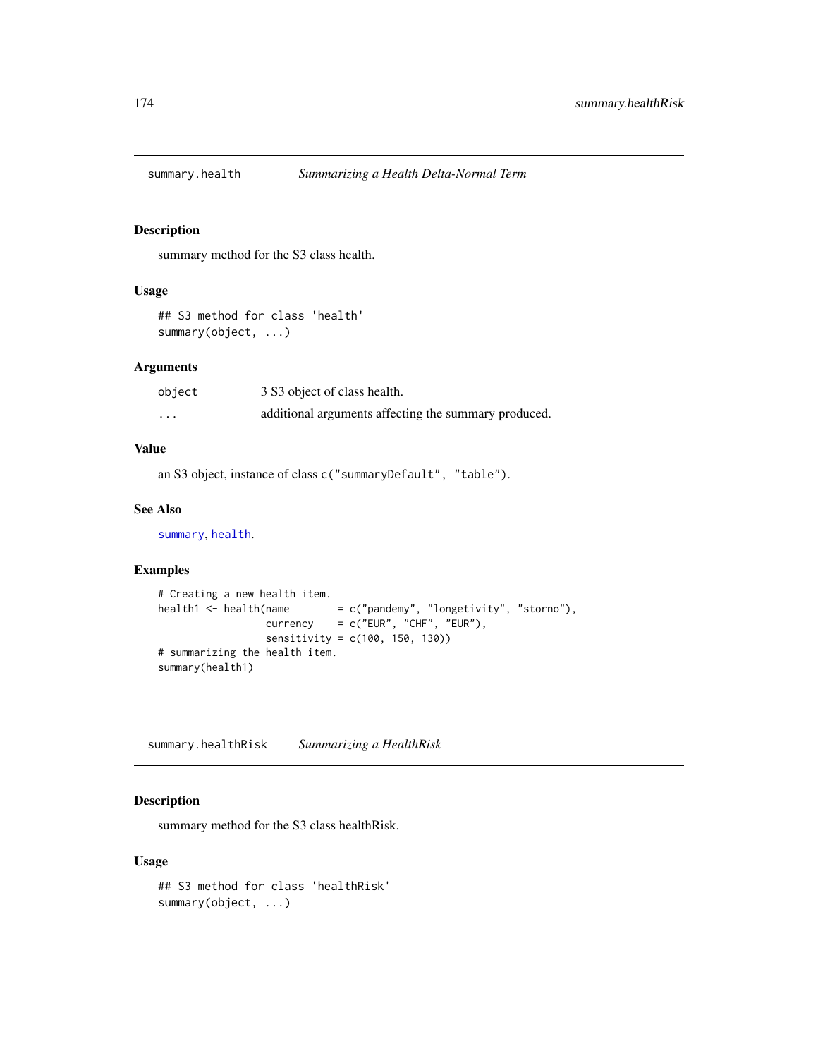## summary.health — *Summarizing a Health Delta-Normal Term*

### Description

summary method for the S3 class health.

### Usage

```
## S3 method for class 'health'
summary(object, ...)
```

### Arguments

| | |
|---|---|
| `object` | 3 S3 object of class health. |
| `...` | additional arguments affecting the summary produced. |

### Value

an S3 object, instance of class `c("summaryDefault", "table")`.

### See Also

`summary`, `health`.

### Examples

```
# Creating a new health item.
health1 <- health(name        = c("pandemy", "longetivity", "storno"),
                  currency    = c("EUR", "CHF", "EUR"),
                  sensitivity = c(100, 150, 130))
# summarizing the health item.
summary(health1)
```

## summary.healthRisk — *Summarizing a HealthRisk*

### Description

summary method for the S3 class healthRisk.

### Usage

```
## S3 method for class 'healthRisk'
summary(object, ...)
```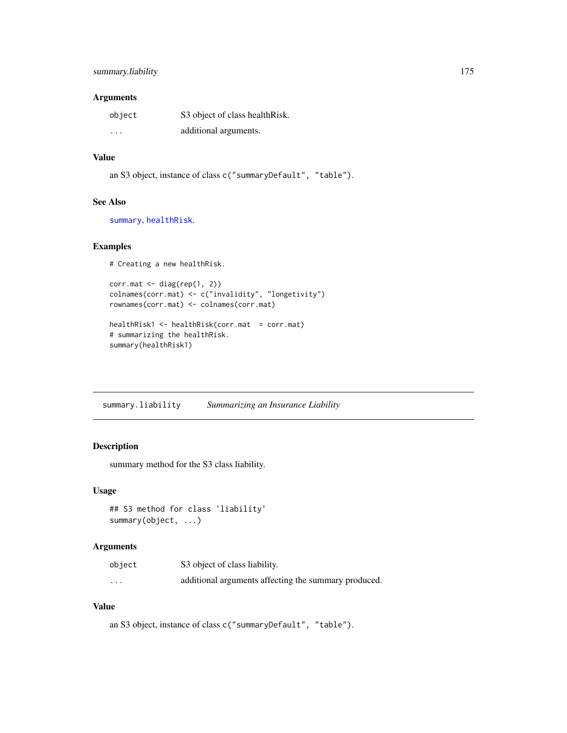## Arguments

| | |
|---|---|
| `object` | S3 object of class healthRisk. |
| `...` | additional arguments. |

## Value

an S3 object, instance of class `c("summaryDefault", "table")`.

## See Also

`summary`, `healthRisk`.

## Examples

```
# Creating a new healthRisk.

corr.mat <- diag(rep(1, 2))
colnames(corr.mat) <- c("invalidity", "longetivity")
rownames(corr.mat) <- colnames(corr.mat)

healthRisk1 <- healthRisk(corr.mat  = corr.mat)
# summarizing the healthRisk.
summary(healthRisk1)
```

---

# `summary.liability` *Summarizing an Insurance Liability*

## Description

summary method for the S3 class liability.

## Usage

```
## S3 method for class 'liability'
summary(object, ...)
```

## Arguments

| | |
|---|---|
| `object` | S3 object of class liability. |
| `...` | additional arguments affecting the summary produced. |

## Value

an S3 object, instance of class `c("summaryDefault", "table")`.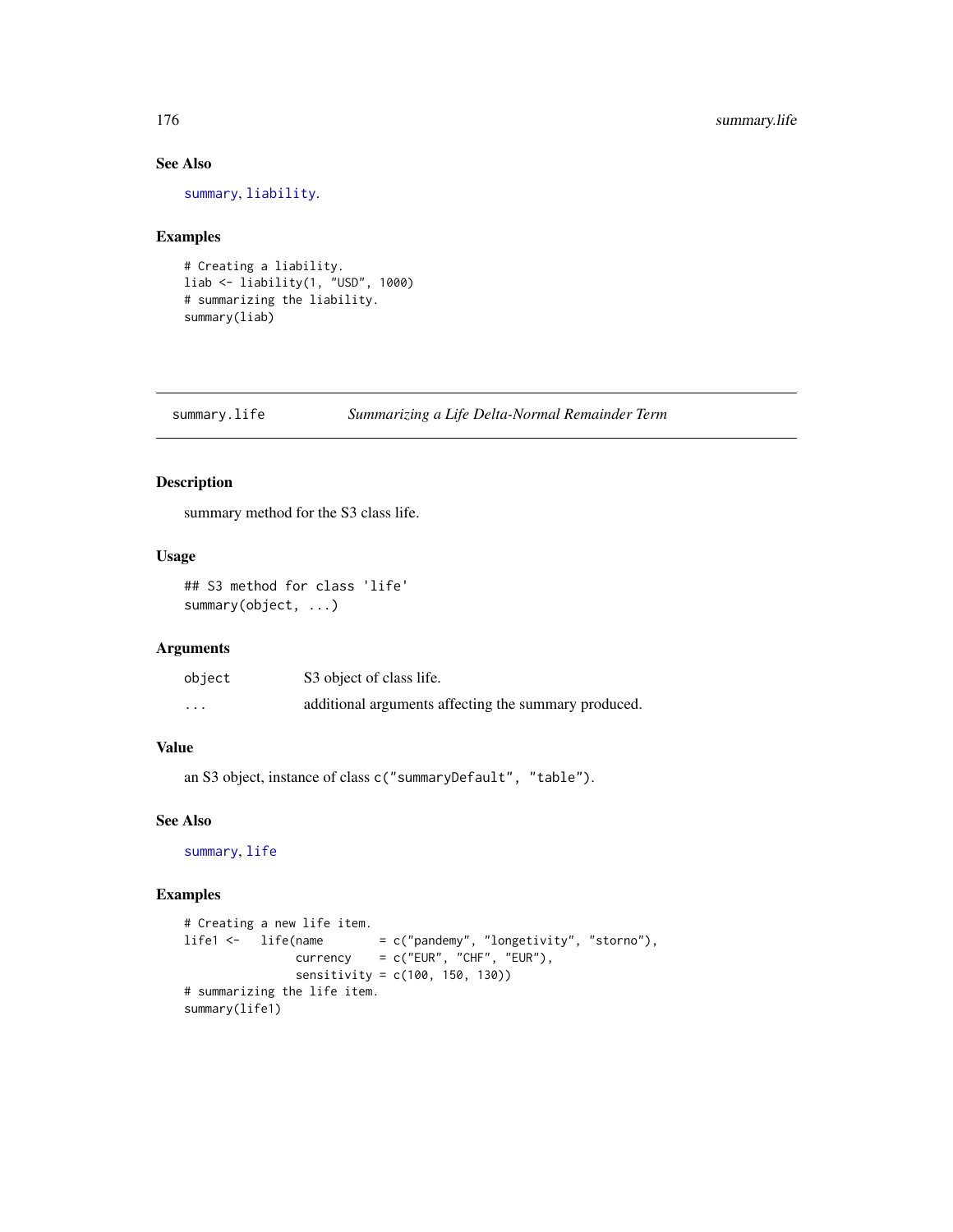### See Also

summary, liability.

### Examples

```
# Creating a liability.
liab <- liability(1, "USD", 1000)
# summarizing the liability.
summary(liab)
```

---

## summary.life *Summarizing a Life Delta-Normal Remainder Term*

---

### Description

summary method for the S3 class life.

### Usage

```
## S3 method for class 'life'
summary(object, ...)
```

### Arguments

| | |
|---|---|
| object | S3 object of class life. |
| ... | additional arguments affecting the summary produced. |

### Value

an S3 object, instance of class `c("summaryDefault", "table")`.

### See Also

summary, life

### Examples

```
# Creating a new life item.
life1 <-   life(name        = c("pandemy", "longetivity", "storno"),
                currency    = c("EUR", "CHF", "EUR"),
                sensitivity = c(100, 150, 130))
# summarizing the life item.
summary(life1)
```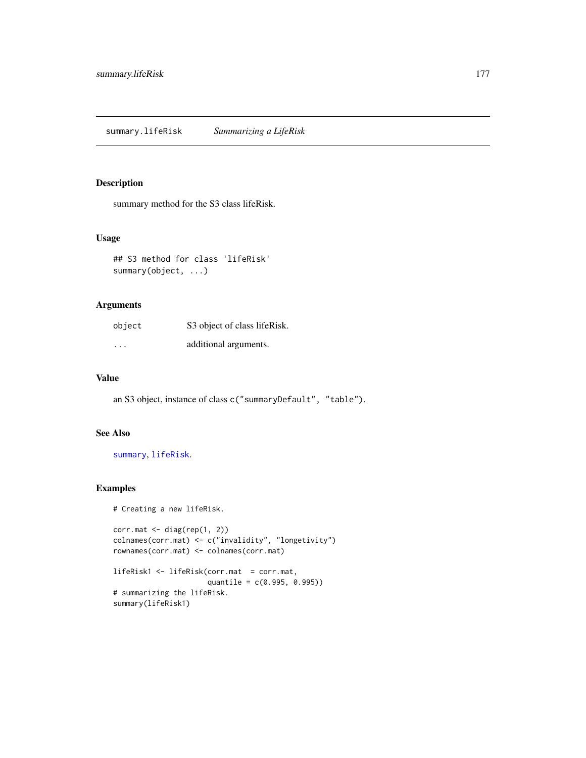summary.lifeRisk *Summarizing a LifeRisk*

## Description

summary method for the S3 class lifeRisk.

## Usage

```
## S3 method for class 'lifeRisk'
summary(object, ...)
```

## Arguments

| | |
|---|---|
| object | S3 object of class lifeRisk. |
| ... | additional arguments. |

## Value

an S3 object, instance of class `c("summaryDefault", "table")`.

## See Also

`summary`, `lifeRisk`.

## Examples

```
# Creating a new lifeRisk.

corr.mat <- diag(rep(1, 2))
colnames(corr.mat) <- c("invalidity", "longetivity")
rownames(corr.mat) <- colnames(corr.mat)

lifeRisk1 <- lifeRisk(corr.mat  = corr.mat,
                      quantile = c(0.995, 0.995))
# summarizing the lifeRisk.
summary(lifeRisk1)
```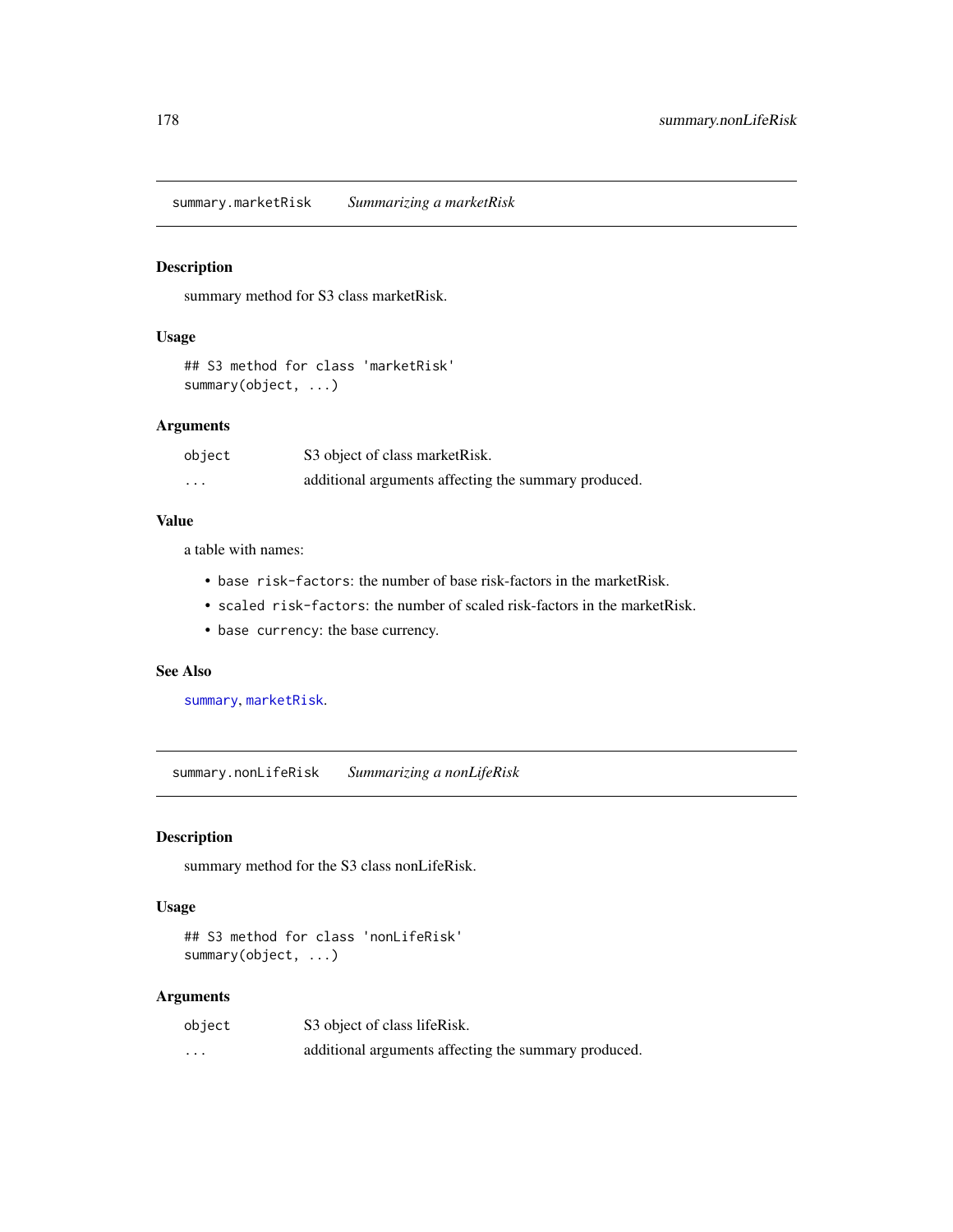## summary.marketRisk *Summarizing a marketRisk*

### Description

summary method for S3 class marketRisk.

### Usage

```
## S3 method for class 'marketRisk'
summary(object, ...)
```

### Arguments

| | |
|---|---|
| `object` | S3 object of class marketRisk. |
| `...` | additional arguments affecting the summary produced. |

### Value

a table with names:

- `base risk-factors`: the number of base risk-factors in the marketRisk.
- `scaled risk-factors`: the number of scaled risk-factors in the marketRisk.
- `base currency`: the base currency.

### See Also

`summary`, `marketRisk`.

## summary.nonLifeRisk *Summarizing a nonLifeRisk*

### Description

summary method for the S3 class nonLifeRisk.

### Usage

```
## S3 method for class 'nonLifeRisk'
summary(object, ...)
```

### Arguments

| | |
|---|---|
| `object` | S3 object of class lifeRisk. |
| `...` | additional arguments affecting the summary produced. |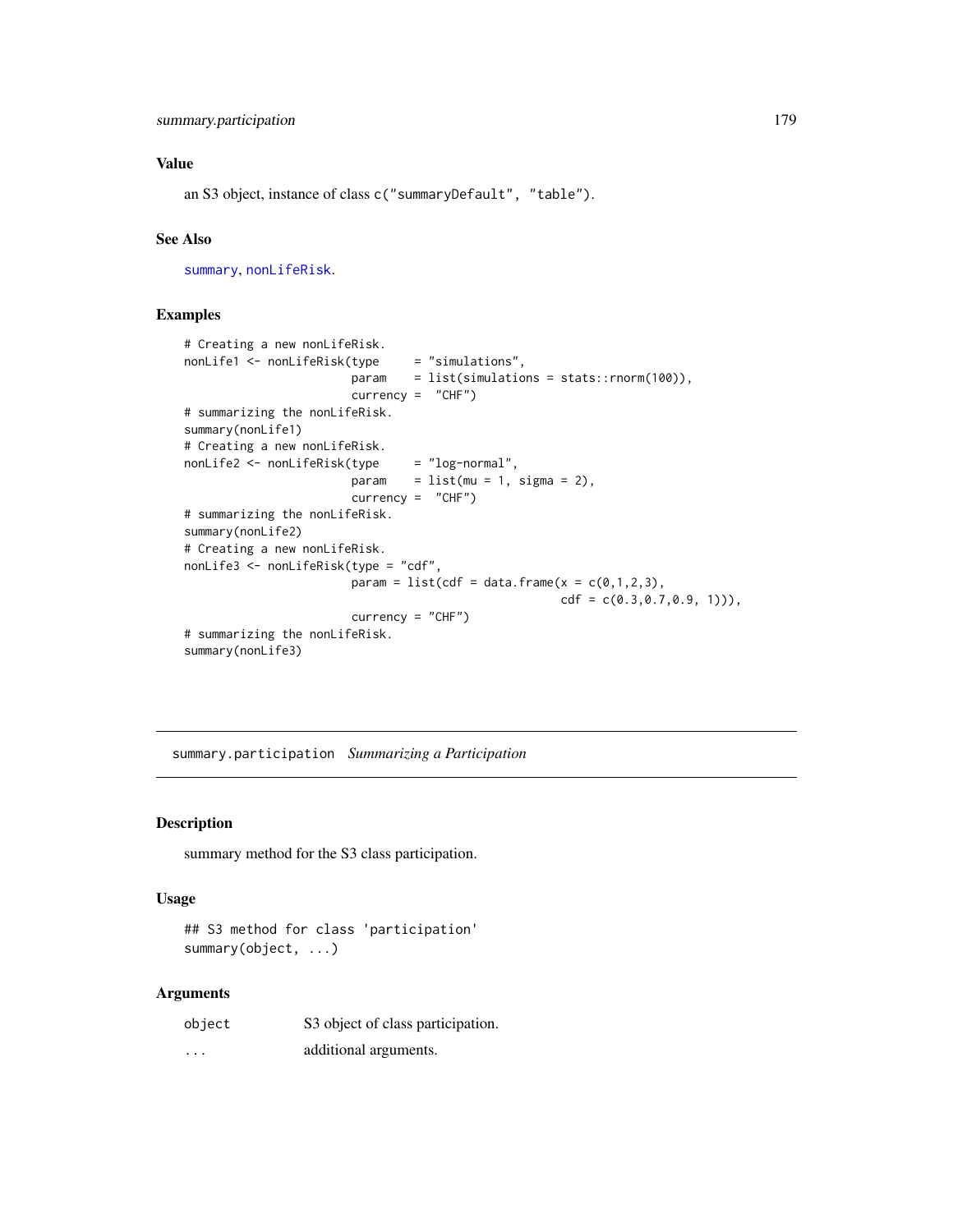### Value

an S3 object, instance of class `c("summaryDefault", "table")`.

### See Also

`summary`, `nonLifeRisk`.

### Examples

```
# Creating a new nonLifeRisk.
nonLife1 <- nonLifeRisk(type     = "simulations",
                        param    = list(simulations = stats::rnorm(100)),
                        currency =  "CHF")
# summarizing the nonLifeRisk.
summary(nonLife1)
# Creating a new nonLifeRisk.
nonLife2 <- nonLifeRisk(type     = "log-normal",
                        param    = list(mu = 1, sigma = 2),
                        currency =  "CHF")
# summarizing the nonLifeRisk.
summary(nonLife2)
# Creating a new nonLifeRisk.
nonLife3 <- nonLifeRisk(type = "cdf",
                        param = list(cdf = data.frame(x = c(0,1,2,3),
                                                      cdf = c(0.3,0.7,0.9, 1))),
                        currency = "CHF")
# summarizing the nonLifeRisk.
summary(nonLife3)
```

---

## summary.participation *Summarizing a Participation*

### Description

summary method for the S3 class participation.

### Usage

```
## S3 method for class 'participation'
summary(object, ...)
```

### Arguments

| | |
|---|---|
| `object` | S3 object of class participation. |
| `...` | additional arguments. |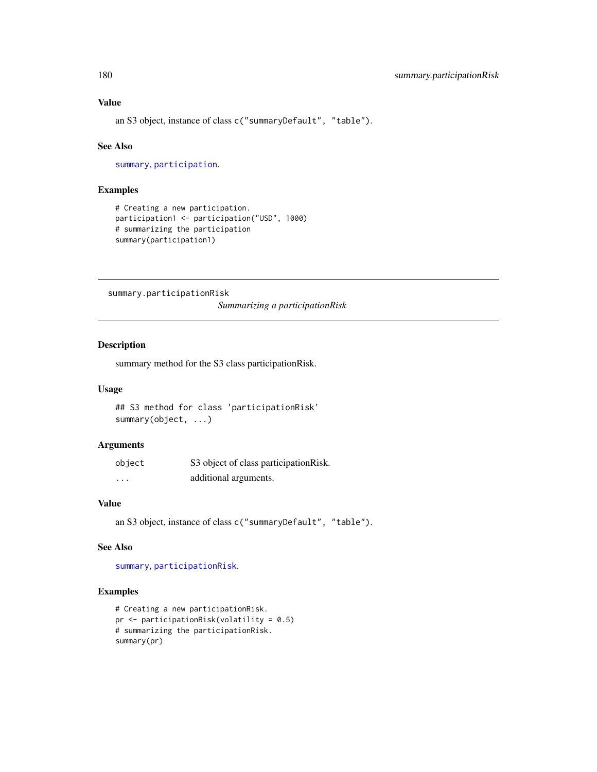### Value

an S3 object, instance of class `c("summaryDefault", "table")`.

### See Also

`summary`, `participation`.

### Examples

```
# Creating a new participation.
participation1 <- participation("USD", 1000)
# summarizing the participation
summary(participation1)
```

---

## summary.participationRisk

*Summarizing a participationRisk*

---

### Description

summary method for the S3 class participationRisk.

### Usage

```
## S3 method for class 'participationRisk'
summary(object, ...)
```

### Arguments

| | |
|---|---|
| `object` | S3 object of class participationRisk. |
| `...` | additional arguments. |

### Value

an S3 object, instance of class `c("summaryDefault", "table")`.

### See Also

`summary`, `participationRisk`.

### Examples

```
# Creating a new participationRisk.
pr <- participationRisk(volatility = 0.5)
# summarizing the participationRisk.
summary(pr)
```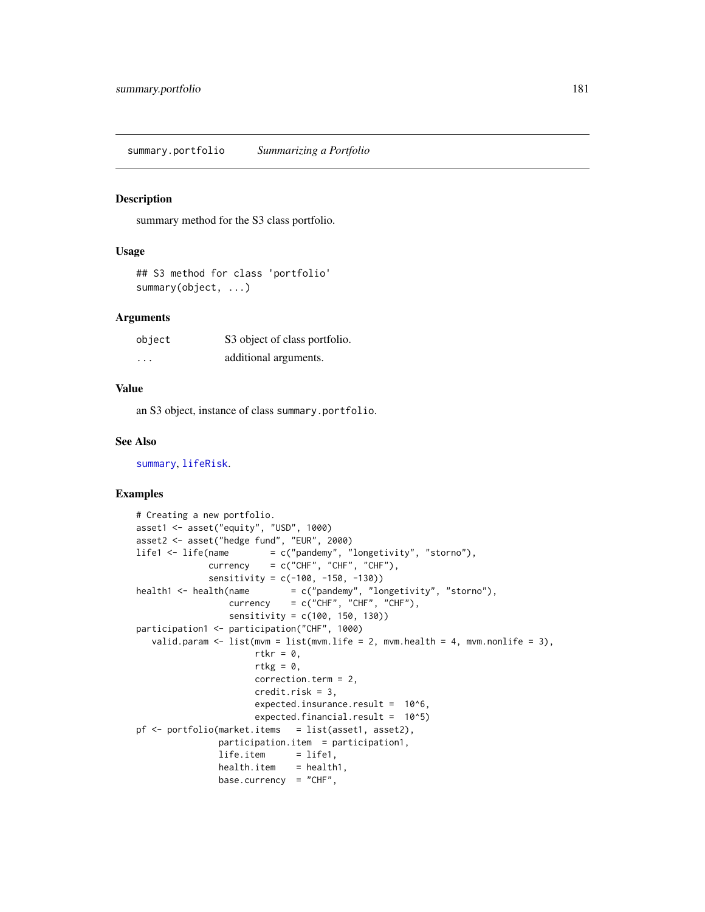## summary.portfolio *Summarizing a Portfolio*

### Description

summary method for the S3 class portfolio.

### Usage

```
## S3 method for class 'portfolio'
summary(object, ...)
```

### Arguments

| | |
|---|---|
| object | S3 object of class portfolio. |
| ... | additional arguments. |

### Value

an S3 object, instance of class summary.portfolio.

### See Also

summary, lifeRisk.

### Examples

```
# Creating a new portfolio.
asset1 <- asset("equity", "USD", 1000)
asset2 <- asset("hedge fund", "EUR", 2000)
life1 <- life(name        = c("pandemy", "longetivity", "storno"),
              currency    = c("CHF", "CHF", "CHF"),
              sensitivity = c(-100, -150, -130))
health1 <- health(name        = c("pandemy", "longetivity", "storno"),
                  currency    = c("CHF", "CHF", "CHF"),
                  sensitivity = c(100, 150, 130))
participation1 <- participation("CHF", 1000)
   valid.param <- list(mvm = list(mvm.life = 2, mvm.health = 4, mvm.nonlife = 3),
                       rtkr = 0,
                       rtkg = 0,
                       correction.term = 2,
                       credit.risk = 3,
                       expected.insurance.result =  10^6,
                       expected.financial.result =  10^5)
pf <- portfolio(market.items   = list(asset1, asset2),
                participation.item  = participation1,
                life.item      = life1,
                health.item    = health1,
                base.currency  = "CHF",
```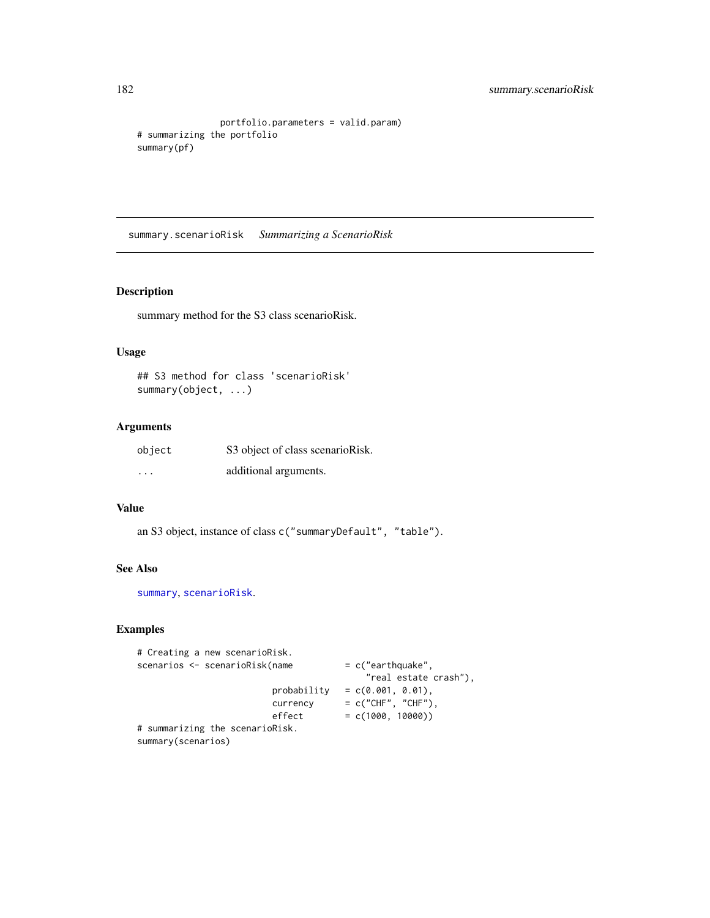```
                portfolio.parameters = valid.param)
# summarizing the portfolio
summary(pf)
```

## summary.scenarioRisk    *Summarizing a ScenarioRisk*

### Description

summary method for the S3 class scenarioRisk.

### Usage

```
## S3 method for class 'scenarioRisk'
summary(object, ...)
```

### Arguments

| | |
|---|---|
| `object` | S3 object of class scenarioRisk. |
| `...` | additional arguments. |

### Value

an S3 object, instance of class `c("summaryDefault", "table")`.

### See Also

`summary`, `scenarioRisk`.

### Examples

```
# Creating a new scenarioRisk.
scenarios <- scenarioRisk(name          = c("earthquake",
                                            "real estate crash"),
                          probability   = c(0.001, 0.01),
                          currency      = c("CHF", "CHF"),
                          effect        = c(1000, 10000))
# summarizing the scenarioRisk.
summary(scenarios)
```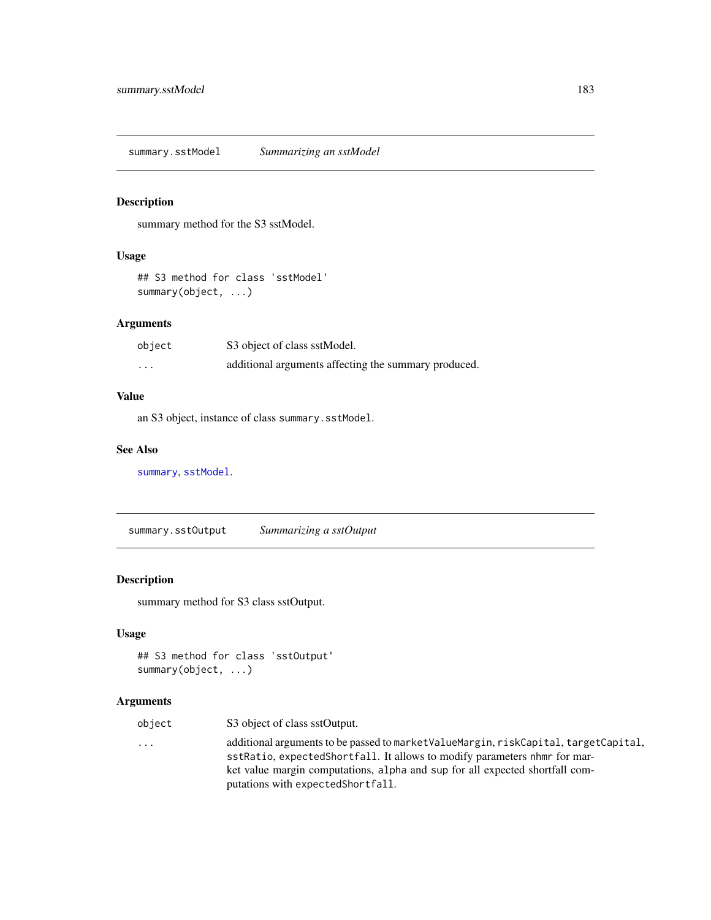## summary.sstModel — *Summarizing an sstModel*

### Description

summary method for the S3 sstModel.

### Usage

```
## S3 method for class 'sstModel'
summary(object, ...)
```

### Arguments

| | |
|---|---|
| object | S3 object of class sstModel. |
| ... | additional arguments affecting the summary produced. |

### Value

an S3 object, instance of class `summary.sstModel`.

### See Also

`summary`, `sstModel`.

## summary.sstOutput — *Summarizing a sstOutput*

### Description

summary method for S3 class sstOutput.

### Usage

```
## S3 method for class 'sstOutput'
summary(object, ...)
```

### Arguments

| | |
|---|---|
| object | S3 object of class sstOutput. |
| ... | additional arguments to be passed to `marketValueMargin`, `riskCapital`, `targetCapital`, `sstRatio`, `expectedShortfall`. It allows to modify parameters `nhmr` for market value margin computations, `alpha` and `sup` for all expected shortfall computations with `expectedShortfall`. |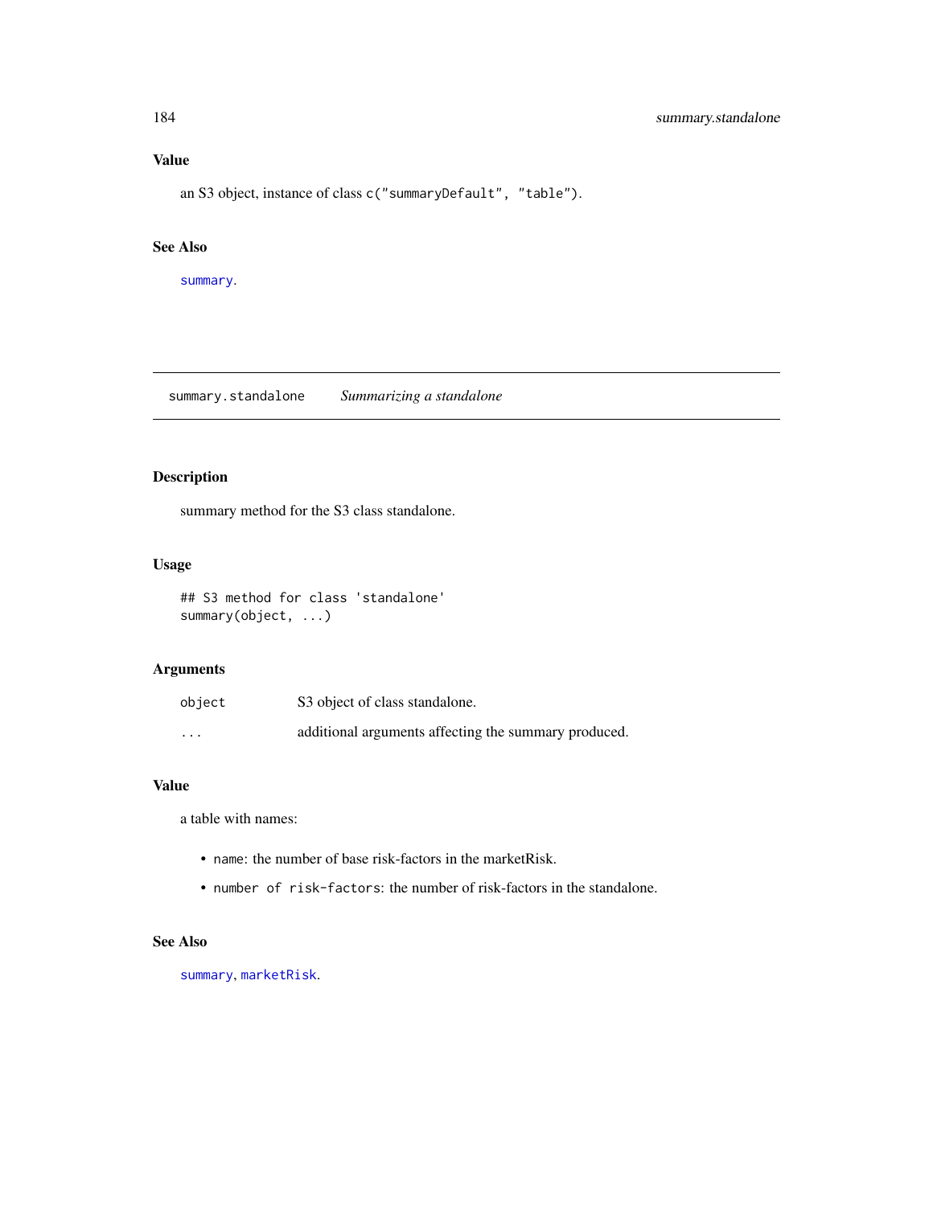### Value

an S3 object, instance of class `c("summaryDefault", "table")`.

### See Also

`summary`.

---

## summary.standalone    *Summarizing a standalone*

---

### Description

summary method for the S3 class standalone.

### Usage

```
## S3 method for class 'standalone'
summary(object, ...)
```

### Arguments

| | |
|---|---|
| `object` | S3 object of class standalone. |
| `...` | additional arguments affecting the summary produced. |

### Value

a table with names:

- `name`: the number of base risk-factors in the marketRisk.
- `number of risk-factors`: the number of risk-factors in the standalone.

### See Also

`summary`, `marketRisk`.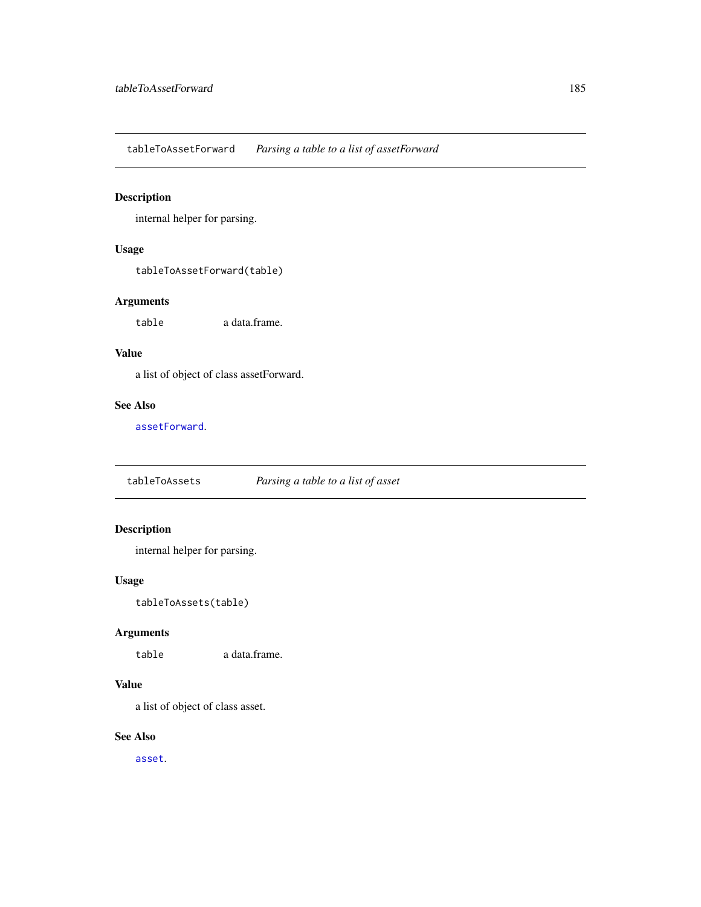## tableToAssetForward — *Parsing a table to a list of assetForward*

### Description

internal helper for parsing.

### Usage

```
tableToAssetForward(table)
```

### Arguments

| | |
|---|---|
| `table` | a data.frame. |

### Value

a list of object of class assetForward.

### See Also

`assetForward`.

## tableToAssets — *Parsing a table to a list of asset*

### Description

internal helper for parsing.

### Usage

```
tableToAssets(table)
```

### Arguments

| | |
|---|---|
| `table` | a data.frame. |

### Value

a list of object of class asset.

### See Also

`asset`.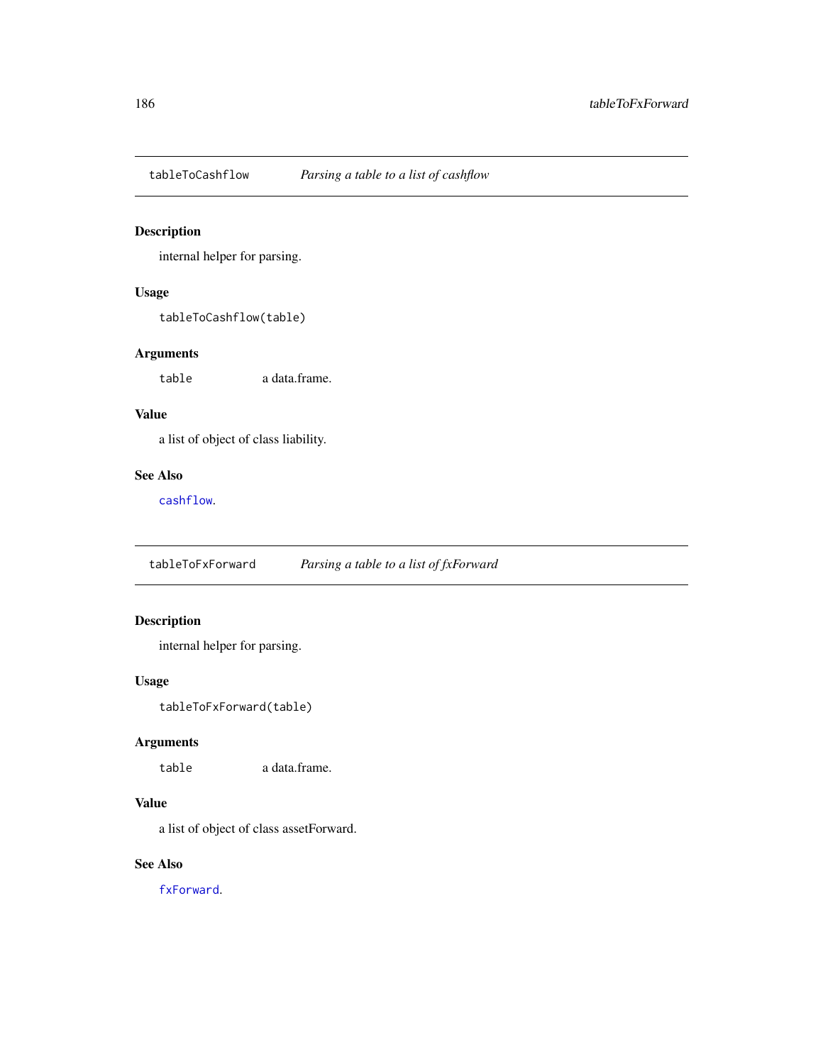## tableToCashflow    *Parsing a table to a list of cashflow*

### Description

internal helper for parsing.

### Usage

```
tableToCashflow(table)
```

### Arguments

| | |
|---|---|
| `table` | a data.frame. |

### Value

a list of object of class liability.

### See Also

`cashflow`.

## tableToFxForward    *Parsing a table to a list of fxForward*

### Description

internal helper for parsing.

### Usage

```
tableToFxForward(table)
```

### Arguments

| | |
|---|---|
| `table` | a data.frame. |

### Value

a list of object of class assetForward.

### See Also

`fxForward`.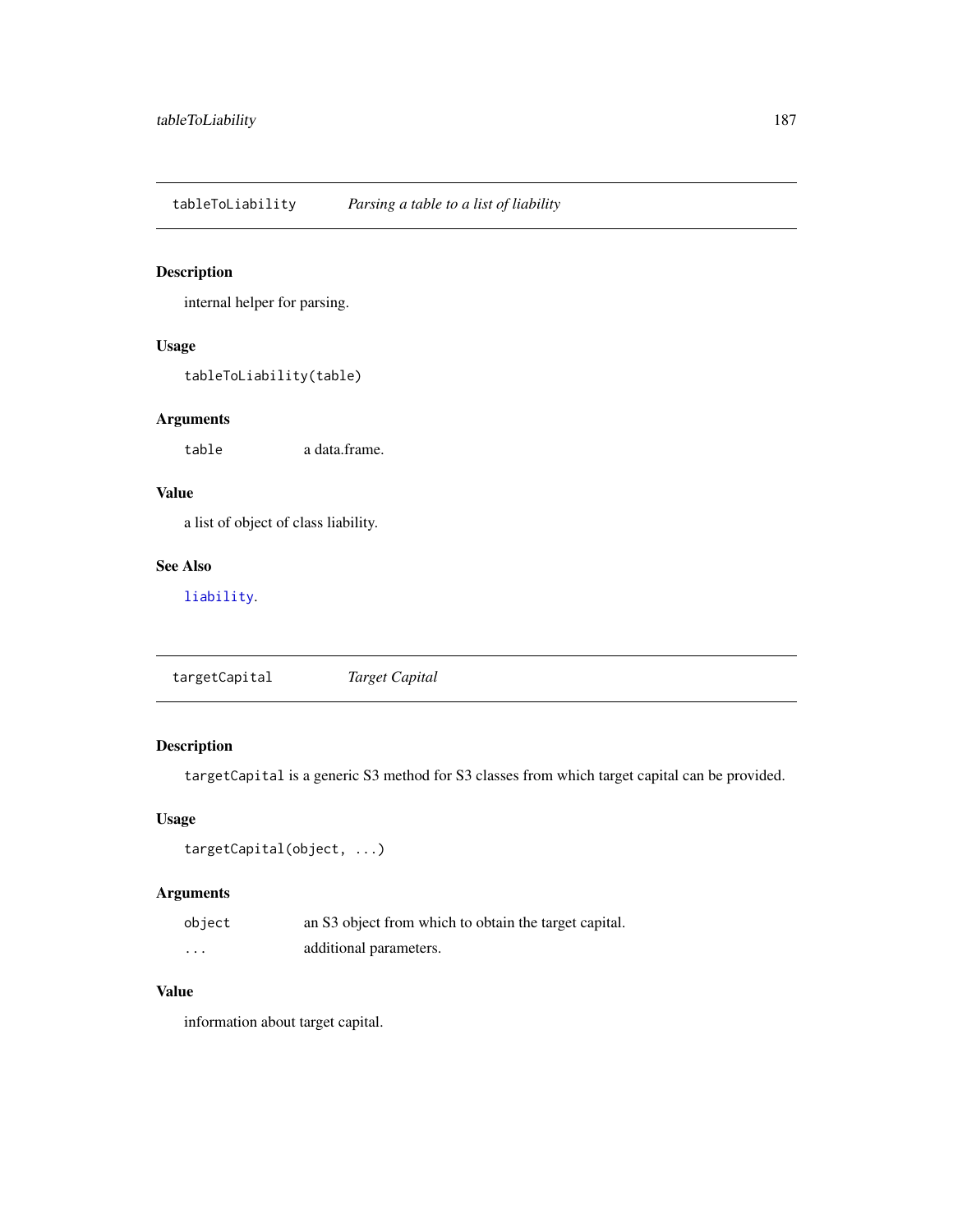## tableToLiability — *Parsing a table to a list of liability*

### Description

internal helper for parsing.

### Usage

```
tableToLiability(table)
```

### Arguments

| | |
|---|---|
| `table` | a data.frame. |

### Value

a list of object of class liability.

### See Also

`liability`.

## targetCapital — *Target Capital*

### Description

`targetCapital` is a generic S3 method for S3 classes from which target capital can be provided.

### Usage

```
targetCapital(object, ...)
```

### Arguments

| | |
|---|---|
| `object` | an S3 object from which to obtain the target capital. |
| `...` | additional parameters. |

### Value

information about target capital.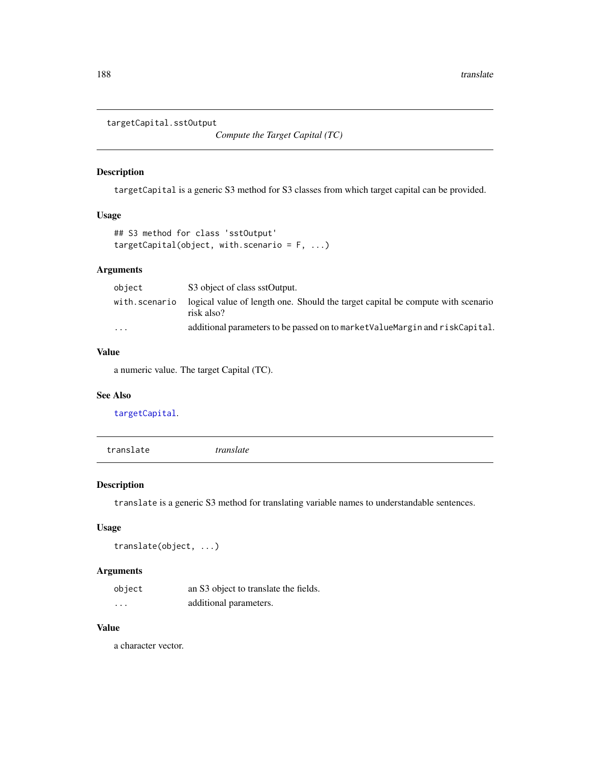## targetCapital.sstOutput

*Compute the Target Capital (TC)*

### Description

`targetCapital` is a generic S3 method for S3 classes from which target capital can be provided.

### Usage

```
## S3 method for class 'sstOutput'
targetCapital(object, with.scenario = F, ...)
```

### Arguments

| | |
|---|---|
| `object` | S3 object of class sstOutput. |
| `with.scenario` | logical value of length one. Should the target capital be compute with scenario risk also? |
| `...` | additional parameters to be passed on to `marketValueMargin` and `riskCapital`. |

### Value

a numeric value. The target Capital (TC).

### See Also

`targetCapital`.

## translate

*translate*

### Description

`translate` is a generic S3 method for translating variable names to understandable sentences.

### Usage

```
translate(object, ...)
```

### Arguments

| | |
|---|---|
| `object` | an S3 object to translate the fields. |
| `...` | additional parameters. |

### Value

a character vector.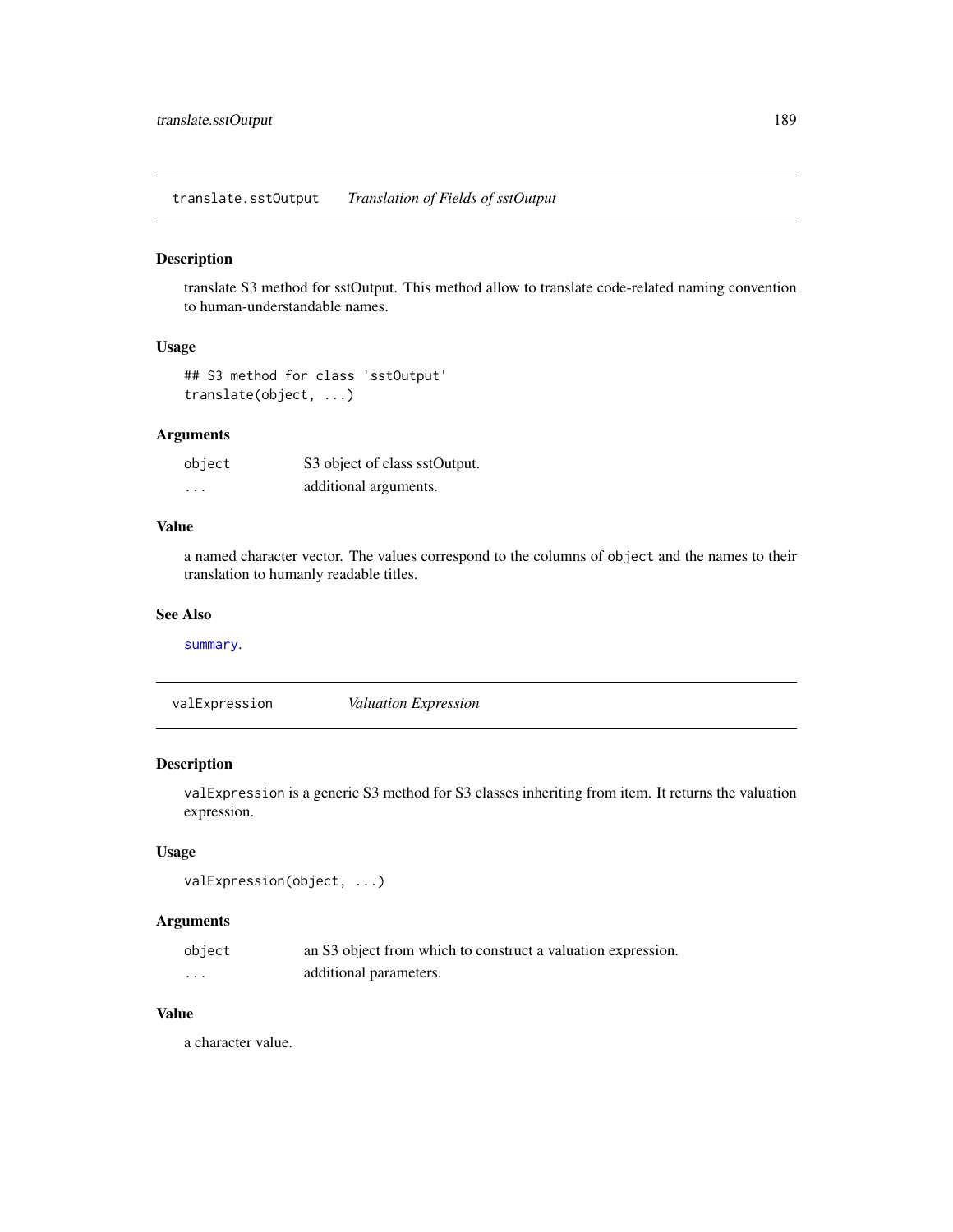## translate.sstOutput    *Translation of Fields of sstOutput*

### Description

translate S3 method for sstOutput. This method allow to translate code-related naming convention to human-understandable names.

### Usage

```
## S3 method for class 'sstOutput'
translate(object, ...)
```

### Arguments

| | |
|---|---|
| `object` | S3 object of class sstOutput. |
| `...` | additional arguments. |

### Value

a named character vector. The values correspond to the columns of `object` and the names to their translation to humanly readable titles.

### See Also

`summary`.

## valExpression    *Valuation Expression*

### Description

`valExpression` is a generic S3 method for S3 classes inheriting from item. It returns the valuation expression.

### Usage

```
valExpression(object, ...)
```

### Arguments

| | |
|---|---|
| `object` | an S3 object from which to construct a valuation expression. |
| `...` | additional parameters. |

### Value

a character value.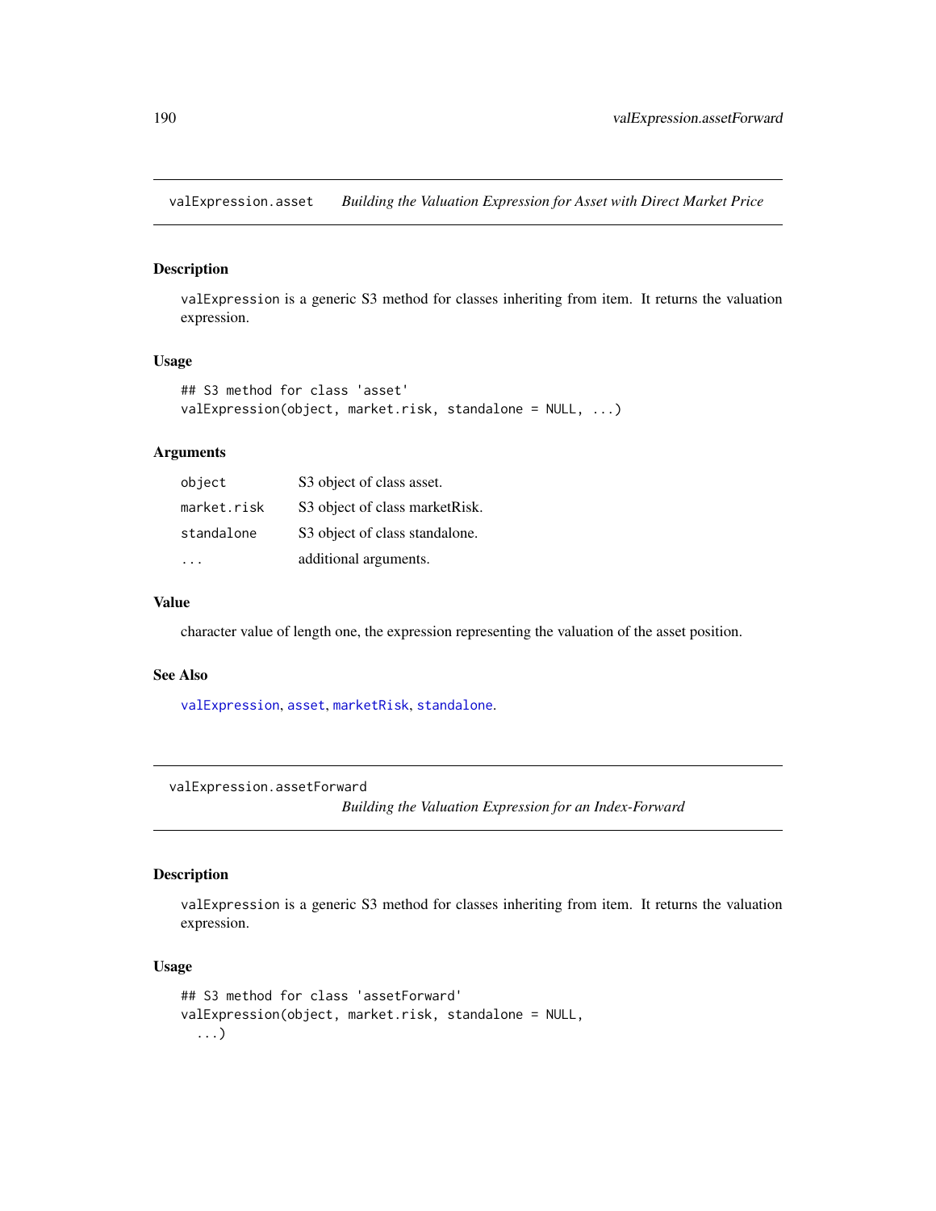## valExpression.asset — *Building the Valuation Expression for Asset with Direct Market Price*

### Description

valExpression is a generic S3 method for classes inheriting from item. It returns the valuation expression.

### Usage

```
## S3 method for class 'asset'
valExpression(object, market.risk, standalone = NULL, ...)
```

### Arguments

| | |
|---|---|
| object | S3 object of class asset. |
| market.risk | S3 object of class marketRisk. |
| standalone | S3 object of class standalone. |
| ... | additional arguments. |

### Value

character value of length one, the expression representing the valuation of the asset position.

### See Also

valExpression, asset, marketRisk, standalone.

## valExpression.assetForward — *Building the Valuation Expression for an Index-Forward*

### Description

valExpression is a generic S3 method for classes inheriting from item. It returns the valuation expression.

### Usage

```
## S3 method for class 'assetForward'
valExpression(object, market.risk, standalone = NULL,
  ...)
```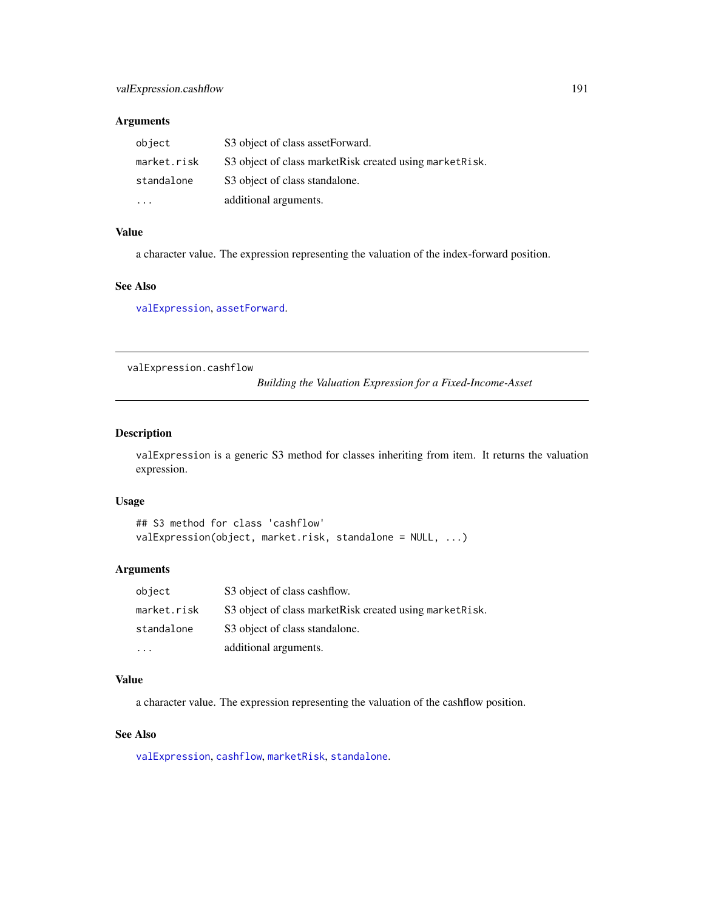### Arguments

| | |
|---|---|
| `object` | S3 object of class assetForward. |
| `market.risk` | S3 object of class marketRisk created using `marketRisk`. |
| `standalone` | S3 object of class standalone. |
| `...` | additional arguments. |

### Value

a character value. The expression representing the valuation of the index-forward position.

### See Also

`valExpression`, `assetForward`.

---

## valExpression.cashflow — *Building the Valuation Expression for a Fixed-Income-Asset*

---

### Description

`valExpression` is a generic S3 method for classes inheriting from item. It returns the valuation expression.

### Usage

```
## S3 method for class 'cashflow'
valExpression(object, market.risk, standalone = NULL, ...)
```

### Arguments

| | |
|---|---|
| `object` | S3 object of class cashflow. |
| `market.risk` | S3 object of class marketRisk created using `marketRisk`. |
| `standalone` | S3 object of class standalone. |
| `...` | additional arguments. |

### Value

a character value. The expression representing the valuation of the cashflow position.

### See Also

`valExpression`, `cashflow`, `marketRisk`, `standalone`.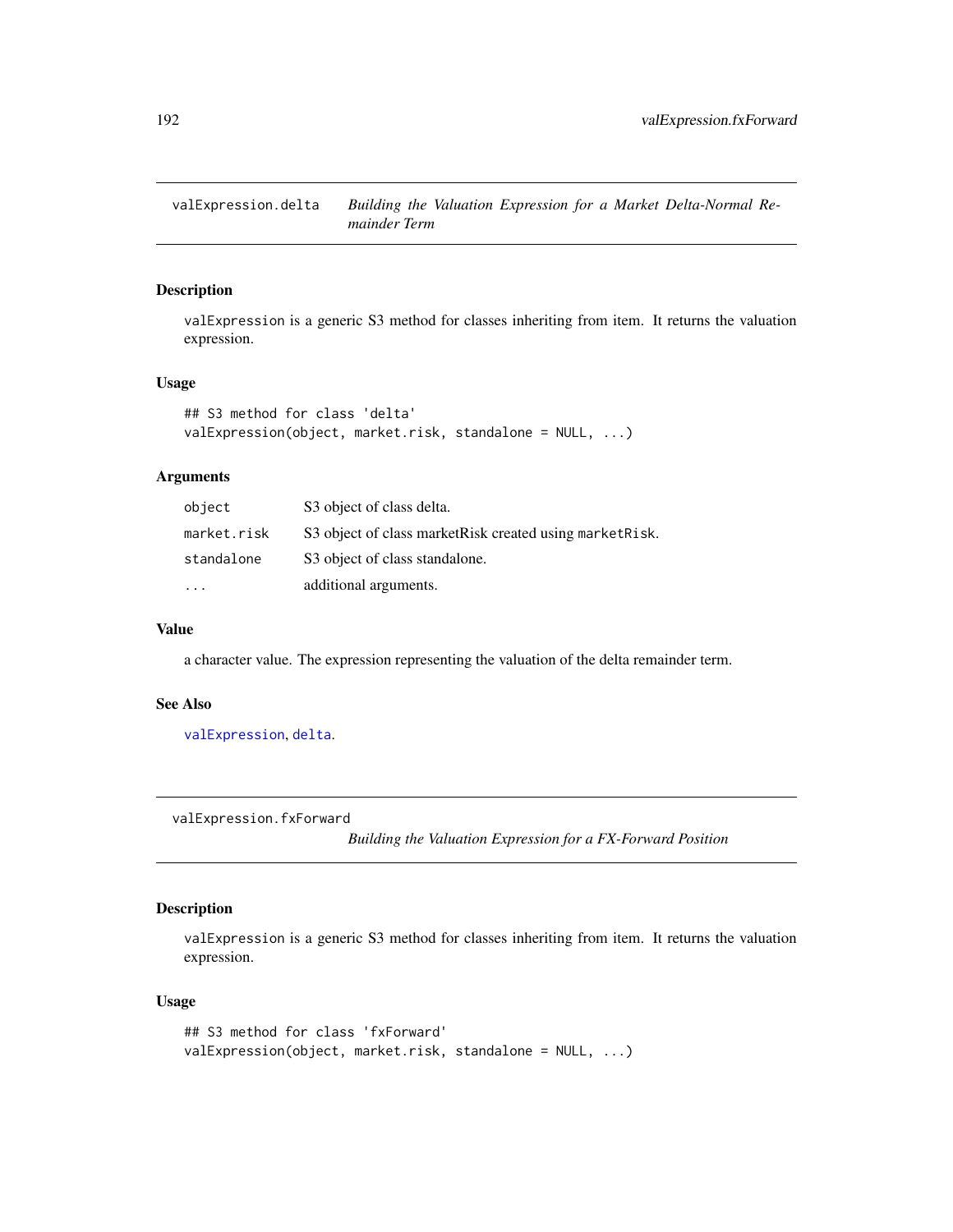## valExpression.delta — *Building the Valuation Expression for a Market Delta-Normal Remainder Term*

### Description

valExpression is a generic S3 method for classes inheriting from item. It returns the valuation expression.

### Usage

```
## S3 method for class 'delta'
valExpression(object, market.risk, standalone = NULL, ...)
```

### Arguments

| | |
|---|---|
| object | S3 object of class delta. |
| market.risk | S3 object of class marketRisk created using marketRisk. |
| standalone | S3 object of class standalone. |
| ... | additional arguments. |

### Value

a character value. The expression representing the valuation of the delta remainder term.

### See Also

valExpression, delta.

## valExpression.fxForward — *Building the Valuation Expression for a FX-Forward Position*

### Description

valExpression is a generic S3 method for classes inheriting from item. It returns the valuation expression.

### Usage

```
## S3 method for class 'fxForward'
valExpression(object, market.risk, standalone = NULL, ...)
```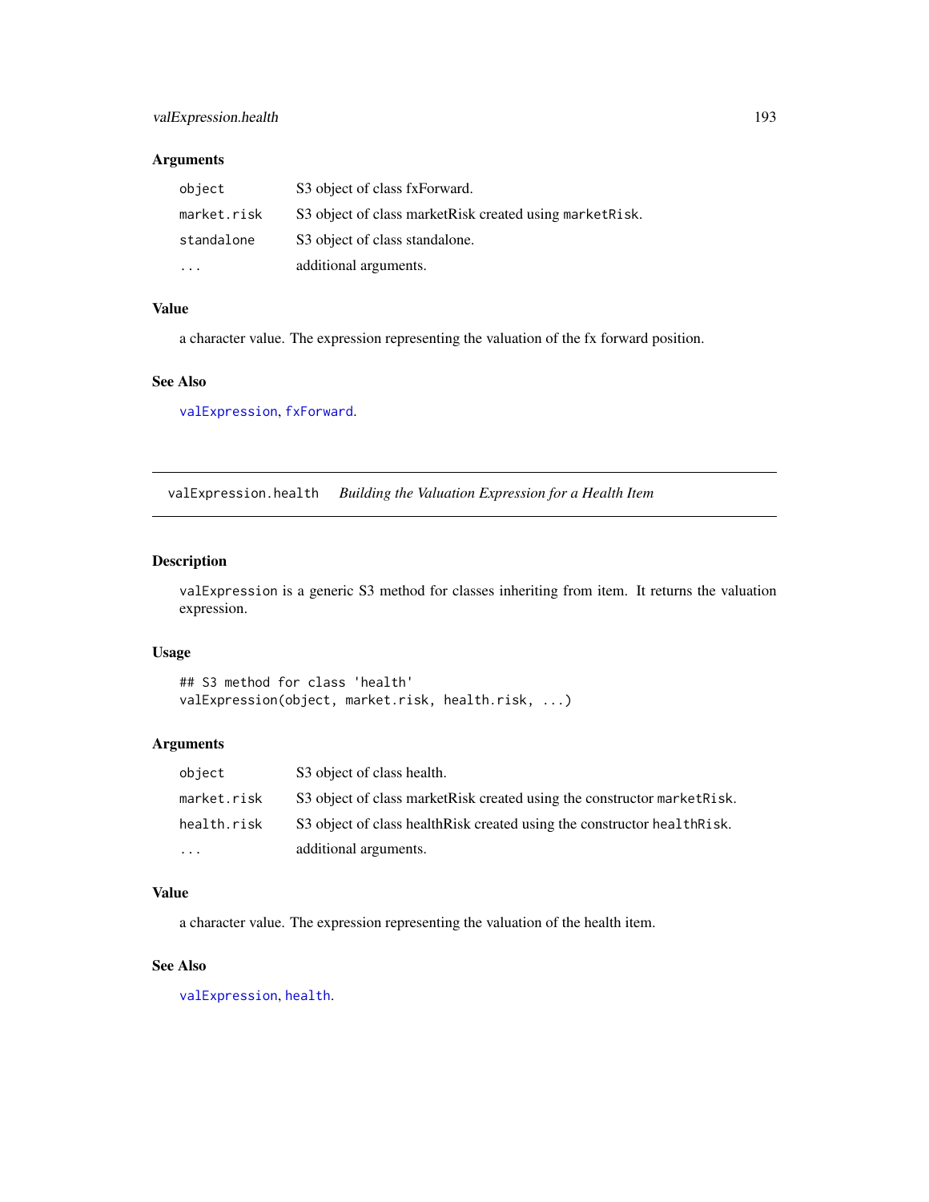### Arguments

| | |
|---|---|
| `object` | S3 object of class fxForward. |
| `market.risk` | S3 object of class marketRisk created using `marketRisk`. |
| `standalone` | S3 object of class standalone. |
| `...` | additional arguments. |

### Value

a character value. The expression representing the valuation of the fx forward position.

### See Also

`valExpression`, `fxForward`.

---

## `valExpression.health` *Building the Valuation Expression for a Health Item*

---

### Description

`valExpression` is a generic S3 method for classes inheriting from item. It returns the valuation expression.

### Usage

```
## S3 method for class 'health'
valExpression(object, market.risk, health.risk, ...)
```

### Arguments

| | |
|---|---|
| `object` | S3 object of class health. |
| `market.risk` | S3 object of class marketRisk created using the constructor `marketRisk`. |
| `health.risk` | S3 object of class healthRisk created using the constructor `healthRisk`. |
| `...` | additional arguments. |

### Value

a character value. The expression representing the valuation of the health item.

### See Also

`valExpression`, `health`.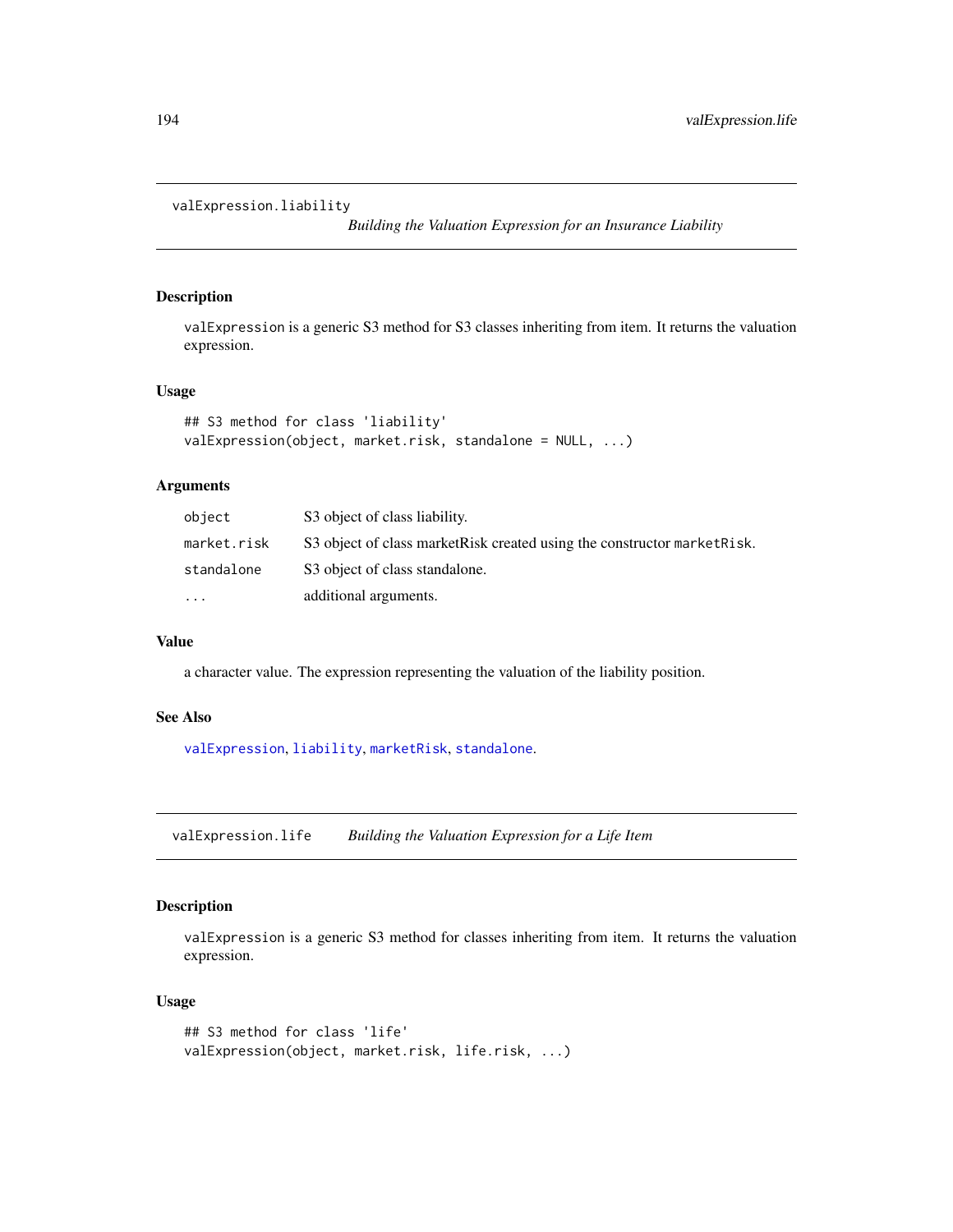## valExpression.liability — *Building the Valuation Expression for an Insurance Liability*

### Description

`valExpression` is a generic S3 method for S3 classes inheriting from item. It returns the valuation expression.

### Usage

```
## S3 method for class 'liability'
valExpression(object, market.risk, standalone = NULL, ...)
```

### Arguments

| | |
|---|---|
| `object` | S3 object of class liability. |
| `market.risk` | S3 object of class marketRisk created using the constructor `marketRisk`. |
| `standalone` | S3 object of class standalone. |
| `...` | additional arguments. |

### Value

a character value. The expression representing the valuation of the liability position.

### See Also

`valExpression`, `liability`, `marketRisk`, `standalone`.

## valExpression.life — *Building the Valuation Expression for a Life Item*

### Description

`valExpression` is a generic S3 method for classes inheriting from item. It returns the valuation expression.

### Usage

```
## S3 method for class 'life'
valExpression(object, market.risk, life.risk, ...)
```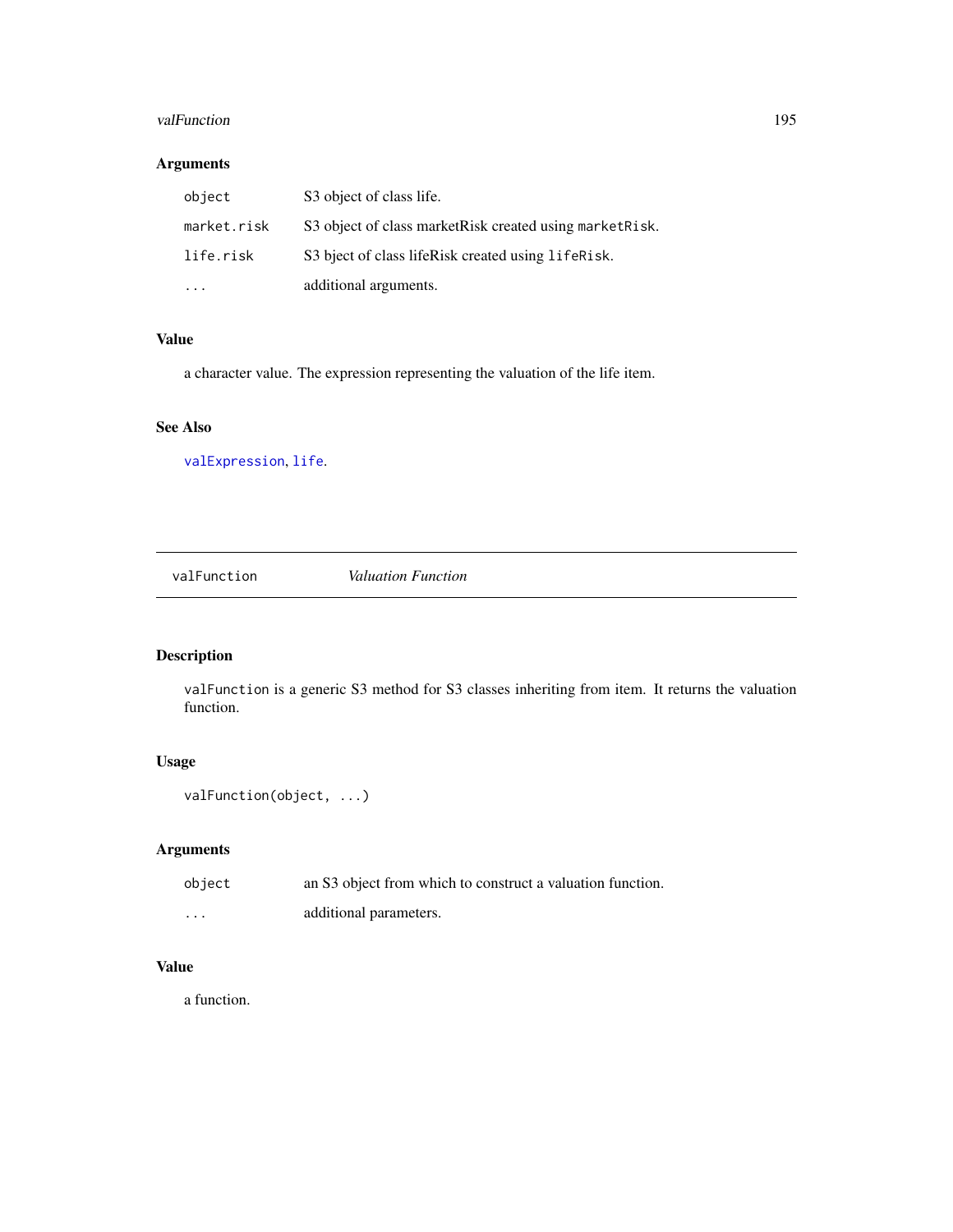### Arguments

| | |
|---|---|
| `object` | S3 object of class life. |
| `market.risk` | S3 object of class marketRisk created using `marketRisk`. |
| `life.risk` | S3 bject of class lifeRisk created using `lifeRisk`. |
| `...` | additional arguments. |

### Value

a character value. The expression representing the valuation of the life item.

### See Also

`valExpression`, `life`.

---

## valFunction *Valuation Function*

---

### Description

`valFunction` is a generic S3 method for S3 classes inheriting from item. It returns the valuation function.

### Usage

```
valFunction(object, ...)
```

### Arguments

| | |
|---|---|
| `object` | an S3 object from which to construct a valuation function. |
| `...` | additional parameters. |

### Value

a function.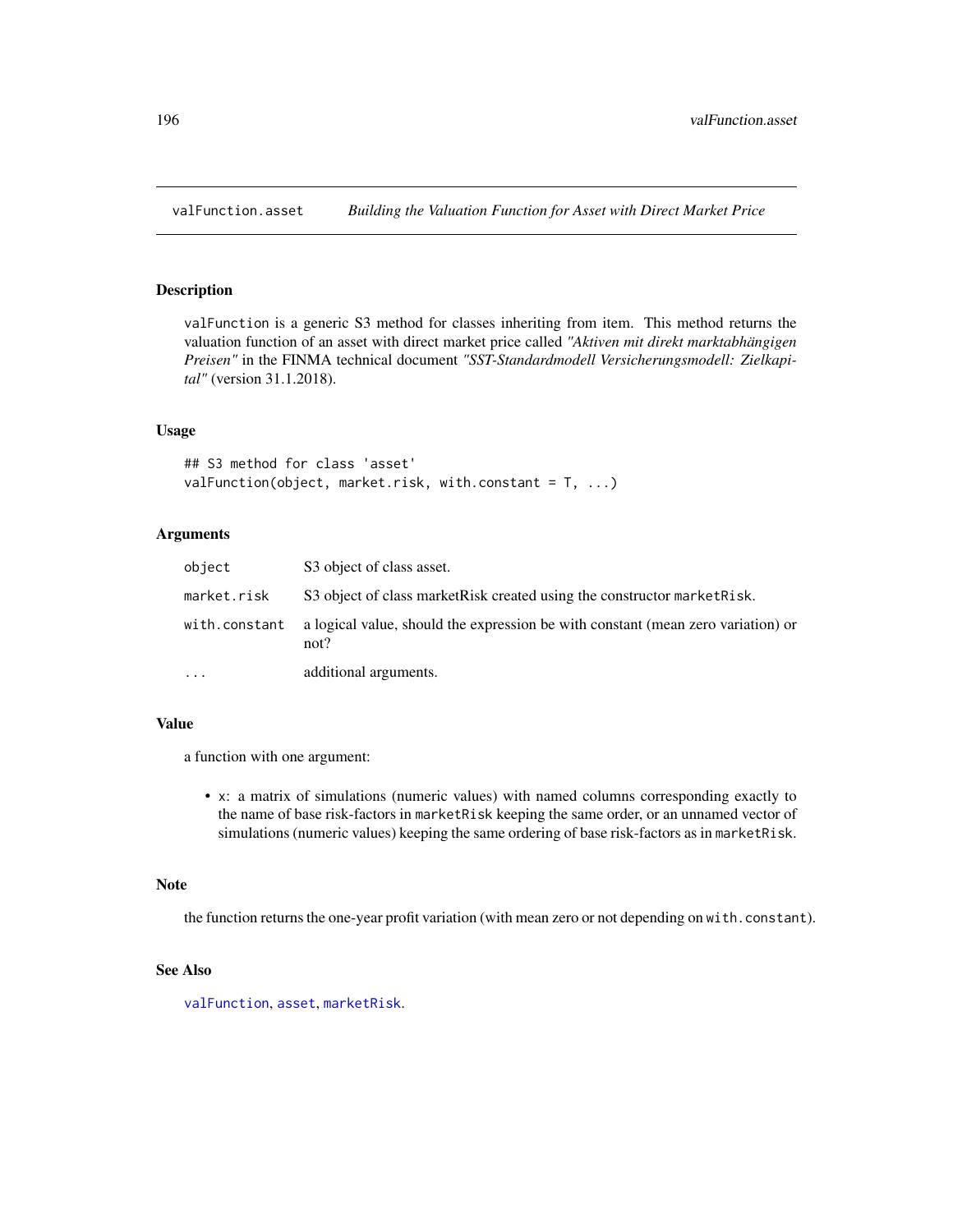# valFunction.asset — *Building the Valuation Function for Asset with Direct Market Price*

## Description

valFunction is a generic S3 method for classes inheriting from item. This method returns the valuation function of an asset with direct market price called *"Aktiven mit direkt marktabhängigen Preisen"* in the FINMA technical document *"SST-Standardmodell Versicherungsmodell: Zielkapital"* (version 31.1.2018).

## Usage

```
## S3 method for class 'asset'
valFunction(object, market.risk, with.constant = T, ...)
```

## Arguments

| | |
|---|---|
| object | S3 object of class asset. |
| market.risk | S3 object of class marketRisk created using the constructor marketRisk. |
| with.constant | a logical value, should the expression be with constant (mean zero variation) or not? |
| ... | additional arguments. |

## Value

a function with one argument:

- x: a matrix of simulations (numeric values) with named columns corresponding exactly to the name of base risk-factors in marketRisk keeping the same order, or an unnamed vector of simulations (numeric values) keeping the same ordering of base risk-factors as in marketRisk.

## Note

the function returns the one-year profit variation (with mean zero or not depending on with.constant).

## See Also

valFunction, asset, marketRisk.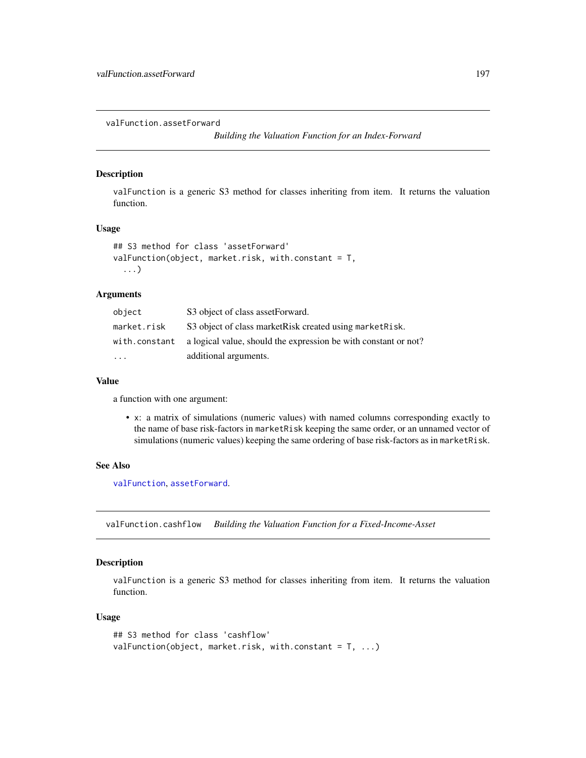## valFunction.assetForward

*Building the Valuation Function for an Index-Forward*

### Description

valFunction is a generic S3 method for classes inheriting from item. It returns the valuation function.

### Usage

```
## S3 method for class 'assetForward'
valFunction(object, market.risk, with.constant = T,
  ...)
```

### Arguments

| | |
|---|---|
| object | S3 object of class assetForward. |
| market.risk | S3 object of class marketRisk created using marketRisk. |
| with.constant | a logical value, should the expression be with constant or not? |
| ... | additional arguments. |

### Value

a function with one argument:

- x: a matrix of simulations (numeric values) with named columns corresponding exactly to the name of base risk-factors in marketRisk keeping the same order, or an unnamed vector of simulations (numeric values) keeping the same ordering of base risk-factors as in marketRisk.

### See Also

valFunction, assetForward.

## valFunction.cashflow

*Building the Valuation Function for a Fixed-Income-Asset*

### Description

valFunction is a generic S3 method for classes inheriting from item. It returns the valuation function.

### Usage

```
## S3 method for class 'cashflow'
valFunction(object, market.risk, with.constant = T, ...)
```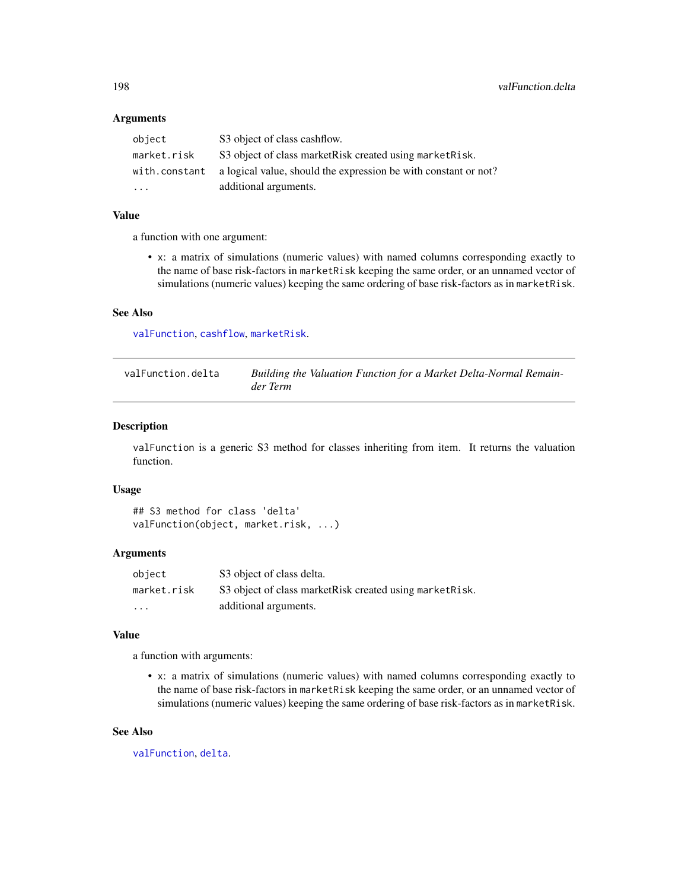### Arguments

| | |
|---|---|
| `object` | S3 object of class cashflow. |
| `market.risk` | S3 object of class marketRisk created using `marketRisk`. |
| `with.constant` | a logical value, should the expression be with constant or not? |
| `...` | additional arguments. |

### Value

a function with one argument:

- `x`: a matrix of simulations (numeric values) with named columns corresponding exactly to the name of base risk-factors in `marketRisk` keeping the same order, or an unnamed vector of simulations (numeric values) keeping the same ordering of base risk-factors as in `marketRisk`.

### See Also

`valFunction`, `cashflow`, `marketRisk`.

---

## valFunction.delta — *Building the Valuation Function for a Market Delta-Normal Remainder Term*

---

### Description

`valFunction` is a generic S3 method for classes inheriting from item. It returns the valuation function.

### Usage

```
## S3 method for class 'delta'
valFunction(object, market.risk, ...)
```

### Arguments

| | |
|---|---|
| `object` | S3 object of class delta. |
| `market.risk` | S3 object of class marketRisk created using `marketRisk`. |
| `...` | additional arguments. |

### Value

a function with arguments:

- `x`: a matrix of simulations (numeric values) with named columns corresponding exactly to the name of base risk-factors in `marketRisk` keeping the same order, or an unnamed vector of simulations (numeric values) keeping the same ordering of base risk-factors as in `marketRisk`.

### See Also

`valFunction`, `delta`.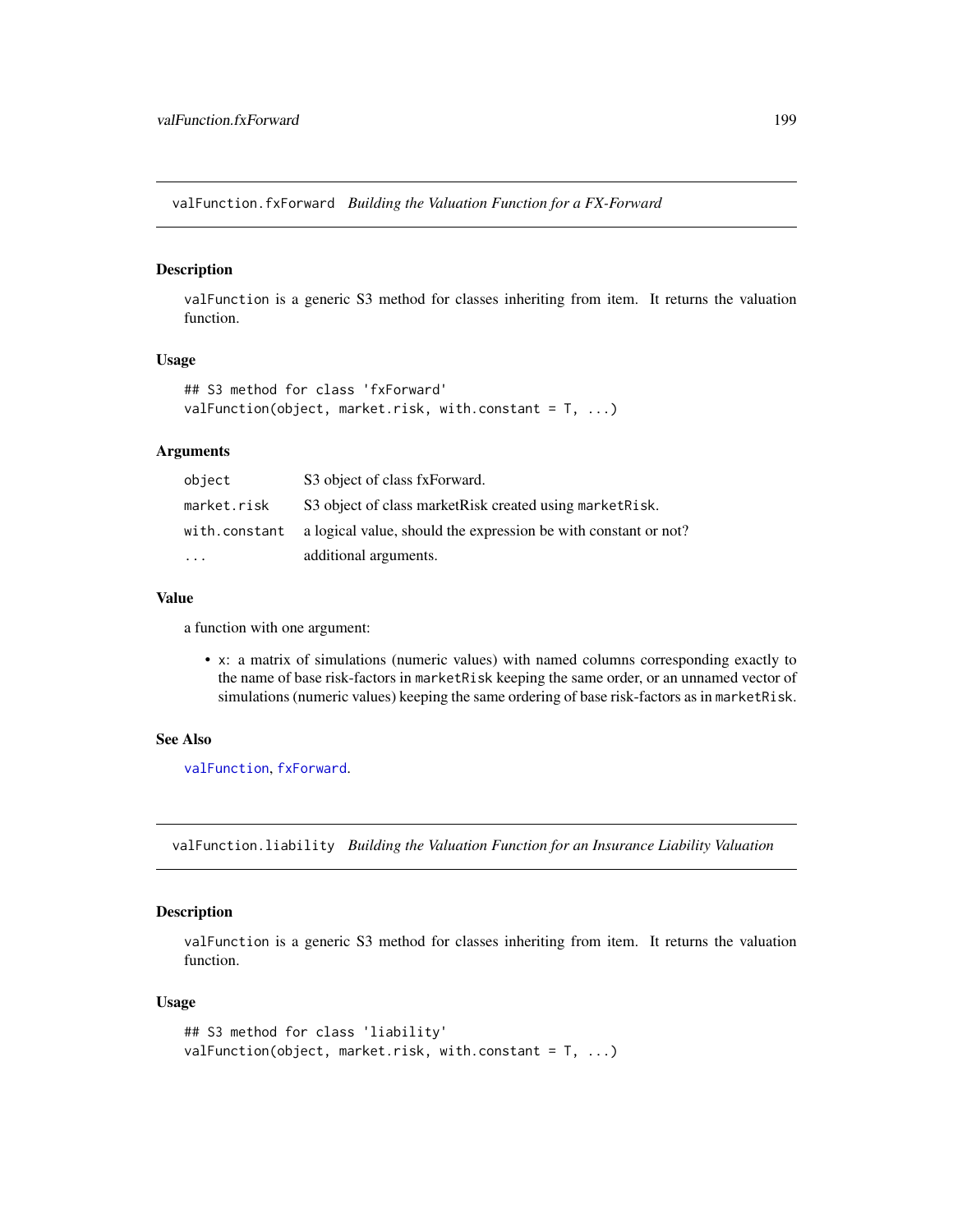## valFunction.fxForward *Building the Valuation Function for a FX-Forward*

### Description

valFunction is a generic S3 method for classes inheriting from item. It returns the valuation function.

### Usage

```
## S3 method for class 'fxForward'
valFunction(object, market.risk, with.constant = T, ...)
```

### Arguments

| | |
|---|---|
| object | S3 object of class fxForward. |
| market.risk | S3 object of class marketRisk created using marketRisk. |
| with.constant | a logical value, should the expression be with constant or not? |
| ... | additional arguments. |

### Value

a function with one argument:

- x: a matrix of simulations (numeric values) with named columns corresponding exactly to the name of base risk-factors in marketRisk keeping the same order, or an unnamed vector of simulations (numeric values) keeping the same ordering of base risk-factors as in marketRisk.

### See Also

valFunction, fxForward.

## valFunction.liability *Building the Valuation Function for an Insurance Liability Valuation*

### Description

valFunction is a generic S3 method for classes inheriting from item. It returns the valuation function.

### Usage

```
## S3 method for class 'liability'
valFunction(object, market.risk, with.constant = T, ...)
```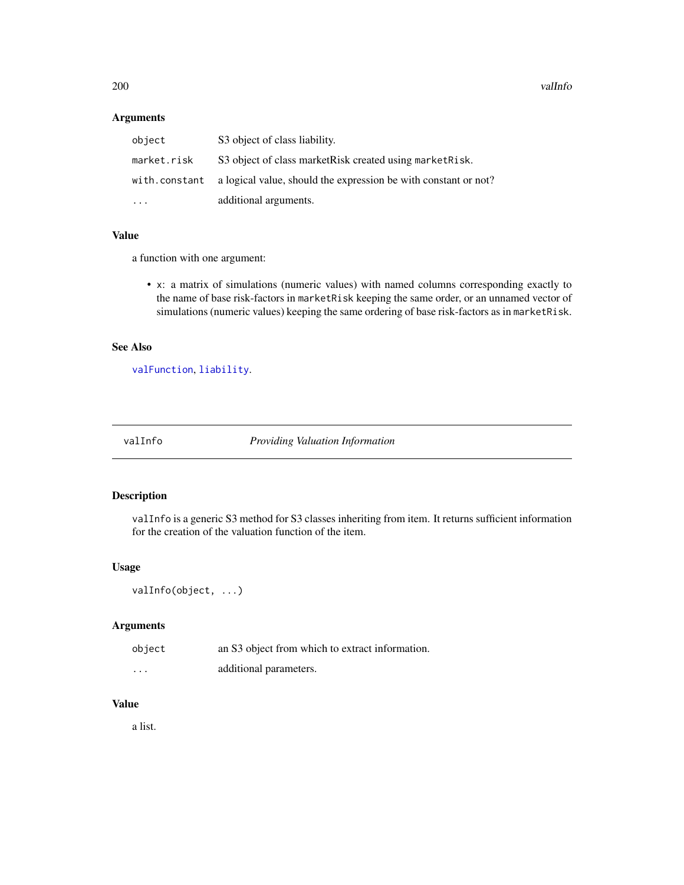### Arguments

| | |
|---|---|
| `object` | S3 object of class liability. |
| `market.risk` | S3 object of class marketRisk created using `marketRisk`. |
| `with.constant` | a logical value, should the expression be with constant or not? |
| `...` | additional arguments. |

### Value

a function with one argument:

- `x`: a matrix of simulations (numeric values) with named columns corresponding exactly to the name of base risk-factors in `marketRisk` keeping the same order, or an unnamed vector of simulations (numeric values) keeping the same ordering of base risk-factors as in `marketRisk`.

### See Also

`valFunction`, `liability`.

---

## valInfo — *Providing Valuation Information*

### Description

`valInfo` is a generic S3 method for S3 classes inheriting from item. It returns sufficient information for the creation of the valuation function of the item.

### Usage

```
valInfo(object, ...)
```

### Arguments

| | |
|---|---|
| `object` | an S3 object from which to extract information. |
| `...` | additional parameters. |

### Value

a list.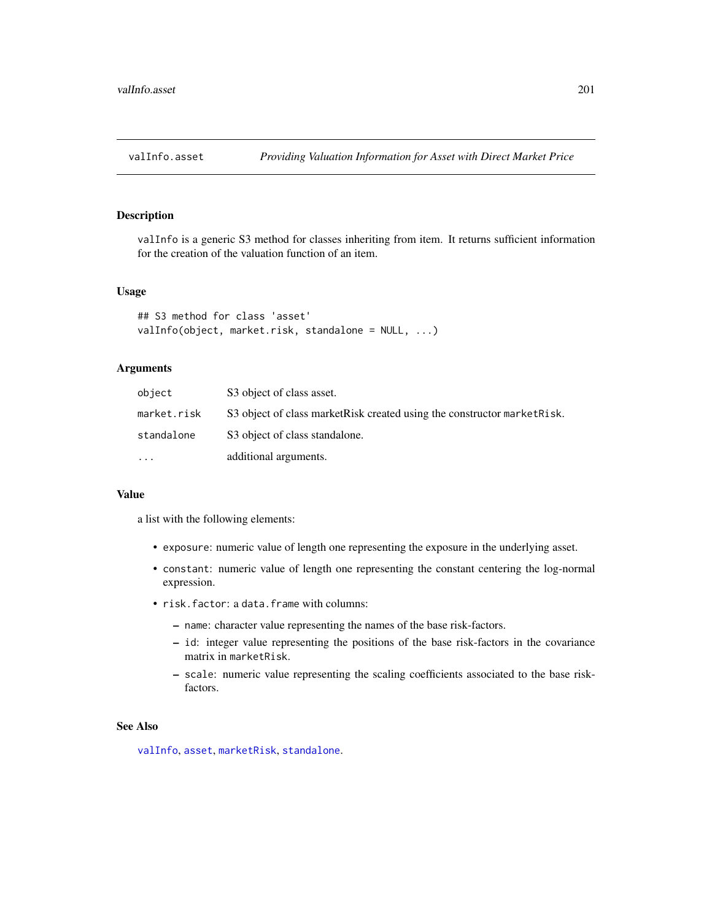## valInfo.asset — *Providing Valuation Information for Asset with Direct Market Price*

### Description

`valInfo` is a generic S3 method for classes inheriting from item. It returns sufficient information for the creation of the valuation function of an item.

### Usage

```
## S3 method for class 'asset'
valInfo(object, market.risk, standalone = NULL, ...)
```

### Arguments

| | |
|---|---|
| `object` | S3 object of class asset. |
| `market.risk` | S3 object of class marketRisk created using the constructor `marketRisk`. |
| `standalone` | S3 object of class standalone. |
| `...` | additional arguments. |

### Value

a list with the following elements:

- `exposure`: numeric value of length one representing the exposure in the underlying asset.
- `constant`: numeric value of length one representing the constant centering the log-normal expression.
- `risk.factor`: a `data.frame` with columns:
  - `name`: character value representing the names of the base risk-factors.
  - `id`: integer value representing the positions of the base risk-factors in the covariance matrix in `marketRisk`.
  - `scale`: numeric value representing the scaling coefficients associated to the base risk-factors.

### See Also

`valInfo`, `asset`, `marketRisk`, `standalone`.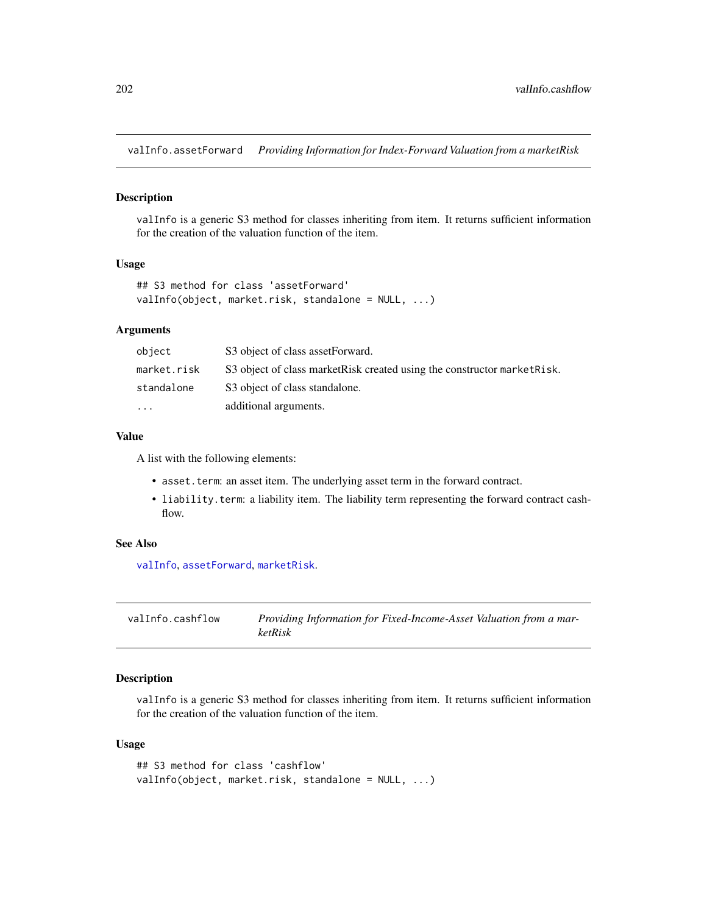## valInfo.assetForward *Providing Information for Index-Forward Valuation from a marketRisk*

### Description

valInfo is a generic S3 method for classes inheriting from item. It returns sufficient information for the creation of the valuation function of the item.

### Usage

```
## S3 method for class 'assetForward'
valInfo(object, market.risk, standalone = NULL, ...)
```

### Arguments

| | |
|---|---|
| object | S3 object of class assetForward. |
| market.risk | S3 object of class marketRisk created using the constructor marketRisk. |
| standalone | S3 object of class standalone. |
| ... | additional arguments. |

### Value

A list with the following elements:

- asset.term: an asset item. The underlying asset term in the forward contract.
- liability.term: a liability item. The liability term representing the forward contract cash-flow.

### See Also

valInfo, assetForward, marketRisk.

## valInfo.cashflow *Providing Information for Fixed-Income-Asset Valuation from a marketRisk*

### Description

valInfo is a generic S3 method for classes inheriting from item. It returns sufficient information for the creation of the valuation function of the item.

### Usage

```
## S3 method for class 'cashflow'
valInfo(object, market.risk, standalone = NULL, ...)
```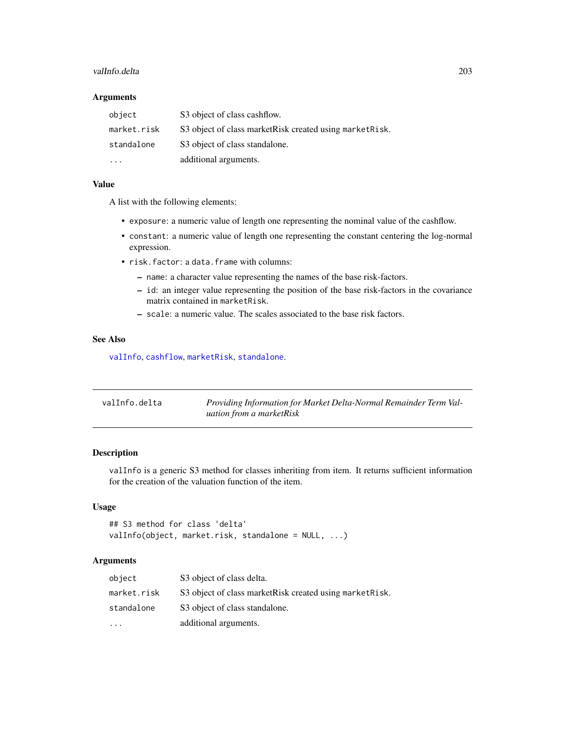### Arguments

| | |
|---|---|
| `object` | S3 object of class cashflow. |
| `market.risk` | S3 object of class marketRisk created using `marketRisk`. |
| `standalone` | S3 object of class standalone. |
| `...` | additional arguments. |

### Value

A list with the following elements:

- `exposure`: a numeric value of length one representing the nominal value of the cashflow.
- `constant`: a numeric value of length one representing the constant centering the log-normal expression.
- `risk.factor`: a `data.frame` with columns:
  - `name`: a character value representing the names of the base risk-factors.
  - `id`: an integer value representing the position of the base risk-factors in the covariance matrix contained in `marketRisk`.
  - `scale`: a numeric value. The scales associated to the base risk factors.

### See Also

`valInfo`, `cashflow`, `marketRisk`, `standalone`.

---

## valInfo.delta — *Providing Information for Market Delta-Normal Remainder Term Valuation from a marketRisk*

### Description

`valInfo` is a generic S3 method for classes inheriting from item. It returns sufficient information for the creation of the valuation function of the item.

### Usage

```
## S3 method for class 'delta'
valInfo(object, market.risk, standalone = NULL, ...)
```

### Arguments

| | |
|---|---|
| `object` | S3 object of class delta. |
| `market.risk` | S3 object of class marketRisk created using `marketRisk`. |
| `standalone` | S3 object of class standalone. |
| `...` | additional arguments. |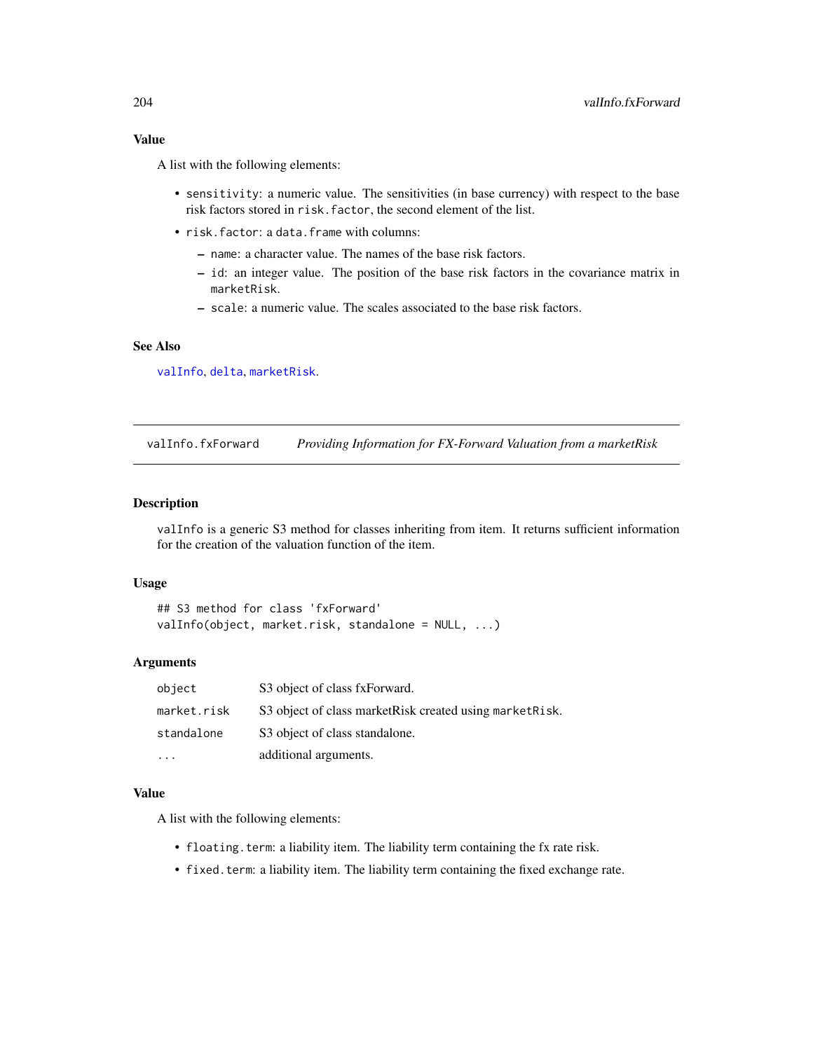### Value

A list with the following elements:

- `sensitivity`: a numeric value. The sensitivities (in base currency) with respect to the base risk factors stored in `risk.factor`, the second element of the list.
- `risk.factor`: a `data.frame` with columns:
  - `name`: a character value. The names of the base risk factors.
  - `id`: an integer value. The position of the base risk factors in the covariance matrix in `marketRisk`.
  - `scale`: a numeric value. The scales associated to the base risk factors.

### See Also

`valInfo`, `delta`, `marketRisk`.

---

## valInfo.fxForward — *Providing Information for FX-Forward Valuation from a marketRisk*

### Description

`valInfo` is a generic S3 method for classes inheriting from item. It returns sufficient information for the creation of the valuation function of the item.

### Usage

```
## S3 method for class 'fxForward'
valInfo(object, market.risk, standalone = NULL, ...)
```

### Arguments

| | |
|---|---|
| `object` | S3 object of class fxForward. |
| `market.risk` | S3 object of class marketRisk created using `marketRisk`. |
| `standalone` | S3 object of class standalone. |
| `...` | additional arguments. |

### Value

A list with the following elements:

- `floating.term`: a liability item. The liability term containing the fx rate risk.
- `fixed.term`: a liability item. The liability term containing the fixed exchange rate.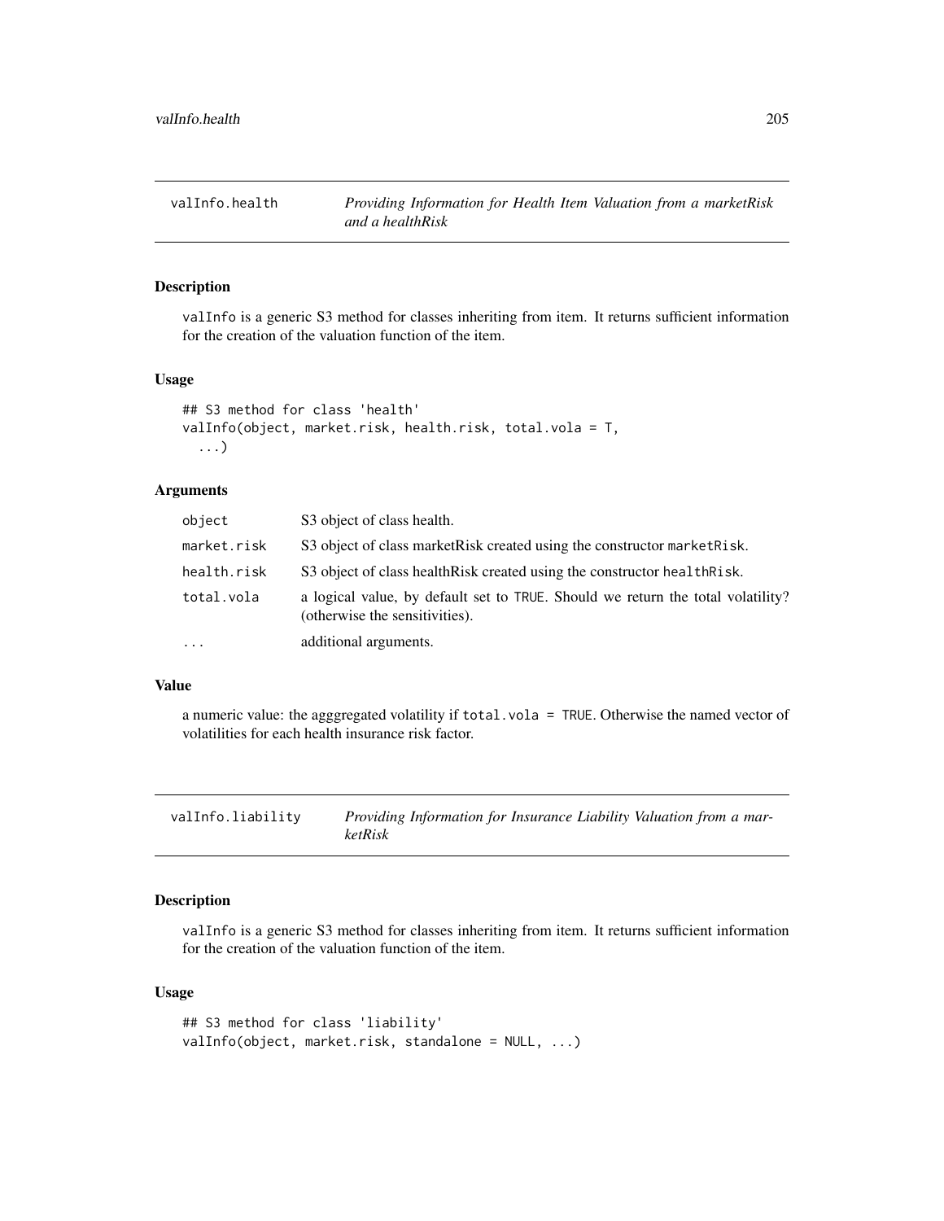## valInfo.health — *Providing Information for Health Item Valuation from a marketRisk and a healthRisk*

### Description

valInfo is a generic S3 method for classes inheriting from item. It returns sufficient information for the creation of the valuation function of the item.

### Usage

```
## S3 method for class 'health'
valInfo(object, market.risk, health.risk, total.vola = T,
  ...)
```

### Arguments

| | |
|---|---|
| object | S3 object of class health. |
| market.risk | S3 object of class marketRisk created using the constructor marketRisk. |
| health.risk | S3 object of class healthRisk created using the constructor healthRisk. |
| total.vola | a logical value, by default set to TRUE. Should we return the total volatility? (otherwise the sensitivities). |
| ... | additional arguments. |

### Value

a numeric value: the agggregated volatility if total.vola = TRUE. Otherwise the named vector of volatilities for each health insurance risk factor.

## valInfo.liability — *Providing Information for Insurance Liability Valuation from a marketRisk*

### Description

valInfo is a generic S3 method for classes inheriting from item. It returns sufficient information for the creation of the valuation function of the item.

### Usage

```
## S3 method for class 'liability'
valInfo(object, market.risk, standalone = NULL, ...)
```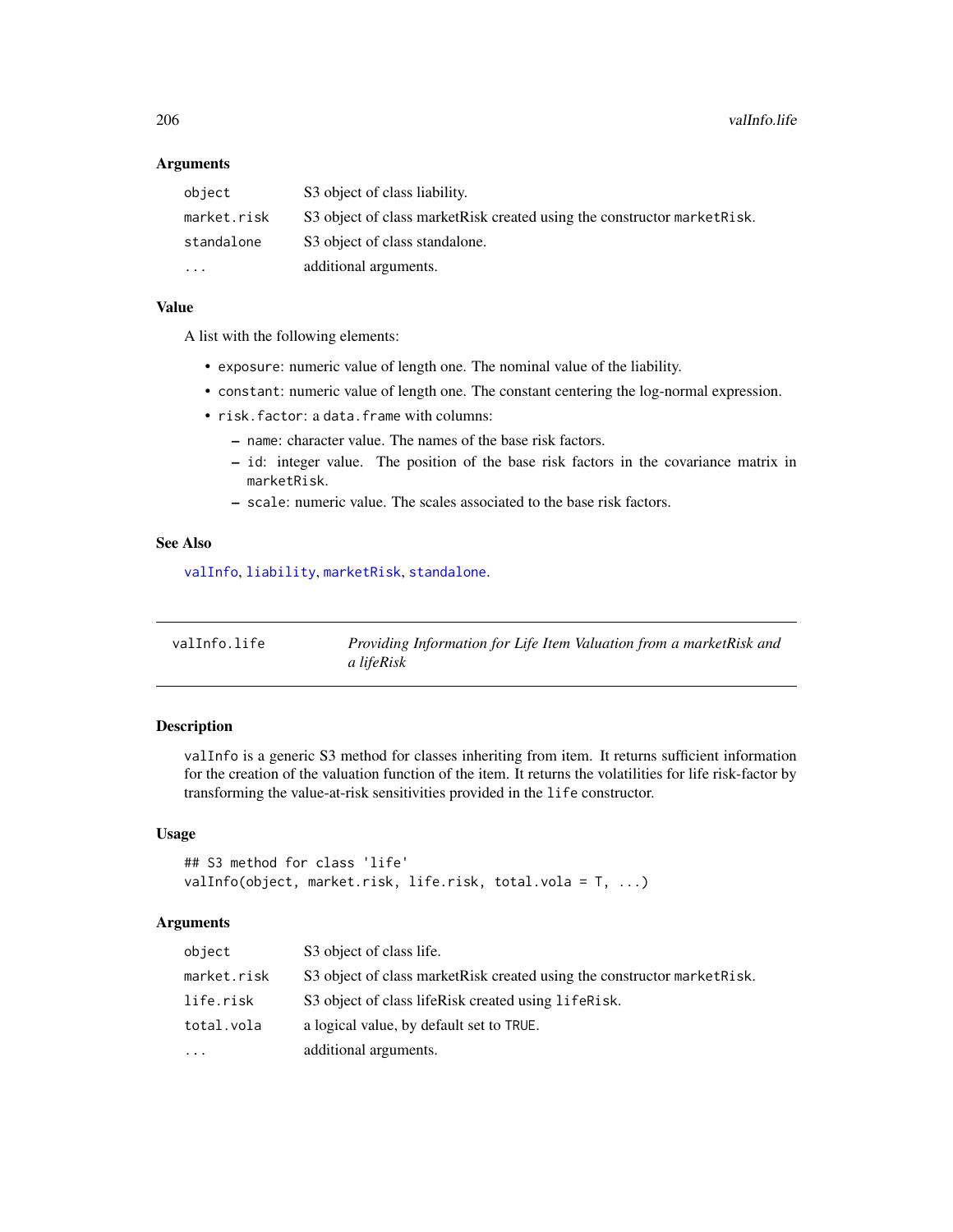### Arguments

| | |
|---|---|
| `object` | S3 object of class liability. |
| `market.risk` | S3 object of class marketRisk created using the constructor `marketRisk`. |
| `standalone` | S3 object of class standalone. |
| `...` | additional arguments. |

### Value

A list with the following elements:

- `exposure`: numeric value of length one. The nominal value of the liability.
- `constant`: numeric value of length one. The constant centering the log-normal expression.
- `risk.factor`: a `data.frame` with columns:
  - `name`: character value. The names of the base risk factors.
  - `id`: integer value. The position of the base risk factors in the covariance matrix in `marketRisk`.
  - `scale`: numeric value. The scales associated to the base risk factors.

### See Also

`valInfo`, `liability`, `marketRisk`, `standalone`.

---

## valInfo.life — *Providing Information for Life Item Valuation from a marketRisk and a lifeRisk*

---

### Description

`valInfo` is a generic S3 method for classes inheriting from item. It returns sufficient information for the creation of the valuation function of the item. It returns the volatilities for life risk-factor by transforming the value-at-risk sensitivities provided in the `life` constructor.

### Usage

```
## S3 method for class 'life'
valInfo(object, market.risk, life.risk, total.vola = T, ...)
```

### Arguments

| | |
|---|---|
| `object` | S3 object of class life. |
| `market.risk` | S3 object of class marketRisk created using the constructor `marketRisk`. |
| `life.risk` | S3 object of class lifeRisk created using `lifeRisk`. |
| `total.vola` | a logical value, by default set to `TRUE`. |
| `...` | additional arguments. |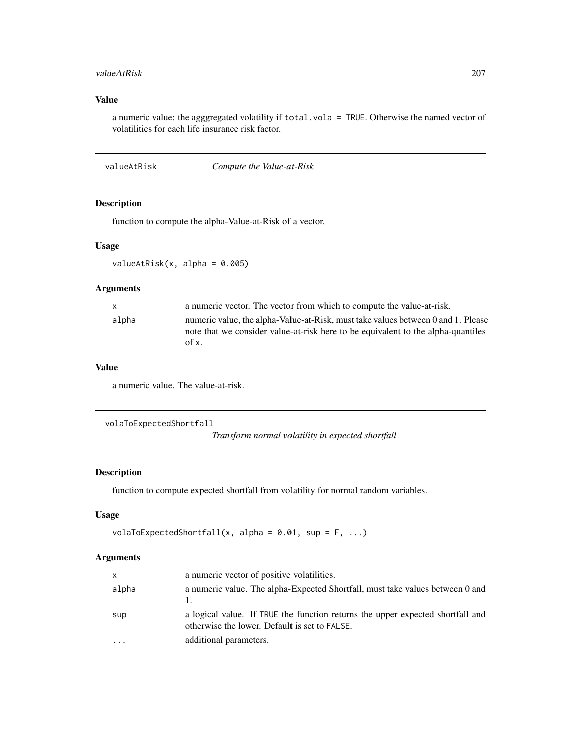### Value

a numeric value: the agggregated volatility if `total.vola = TRUE`. Otherwise the named vector of volatilities for each life insurance risk factor.

---

## valueAtRisk — *Compute the Value-at-Risk*

### Description

function to compute the alpha-Value-at-Risk of a vector.

### Usage

```
valueAtRisk(x, alpha = 0.005)
```

### Arguments

| | |
|---|---|
| `x` | a numeric vector. The vector from which to compute the value-at-risk. |
| `alpha` | numeric value, the alpha-Value-at-Risk, must take values between 0 and 1. Please note that we consider value-at-risk here to be equivalent to the alpha-quantiles of `x`. |

### Value

a numeric value. The value-at-risk.

---

## volaToExpectedShortfall — *Transform normal volatility in expected shortfall*

### Description

function to compute expected shortfall from volatility for normal random variables.

### Usage

```
volaToExpectedShortfall(x, alpha = 0.01, sup = F, ...)
```

### Arguments

| | |
|---|---|
| `x` | a numeric vector of positive volatilities. |
| `alpha` | a numeric value. The alpha-Expected Shortfall, must take values between 0 and 1. |
| `sup` | a logical value. If `TRUE` the function returns the upper expected shortfall and otherwise the lower. Default is set to `FALSE`. |
| `...` | additional parameters. |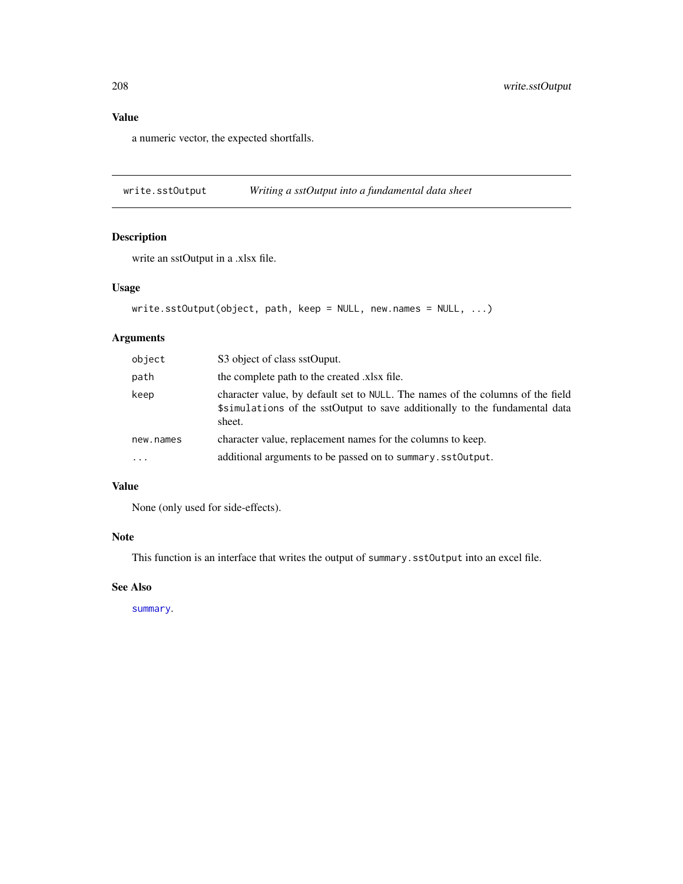## Value

a numeric vector, the expected shortfalls.

---

## write.sstOutput *Writing a sstOutput into a fundamental data sheet*

### Description

write an sstOutput in a .xlsx file.

### Usage

```
write.sstOutput(object, path, keep = NULL, new.names = NULL, ...)
```

### Arguments

| | |
|---|---|
| `object` | S3 object of class sstOuput. |
| `path` | the complete path to the created .xlsx file. |
| `keep` | character value, by default set to `NULL`. The names of the columns of the field `$simulations` of the sstOutput to save additionally to the fundamental data sheet. |
| `new.names` | character value, replacement names for the columns to keep. |
| `...` | additional arguments to be passed on to `summary.sstOutput`. |

### Value

None (only used for side-effects).

### Note

This function is an interface that writes the output of `summary.sstOutput` into an excel file.

### See Also

`summary`.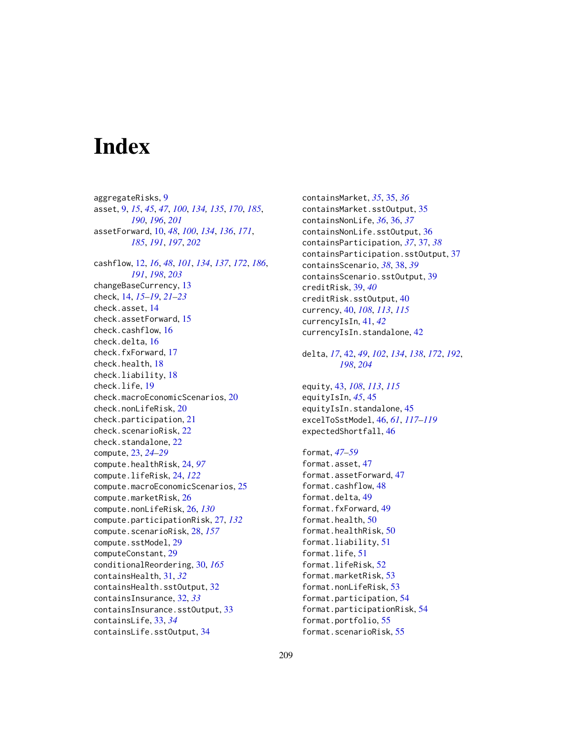# Index

aggregateRisks, 9
asset, 9, *15*, *45*, *47*, *100*, *134, 135*, *170*, *185*, *190*, *196*, *201*
assetForward, 10, *48*, *100*, *134*, *136*, *171*, *185*, *191*, *197*, *202*

cashflow, 12, *16*, *48*, *101*, *134*, *137*, *172*, *186*, *191*, *198*, *203*
changeBaseCurrency, 13
check, 14, *15–19*, *21–23*
check.asset, 14
check.assetForward, 15
check.cashflow, 16
check.delta, 16
check.fxForward, 17
check.health, 18
check.liability, 18
check.life, 19
check.macroEconomicScenarios, 20
check.nonLifeRisk, 20
check.participation, 21
check.scenarioRisk, 22
check.standalone, 22
compute, 23, *24–29*
compute.healthRisk, 24, *97*
compute.lifeRisk, 24, *122*
compute.macroEconomicScenarios, 25
compute.marketRisk, 26
compute.nonLifeRisk, 26, *130*
compute.participationRisk, 27, *132*
compute.scenarioRisk, 28, *157*
compute.sstModel, 29
computeConstant, 29
conditionalReordering, 30, *165*
containsHealth, 31, *32*
containsHealth.sstOutput, 32
containsInsurance, 32, *33*
containsInsurance.sstOutput, 33
containsLife, 33, *34*
containsLife.sstOutput, 34
containsMarket, *35*, 35, *36*
containsMarket.sstOutput, 35
containsNonLife, *36*, 36, *37*
containsNonLife.sstOutput, 36
containsParticipation, *37*, 37, *38*
containsParticipation.sstOutput, 37
containsScenario, *38*, 38, *39*
containsScenario.sstOutput, 39
creditRisk, 39, *40*
creditRisk.sstOutput, 40
currency, 40, *108*, *113*, *115*
currencyIsIn, 41, *42*
currencyIsIn.standalone, 42

delta, *17*, 42, *49*, *102*, *134*, *138*, *172*, *192*, *198*, *204*

equity, 43, *108*, *113*, *115*
equityIsIn, *45*, 45
equityIsIn.standalone, 45
excelToSstModel, 46, *61*, *117–119*
expectedShortfall, 46

format, *47–59*
format.asset, 47
format.assetForward, 47
format.cashflow, 48
format.delta, 49
format.fxForward, 49
format.health, 50
format.healthRisk, 50
format.liability, 51
format.life, 51
format.lifeRisk, 52
format.marketRisk, 53
format.nonLifeRisk, 53
format.participation, 54
format.participationRisk, 54
format.portfolio, 55
format.scenarioRisk, 55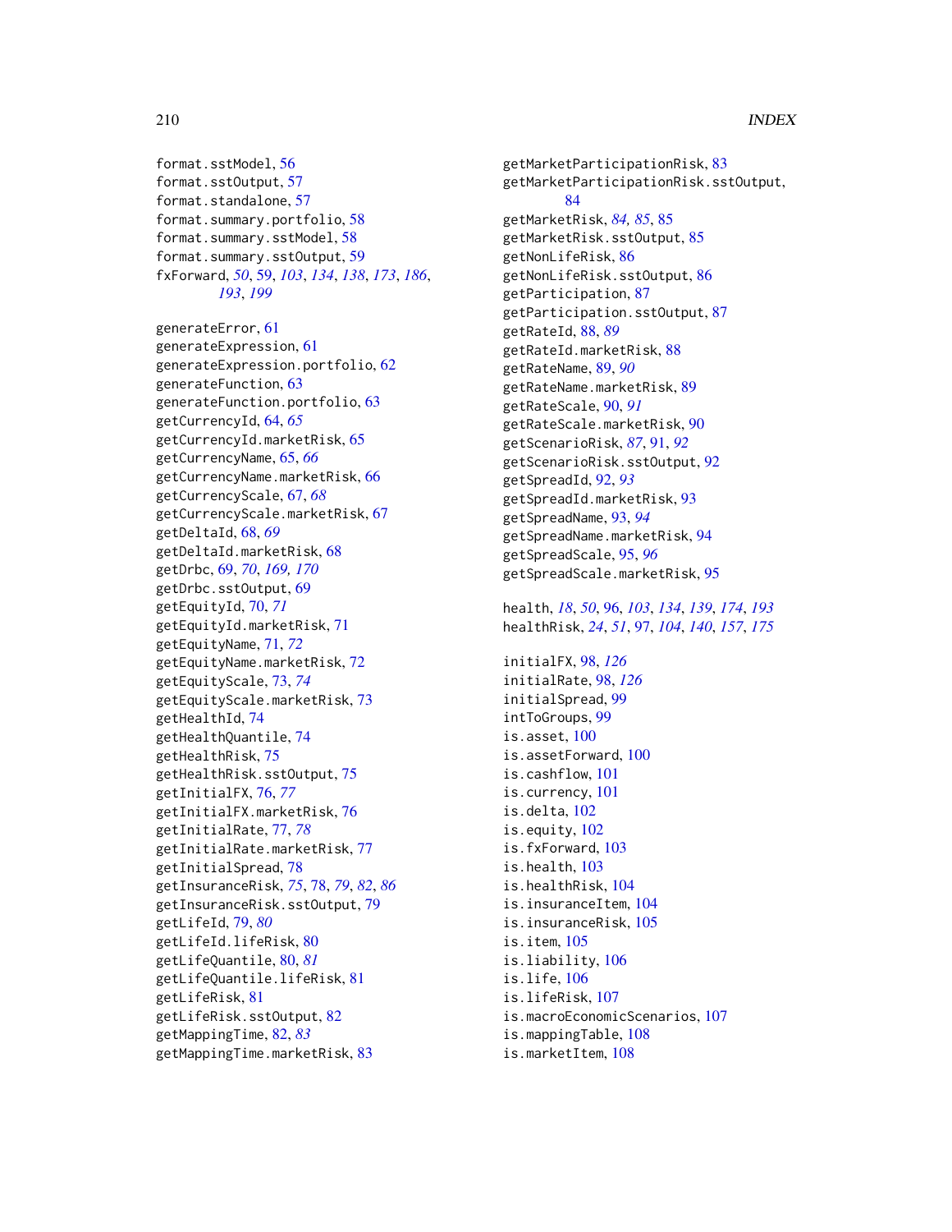format.sstModel, 56
format.sstOutput, 57
format.standalone, 57
format.summary.portfolio, 58
format.summary.sstModel, 58
format.summary.sstOutput, 59
fxForward, *50*, 59, *103*, *134*, *138*, *173*, *186*, *193*, *199*

generateError, 61
generateExpression, 61
generateExpression.portfolio, 62
generateFunction, 63
generateFunction.portfolio, 63
getCurrencyId, 64, *65*
getCurrencyId.marketRisk, 65
getCurrencyName, 65, *66*
getCurrencyName.marketRisk, 66
getCurrencyScale, 67, *68*
getCurrencyScale.marketRisk, 67
getDeltaId, 68, *69*
getDeltaId.marketRisk, 68
getDrbc, 69, *70*, *169*, *170*
getDrbc.sstOutput, 69
getEquityId, 70, *71*
getEquityId.marketRisk, 71
getEquityName, 71, *72*
getEquityName.marketRisk, 72
getEquityScale, 73, *74*
getEquityScale.marketRisk, 73
getHealthId, 74
getHealthQuantile, 74
getHealthRisk, 75
getHealthRisk.sstOutput, 75
getInitialFX, 76, *77*
getInitialFX.marketRisk, 76
getInitialRate, 77, *78*
getInitialRate.marketRisk, 77
getInitialSpread, 78
getInsuranceRisk, *75*, 78, *79*, *82*, *86*
getInsuranceRisk.sstOutput, 79
getLifeId, 79, *80*
getLifeId.lifeRisk, 80
getLifeQuantile, 80, *81*
getLifeQuantile.lifeRisk, 81
getLifeRisk, 81
getLifeRisk.sstOutput, 82
getMappingTime, 82, *83*
getMappingTime.marketRisk, 83
getMarketParticipationRisk, 83
getMarketParticipationRisk.sstOutput, 84
getMarketRisk, *84, 85*, 85
getMarketRisk.sstOutput, 85
getNonLifeRisk, 86
getNonLifeRisk.sstOutput, 86
getParticipation, 87
getParticipation.sstOutput, 87
getRateId, 88, *89*
getRateId.marketRisk, 88
getRateName, 89, *90*
getRateName.marketRisk, 89
getRateScale, 90, *91*
getRateScale.marketRisk, 90
getScenarioRisk, *87*, 91, *92*
getScenarioRisk.sstOutput, 92
getSpreadId, 92, *93*
getSpreadId.marketRisk, 93
getSpreadName, 93, *94*
getSpreadName.marketRisk, 94
getSpreadScale, 95, *96*
getSpreadScale.marketRisk, 95

health, *18*, *50*, 96, *103*, *134*, *139*, *174*, *193*
healthRisk, *24*, *51*, 97, *104*, *140*, *157*, *175*

initialFX, 98, *126*
initialRate, 98, *126*
initialSpread, 99
intToGroups, 99
is.asset, 100
is.assetForward, 100
is.cashflow, 101
is.currency, 101
is.delta, 102
is.equity, 102
is.fxForward, 103
is.health, 103
is.healthRisk, 104
is.insuranceItem, 104
is.insuranceRisk, 105
is.item, 105
is.liability, 106
is.life, 106
is.lifeRisk, 107
is.macroEconomicScenarios, 107
is.mappingTable, 108
is.marketItem, 108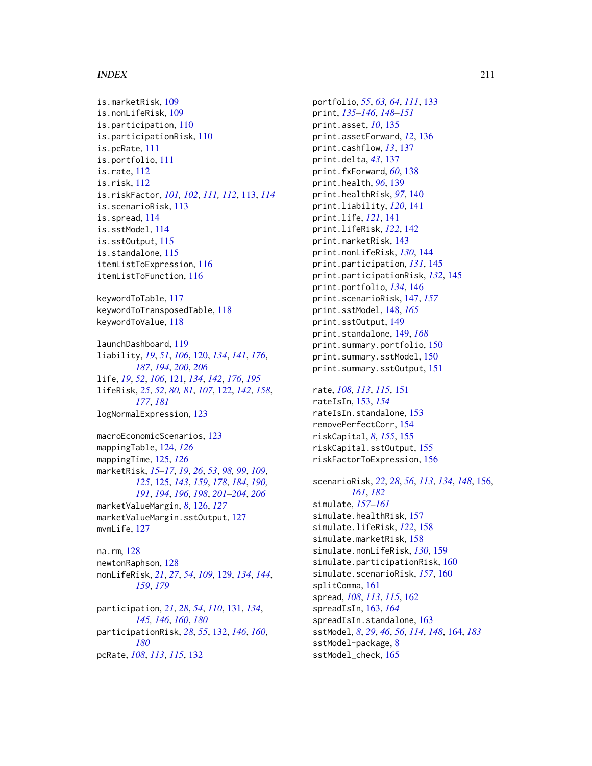is.marketRisk, 109
is.nonLifeRisk, 109
is.participation, 110
is.participationRisk, 110
is.pcRate, 111
is.portfolio, 111
is.rate, 112
is.risk, 112
is.riskFactor, *101, 102*, *111, 112*, 113, *114*
is.scenarioRisk, 113
is.spread, 114
is.sstModel, 114
is.sstOutput, 115
is.standalone, 115
itemListToExpression, 116
itemListToFunction, 116

keywordToTable, 117
keywordToTransposedTable, 118
keywordToValue, 118

launchDashboard, 119
liability, *19*, *51*, *106*, 120, *134*, *141*, *176*, *187*, *194*, *200*, *206*
life, *19*, *52*, *106*, 121, *134*, *142*, *176*, *195*
lifeRisk, *25*, *52*, *80, 81*, *107*, 122, *142*, *158*, *177*, *181*
logNormalExpression, 123

macroEconomicScenarios, 123
mappingTable, 124, *126*
mappingTime, 125, *126*
marketRisk, *15–17*, *19*, *26*, *53*, *98, 99*, *109*, *125*, 125, *143*, *159*, *178*, *184*, *190, 191*, *194*, *196*, *198*, *201–204*, *206*
marketValueMargin, *8*, 126, *127*
marketValueMargin.sstOutput, 127
mvmLife, 127

na.rm, 128
newtonRaphson, 128
nonLifeRisk, *21*, *27*, *54*, *109*, 129, *134*, *144*, *159*, *179*

participation, *21*, *28*, *54*, *110*, 131, *134*, *145, 146*, *160*, *180*
participationRisk, *28*, *55*, 132, *146*, *160*, *180*
pcRate, *108*, *113*, *115*, 132
portfolio, *55*, *63, 64*, *111*, 133
print, *135–146*, *148–151*
print.asset, *10*, 135
print.assetForward, *12*, 136
print.cashflow, *13*, 137
print.delta, *43*, 137
print.fxForward, *60*, 138
print.health, *96*, 139
print.healthRisk, *97*, 140
print.liability, *120*, 141
print.life, *121*, 141
print.lifeRisk, *122*, 142
print.marketRisk, 143
print.nonLifeRisk, *130*, 144
print.participation, *131*, 145
print.participationRisk, *132*, 145
print.portfolio, *134*, 146
print.scenarioRisk, 147, *157*
print.sstModel, 148, *165*
print.sstOutput, 149
print.standalone, 149, *168*
print.summary.portfolio, 150
print.summary.sstModel, 150
print.summary.sstOutput, 151

rate, *108*, *113*, *115*, 151
rateIsIn, 153, *154*
rateIsIn.standalone, 153
removePerfectCorr, 154
riskCapital, *8*, *155*, 155
riskCapital.sstOutput, 155
riskFactorToExpression, 156

scenarioRisk, *22*, *28*, *56*, *113*, *134*, *148*, 156, *161*, *182*
simulate, *157–161*
simulate.healthRisk, 157
simulate.lifeRisk, *122*, 158
simulate.marketRisk, 158
simulate.nonLifeRisk, *130*, 159
simulate.participationRisk, 160
simulate.scenarioRisk, *157*, 160
splitComma, 161
spread, *108*, *113*, *115*, 162
spreadIsIn, 163, *164*
spreadIsIn.standalone, 163
sstModel, *8*, *29*, *46*, *56*, *114*, *148*, 164, *183*
sstModel-package, 8
sstModel_check, 165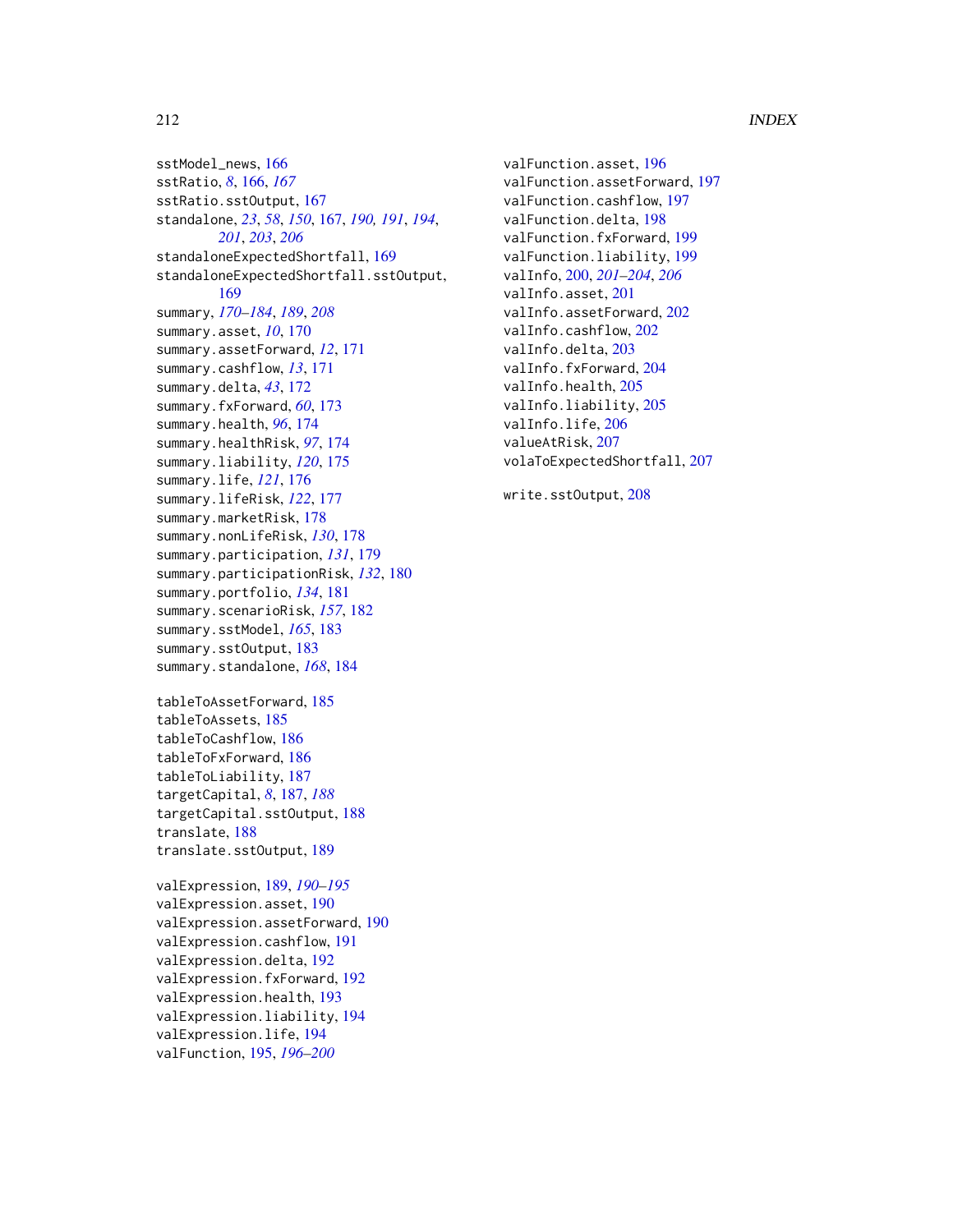sstModel_news, 166
sstRatio, *8*, 166, *167*
sstRatio.sstOutput, 167
standalone, *23*, *58*, *150*, 167, *190, 191*, *194*, *201*, *203*, *206*
standaloneExpectedShortfall, 169
standaloneExpectedShortfall.sstOutput, 169
summary, *170–184*, *189*, *208*
summary.asset, *10*, 170
summary.assetForward, *12*, 171
summary.cashflow, *13*, 171
summary.delta, *43*, 172
summary.fxForward, *60*, 173
summary.health, *96*, 174
summary.healthRisk, *97*, 174
summary.liability, *120*, 175
summary.life, *121*, 176
summary.lifeRisk, *122*, 177
summary.marketRisk, 178
summary.nonLifeRisk, *130*, 178
summary.participation, *131*, 179
summary.participationRisk, *132*, 180
summary.portfolio, *134*, 181
summary.scenarioRisk, *157*, 182
summary.sstModel, *165*, 183
summary.sstOutput, 183
summary.standalone, *168*, 184

tableToAssetForward, 185
tableToAssets, 185
tableToCashflow, 186
tableToFxForward, 186
tableToLiability, 187
targetCapital, *8*, 187, *188*
targetCapital.sstOutput, 188
translate, 188
translate.sstOutput, 189

valExpression, 189, *190–195*
valExpression.asset, 190
valExpression.assetForward, 190
valExpression.cashflow, 191
valExpression.delta, 192
valExpression.fxForward, 192
valExpression.health, 193
valExpression.liability, 194
valExpression.life, 194
valFunction, 195, *196–200*
valFunction.asset, 196
valFunction.assetForward, 197
valFunction.cashflow, 197
valFunction.delta, 198
valFunction.fxForward, 199
valFunction.liability, 199
valInfo, 200, *201–204*, *206*
valInfo.asset, 201
valInfo.assetForward, 202
valInfo.cashflow, 202
valInfo.delta, 203
valInfo.fxForward, 204
valInfo.health, 205
valInfo.liability, 205
valInfo.life, 206
valueAtRisk, 207
volaToExpectedShortfall, 207

write.sstOutput, 208